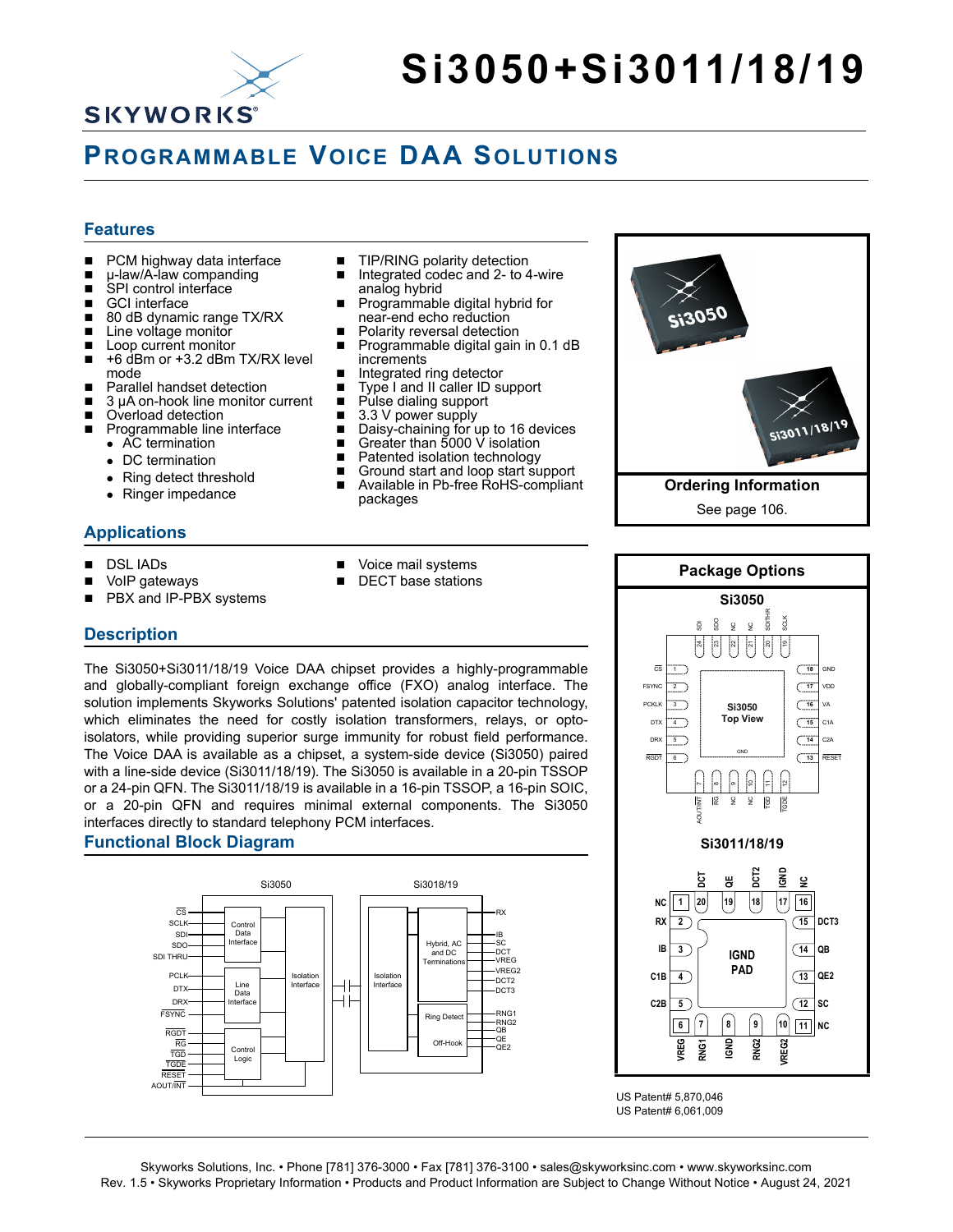# Si3050+Si3011/18/19

## Programmable Voice DAA Solutions

### Features

- PCM highway data interface
- μ-law/A-law companding
- SPI control interface
- GCI interface
- 80 dB dynamic range TX/RX
- Line voltage monitor
- Loop current monitor
- +6 dBm or +3.2 dBm TX/RX level mode
- Parallel handset detection
- 3 μA on-hook line monitor current
- Overload detection
- Programmable line interface
  - AC termination
  - DC termination
  - Ring detect threshold
  - Ringer impedance
- TIP/RING polarity detection
- Integrated codec and 2- to 4-wire analog hybrid
- Programmable digital hybrid for near-end echo reduction
- Polarity reversal detection
- Programmable digital gain in 0.1 dB increments
- Integrated ring detector
- Type I and II caller ID support
- Pulse dialing support
- 3.3 V power supply
- Daisy-chaining for up to 16 devices
- Greater than 5000 V isolation
- Patented isolation technology
- Ground start and loop start support
- Available in Pb-free RoHS-compliant packages

**Ordering Information**

See page 106.

### Applications

- DSL IADs
- VoIP gateways
- PBX and IP-PBX systems
- Voice mail systems
- DECT base stations

### Description

The Si3050+Si3011/18/19 Voice DAA chipset provides a highly-programmable and globally-compliant foreign exchange office (FXO) analog interface. The solution implements Skyworks Solutions' patented isolation capacitor technology, which eliminates the need for costly isolation transformers, relays, or opto-isolators, while providing superior surge immunity for robust field performance. The Voice DAA is available as a chipset, a system-side device (Si3050) paired with a line-side device (Si3011/18/19). The Si3050 is available in a 20-pin TSSOP or a 24-pin QFN. The Si3011/18/19 is available in a 16-pin TSSOP, a 16-pin SOIC, or a 20-pin QFN and requires minimal external components. The Si3050 interfaces directly to standard telephony PCM interfaces.

### Functional Block Diagram

Si3050: CS, SCLK, SDI, SDO, SDI THRU → Control Data Interface; PCLK, DTX, DRX, FSYNC → Line Data Interface; RGDT, RG, TGD, TGDE, RESET, AOUT/INT → Control Logic; Isolation Interface

Si3018/19: Isolation Interface; Hybrid, AC and DC Terminations (RX, IB, SC, DCT, VREG, VREG2, DCT2, DCT3); Ring Detect (RNG1, RNG2); Off-Hook (QB, QE, QE2)

### Package Options

**Si3050**

Top View: 1 CS, 2 FSYNC, 3 PCKLK, 4 DTX, 5 DRX, 6 RGDT, 7 AOUT/INT, 8 RG, 9 NC, 10 NC, 11 TGD, 12 TGDE, 13 RESET, 14 C2A, 15 C1A, 16 VA, 17 VDD, 18 GND, 19 SCLK, 20 SDITHR, 21 NC, 22 NC, 23 SDO, 24 SDI; GND pad

**Si3011/18/19**

1 NC, 2 RX, 3 IB, 4 C1B, 5 C2B, 6 VREG, 7 RNG1, 8 IGND, 9 RNG2, 10 VREG2, 11 NC, 12 SC, 13 QE2, 14 QB, 15 DCT3, 16 NC, 17 IGND, 18 DCT2, 19 QE, 20 DCT; IGND PAD

US Patent# 5,870,046
US Patent# 6,061,009

Skyworks Solutions, Inc. • Phone [781] 376-3000 • Fax [781] 376-3100 • sales@skyworksinc.com • www.skyworksinc.com
Rev. 1.5 • Skyworks Proprietary Information • Products and Product Information are Subject to Change Without Notice • August 24, 2021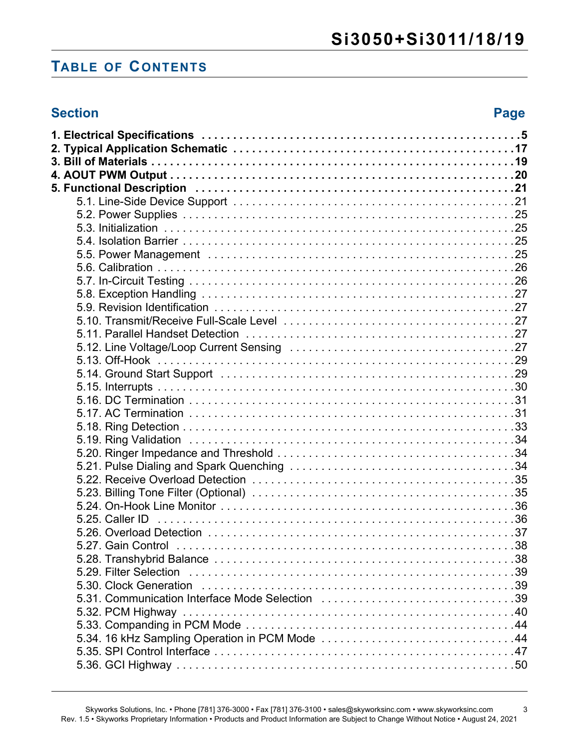## Table of Contents

| Section | Page |
|---|---|
| **1. Electrical Specifications** | **5** |
| **2. Typical Application Schematic** | **17** |
| **3. Bill of Materials** | **19** |
| **4. AOUT PWM Output** | **20** |
| **5. Functional Description** | **21** |
| 5.1. Line-Side Device Support | 21 |
| 5.2. Power Supplies | 25 |
| 5.3. Initialization | 25 |
| 5.4. Isolation Barrier | 25 |
| 5.5. Power Management | 25 |
| 5.6. Calibration | 26 |
| 5.7. In-Circuit Testing | 26 |
| 5.8. Exception Handling | 27 |
| 5.9. Revision Identification | 27 |
| 5.10. Transmit/Receive Full-Scale Level | 27 |
| 5.11. Parallel Handset Detection | 27 |
| 5.12. Line Voltage/Loop Current Sensing | 27 |
| 5.13. Off-Hook | 29 |
| 5.14. Ground Start Support | 29 |
| 5.15. Interrupts | 30 |
| 5.16. DC Termination | 31 |
| 5.17. AC Termination | 31 |
| 5.18. Ring Detection | 33 |
| 5.19. Ring Validation | 34 |
| 5.20. Ringer Impedance and Threshold | 34 |
| 5.21. Pulse Dialing and Spark Quenching | 34 |
| 5.22. Receive Overload Detection | 35 |
| 5.23. Billing Tone Filter (Optional) | 35 |
| 5.24. On-Hook Line Monitor | 36 |
| 5.25. Caller ID | 36 |
| 5.26. Overload Detection | 37 |
| 5.27. Gain Control | 38 |
| 5.28. Transhybrid Balance | 38 |
| 5.29. Filter Selection | 39 |
| 5.30. Clock Generation | 39 |
| 5.31. Communication Interface Mode Selection | 39 |
| 5.32. PCM Highway | 40 |
| 5.33. Companding in PCM Mode | 44 |
| 5.34. 16 kHz Sampling Operation in PCM Mode | 44 |
| 5.35. SPI Control Interface | 47 |
| 5.36. GCI Highway | 50 |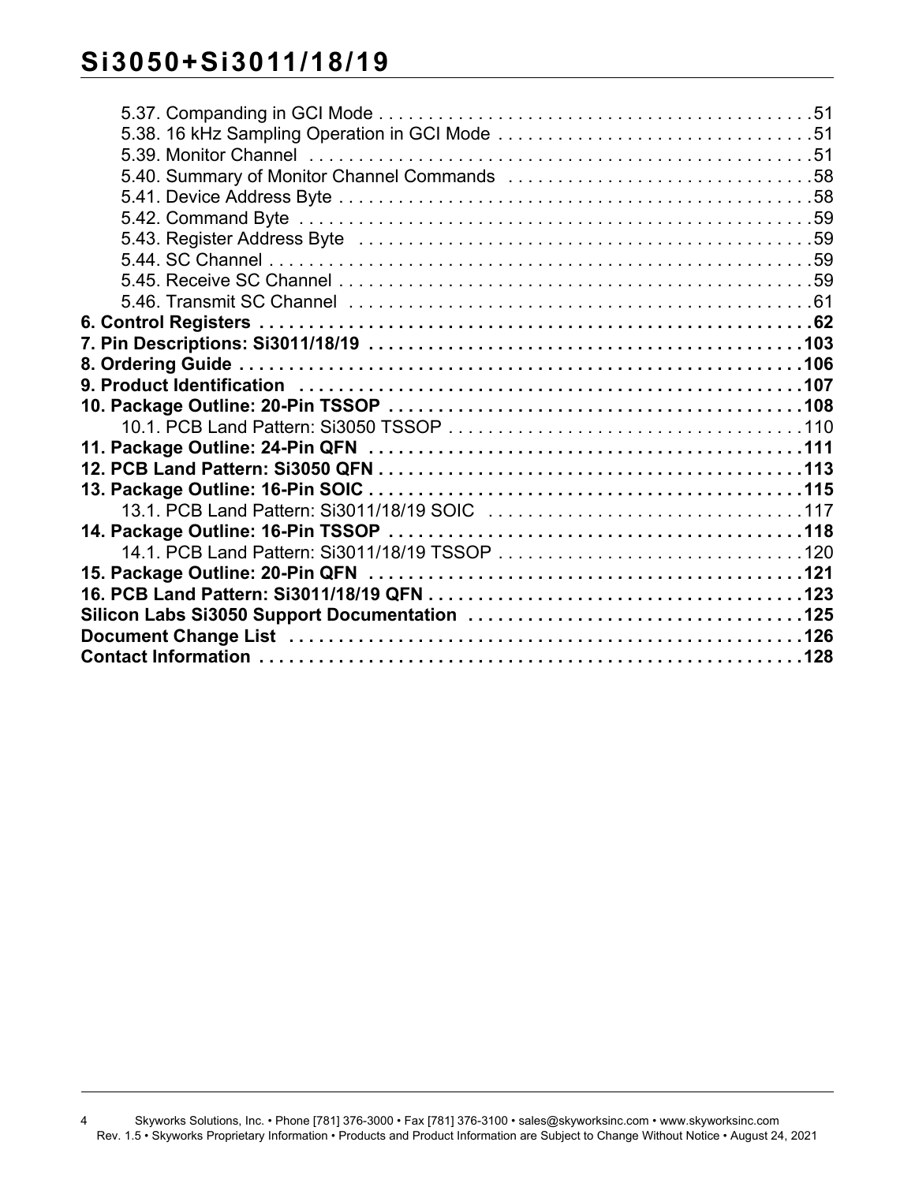5.37. Companding in GCI Mode . . . . . . . . . . . . . . . . . . . . . . . . . . . . . . . . . . . . . . . . . . . 51
5.38. 16 kHz Sampling Operation in GCI Mode . . . . . . . . . . . . . . . . . . . . . . . . . . . . . . . . 51
5.39. Monitor Channel . . . . . . . . . . . . . . . . . . . . . . . . . . . . . . . . . . . . . . . . . . . . . . . . . . 51
5.40. Summary of Monitor Channel Commands . . . . . . . . . . . . . . . . . . . . . . . . . . . . . . . 58
5.41. Device Address Byte . . . . . . . . . . . . . . . . . . . . . . . . . . . . . . . . . . . . . . . . . . . . . . . 58
5.42. Command Byte . . . . . . . . . . . . . . . . . . . . . . . . . . . . . . . . . . . . . . . . . . . . . . . . . . . 59
5.43. Register Address Byte . . . . . . . . . . . . . . . . . . . . . . . . . . . . . . . . . . . . . . . . . . . . . 59
5.44. SC Channel . . . . . . . . . . . . . . . . . . . . . . . . . . . . . . . . . . . . . . . . . . . . . . . . . . . . . . 59
5.45. Receive SC Channel . . . . . . . . . . . . . . . . . . . . . . . . . . . . . . . . . . . . . . . . . . . . . . . 59
5.46. Transmit SC Channel . . . . . . . . . . . . . . . . . . . . . . . . . . . . . . . . . . . . . . . . . . . . . . 61

**6. Control Registers . . . . . . . . . . . . . . . . . . . . . . . . . . . . . . . . . . . . . . . . . . . . . . . . . . . . 62**

**7. Pin Descriptions: Si3011/18/19 . . . . . . . . . . . . . . . . . . . . . . . . . . . . . . . . . . . . . . . . . 103**

**8. Ordering Guide . . . . . . . . . . . . . . . . . . . . . . . . . . . . . . . . . . . . . . . . . . . . . . . . . . . . . 106**

**9. Product Identification . . . . . . . . . . . . . . . . . . . . . . . . . . . . . . . . . . . . . . . . . . . . . . . . 107**

**10. Package Outline: 20-Pin TSSOP . . . . . . . . . . . . . . . . . . . . . . . . . . . . . . . . . . . . . . . 108**

10.1. PCB Land Pattern: Si3050 TSSOP . . . . . . . . . . . . . . . . . . . . . . . . . . . . . . . . . . . 110

**11. Package Outline: 24-Pin QFN . . . . . . . . . . . . . . . . . . . . . . . . . . . . . . . . . . . . . . . . . 111**

**12. PCB Land Pattern: Si3050 QFN . . . . . . . . . . . . . . . . . . . . . . . . . . . . . . . . . . . . . . . . 113**

**13. Package Outline: 16-Pin SOIC . . . . . . . . . . . . . . . . . . . . . . . . . . . . . . . . . . . . . . . . . 115**

13.1. PCB Land Pattern: Si3011/18/19 SOIC . . . . . . . . . . . . . . . . . . . . . . . . . . . . . . . 117

**14. Package Outline: 16-Pin TSSOP . . . . . . . . . . . . . . . . . . . . . . . . . . . . . . . . . . . . . . . 118**

14.1. PCB Land Pattern: Si3011/18/19 TSSOP . . . . . . . . . . . . . . . . . . . . . . . . . . . . . . 120

**15. Package Outline: 20-Pin QFN . . . . . . . . . . . . . . . . . . . . . . . . . . . . . . . . . . . . . . . . . 121**

**16. PCB Land Pattern: Si3011/18/19 QFN . . . . . . . . . . . . . . . . . . . . . . . . . . . . . . . . . . . 123**

**Silicon Labs Si3050 Support Documentation . . . . . . . . . . . . . . . . . . . . . . . . . . . . . . . . 125**

**Document Change List . . . . . . . . . . . . . . . . . . . . . . . . . . . . . . . . . . . . . . . . . . . . . . . . . 126**

**Contact Information . . . . . . . . . . . . . . . . . . . . . . . . . . . . . . . . . . . . . . . . . . . . . . . . . . . 128**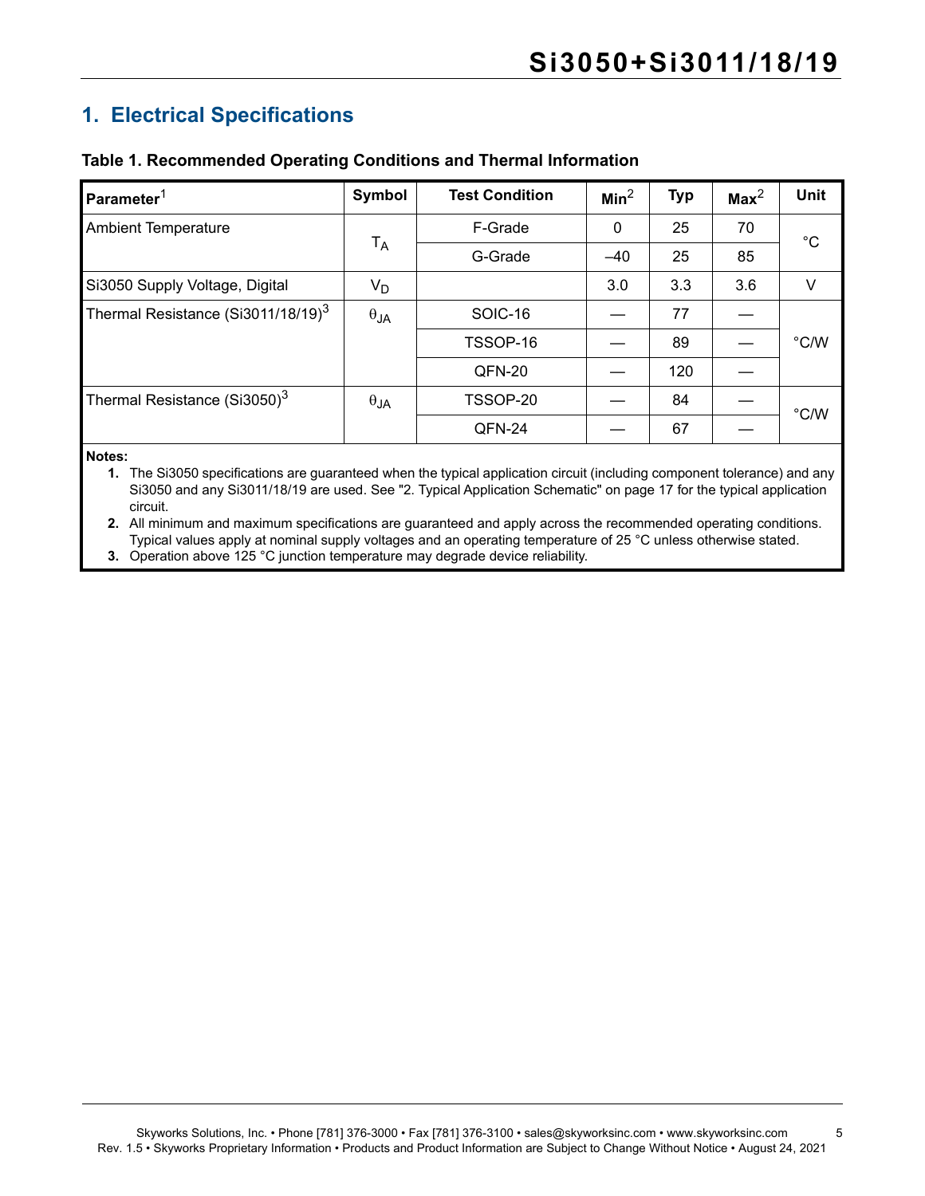# 1. Electrical Specifications

**Table 1. Recommended Operating Conditions and Thermal Information**

| Parameter[1] | Symbol | Test Condition | Min[2] | Typ | Max[2] | Unit |
|---|---|---|---|---|---|---|
| Ambient Temperature | $T_A$ | F-Grade | 0 | 25 | 70 | °C |
| | | G-Grade | –40 | 25 | 85 | |
| Si3050 Supply Voltage, Digital | $V_D$ | | 3.0 | 3.3 | 3.6 | V |
| Thermal Resistance (Si3011/18/19)[3] | $\theta_{JA}$ | SOIC-16 | — | 77 | — | °C/W |
| | | TSSOP-16 | — | 89 | — | |
| | | QFN-20 | — | 120 | — | |
| Thermal Resistance (Si3050)[3] | $\theta_{JA}$ | TSSOP-20 | — | 84 | — | °C/W |
| | | QFN-24 | — | 67 | — | |

**Notes:**

1. The Si3050 specifications are guaranteed when the typical application circuit (including component tolerance) and any Si3050 and any Si3011/18/19 are used. See "2. Typical Application Schematic" on page 17 for the typical application circuit.
2. All minimum and maximum specifications are guaranteed and apply across the recommended operating conditions. Typical values apply at nominal supply voltages and an operating temperature of 25 °C unless otherwise stated.
3. Operation above 125 °C junction temperature may degrade device reliability.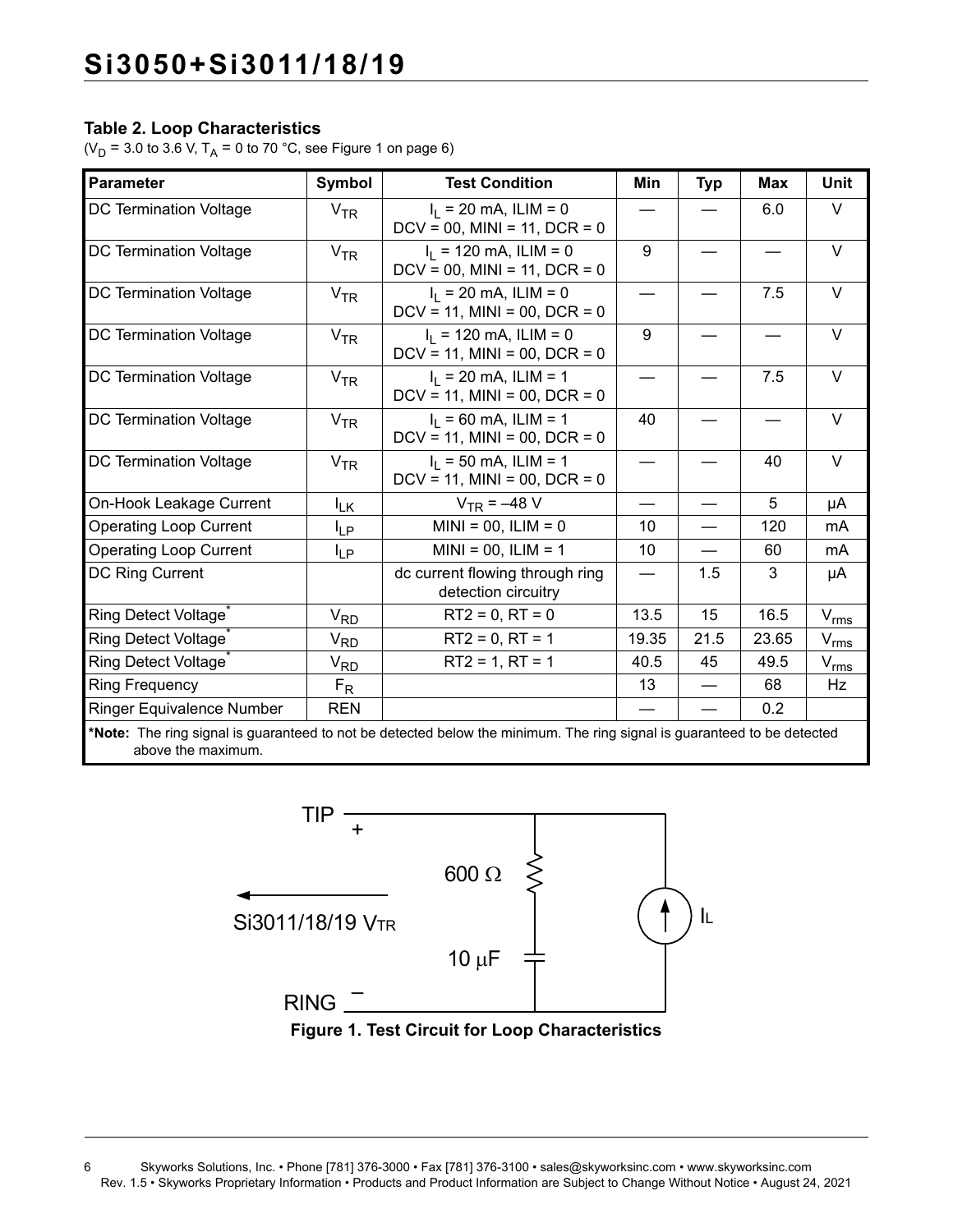### Table 2. Loop Characteristics

($V_D$ = 3.0 to 3.6 V, $T_A$ = 0 to 70 °C, see Figure 1 on page 6)

| Parameter | Symbol | Test Condition | Min | Typ | Max | Unit |
|---|---|---|---|---|---|---|
| DC Termination Voltage | $V_{TR}$ | $I_L$ = 20 mA, ILIM = 0<br>DCV = 00, MINI = 11, DCR = 0 | — | — | 6.0 | V |
| DC Termination Voltage | $V_{TR}$ | $I_L$ = 120 mA, ILIM = 0<br>DCV = 00, MINI = 11, DCR = 0 | 9 | — | — | V |
| DC Termination Voltage | $V_{TR}$ | $I_L$ = 20 mA, ILIM = 0<br>DCV = 11, MINI = 00, DCR = 0 | — | — | 7.5 | V |
| DC Termination Voltage | $V_{TR}$ | $I_L$ = 120 mA, ILIM = 0<br>DCV = 11, MINI = 00, DCR = 0 | 9 | — | — | V |
| DC Termination Voltage | $V_{TR}$ | $I_L$ = 20 mA, ILIM = 1<br>DCV = 11, MINI = 00, DCR = 0 | — | — | 7.5 | V |
| DC Termination Voltage | $V_{TR}$ | $I_L$ = 60 mA, ILIM = 1<br>DCV = 11, MINI = 00, DCR = 0 | 40 | — | — | V |
| DC Termination Voltage | $V_{TR}$ | $I_L$ = 50 mA, ILIM = 1<br>DCV = 11, MINI = 00, DCR = 0 | — | — | 40 | V |
| On-Hook Leakage Current | $I_{LK}$ | $V_{TR}$ = –48 V | — | — | 5 | µA |
| Operating Loop Current | $I_{LP}$ | MINI = 00, ILIM = 0 | 10 | — | 120 | mA |
| Operating Loop Current | $I_{LP}$ | MINI = 00, ILIM = 1 | 10 | — | 60 | mA |
| DC Ring Current | | dc current flowing through ring detection circuitry | — | 1.5 | 3 | µA |
| Ring Detect Voltage* | $V_{RD}$ | RT2 = 0, RT = 0 | 13.5 | 15 | 16.5 | $V_{rms}$ |
| Ring Detect Voltage* | $V_{RD}$ | RT2 = 0, RT = 1 | 19.35 | 21.5 | 23.65 | $V_{rms}$ |
| Ring Detect Voltage* | $V_{RD}$ | RT2 = 1, RT = 1 | 40.5 | 45 | 49.5 | $V_{rms}$ |
| Ring Frequency | $F_R$ | | 13 | — | 68 | Hz |
| Ringer Equivalence Number | REN | | — | — | 0.2 | |

***Note:** The ring signal is guaranteed to not be detected below the minimum. The ring signal is guaranteed to be detected above the maximum.

TIP +

600 Ω

Si3011/18/19 $V_{TR}$

10 µF

$I_L$

RING –

**Figure 1. Test Circuit for Loop Characteristics**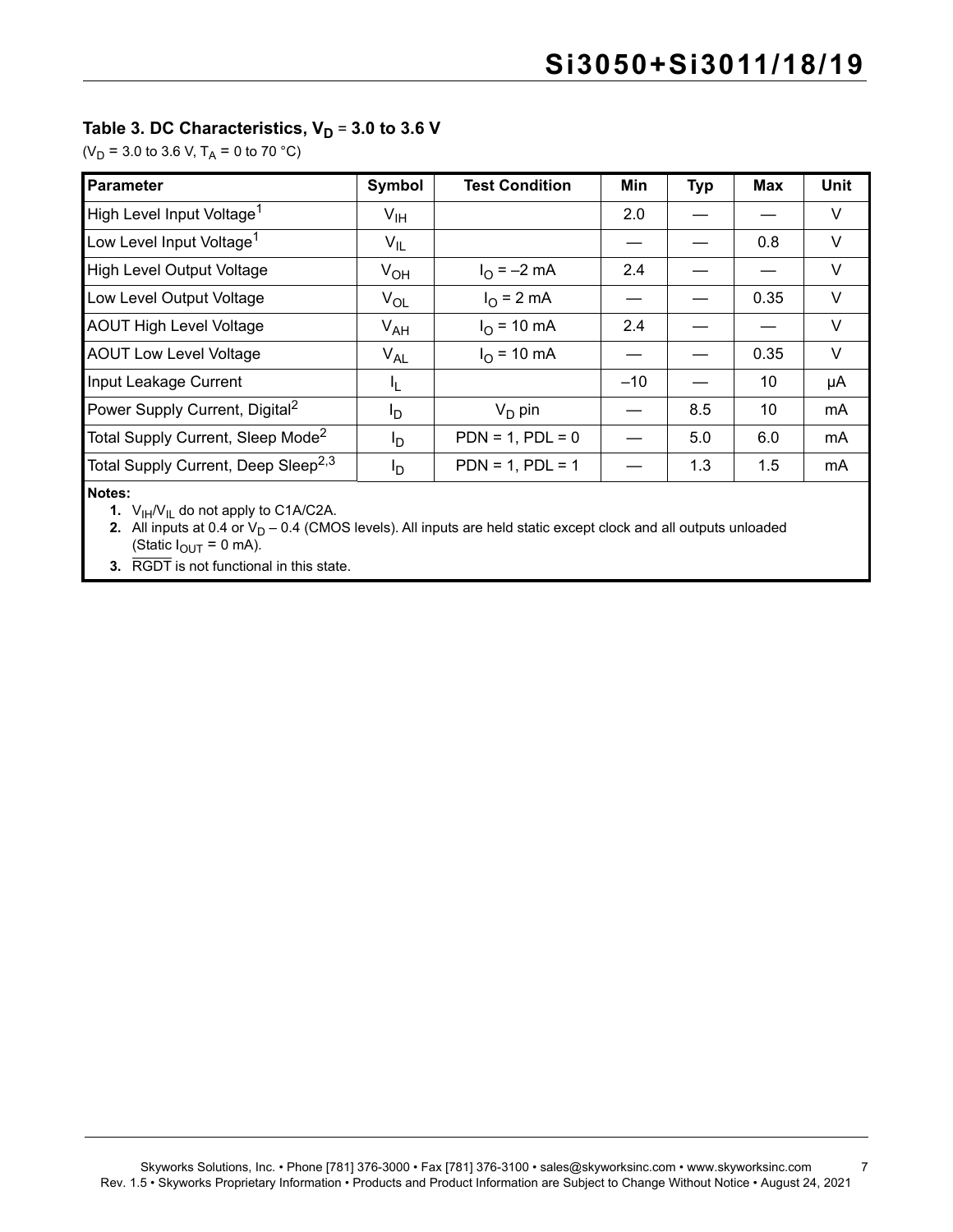### Table 3. DC Characteristics, $V_D$ = 3.0 to 3.6 V

($V_D$ = 3.0 to 3.6 V, $T_A$ = 0 to 70 °C)

| Parameter | Symbol | Test Condition | Min | Typ | Max | Unit |
|---|---|---|---|---|---|---|
| High Level Input Voltage[1] | $V_{IH}$ | | 2.0 | — | — | V |
| Low Level Input Voltage[1] | $V_{IL}$ | | — | — | 0.8 | V |
| High Level Output Voltage | $V_{OH}$ | $I_O$ = –2 mA | 2.4 | — | — | V |
| Low Level Output Voltage | $V_{OL}$ | $I_O$ = 2 mA | — | — | 0.35 | V |
| AOUT High Level Voltage | $V_{AH}$ | $I_O$ = 10 mA | 2.4 | — | — | V |
| AOUT Low Level Voltage | $V_{AL}$ | $I_O$ = 10 mA | — | — | 0.35 | V |
| Input Leakage Current | $I_L$ | | –10 | — | 10 | µA |
| Power Supply Current, Digital[2] | $I_D$ | $V_D$ pin | — | 8.5 | 10 | mA |
| Total Supply Current, Sleep Mode[2] | $I_D$ | PDN = 1, PDL = 0 | — | 5.0 | 6.0 | mA |
| Total Supply Current, Deep Sleep[2,3] | $I_D$ | PDN = 1, PDL = 1 | — | 1.3 | 1.5 | mA |

**Notes:**

1. $V_{IH}/V_{IL}$ do not apply to C1A/C2A.
2. All inputs at 0.4 or $V_D$ – 0.4 (CMOS levels). All inputs are held static except clock and all outputs unloaded (Static $I_{OUT}$ = 0 mA).
3. $\overline{\text{RGDT}}$ is not functional in this state.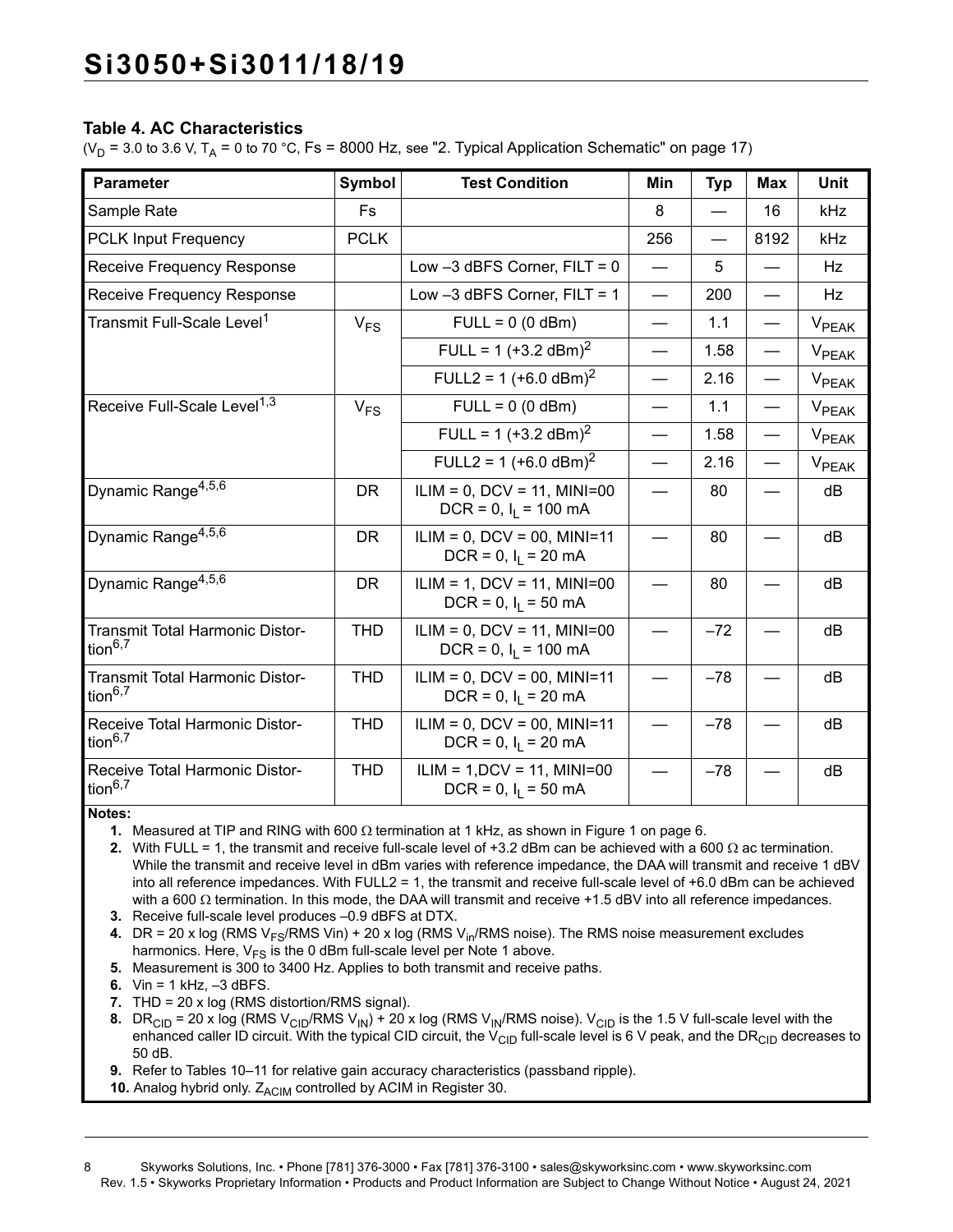### Table 4. AC Characteristics

($V_D$ = 3.0 to 3.6 V, $T_A$ = 0 to 70 °C, Fs = 8000 Hz, see "2. Typical Application Schematic" on page 17)

| Parameter | Symbol | Test Condition | Min | Typ | Max | Unit |
|---|---|---|---|---|---|---|
| Sample Rate | Fs | | 8 | — | 16 | kHz |
| PCLK Input Frequency | PCLK | | 256 | — | 8192 | kHz |
| Receive Frequency Response | | Low –3 dBFS Corner, FILT = 0 | — | 5 | — | Hz |
| Receive Frequency Response | | Low –3 dBFS Corner, FILT = 1 | — | 200 | — | Hz |
| Transmit Full-Scale Level[1] | $V_{FS}$ | FULL = 0 (0 dBm) | — | 1.1 | — | $V_{PEAK}$ |
| | | FULL = 1 (+3.2 dBm)[2] | — | 1.58 | — | $V_{PEAK}$ |
| | | FULL2 = 1 (+6.0 dBm)[2] | — | 2.16 | — | $V_{PEAK}$ |
| Receive Full-Scale Level[1,3] | $V_{FS}$ | FULL = 0 (0 dBm) | — | 1.1 | — | $V_{PEAK}$ |
| | | FULL = 1 (+3.2 dBm)[2] | — | 1.58 | — | $V_{PEAK}$ |
| | | FULL2 = 1 (+6.0 dBm)[2] | — | 2.16 | — | $V_{PEAK}$ |
| Dynamic Range[4,5,6] | DR | ILIM = 0, DCV = 11, MINI=00 DCR = 0, $I_L$ = 100 mA | — | 80 | — | dB |
| Dynamic Range[4,5,6] | DR | ILIM = 0, DCV = 00, MINI=11 DCR = 0, $I_L$ = 20 mA | — | 80 | — | dB |
| Dynamic Range[4,5,6] | DR | ILIM = 1, DCV = 11, MINI=00 DCR = 0, $I_L$ = 50 mA | — | 80 | — | dB |
| Transmit Total Harmonic Distortion[6,7] | THD | ILIM = 0, DCV = 11, MINI=00 DCR = 0, $I_L$ = 100 mA | — | –72 | — | dB |
| Transmit Total Harmonic Distortion[6,7] | THD | ILIM = 0, DCV = 00, MINI=11 DCR = 0, $I_L$ = 20 mA | — | –78 | — | dB |
| Receive Total Harmonic Distortion[6,7] | THD | ILIM = 0, DCV = 00, MINI=11 DCR = 0, $I_L$ = 20 mA | — | –78 | — | dB |
| Receive Total Harmonic Distortion[6,7] | THD | ILIM = 1,DCV = 11, MINI=00 DCR = 0, $I_L$ = 50 mA | — | –78 | — | dB |

**Notes:**

1. Measured at TIP and RING with 600 Ω termination at 1 kHz, as shown in Figure 1 on page 6.
2. With FULL = 1, the transmit and receive full-scale level of +3.2 dBm can be achieved with a 600 Ω ac termination. While the transmit and receive level in dBm varies with reference impedance, the DAA will transmit and receive 1 dBV into all reference impedances. With FULL2 = 1, the transmit and receive full-scale level of +6.0 dBm can be achieved with a 600 Ω termination. In this mode, the DAA will transmit and receive +1.5 dBV into all reference impedances.
3. Receive full-scale level produces –0.9 dBFS at DTX.
4. DR = 20 x log (RMS $V_{FS}$/RMS Vin) + 20 x log (RMS $V_{in}$/RMS noise). The RMS noise measurement excludes harmonics. Here, $V_{FS}$ is the 0 dBm full-scale level per Note 1 above.
5. Measurement is 300 to 3400 Hz. Applies to both transmit and receive paths.
6. Vin = 1 kHz, –3 dBFS.
7. THD = 20 x log (RMS distortion/RMS signal).
8. $DR_{CID}$ = 20 x log (RMS $V_{CID}$/RMS $V_{IN}$) + 20 x log (RMS $V_{IN}$/RMS noise). $V_{CID}$ is the 1.5 V full-scale level with the enhanced caller ID circuit. With the typical CID circuit, the $V_{CID}$ full-scale level is 6 V peak, and the $DR_{CID}$ decreases to 50 dB.
9. Refer to Tables 10–11 for relative gain accuracy characteristics (passband ripple).
10. Analog hybrid only. $Z_{ACIM}$ controlled by ACIM in Register 30.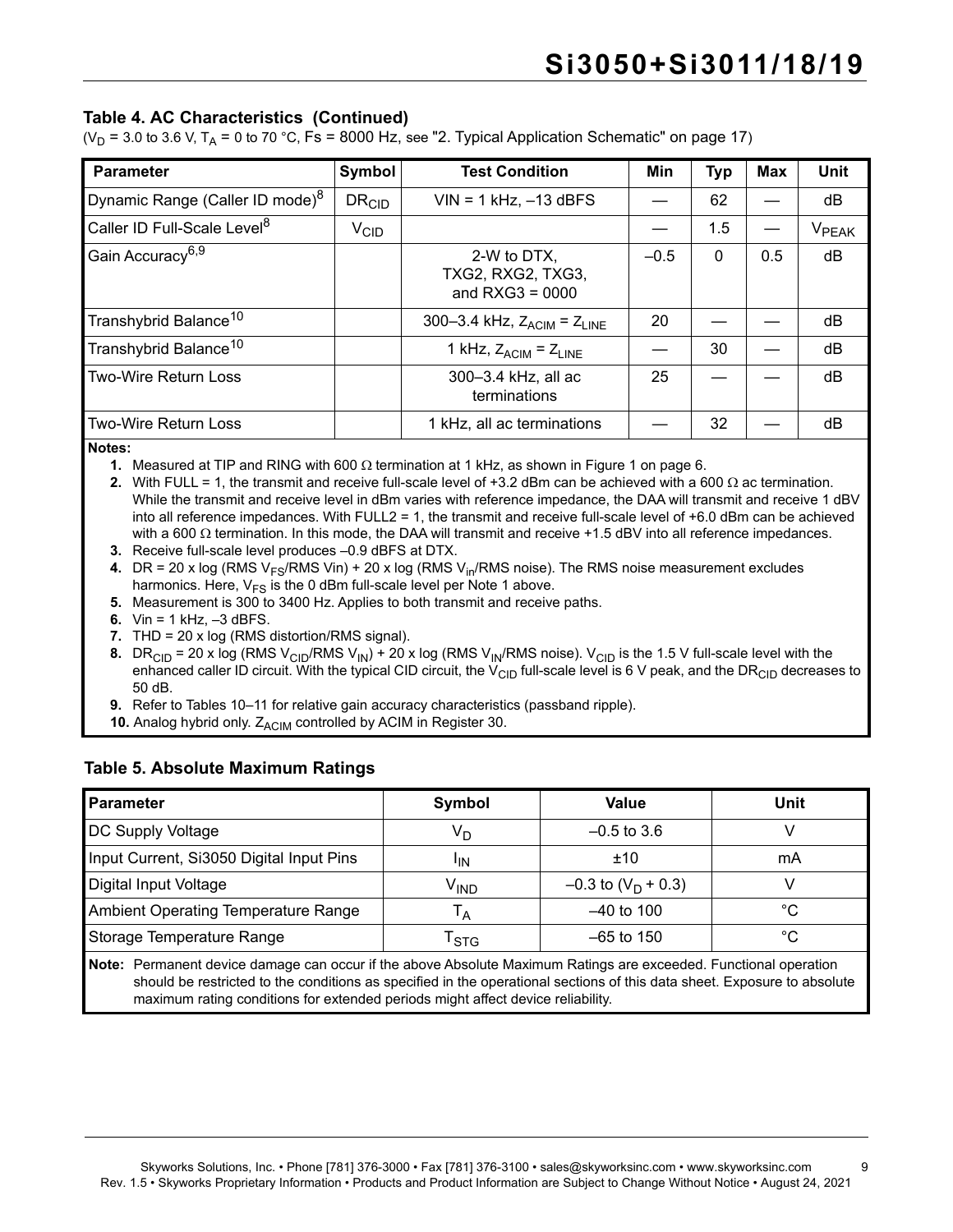### Table 4. AC Characteristics (Continued)

($V_D$ = 3.0 to 3.6 V, $T_A$ = 0 to 70 °C, Fs = 8000 Hz, see "2. Typical Application Schematic" on page 17)

| Parameter | Symbol | Test Condition | Min | Typ | Max | Unit |
|---|---|---|---|---|---|---|
| Dynamic Range (Caller ID mode)[8] | $DR_{CID}$ | VIN = 1 kHz, –13 dBFS | — | 62 | — | dB |
| Caller ID Full-Scale Level[8] | $V_{CID}$ | | — | 1.5 | — | $V_{PEAK}$ |
| Gain Accuracy[6,9] | | 2-W to DTX, TXG2, RXG2, TXG3, and RXG3 = 0000 | –0.5 | 0 | 0.5 | dB |
| Transhybrid Balance[10] | | 300–3.4 kHz, $Z_{ACIM} = Z_{LINE}$ | 20 | — | — | dB |
| Transhybrid Balance[10] | | 1 kHz, $Z_{ACIM} = Z_{LINE}$ | — | 30 | — | dB |
| Two-Wire Return Loss | | 300–3.4 kHz, all ac terminations | 25 | — | — | dB |
| Two-Wire Return Loss | | 1 kHz, all ac terminations | — | 32 | — | dB |

**Notes:**

1. Measured at TIP and RING with 600 Ω termination at 1 kHz, as shown in Figure 1 on page 6.
2. With FULL = 1, the transmit and receive full-scale level of +3.2 dBm can be achieved with a 600 Ω ac termination. While the transmit and receive level in dBm varies with reference impedance, the DAA will transmit and receive 1 dBV into all reference impedances. With FULL2 = 1, the transmit and receive full-scale level of +6.0 dBm can be achieved with a 600 Ω termination. In this mode, the DAA will transmit and receive +1.5 dBV into all reference impedances.
3. Receive full-scale level produces –0.9 dBFS at DTX.
4. DR = 20 x log (RMS $V_{FS}$/RMS Vin) + 20 x log (RMS $V_{in}$/RMS noise). The RMS noise measurement excludes harmonics. Here, $V_{FS}$ is the 0 dBm full-scale level per Note 1 above.
5. Measurement is 300 to 3400 Hz. Applies to both transmit and receive paths.
6. Vin = 1 kHz, –3 dBFS.
7. THD = 20 x log (RMS distortion/RMS signal).
8. $DR_{CID}$ = 20 x log (RMS $V_{CID}$/RMS $V_{IN}$) + 20 x log (RMS $V_{IN}$/RMS noise). $V_{CID}$ is the 1.5 V full-scale level with the enhanced caller ID circuit. With the typical CID circuit, the $V_{CID}$ full-scale level is 6 V peak, and the $DR_{CID}$ decreases to 50 dB.
9. Refer to Tables 10–11 for relative gain accuracy characteristics (passband ripple).
10. Analog hybrid only. $Z_{ACIM}$ controlled by ACIM in Register 30.

### Table 5. Absolute Maximum Ratings

| Parameter | Symbol | Value | Unit |
|---|---|---|---|
| DC Supply Voltage | $V_D$ | –0.5 to 3.6 | V |
| Input Current, Si3050 Digital Input Pins | $I_{IN}$ | ±10 | mA |
| Digital Input Voltage | $V_{IND}$ | –0.3 to ($V_D$ + 0.3) | V |
| Ambient Operating Temperature Range | $T_A$ | –40 to 100 | °C |
| Storage Temperature Range | $T_{STG}$ | –65 to 150 | °C |

**Note:** Permanent device damage can occur if the above Absolute Maximum Ratings are exceeded. Functional operation should be restricted to the conditions as specified in the operational sections of this data sheet. Exposure to absolute maximum rating conditions for extended periods might affect device reliability.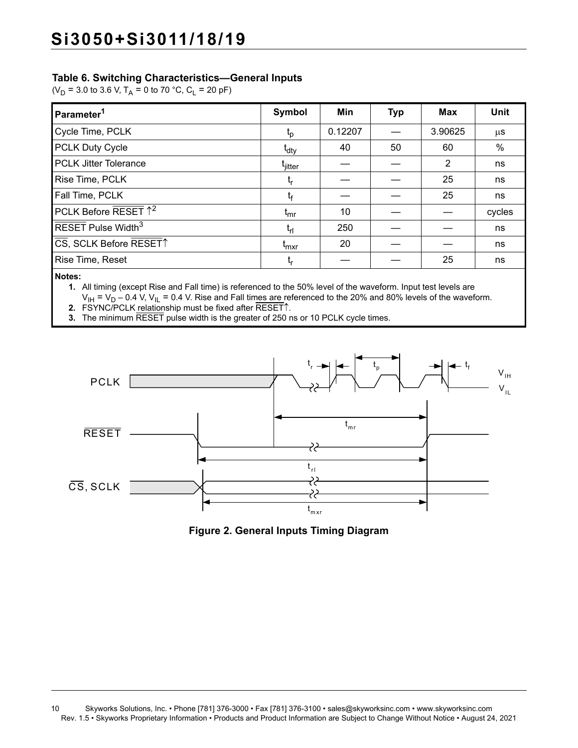## Table 6. Switching Characteristics—General Inputs

($V_D$ = 3.0 to 3.6 V, $T_A$ = 0 to 70 °C, $C_L$ = 20 pF)

| Parameter[1] | Symbol | Min | Typ | Max | Unit |
|---|---|---|---|---|---|
| Cycle Time, PCLK | $t_p$ | 0.12207 | — | 3.90625 | µs |
| PCLK Duty Cycle | $t_{dty}$ | 40 | 50 | 60 | % |
| PCLK Jitter Tolerance | $t_{jitter}$ | — | — | 2 | ns |
| Rise Time, PCLK | $t_r$ | — | — | 25 | ns |
| Fall Time, PCLK | $t_f$ | — | — | 25 | ns |
| PCLK Before $\overline{\text{RESET}}$ ↑[2] | $t_{mr}$ | 10 | — | — | cycles |
| $\overline{\text{RESET}}$ Pulse Width[3] | $t_{rl}$ | 250 | — | — | ns |
| $\overline{\text{CS}}$, SCLK Before $\overline{\text{RESET}}$↑ | $t_{mxr}$ | 20 | — | — | ns |
| Rise Time, Reset | $t_r$ | — | — | 25 | ns |

**Notes:**

1. All timing (except Rise and Fall time) is referenced to the 50% level of the waveform. Input test levels are $V_{IH} = V_D - 0.4$ V, $V_{IL}$ = 0.4 V. Rise and Fall times are referenced to the 20% and 80% levels of the waveform.
2. FSYNC/PCLK relationship must be fixed after $\overline{\text{RESET}}$↑.
3. The minimum $\overline{\text{RESET}}$ pulse width is the greater of 250 ns or 10 PCLK cycle times.

**Figure 2. General Inputs Timing Diagram**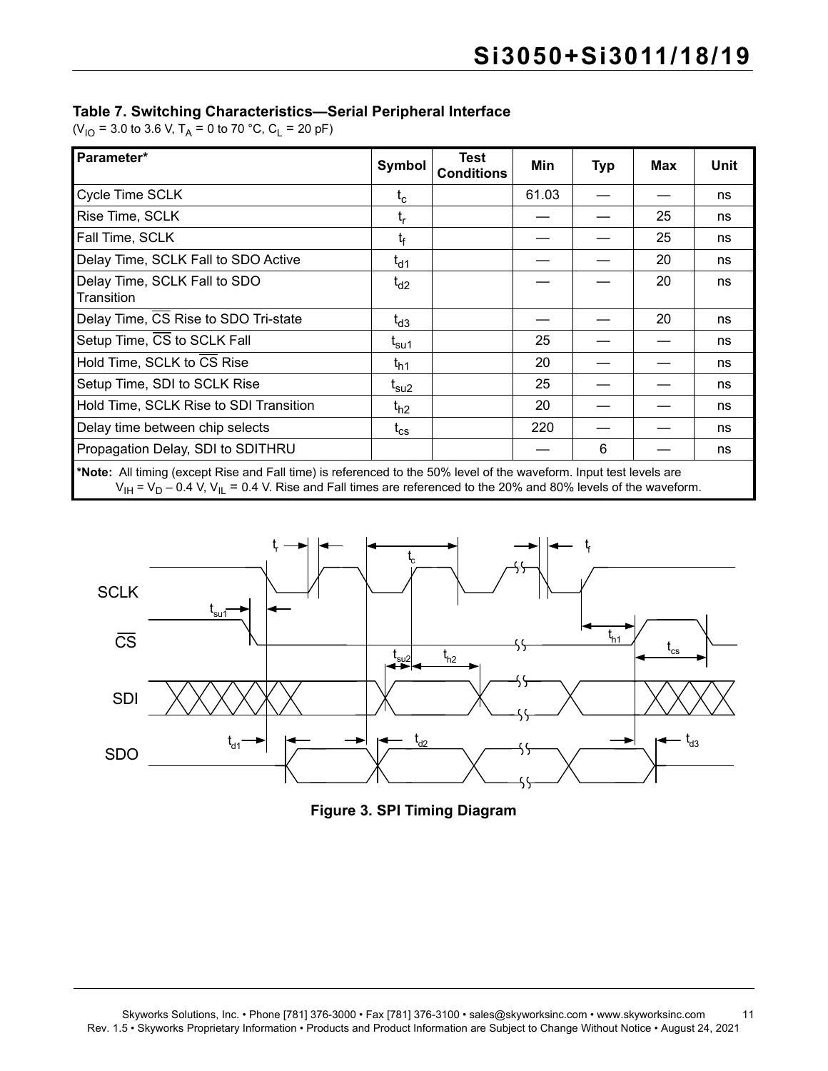### Table 7. Switching Characteristics—Serial Peripheral Interface

($V_{IO}$ = 3.0 to 3.6 V, $T_A$ = 0 to 70 °C, $C_L$ = 20 pF)

| Parameter* | Symbol | Test Conditions | Min | Typ | Max | Unit |
|---|---|---|---|---|---|---|
| Cycle Time SCLK | $t_c$ | | 61.03 | — | — | ns |
| Rise Time, SCLK | $t_r$ | | — | — | 25 | ns |
| Fall Time, SCLK | $t_f$ | | — | — | 25 | ns |
| Delay Time, SCLK Fall to SDO Active | $t_{d1}$ | | — | — | 20 | ns |
| Delay Time, SCLK Fall to SDO Transition | $t_{d2}$ | | — | — | 20 | ns |
| Delay Time, $\overline{CS}$ Rise to SDO Tri-state | $t_{d3}$ | | — | — | 20 | ns |
| Setup Time, $\overline{CS}$ to SCLK Fall | $t_{su1}$ | | 25 | — | — | ns |
| Hold Time, SCLK to $\overline{CS}$ Rise | $t_{h1}$ | | 20 | — | — | ns |
| Setup Time, SDI to SCLK Rise | $t_{su2}$ | | 25 | — | — | ns |
| Hold Time, SCLK Rise to SDI Transition | $t_{h2}$ | | 20 | — | — | ns |
| Delay time between chip selects | $t_{cs}$ | | 220 | — | — | ns |
| Propagation Delay, SDI to SDITHRU | | | — | 6 | — | ns |

***Note:** All timing (except Rise and Fall time) is referenced to the 50% level of the waveform. Input test levels are $V_{IH} = V_D - 0.4$ V, $V_{IL}$ = 0.4 V. Rise and Fall times are referenced to the 20% and 80% levels of the waveform.

**Figure 3. SPI Timing Diagram**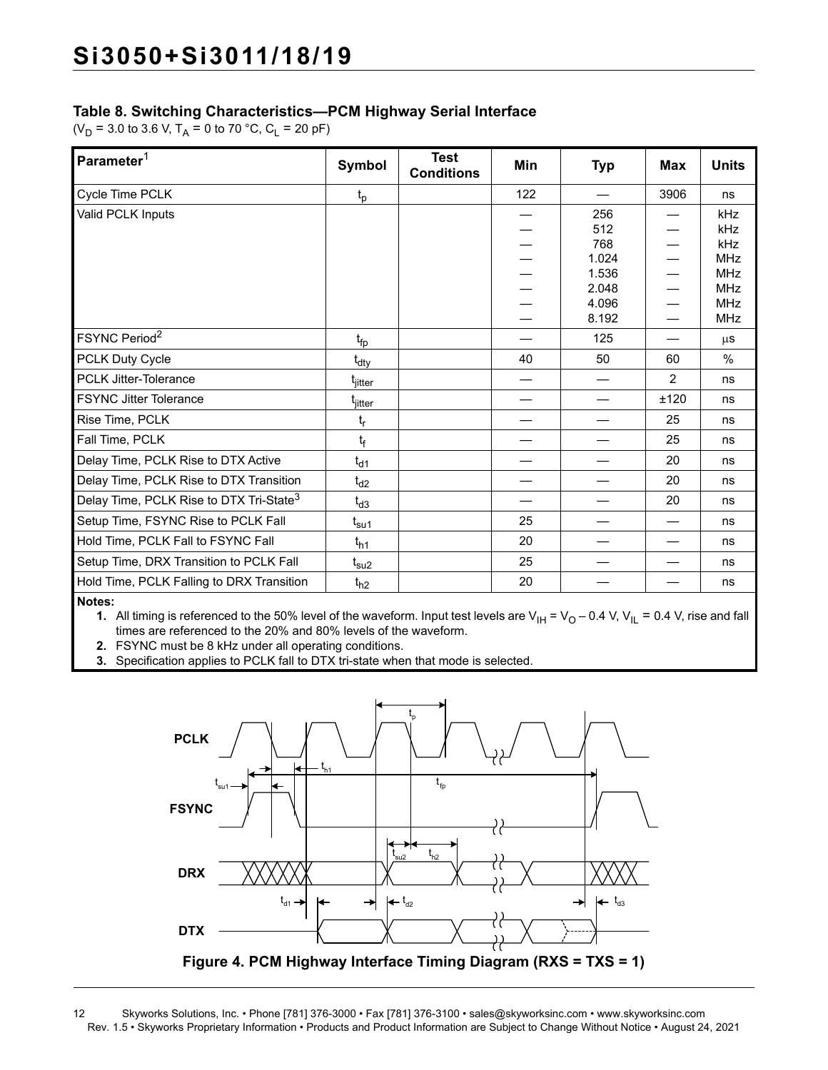## Table 8. Switching Characteristics—PCM Highway Serial Interface

($V_D$ = 3.0 to 3.6 V, $T_A$ = 0 to 70 °C, $C_L$ = 20 pF)

| Parameter[1] | Symbol | Test Conditions | Min | Typ | Max | Units |
|---|---|---|---|---|---|---|
| Cycle Time PCLK | $t_p$ | | 122 | — | 3906 | ns |
| Valid PCLK Inputs | | | —<br>—<br>—<br>—<br>—<br>—<br>—<br>— | 256<br>512<br>768<br>1.024<br>1.536<br>2.048<br>4.096<br>8.192 | —<br>—<br>—<br>—<br>—<br>—<br>—<br>— | kHz<br>kHz<br>kHz<br>MHz<br>MHz<br>MHz<br>MHz<br>MHz |
| FSYNC Period[2] | $t_{fp}$ | | — | 125 | — | µs |
| PCLK Duty Cycle | $t_{dty}$ | | 40 | 50 | 60 | % |
| PCLK Jitter-Tolerance | $t_{jitter}$ | | — | — | 2 | ns |
| FSYNC Jitter Tolerance | $t_{jitter}$ | | — | — | ±120 | ns |
| Rise Time, PCLK | $t_r$ | | — | — | 25 | ns |
| Fall Time, PCLK | $t_f$ | | — | — | 25 | ns |
| Delay Time, PCLK Rise to DTX Active | $t_{d1}$ | | — | — | 20 | ns |
| Delay Time, PCLK Rise to DTX Transition | $t_{d2}$ | | — | — | 20 | ns |
| Delay Time, PCLK Rise to DTX Tri-State[3] | $t_{d3}$ | | — | — | 20 | ns |
| Setup Time, FSYNC Rise to PCLK Fall | $t_{su1}$ | | 25 | — | — | ns |
| Hold Time, PCLK Fall to FSYNC Fall | $t_{h1}$ | | 20 | — | — | ns |
| Setup Time, DRX Transition to PCLK Fall | $t_{su2}$ | | 25 | — | — | ns |
| Hold Time, PCLK Falling to DRX Transition | $t_{h2}$ | | 20 | — | — | ns |

**Notes:**

1. All timing is referenced to the 50% level of the waveform. Input test levels are $V_{IH} = V_O - 0.4$ V, $V_{IL}$ = 0.4 V, rise and fall times are referenced to the 20% and 80% levels of the waveform.
2. FSYNC must be 8 kHz under all operating conditions.
3. Specification applies to PCLK fall to DTX tri-state when that mode is selected.

**Figure 4. PCM Highway Interface Timing Diagram (RXS = TXS = 1)**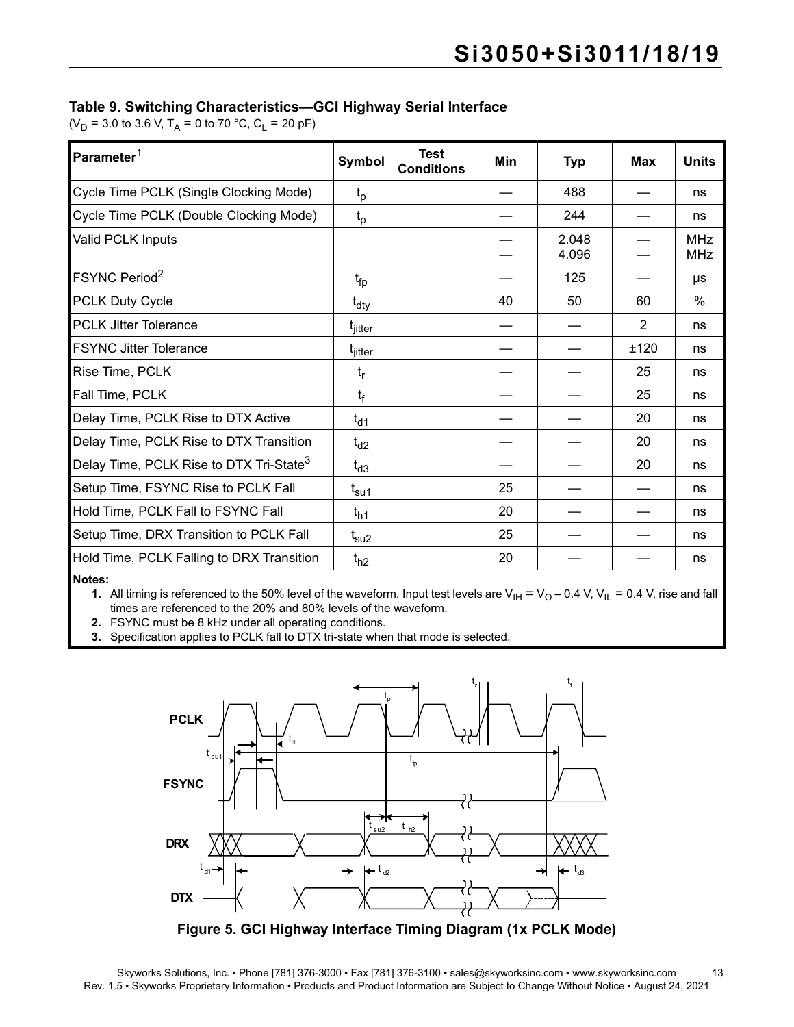### Table 9. Switching Characteristics—GCI Highway Serial Interface

($V_D$ = 3.0 to 3.6 V, $T_A$ = 0 to 70 °C, $C_L$ = 20 pF)

| Parameter[1] | Symbol | Test Conditions | Min | Typ | Max | Units |
|---|---|---|---|---|---|---|
| Cycle Time PCLK (Single Clocking Mode) | $t_p$ | | — | 488 | — | ns |
| Cycle Time PCLK (Double Clocking Mode) | $t_p$ | | — | 244 | — | ns |
| Valid PCLK Inputs | | | —<br>— | 2.048<br>4.096 | —<br>— | MHz<br>MHz |
| FSYNC Period[2] | $t_{fp}$ | | — | 125 | — | µs |
| PCLK Duty Cycle | $t_{dty}$ | | 40 | 50 | 60 | % |
| PCLK Jitter Tolerance | $t_{jitter}$ | | — | — | 2 | ns |
| FSYNC Jitter Tolerance | $t_{jitter}$ | | — | — | ±120 | ns |
| Rise Time, PCLK | $t_r$ | | — | — | 25 | ns |
| Fall Time, PCLK | $t_f$ | | — | — | 25 | ns |
| Delay Time, PCLK Rise to DTX Active | $t_{d1}$ | | — | — | 20 | ns |
| Delay Time, PCLK Rise to DTX Transition | $t_{d2}$ | | — | — | 20 | ns |
| Delay Time, PCLK Rise to DTX Tri-State[3] | $t_{d3}$ | | — | — | 20 | ns |
| Setup Time, FSYNC Rise to PCLK Fall | $t_{su1}$ | | 25 | — | — | ns |
| Hold Time, PCLK Fall to FSYNC Fall | $t_{h1}$ | | 20 | — | — | ns |
| Setup Time, DRX Transition to PCLK Fall | $t_{su2}$ | | 25 | — | — | ns |
| Hold Time, PCLK Falling to DRX Transition | $t_{h2}$ | | 20 | — | — | ns |

**Notes:**

1. All timing is referenced to the 50% level of the waveform. Input test levels are $V_{IH} = V_O - 0.4$ V, $V_{IL}$ = 0.4 V, rise and fall times are referenced to the 20% and 80% levels of the waveform.
2. FSYNC must be 8 kHz under all operating conditions.
3. Specification applies to PCLK fall to DTX tri-state when that mode is selected.

**Figure 5. GCI Highway Interface Timing Diagram (1x PCLK Mode)**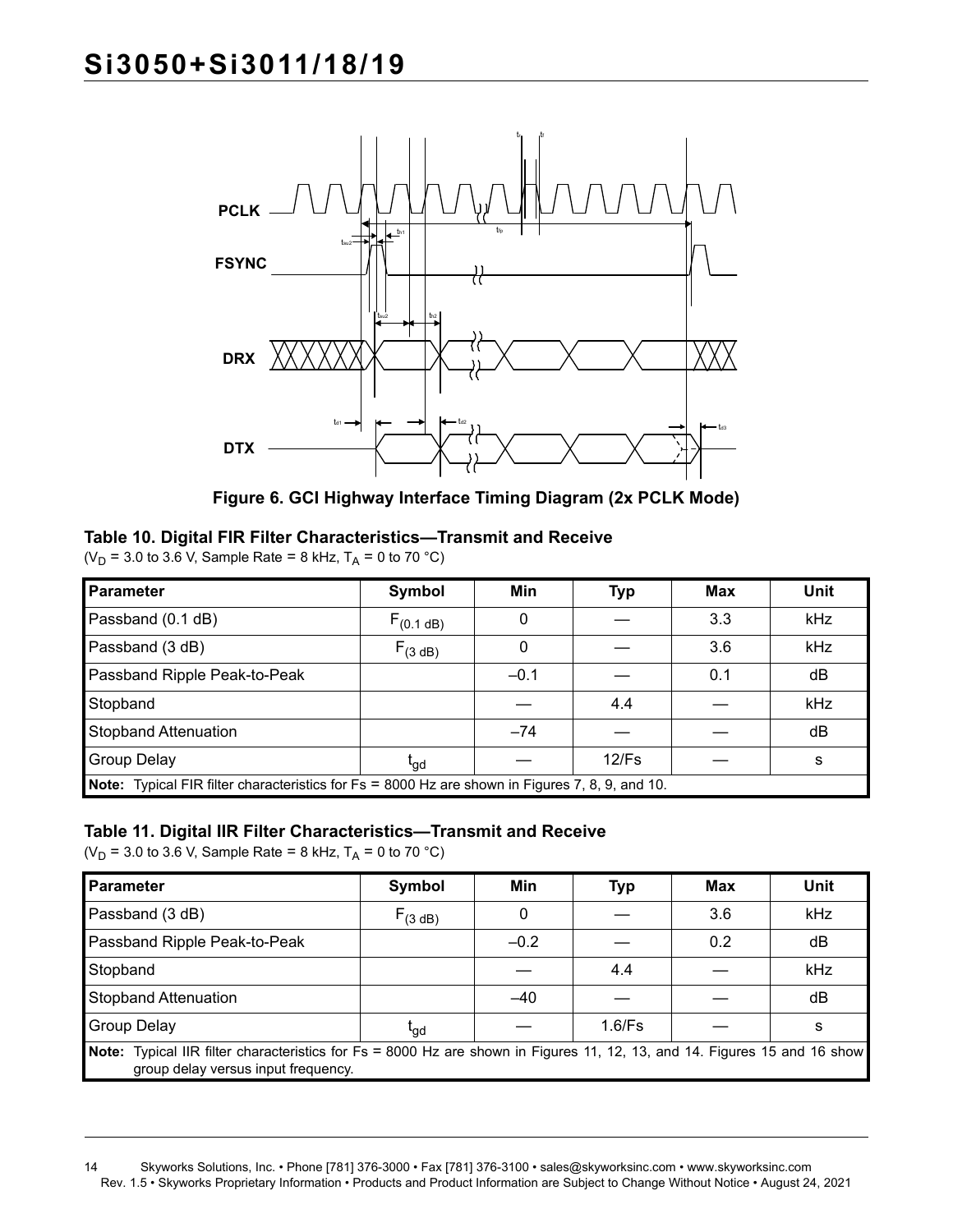**Figure 6. GCI Highway Interface Timing Diagram (2x PCLK Mode)**

### Table 10. Digital FIR Filter Characteristics—Transmit and Receive

($V_D$ = 3.0 to 3.6 V, Sample Rate = 8 kHz, $T_A$ = 0 to 70 °C)

| Parameter | Symbol | Min | Typ | Max | Unit |
|---|---|---|---|---|---|
| Passband (0.1 dB) | $F_{(0.1\ dB)}$ | 0 | — | 3.3 | kHz |
| Passband (3 dB) | $F_{(3\ dB)}$ | 0 | — | 3.6 | kHz |
| Passband Ripple Peak-to-Peak | | –0.1 | — | 0.1 | dB |
| Stopband | | — | 4.4 | — | kHz |
| Stopband Attenuation | | –74 | — | — | dB |
| Group Delay | $t_{gd}$ | — | 12/Fs | — | s |

**Note:** Typical FIR filter characteristics for Fs = 8000 Hz are shown in Figures 7, 8, 9, and 10.

### Table 11. Digital IIR Filter Characteristics—Transmit and Receive

($V_D$ = 3.0 to 3.6 V, Sample Rate = 8 kHz, $T_A$ = 0 to 70 °C)

| Parameter | Symbol | Min | Typ | Max | Unit |
|---|---|---|---|---|---|
| Passband (3 dB) | $F_{(3\ dB)}$ | 0 | — | 3.6 | kHz |
| Passband Ripple Peak-to-Peak | | –0.2 | — | 0.2 | dB |
| Stopband | | — | 4.4 | — | kHz |
| Stopband Attenuation | | –40 | — | — | dB |
| Group Delay | $t_{gd}$ | — | 1.6/Fs | — | s |

**Note:** Typical IIR filter characteristics for Fs = 8000 Hz are shown in Figures 11, 12, 13, and 14. Figures 15 and 16 show group delay versus input frequency.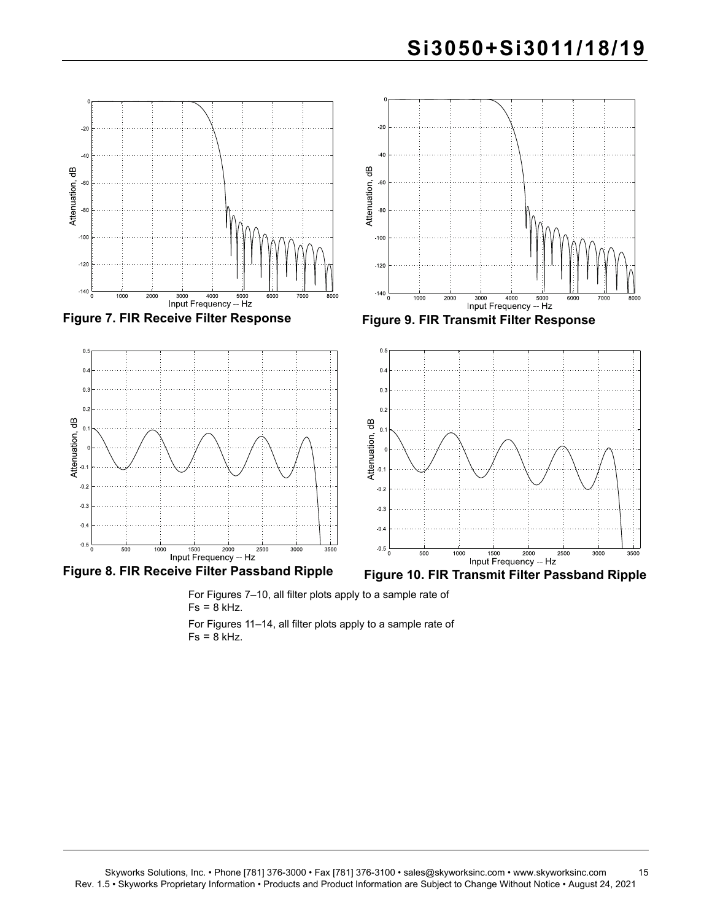**Figure 7. FIR Receive Filter Response**

**Figure 9. FIR Transmit Filter Response**

**Figure 8. FIR Receive Filter Passband Ripple**

**Figure 10. FIR Transmit Filter Passband Ripple**

For Figures 7–10, all filter plots apply to a sample rate of Fs = 8 kHz.

For Figures 11–14, all filter plots apply to a sample rate of Fs = 8 kHz.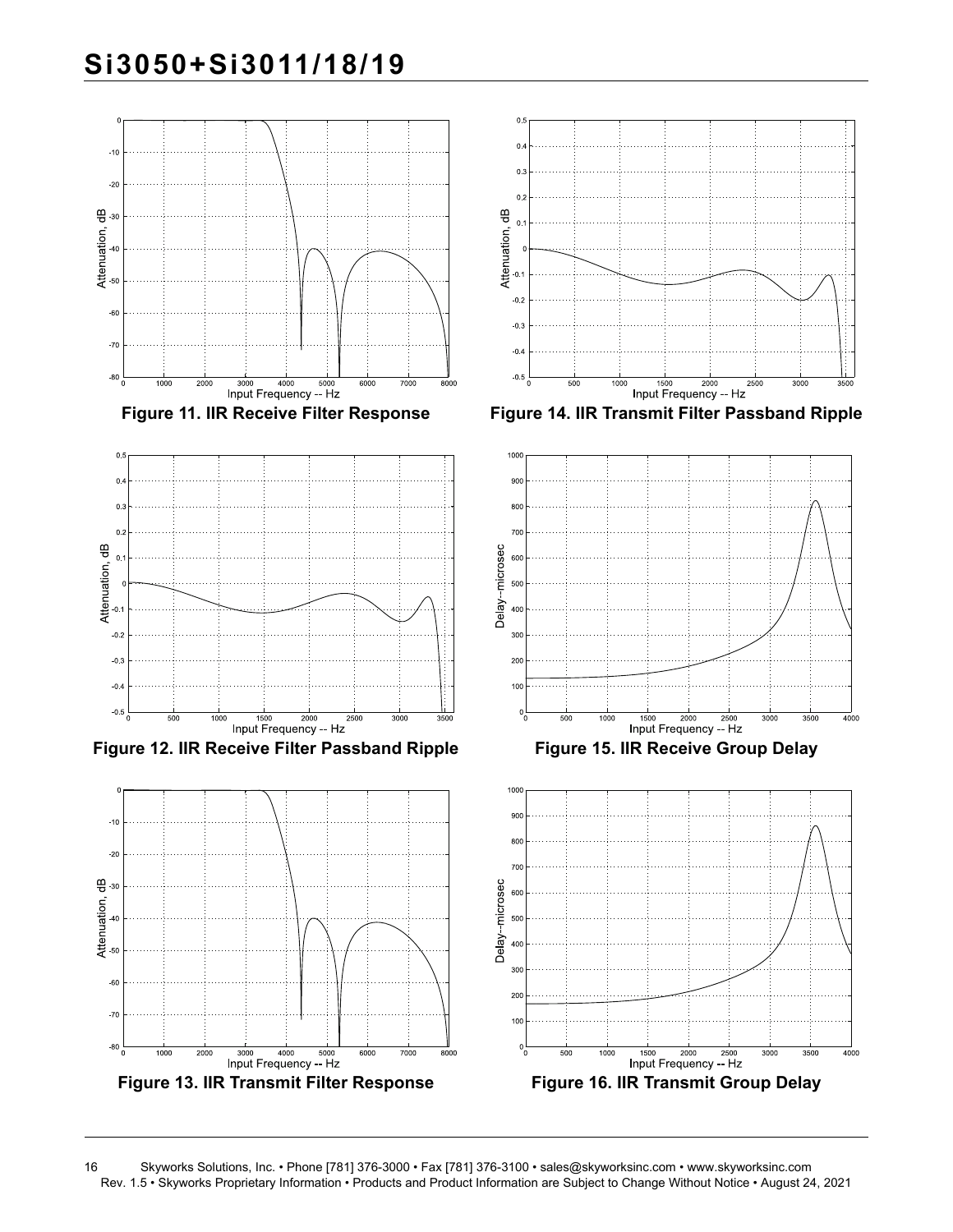Figure 11. IIR Receive Filter Response

Figure 12. IIR Receive Filter Passband Ripple

Figure 13. IIR Transmit Filter Response

Figure 14. IIR Transmit Filter Passband Ripple

Figure 15. IIR Receive Group Delay

Figure 16. IIR Transmit Group Delay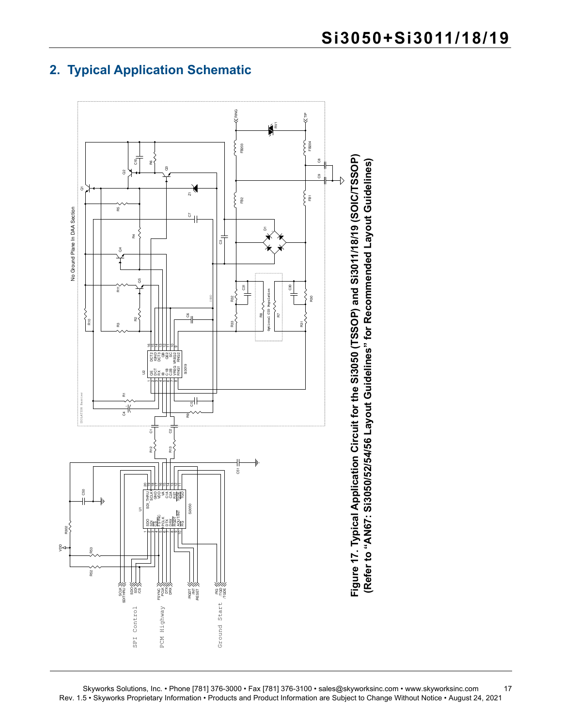## 2. Typical Application Schematic

**Figure 17. Typical Application Circuit for the Si3050 (TSSOP) and Si3011/18/19 (SOIC/TSSOP) (Refer to "AN67: Si3050/52/54/56 Layout Guidelines" for Recommended Layout Guidelines)**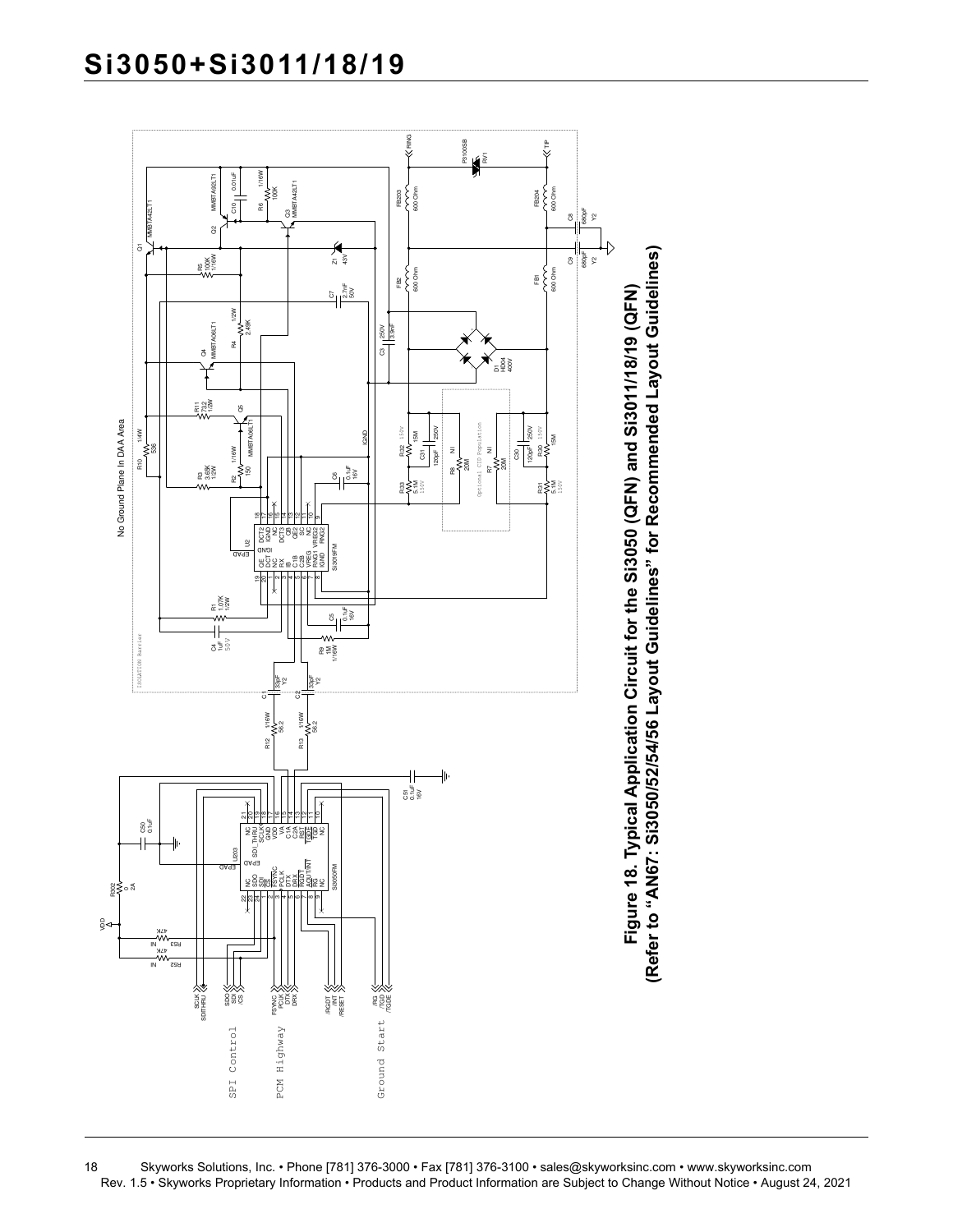**Figure 18. Typical Application Circuit for the Si3050 (QFN) and Si3011/18/19 (QFN) (Refer to "AN67: Si3050/52/54/56 Layout Guidelines" for Recommended Layout Guidelines)**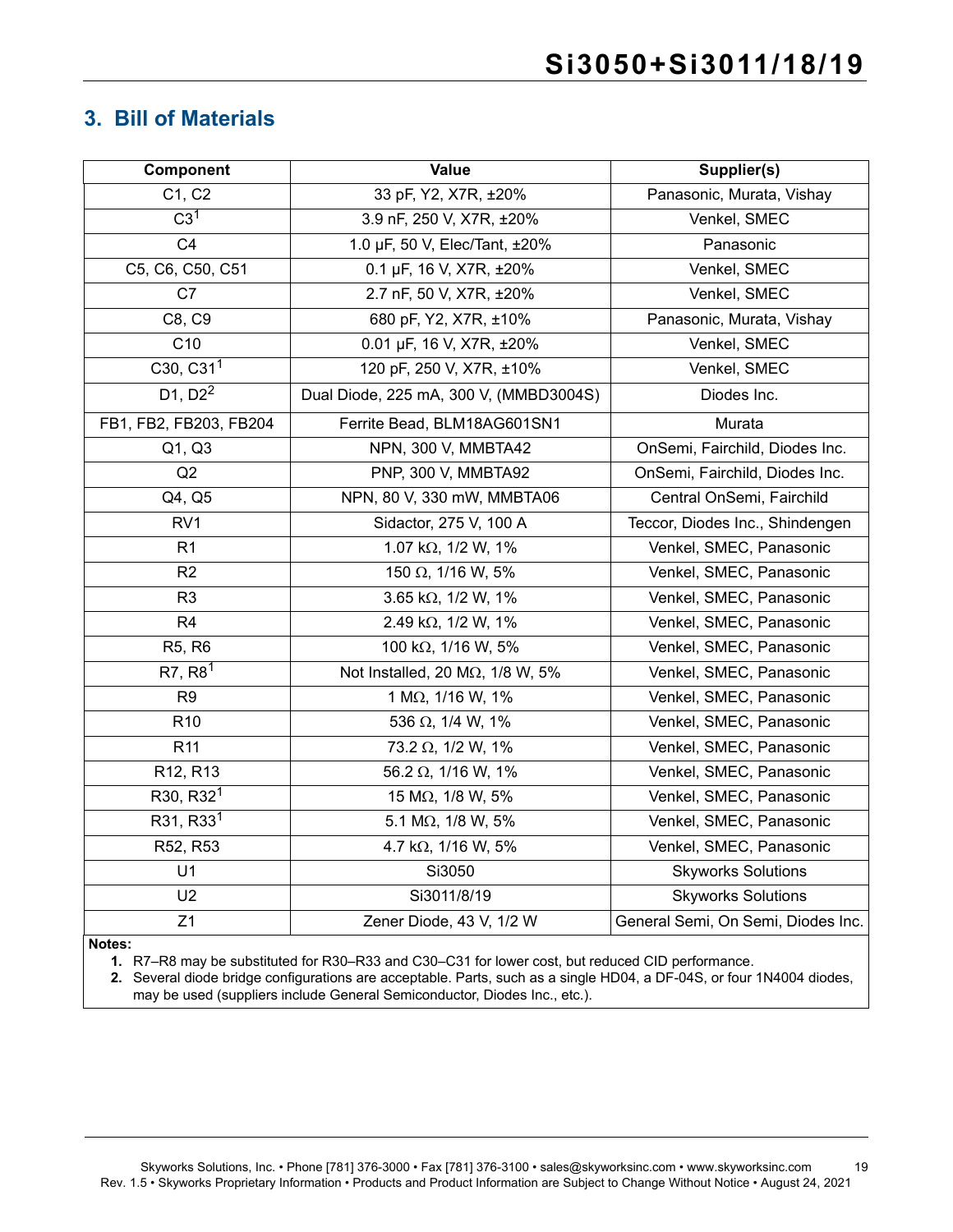## 3. Bill of Materials

| Component | Value | Supplier(s) |
|---|---|---|
| C1, C2 | 33 pF, Y2, X7R, ±20% | Panasonic, Murata, Vishay |
| C3[1] | 3.9 nF, 250 V, X7R, ±20% | Venkel, SMEC |
| C4 | 1.0 µF, 50 V, Elec/Tant, ±20% | Panasonic |
| C5, C6, C50, C51 | 0.1 µF, 16 V, X7R, ±20% | Venkel, SMEC |
| C7 | 2.7 nF, 50 V, X7R, ±20% | Venkel, SMEC |
| C8, C9 | 680 pF, Y2, X7R, ±10% | Panasonic, Murata, Vishay |
| C10 | 0.01 µF, 16 V, X7R, ±20% | Venkel, SMEC |
| C30, C31[1] | 120 pF, 250 V, X7R, ±10% | Venkel, SMEC |
| D1, D2[2] | Dual Diode, 225 mA, 300 V, (MMBD3004S) | Diodes Inc. |
| FB1, FB2, FB203, FB204 | Ferrite Bead, BLM18AG601SN1 | Murata |
| Q1, Q3 | NPN, 300 V, MMBTA42 | OnSemi, Fairchild, Diodes Inc. |
| Q2 | PNP, 300 V, MMBTA92 | OnSemi, Fairchild, Diodes Inc. |
| Q4, Q5 | NPN, 80 V, 330 mW, MMBTA06 | Central OnSemi, Fairchild |
| RV1 | Sidactor, 275 V, 100 A | Teccor, Diodes Inc., Shindengen |
| R1 | 1.07 kΩ, 1/2 W, 1% | Venkel, SMEC, Panasonic |
| R2 | 150 Ω, 1/16 W, 5% | Venkel, SMEC, Panasonic |
| R3 | 3.65 kΩ, 1/2 W, 1% | Venkel, SMEC, Panasonic |
| R4 | 2.49 kΩ, 1/2 W, 1% | Venkel, SMEC, Panasonic |
| R5, R6 | 100 kΩ, 1/16 W, 5% | Venkel, SMEC, Panasonic |
| R7, R8[1] | Not Installed, 20 MΩ, 1/8 W, 5% | Venkel, SMEC, Panasonic |
| R9 | 1 MΩ, 1/16 W, 1% | Venkel, SMEC, Panasonic |
| R10 | 536 Ω, 1/4 W, 1% | Venkel, SMEC, Panasonic |
| R11 | 73.2 Ω, 1/2 W, 1% | Venkel, SMEC, Panasonic |
| R12, R13 | 56.2 Ω, 1/16 W, 1% | Venkel, SMEC, Panasonic |
| R30, R32[1] | 15 MΩ, 1/8 W, 5% | Venkel, SMEC, Panasonic |
| R31, R33[1] | 5.1 MΩ, 1/8 W, 5% | Venkel, SMEC, Panasonic |
| R52, R53 | 4.7 kΩ, 1/16 W, 5% | Venkel, SMEC, Panasonic |
| U1 | Si3050 | Skyworks Solutions |
| U2 | Si3011/8/19 | Skyworks Solutions |
| Z1 | Zener Diode, 43 V, 1/2 W | General Semi, On Semi, Diodes Inc. |

**Notes:**

1. R7–R8 may be substituted for R30–R33 and C30–C31 for lower cost, but reduced CID performance.
2. Several diode bridge configurations are acceptable. Parts, such as a single HD04, a DF-04S, or four 1N4004 diodes, may be used (suppliers include General Semiconductor, Diodes Inc., etc.).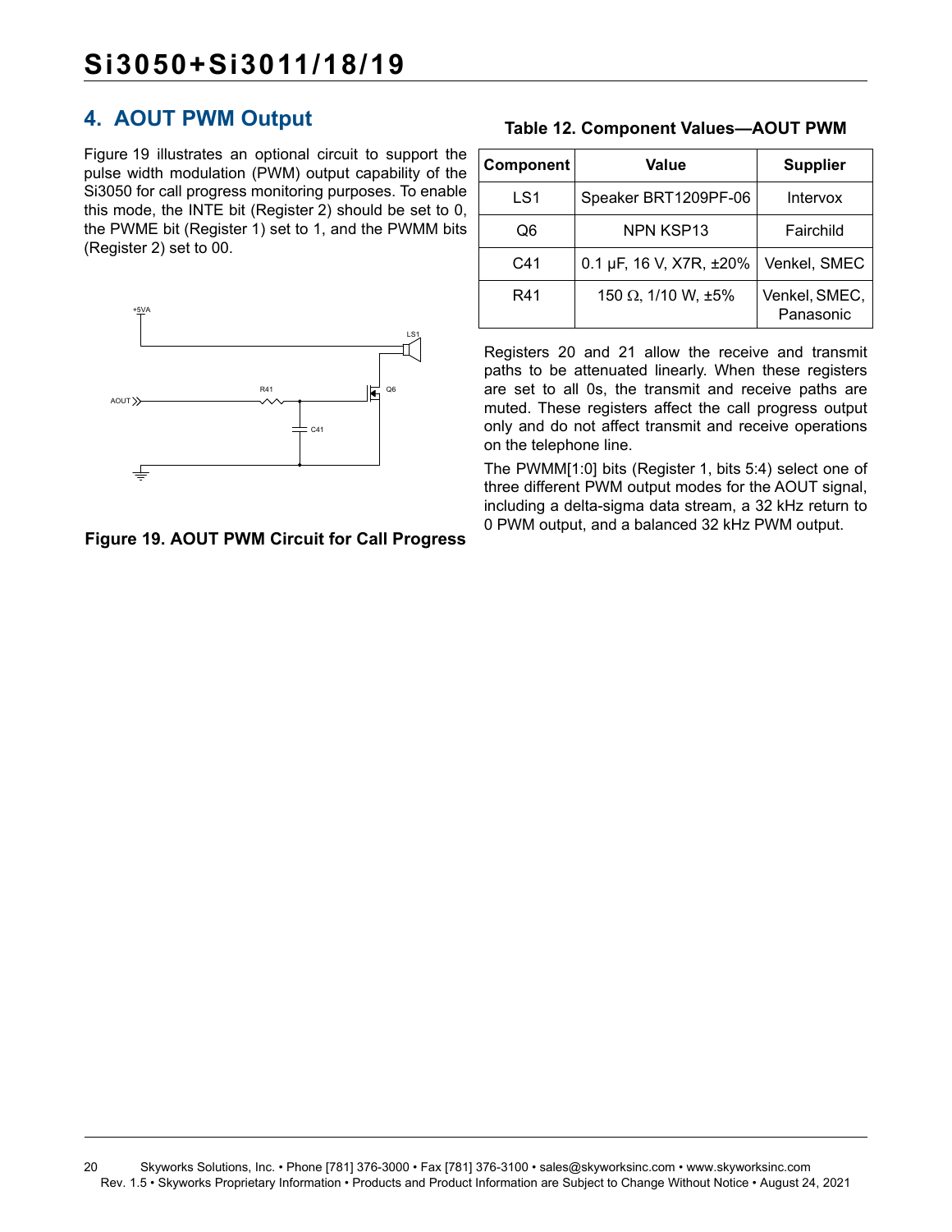## 4. AOUT PWM Output

Figure 19 illustrates an optional circuit to support the pulse width modulation (PWM) output capability of the Si3050 for call progress monitoring purposes. To enable this mode, the INTE bit (Register 2) should be set to 0, the PWME bit (Register 1) set to 1, and the PWMM bits (Register 2) set to 00.

**Figure 19. AOUT PWM Circuit for Call Progress**

**Table 12. Component Values—AOUT PWM**

| Component | Value | Supplier |
|---|---|---|
| LS1 | Speaker BRT1209PF-06 | Intervox |
| Q6 | NPN KSP13 | Fairchild |
| C41 | 0.1 µF, 16 V, X7R, ±20% | Venkel, SMEC |
| R41 | 150 Ω, 1/10 W, ±5% | Venkel, SMEC, Panasonic |

Registers 20 and 21 allow the receive and transmit paths to be attenuated linearly. When these registers are set to all 0s, the transmit and receive paths are muted. These registers affect the call progress output only and do not affect transmit and receive operations on the telephone line.

The PWMM[1:0] bits (Register 1, bits 5:4) select one of three different PWM output modes for the AOUT signal, including a delta-sigma data stream, a 32 kHz return to 0 PWM output, and a balanced 32 kHz PWM output.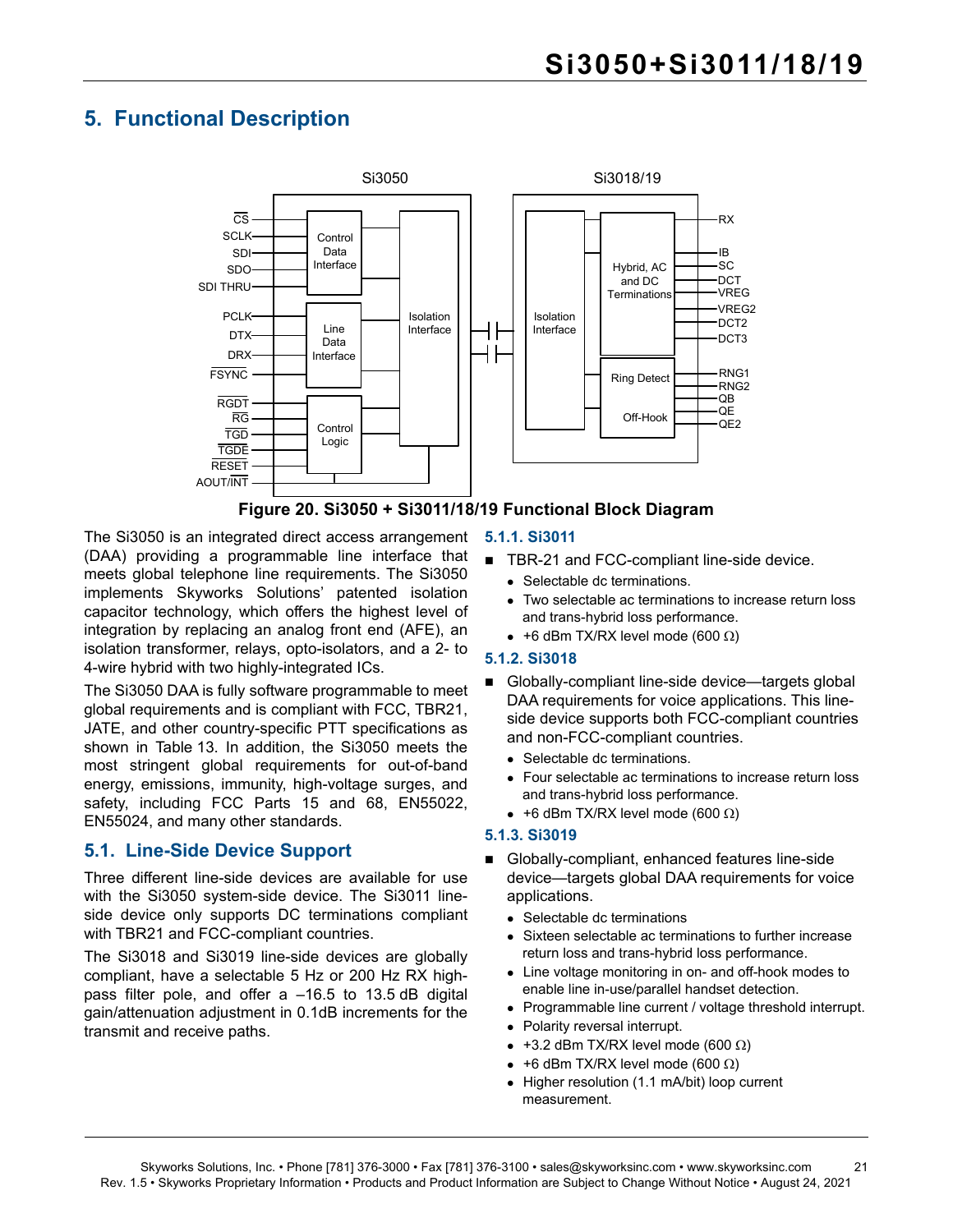# 5. Functional Description

Figure 20. Si3050 + Si3011/18/19 Functional Block Diagram

The Si3050 is an integrated direct access arrangement (DAA) providing a programmable line interface that meets global telephone line requirements. The Si3050 implements Skyworks Solutions' patented isolation capacitor technology, which offers the highest level of integration by replacing an analog front end (AFE), an isolation transformer, relays, opto-isolators, and a 2- to 4-wire hybrid with two highly-integrated ICs.

The Si3050 DAA is fully software programmable to meet global requirements and is compliant with FCC, TBR21, JATE, and other country-specific PTT specifications as shown in Table 13. In addition, the Si3050 meets the most stringent global requirements for out-of-band energy, emissions, immunity, high-voltage surges, and safety, including FCC Parts 15 and 68, EN55022, EN55024, and many other standards.

## 5.1. Line-Side Device Support

Three different line-side devices are available for use with the Si3050 system-side device. The Si3011 line-side device only supports DC terminations compliant with TBR21 and FCC-compliant countries.

The Si3018 and Si3019 line-side devices are globally compliant, have a selectable 5 Hz or 200 Hz RX high-pass filter pole, and offer a –16.5 to 13.5 dB digital gain/attenuation adjustment in 0.1dB increments for the transmit and receive paths.

### 5.1.1. Si3011

- TBR-21 and FCC-compliant line-side device.
  - Selectable dc terminations.
  - Two selectable ac terminations to increase return loss and trans-hybrid loss performance.
  - +6 dBm TX/RX level mode (600 Ω)

### 5.1.2. Si3018

- Globally-compliant line-side device—targets global DAA requirements for voice applications. This line-side device supports both FCC-compliant countries and non-FCC-compliant countries.
  - Selectable dc terminations.
  - Four selectable ac terminations to increase return loss and trans-hybrid loss performance.
  - +6 dBm TX/RX level mode (600 Ω)

### 5.1.3. Si3019

- Globally-compliant, enhanced features line-side device—targets global DAA requirements for voice applications.
  - Selectable dc terminations
  - Sixteen selectable ac terminations to further increase return loss and trans-hybrid loss performance.
  - Line voltage monitoring in on- and off-hook modes to enable line in-use/parallel handset detection.
  - Programmable line current / voltage threshold interrupt.
  - Polarity reversal interrupt.
  - +3.2 dBm TX/RX level mode (600 Ω)
  - +6 dBm TX/RX level mode (600 Ω)
  - Higher resolution (1.1 mA/bit) loop current measurement.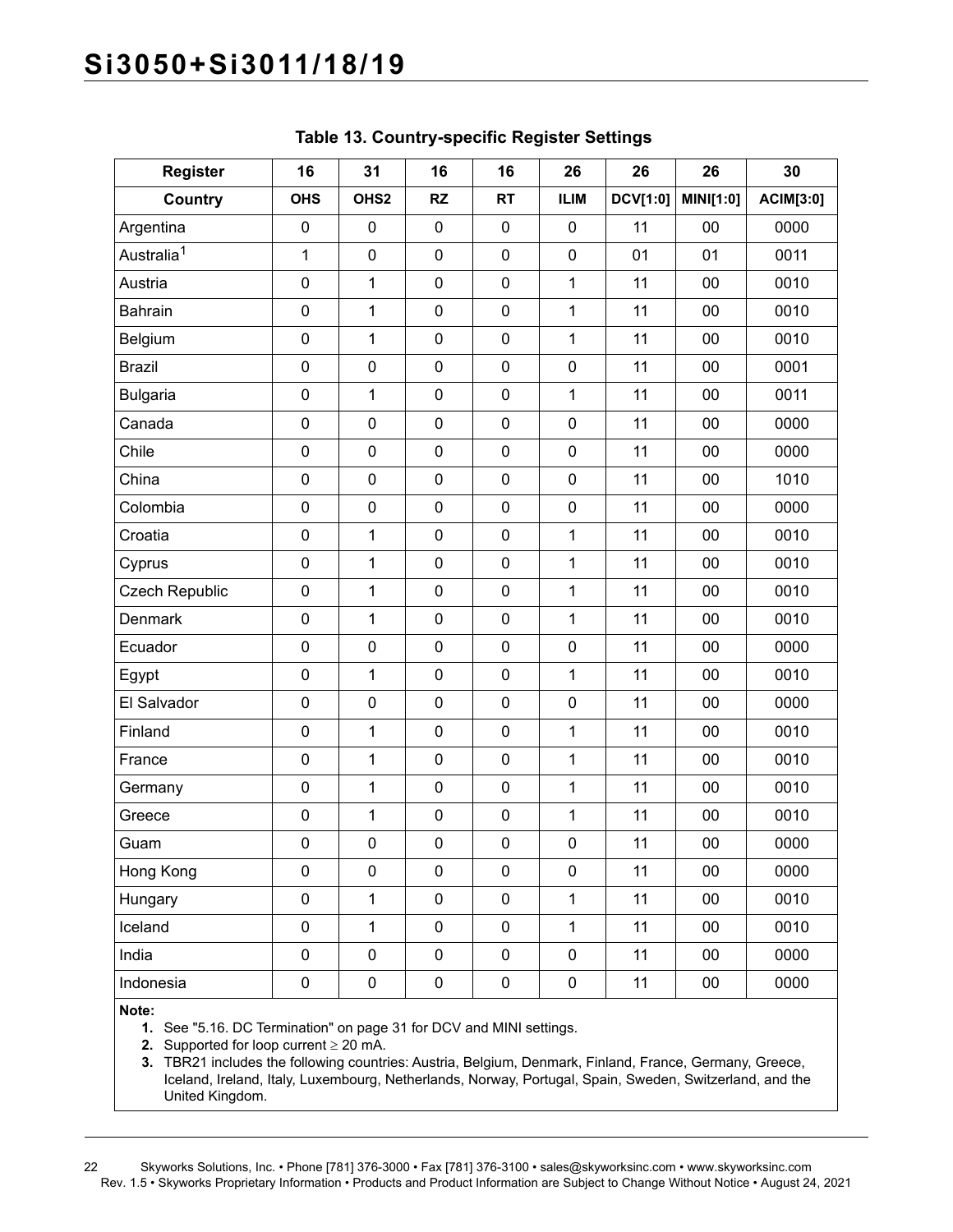**Table 13. Country-specific Register Settings**

| Register | 16 | 31 | 16 | 16 | 26 | 26 | 26 | 30 |
|---|---|---|---|---|---|---|---|---|
| **Country** | **OHS** | **OHS2** | **RZ** | **RT** | **ILIM** | **DCV[1:0]** | **MINI[1:0]** | **ACIM[3:0]** |
| Argentina | 0 | 0 | 0 | 0 | 0 | 11 | 00 | 0000 |
| Australia[1] | 1 | 0 | 0 | 0 | 0 | 01 | 01 | 0011 |
| Austria | 0 | 1 | 0 | 0 | 1 | 11 | 00 | 0010 |
| Bahrain | 0 | 1 | 0 | 0 | 1 | 11 | 00 | 0010 |
| Belgium | 0 | 1 | 0 | 0 | 1 | 11 | 00 | 0010 |
| Brazil | 0 | 0 | 0 | 0 | 0 | 11 | 00 | 0001 |
| Bulgaria | 0 | 1 | 0 | 0 | 1 | 11 | 00 | 0011 |
| Canada | 0 | 0 | 0 | 0 | 0 | 11 | 00 | 0000 |
| Chile | 0 | 0 | 0 | 0 | 0 | 11 | 00 | 0000 |
| China | 0 | 0 | 0 | 0 | 0 | 11 | 00 | 1010 |
| Colombia | 0 | 0 | 0 | 0 | 0 | 11 | 00 | 0000 |
| Croatia | 0 | 1 | 0 | 0 | 1 | 11 | 00 | 0010 |
| Cyprus | 0 | 1 | 0 | 0 | 1 | 11 | 00 | 0010 |
| Czech Republic | 0 | 1 | 0 | 0 | 1 | 11 | 00 | 0010 |
| Denmark | 0 | 1 | 0 | 0 | 1 | 11 | 00 | 0010 |
| Ecuador | 0 | 0 | 0 | 0 | 0 | 11 | 00 | 0000 |
| Egypt | 0 | 1 | 0 | 0 | 1 | 11 | 00 | 0010 |
| El Salvador | 0 | 0 | 0 | 0 | 0 | 11 | 00 | 0000 |
| Finland | 0 | 1 | 0 | 0 | 1 | 11 | 00 | 0010 |
| France | 0 | 1 | 0 | 0 | 1 | 11 | 00 | 0010 |
| Germany | 0 | 1 | 0 | 0 | 1 | 11 | 00 | 0010 |
| Greece | 0 | 1 | 0 | 0 | 1 | 11 | 00 | 0010 |
| Guam | 0 | 0 | 0 | 0 | 0 | 11 | 00 | 0000 |
| Hong Kong | 0 | 0 | 0 | 0 | 0 | 11 | 00 | 0000 |
| Hungary | 0 | 1 | 0 | 0 | 1 | 11 | 00 | 0010 |
| Iceland | 0 | 1 | 0 | 0 | 1 | 11 | 00 | 0010 |
| India | 0 | 0 | 0 | 0 | 0 | 11 | 00 | 0000 |
| Indonesia | 0 | 0 | 0 | 0 | 0 | 11 | 00 | 0000 |

**Note:**

1. See "5.16. DC Termination" on page 31 for DCV and MINI settings.
2. Supported for loop current ≥ 20 mA.
3. TBR21 includes the following countries: Austria, Belgium, Denmark, Finland, France, Germany, Greece, Iceland, Ireland, Italy, Luxembourg, Netherlands, Norway, Portugal, Spain, Sweden, Switzerland, and the United Kingdom.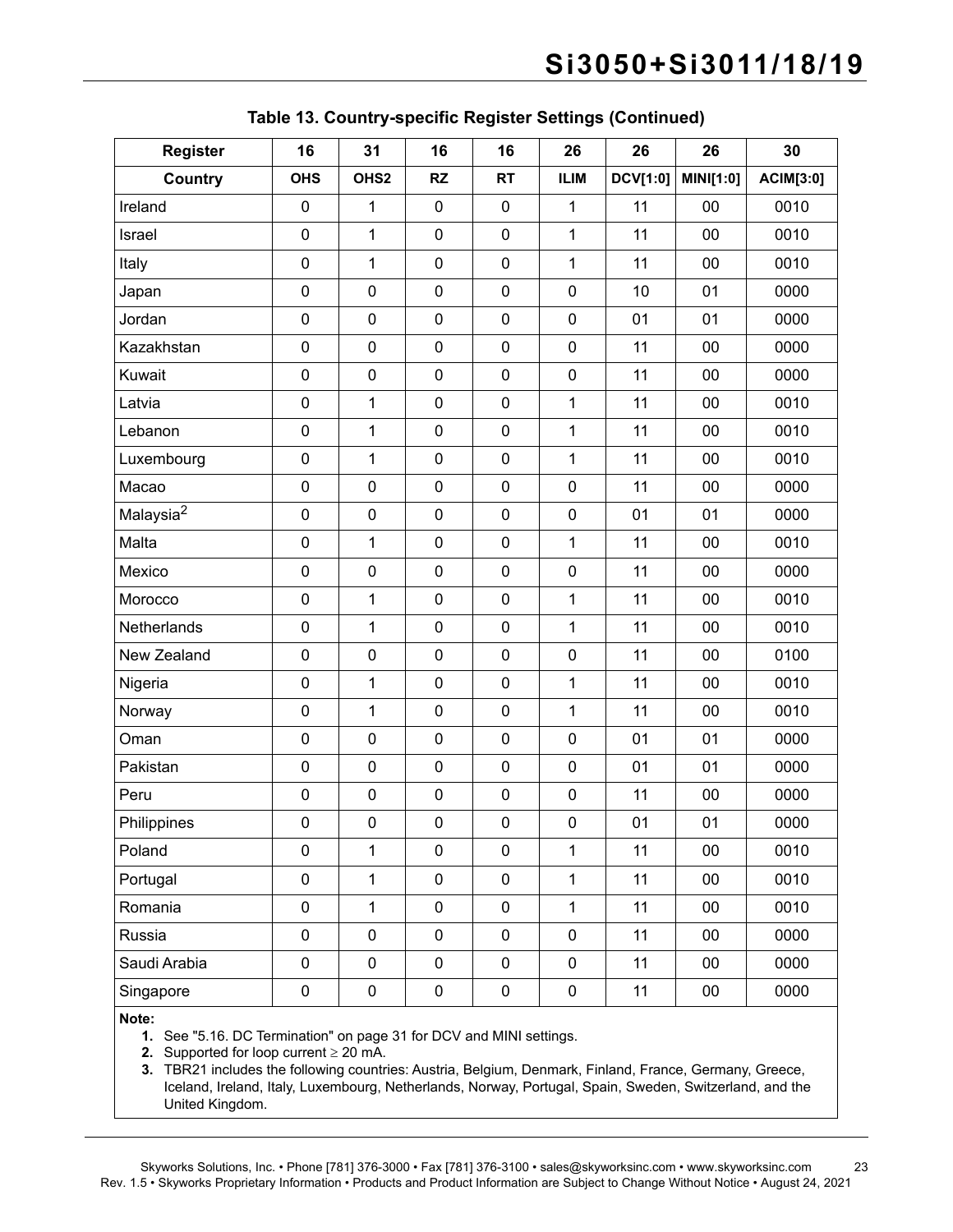**Table 13. Country-specific Register Settings (Continued)**

| Register | 16 | 31 | 16 | 16 | 26 | 26 | 26 | 30 |
|---|---|---|---|---|---|---|---|---|
| **Country** | **OHS** | **OHS2** | **RZ** | **RT** | **ILIM** | **DCV[1:0]** | **MINI[1:0]** | **ACIM[3:0]** |
| Ireland | 0 | 1 | 0 | 0 | 1 | 11 | 00 | 0010 |
| Israel | 0 | 1 | 0 | 0 | 1 | 11 | 00 | 0010 |
| Italy | 0 | 1 | 0 | 0 | 1 | 11 | 00 | 0010 |
| Japan | 0 | 0 | 0 | 0 | 0 | 10 | 01 | 0000 |
| Jordan | 0 | 0 | 0 | 0 | 0 | 01 | 01 | 0000 |
| Kazakhstan | 0 | 0 | 0 | 0 | 0 | 11 | 00 | 0000 |
| Kuwait | 0 | 0 | 0 | 0 | 0 | 11 | 00 | 0000 |
| Latvia | 0 | 1 | 0 | 0 | 1 | 11 | 00 | 0010 |
| Lebanon | 0 | 1 | 0 | 0 | 1 | 11 | 00 | 0010 |
| Luxembourg | 0 | 1 | 0 | 0 | 1 | 11 | 00 | 0010 |
| Macao | 0 | 0 | 0 | 0 | 0 | 11 | 00 | 0000 |
| Malaysia[2] | 0 | 0 | 0 | 0 | 0 | 01 | 01 | 0000 |
| Malta | 0 | 1 | 0 | 0 | 1 | 11 | 00 | 0010 |
| Mexico | 0 | 0 | 0 | 0 | 0 | 11 | 00 | 0000 |
| Morocco | 0 | 1 | 0 | 0 | 1 | 11 | 00 | 0010 |
| Netherlands | 0 | 1 | 0 | 0 | 1 | 11 | 00 | 0010 |
| New Zealand | 0 | 0 | 0 | 0 | 0 | 11 | 00 | 0100 |
| Nigeria | 0 | 1 | 0 | 0 | 1 | 11 | 00 | 0010 |
| Norway | 0 | 1 | 0 | 0 | 1 | 11 | 00 | 0010 |
| Oman | 0 | 0 | 0 | 0 | 0 | 01 | 01 | 0000 |
| Pakistan | 0 | 0 | 0 | 0 | 0 | 01 | 01 | 0000 |
| Peru | 0 | 0 | 0 | 0 | 0 | 11 | 00 | 0000 |
| Philippines | 0 | 0 | 0 | 0 | 0 | 01 | 01 | 0000 |
| Poland | 0 | 1 | 0 | 0 | 1 | 11 | 00 | 0010 |
| Portugal | 0 | 1 | 0 | 0 | 1 | 11 | 00 | 0010 |
| Romania | 0 | 1 | 0 | 0 | 1 | 11 | 00 | 0010 |
| Russia | 0 | 0 | 0 | 0 | 0 | 11 | 00 | 0000 |
| Saudi Arabia | 0 | 0 | 0 | 0 | 0 | 11 | 00 | 0000 |
| Singapore | 0 | 0 | 0 | 0 | 0 | 11 | 00 | 0000 |

**Note:**

1. See "5.16. DC Termination" on page 31 for DCV and MINI settings.
2. Supported for loop current ≥ 20 mA.
3. TBR21 includes the following countries: Austria, Belgium, Denmark, Finland, France, Germany, Greece, Iceland, Ireland, Italy, Luxembourg, Netherlands, Norway, Portugal, Spain, Sweden, Switzerland, and the United Kingdom.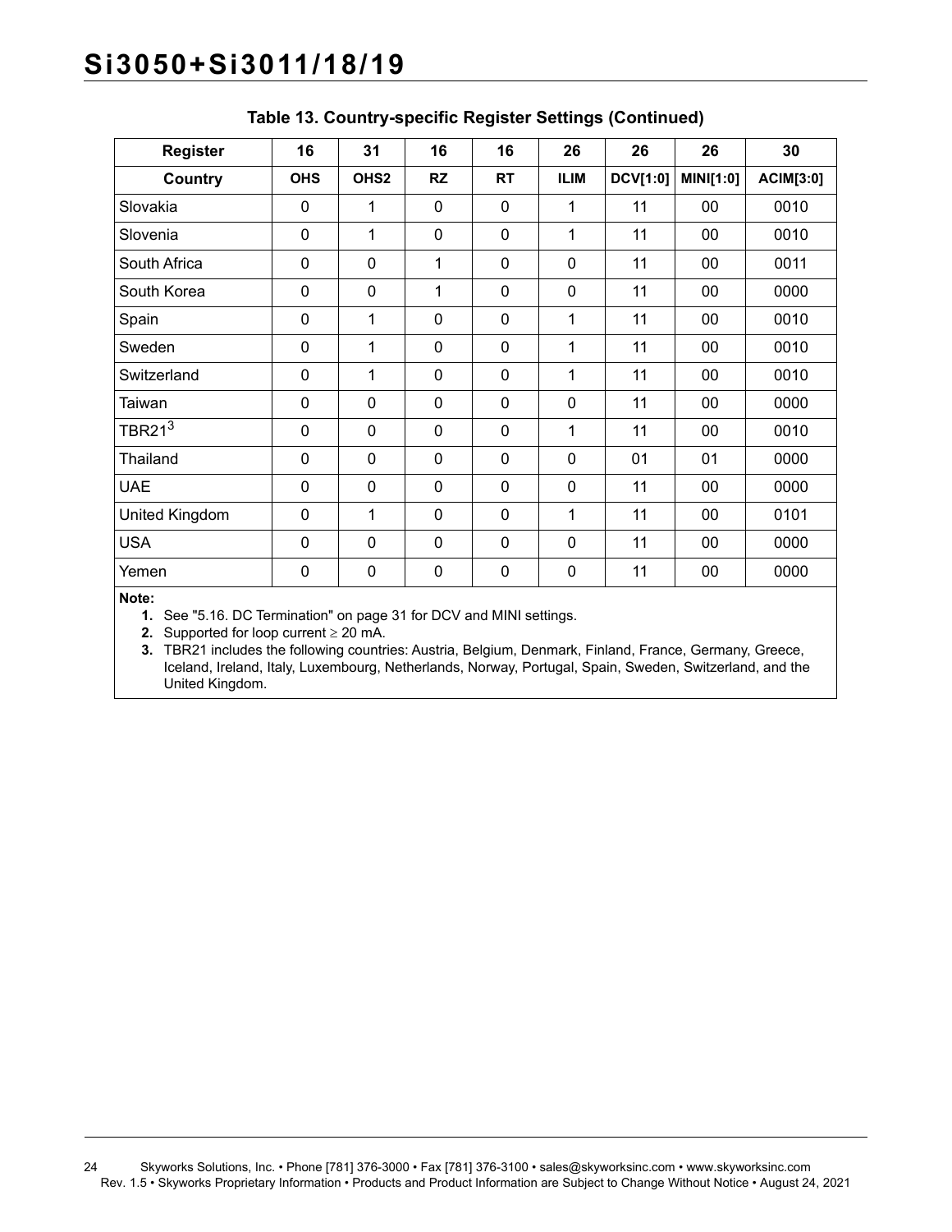**Table 13. Country-specific Register Settings (Continued)**

| Register | 16 | 31 | 16 | 16 | 26 | 26 | 26 | 30 |
|---|---|---|---|---|---|---|---|---|
| **Country** | **OHS** | **OHS2** | **RZ** | **RT** | **ILIM** | **DCV[1:0]** | **MINI[1:0]** | **ACIM[3:0]** |
| Slovakia | 0 | 1 | 0 | 0 | 1 | 11 | 00 | 0010 |
| Slovenia | 0 | 1 | 0 | 0 | 1 | 11 | 00 | 0010 |
| South Africa | 0 | 0 | 1 | 0 | 0 | 11 | 00 | 0011 |
| South Korea | 0 | 0 | 1 | 0 | 0 | 11 | 00 | 0000 |
| Spain | 0 | 1 | 0 | 0 | 1 | 11 | 00 | 0010 |
| Sweden | 0 | 1 | 0 | 0 | 1 | 11 | 00 | 0010 |
| Switzerland | 0 | 1 | 0 | 0 | 1 | 11 | 00 | 0010 |
| Taiwan | 0 | 0 | 0 | 0 | 0 | 11 | 00 | 0000 |
| TBR21[3] | 0 | 0 | 0 | 0 | 1 | 11 | 00 | 0010 |
| Thailand | 0 | 0 | 0 | 0 | 0 | 01 | 01 | 0000 |
| UAE | 0 | 0 | 0 | 0 | 0 | 11 | 00 | 0000 |
| United Kingdom | 0 | 1 | 0 | 0 | 1 | 11 | 00 | 0101 |
| USA | 0 | 0 | 0 | 0 | 0 | 11 | 00 | 0000 |
| Yemen | 0 | 0 | 0 | 0 | 0 | 11 | 00 | 0000 |

**Note:**

1. See "5.16. DC Termination" on page 31 for DCV and MINI settings.
2. Supported for loop current ≥ 20 mA.
3. TBR21 includes the following countries: Austria, Belgium, Denmark, Finland, France, Germany, Greece, Iceland, Ireland, Italy, Luxembourg, Netherlands, Norway, Portugal, Spain, Sweden, Switzerland, and the United Kingdom.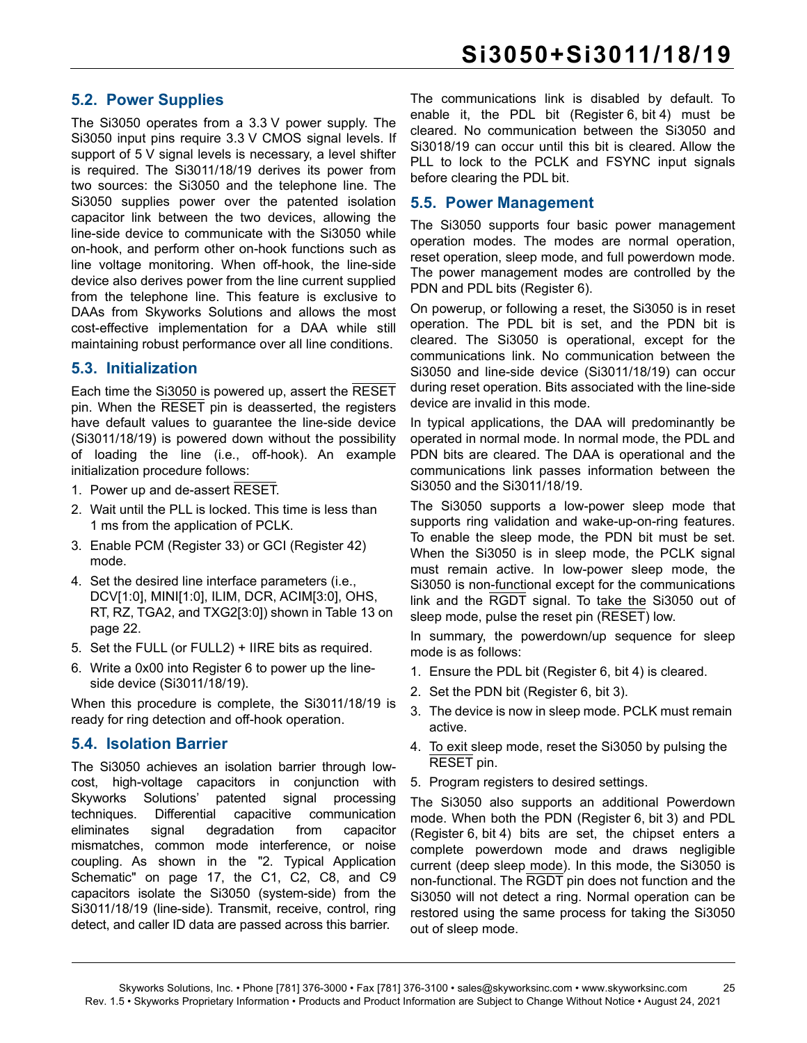## 5.2. Power Supplies

The Si3050 operates from a 3.3 V power supply. The Si3050 input pins require 3.3 V CMOS signal levels. If support of 5 V signal levels is necessary, a level shifter is required. The Si3011/18/19 derives its power from two sources: the Si3050 and the telephone line. The Si3050 supplies power over the patented isolation capacitor link between the two devices, allowing the line-side device to communicate with the Si3050 while on-hook, and perform other on-hook functions such as line voltage monitoring. When off-hook, the line-side device also derives power from the line current supplied from the telephone line. This feature is exclusive to DAAs from Skyworks Solutions and allows the most cost-effective implementation for a DAA while still maintaining robust performance over all line conditions.

## 5.3. Initialization

Each time the Si3050 is powered up, assert the RESET pin. When the RESET pin is deasserted, the registers have default values to guarantee the line-side device (Si3011/18/19) is powered down without the possibility of loading the line (i.e., off-hook). An example initialization procedure follows:

1. Power up and de-assert RESET.
2. Wait until the PLL is locked. This time is less than 1 ms from the application of PCLK.
3. Enable PCM (Register 33) or GCI (Register 42) mode.
4. Set the desired line interface parameters (i.e., DCV[1:0], MINI[1:0], ILIM, DCR, ACIM[3:0], OHS, RT, RZ, TGA2, and TXG2[3:0]) shown in Table 13 on page 22.
5. Set the FULL (or FULL2) + IIRE bits as required.
6. Write a 0x00 into Register 6 to power up the line-side device (Si3011/18/19).

When this procedure is complete, the Si3011/18/19 is ready for ring detection and off-hook operation.

## 5.4. Isolation Barrier

The Si3050 achieves an isolation barrier through low-cost, high-voltage capacitors in conjunction with Skyworks Solutions' patented signal processing techniques. Differential capacitive communication eliminates signal degradation from capacitor mismatches, common mode interference, or noise coupling. As shown in the "2. Typical Application Schematic" on page 17, the C1, C2, C8, and C9 capacitors isolate the Si3050 (system-side) from the Si3011/18/19 (line-side). Transmit, receive, control, ring detect, and caller ID data are passed across this barrier.

The communications link is disabled by default. To enable it, the PDL bit (Register 6, bit 4) must be cleared. No communication between the Si3050 and Si3018/19 can occur until this bit is cleared. Allow the PLL to lock to the PCLK and FSYNC input signals before clearing the PDL bit.

## 5.5. Power Management

The Si3050 supports four basic power management operation modes. The modes are normal operation, reset operation, sleep mode, and full powerdown mode. The power management modes are controlled by the PDN and PDL bits (Register 6).

On powerup, or following a reset, the Si3050 is in reset operation. The PDL bit is set, and the PDN bit is cleared. The Si3050 is operational, except for the communications link. No communication between the Si3050 and line-side device (Si3011/18/19) can occur during reset operation. Bits associated with the line-side device are invalid in this mode.

In typical applications, the DAA will predominantly be operated in normal mode. In normal mode, the PDL and PDN bits are cleared. The DAA is operational and the communications link passes information between the Si3050 and the Si3011/18/19.

The Si3050 supports a low-power sleep mode that supports ring validation and wake-up-on-ring features. To enable the sleep mode, the PDN bit must be set. When the Si3050 is in sleep mode, the PCLK signal must remain active. In low-power sleep mode, the Si3050 is non-functional except for the communications link and the RGDT signal. To take the Si3050 out of sleep mode, pulse the reset pin (RESET) low.

In summary, the powerdown/up sequence for sleep mode is as follows:

1. Ensure the PDL bit (Register 6, bit 4) is cleared.
2. Set the PDN bit (Register 6, bit 3).
3. The device is now in sleep mode. PCLK must remain active.
4. To exit sleep mode, reset the Si3050 by pulsing the RESET pin.
5. Program registers to desired settings.

The Si3050 also supports an additional Powerdown mode. When both the PDN (Register 6, bit 3) and PDL (Register 6, bit 4) bits are set, the chipset enters a complete powerdown mode and draws negligible current (deep sleep mode). In this mode, the Si3050 is non-functional. The RGDT pin does not function and the Si3050 will not detect a ring. Normal operation can be restored using the same process for taking the Si3050 out of sleep mode.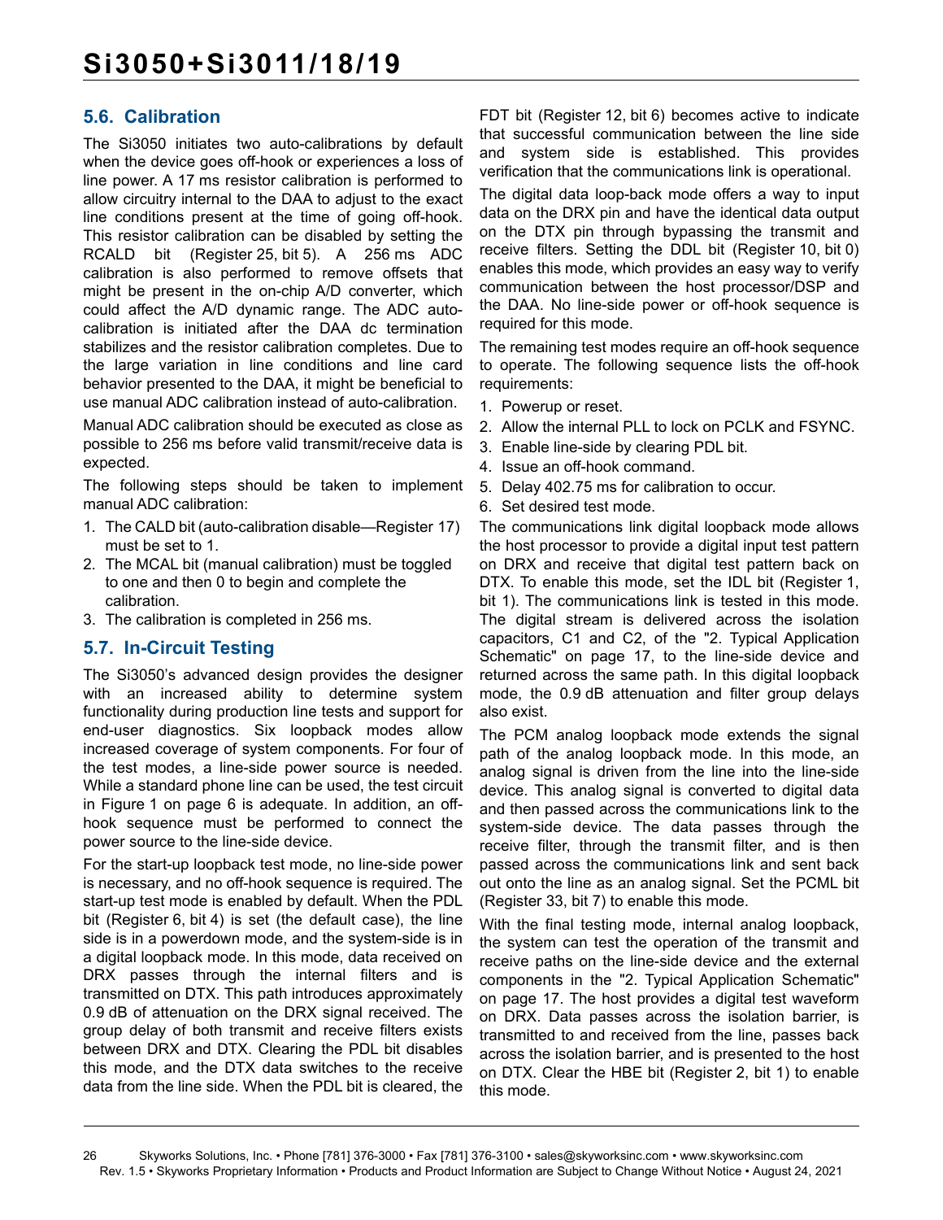## 5.6. Calibration

The Si3050 initiates two auto-calibrations by default when the device goes off-hook or experiences a loss of line power. A 17 ms resistor calibration is performed to allow circuitry internal to the DAA to adjust to the exact line conditions present at the time of going off-hook. This resistor calibration can be disabled by setting the RCALD bit (Register 25, bit 5). A 256 ms ADC calibration is also performed to remove offsets that might be present in the on-chip A/D converter, which could affect the A/D dynamic range. The ADC auto-calibration is initiated after the DAA dc termination stabilizes and the resistor calibration completes. Due to the large variation in line conditions and line card behavior presented to the DAA, it might be beneficial to use manual ADC calibration instead of auto-calibration.

Manual ADC calibration should be executed as close as possible to 256 ms before valid transmit/receive data is expected.

The following steps should be taken to implement manual ADC calibration:

1. The CALD bit (auto-calibration disable—Register 17) must be set to 1.
2. The MCAL bit (manual calibration) must be toggled to one and then 0 to begin and complete the calibration.
3. The calibration is completed in 256 ms.

## 5.7. In-Circuit Testing

The Si3050's advanced design provides the designer with an increased ability to determine system functionality during production line tests and support for end-user diagnostics. Six loopback modes allow increased coverage of system components. For four of the test modes, a line-side power source is needed. While a standard phone line can be used, the test circuit in Figure 1 on page 6 is adequate. In addition, an off-hook sequence must be performed to connect the power source to the line-side device.

For the start-up loopback test mode, no line-side power is necessary, and no off-hook sequence is required. The start-up test mode is enabled by default. When the PDL bit (Register 6, bit 4) is set (the default case), the line side is in a powerdown mode, and the system-side is in a digital loopback mode. In this mode, data received on DRX passes through the internal filters and is transmitted on DTX. This path introduces approximately 0.9 dB of attenuation on the DRX signal received. The group delay of both transmit and receive filters exists between DRX and DTX. Clearing the PDL bit disables this mode, and the DTX data switches to the receive data from the line side. When the PDL bit is cleared, the FDT bit (Register 12, bit 6) becomes active to indicate that successful communication between the line side and system side is established. This provides verification that the communications link is operational.

The digital data loop-back mode offers a way to input data on the DRX pin and have the identical data output on the DTX pin through bypassing the transmit and receive filters. Setting the DDL bit (Register 10, bit 0) enables this mode, which provides an easy way to verify communication between the host processor/DSP and the DAA. No line-side power or off-hook sequence is required for this mode.

The remaining test modes require an off-hook sequence to operate. The following sequence lists the off-hook requirements:

1. Powerup or reset.
2. Allow the internal PLL to lock on PCLK and FSYNC.
3. Enable line-side by clearing PDL bit.
4. Issue an off-hook command.
5. Delay 402.75 ms for calibration to occur.
6. Set desired test mode.

The communications link digital loopback mode allows the host processor to provide a digital input test pattern on DRX and receive that digital test pattern back on DTX. To enable this mode, set the IDL bit (Register 1, bit 1). The communications link is tested in this mode. The digital stream is delivered across the isolation capacitors, C1 and C2, of the "2. Typical Application Schematic" on page 17, to the line-side device and returned across the same path. In this digital loopback mode, the 0.9 dB attenuation and filter group delays also exist.

The PCM analog loopback mode extends the signal path of the analog loopback mode. In this mode, an analog signal is driven from the line into the line-side device. This analog signal is converted to digital data and then passed across the communications link to the system-side device. The data passes through the receive filter, through the transmit filter, and is then passed across the communications link and sent back out onto the line as an analog signal. Set the PCML bit (Register 33, bit 7) to enable this mode.

With the final testing mode, internal analog loopback, the system can test the operation of the transmit and receive paths on the line-side device and the external components in the "2. Typical Application Schematic" on page 17. The host provides a digital test waveform on DRX. Data passes across the isolation barrier, is transmitted to and received from the line, passes back across the isolation barrier, and is presented to the host on DTX. Clear the HBE bit (Register 2, bit 1) to enable this mode.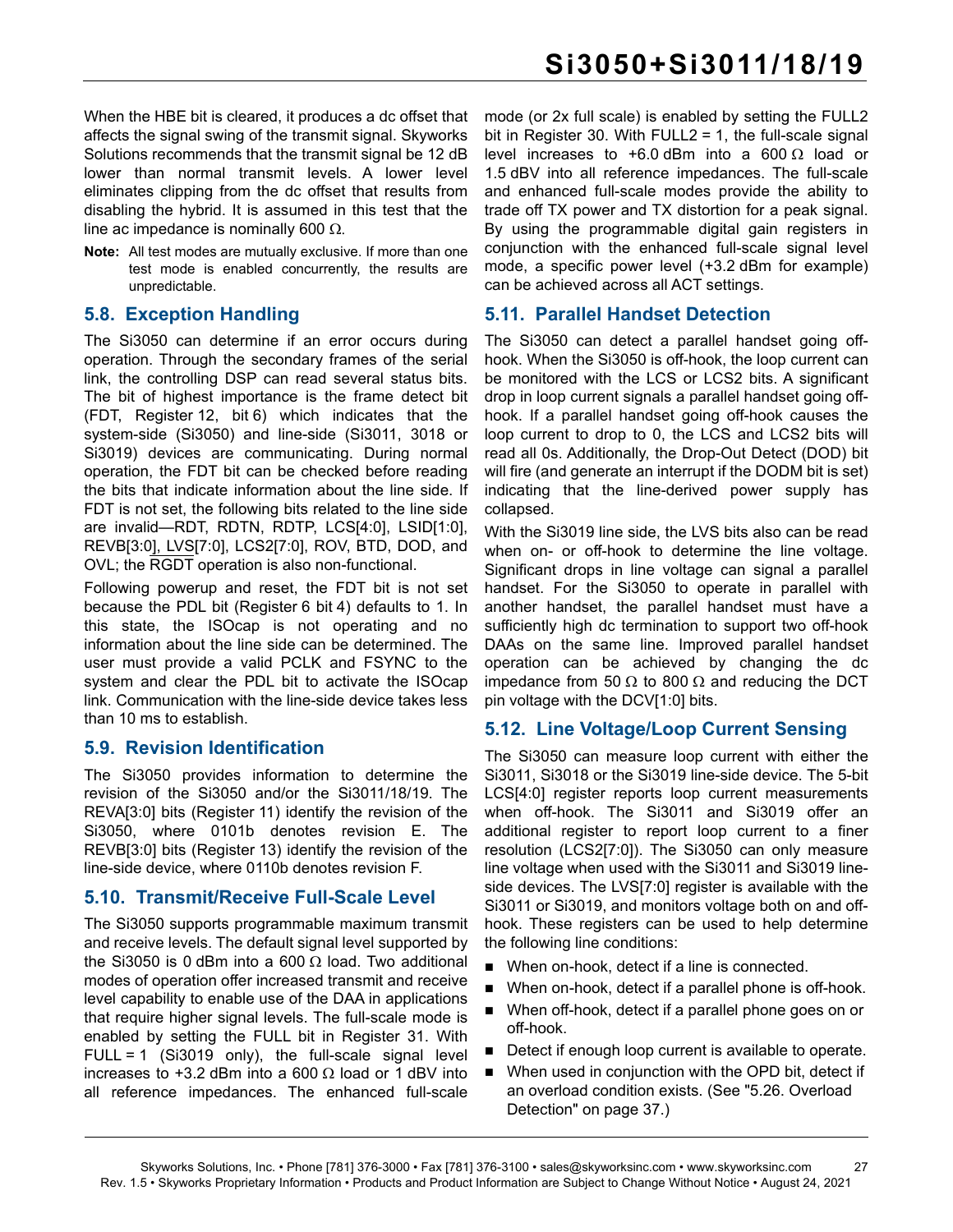When the HBE bit is cleared, it produces a dc offset that affects the signal swing of the transmit signal. Skyworks Solutions recommends that the transmit signal be 12 dB lower than normal transmit levels. A lower level eliminates clipping from the dc offset that results from disabling the hybrid. It is assumed in this test that the line ac impedance is nominally 600 Ω.

**Note:** All test modes are mutually exclusive. If more than one test mode is enabled concurrently, the results are unpredictable.

## 5.8. Exception Handling

The Si3050 can determine if an error occurs during operation. Through the secondary frames of the serial link, the controlling DSP can read several status bits. The bit of highest importance is the frame detect bit (FDT, Register 12, bit 6) which indicates that the system-side (Si3050) and line-side (Si3011, 3018 or Si3019) devices are communicating. During normal operation, the FDT bit can be checked before reading the bits that indicate information about the line side. If FDT is not set, the following bits related to the line side are invalid—RDT, RDTN, RDTP, LCS[4:0], LSID[1:0], REVB[3:0], LVS[7:0], LCS2[7:0], ROV, BTD, DOD, and OVL; the $\overline{\text{RGDT}}$ operation is also non-functional.

Following powerup and reset, the FDT bit is not set because the PDL bit (Register 6 bit 4) defaults to 1. In this state, the ISOcap is not operating and no information about the line side can be determined. The user must provide a valid PCLK and FSYNC to the system and clear the PDL bit to activate the ISOcap link. Communication with the line-side device takes less than 10 ms to establish.

## 5.9. Revision Identification

The Si3050 provides information to determine the revision of the Si3050 and/or the Si3011/18/19. The REVA[3:0] bits (Register 11) identify the revision of the Si3050, where 0101b denotes revision E. The REVB[3:0] bits (Register 13) identify the revision of the line-side device, where 0110b denotes revision F.

## 5.10. Transmit/Receive Full-Scale Level

The Si3050 supports programmable maximum transmit and receive levels. The default signal level supported by the Si3050 is 0 dBm into a 600 Ω load. Two additional modes of operation offer increased transmit and receive level capability to enable use of the DAA in applications that require higher signal levels. The full-scale mode is enabled by setting the FULL bit in Register 31. With FULL = 1 (Si3019 only), the full-scale signal level increases to +3.2 dBm into a 600 Ω load or 1 dBV into all reference impedances. The enhanced full-scale mode (or 2x full scale) is enabled by setting the FULL2 bit in Register 30. With FULL2 = 1, the full-scale signal level increases to +6.0 dBm into a 600 Ω load or 1.5 dBV into all reference impedances. The full-scale and enhanced full-scale modes provide the ability to trade off TX power and TX distortion for a peak signal. By using the programmable digital gain registers in conjunction with the enhanced full-scale signal level mode, a specific power level (+3.2 dBm for example) can be achieved across all ACT settings.

## 5.11. Parallel Handset Detection

The Si3050 can detect a parallel handset going off-hook. When the Si3050 is off-hook, the loop current can be monitored with the LCS or LCS2 bits. A significant drop in loop current signals a parallel handset going off-hook. If a parallel handset going off-hook causes the loop current to drop to 0, the LCS and LCS2 bits will read all 0s. Additionally, the Drop-Out Detect (DOD) bit will fire (and generate an interrupt if the DODM bit is set) indicating that the line-derived power supply has collapsed.

With the Si3019 line side, the LVS bits also can be read when on- or off-hook to determine the line voltage. Significant drops in line voltage can signal a parallel handset. For the Si3050 to operate in parallel with another handset, the parallel handset must have a sufficiently high dc termination to support two off-hook DAAs on the same line. Improved parallel handset operation can be achieved by changing the dc impedance from 50 Ω to 800 Ω and reducing the DCT pin voltage with the DCV[1:0] bits.

## 5.12. Line Voltage/Loop Current Sensing

The Si3050 can measure loop current with either the Si3011, Si3018 or the Si3019 line-side device. The 5-bit LCS[4:0] register reports loop current measurements when off-hook. The Si3011 and Si3019 offer an additional register to report loop current to a finer resolution (LCS2[7:0]). The Si3050 can only measure line voltage when used with the Si3011 and Si3019 line-side devices. The LVS[7:0] register is available with the Si3011 or Si3019, and monitors voltage both on and off-hook. These registers can be used to help determine the following line conditions:

- When on-hook, detect if a line is connected.
- When on-hook, detect if a parallel phone is off-hook.
- When off-hook, detect if a parallel phone goes on or off-hook.
- Detect if enough loop current is available to operate.
- When used in conjunction with the OPD bit, detect if an overload condition exists. (See "5.26. Overload Detection" on page 37.)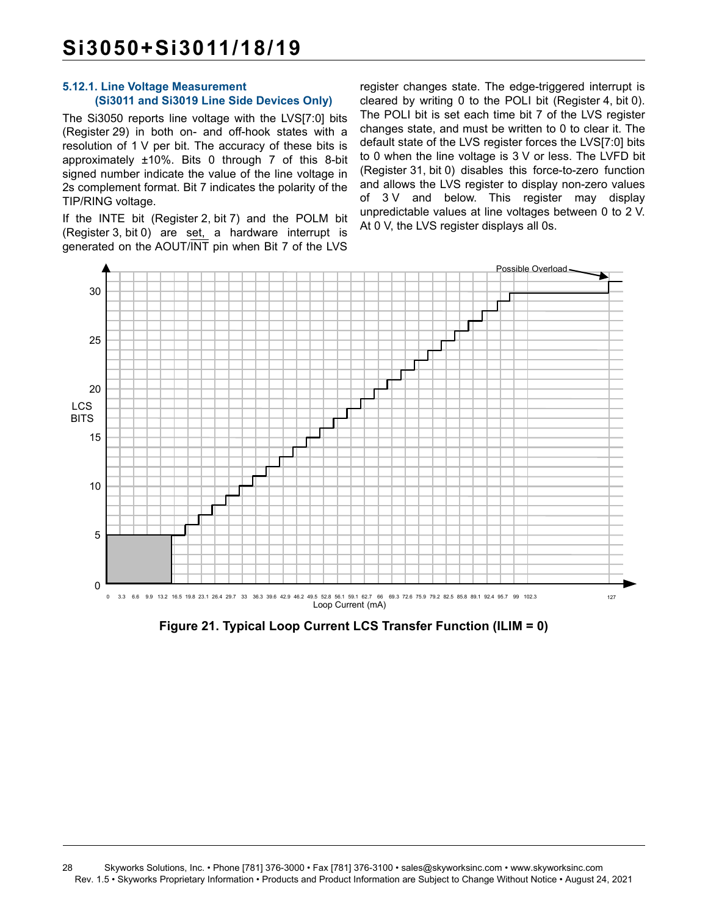#### 5.12.1. Line Voltage Measurement (Si3011 and Si3019 Line Side Devices Only)

The Si3050 reports line voltage with the LVS[7:0] bits (Register 29) in both on- and off-hook states with a resolution of 1 V per bit. The accuracy of these bits is approximately ±10%. Bits 0 through 7 of this 8-bit signed number indicate the value of the line voltage in 2s complement format. Bit 7 indicates the polarity of the TIP/RING voltage.

If the INTE bit (Register 2, bit 7) and the POLM bit (Register 3, bit 0) are set, a hardware interrupt is generated on the AOUT/$\overline{\text{INT}}$ pin when Bit 7 of the LVS register changes state. The edge-triggered interrupt is cleared by writing 0 to the POLI bit (Register 4, bit 0). The POLI bit is set each time bit 7 of the LVS register changes state, and must be written to 0 to clear it. The default state of the LVS register forces the LVS[7:0] bits to 0 when the line voltage is 3 V or less. The LVFD bit (Register 31, bit 0) disables this force-to-zero function and allows the LVS register to display non-zero values of 3 V and below. This register may display unpredictable values at line voltages between 0 to 2 V. At 0 V, the LVS register displays all 0s.

**Figure 21. Typical Loop Current LCS Transfer Function (ILIM = 0)**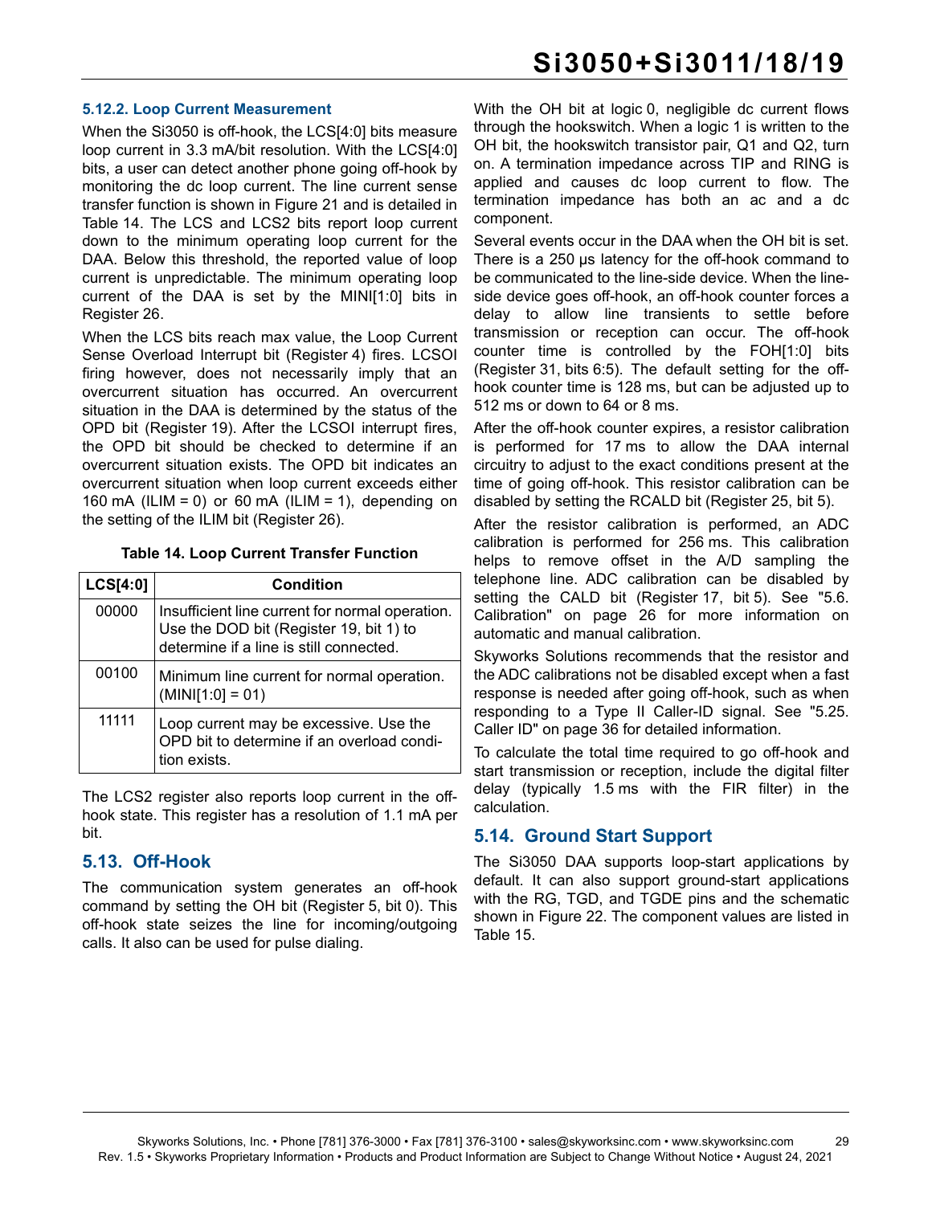### 5.12.2. Loop Current Measurement

When the Si3050 is off-hook, the LCS[4:0] bits measure loop current in 3.3 mA/bit resolution. With the LCS[4:0] bits, a user can detect another phone going off-hook by monitoring the dc loop current. The line current sense transfer function is shown in Figure 21 and is detailed in Table 14. The LCS and LCS2 bits report loop current down to the minimum operating loop current for the DAA. Below this threshold, the reported value of loop current is unpredictable. The minimum operating loop current of the DAA is set by the MINI[1:0] bits in Register 26.

When the LCS bits reach max value, the Loop Current Sense Overload Interrupt bit (Register 4) fires. LCSOI firing however, does not necessarily imply that an overcurrent situation has occurred. An overcurrent situation in the DAA is determined by the status of the OPD bit (Register 19). After the LCSOI interrupt fires, the OPD bit should be checked to determine if an overcurrent situation exists. The OPD bit indicates an overcurrent situation when loop current exceeds either 160 mA (ILIM = 0) or 60 mA (ILIM = 1), depending on the setting of the ILIM bit (Register 26).

**Table 14. Loop Current Transfer Function**

| LCS[4:0] | Condition |
|---|---|
| 00000 | Insufficient line current for normal operation. Use the DOD bit (Register 19, bit 1) to determine if a line is still connected. |
| 00100 | Minimum line current for normal operation. (MINI[1:0] = 01) |
| 11111 | Loop current may be excessive. Use the OPD bit to determine if an overload condition exists. |

The LCS2 register also reports loop current in the off-hook state. This register has a resolution of 1.1 mA per bit.

## 5.13. Off-Hook

The communication system generates an off-hook command by setting the OH bit (Register 5, bit 0). This off-hook state seizes the line for incoming/outgoing calls. It also can be used for pulse dialing.

With the OH bit at logic 0, negligible dc current flows through the hookswitch. When a logic 1 is written to the OH bit, the hookswitch transistor pair, Q1 and Q2, turn on. A termination impedance across TIP and RING is applied and causes dc loop current to flow. The termination impedance has both an ac and a dc component.

Several events occur in the DAA when the OH bit is set. There is a 250 µs latency for the off-hook command to be communicated to the line-side device. When the line-side device goes off-hook, an off-hook counter forces a delay to allow line transients to settle before transmission or reception can occur. The off-hook counter time is controlled by the FOH[1:0] bits (Register 31, bits 6:5). The default setting for the off-hook counter time is 128 ms, but can be adjusted up to 512 ms or down to 64 or 8 ms.

After the off-hook counter expires, a resistor calibration is performed for 17 ms to allow the DAA internal circuitry to adjust to the exact conditions present at the time of going off-hook. This resistor calibration can be disabled by setting the RCALD bit (Register 25, bit 5).

After the resistor calibration is performed, an ADC calibration is performed for 256 ms. This calibration helps to remove offset in the A/D sampling the telephone line. ADC calibration can be disabled by setting the CALD bit (Register 17, bit 5). See "5.6. Calibration" on page 26 for more information on automatic and manual calibration.

Skyworks Solutions recommends that the resistor and the ADC calibrations not be disabled except when a fast response is needed after going off-hook, such as when responding to a Type II Caller-ID signal. See "5.25. Caller ID" on page 36 for detailed information.

To calculate the total time required to go off-hook and start transmission or reception, include the digital filter delay (typically 1.5 ms with the FIR filter) in the calculation.

## 5.14. Ground Start Support

The Si3050 DAA supports loop-start applications by default. It can also support ground-start applications with the RG, TGD, and TGDE pins and the schematic shown in Figure 22. The component values are listed in Table 15.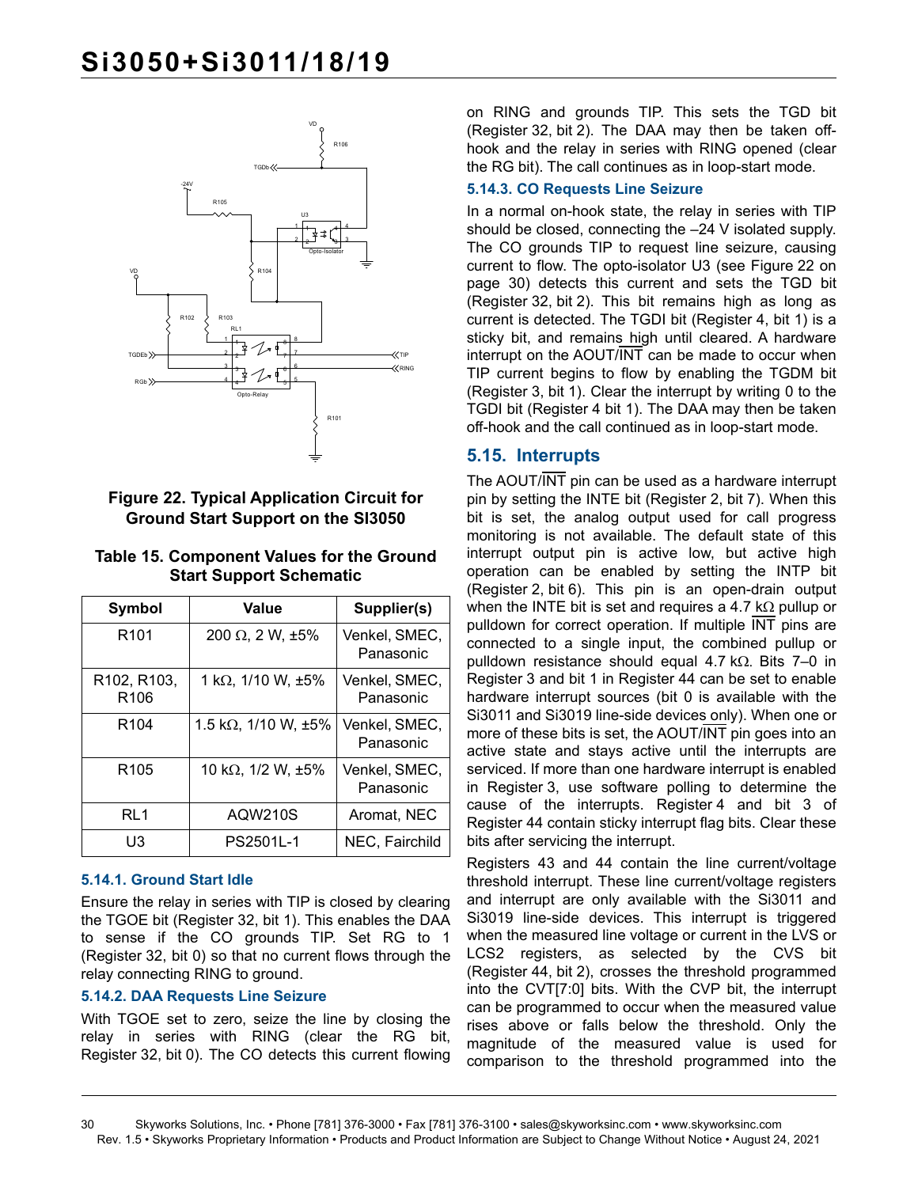Figure 22. Typical Application Circuit for Ground Start Support on the SI3050

**Table 15. Component Values for the Ground Start Support Schematic**

| Symbol | Value | Supplier(s) |
|---|---|---|
| R101 | 200 Ω, 2 W, ±5% | Venkel, SMEC, Panasonic |
| R102, R103, R106 | 1 kΩ, 1/10 W, ±5% | Venkel, SMEC, Panasonic |
| R104 | 1.5 kΩ, 1/10 W, ±5% | Venkel, SMEC, Panasonic |
| R105 | 10 kΩ, 1/2 W, ±5% | Venkel, SMEC, Panasonic |
| RL1 | AQW210S | Aromat, NEC |
| U3 | PS2501L-1 | NEC, Fairchild |

### 5.14.1. Ground Start Idle

Ensure the relay in series with TIP is closed by clearing the TGOE bit (Register 32, bit 1). This enables the DAA to sense if the CO grounds TIP. Set RG to 1 (Register 32, bit 0) so that no current flows through the relay connecting RING to ground.

### 5.14.2. DAA Requests Line Seizure

With TGOE set to zero, seize the line by closing the relay in series with RING (clear the RG bit, Register 32, bit 0). The CO detects this current flowing on RING and grounds TIP. This sets the TGD bit (Register 32, bit 2). The DAA may then be taken off-hook and the relay in series with RING opened (clear the RG bit). The call continues as in loop-start mode.

### 5.14.3. CO Requests Line Seizure

In a normal on-hook state, the relay in series with TIP should be closed, connecting the –24 V isolated supply. The CO grounds TIP to request line seizure, causing current to flow. The opto-isolator U3 (see Figure 22 on page 30) detects this current and sets the TGD bit (Register 32, bit 2). This bit remains high as long as current is detected. The TGDI bit (Register 4, bit 1) is a sticky bit, and remains high until cleared. A hardware interrupt on the AOUT/$\overline{\text{INT}}$ can be made to occur when TIP current begins to flow by enabling the TGDM bit (Register 3, bit 1). Clear the interrupt by writing 0 to the TGDI bit (Register 4 bit 1). The DAA may then be taken off-hook and the call continued as in loop-start mode.

## 5.15. Interrupts

The AOUT/$\overline{\text{INT}}$ pin can be used as a hardware interrupt pin by setting the INTE bit (Register 2, bit 7). When this bit is set, the analog output used for call progress monitoring is not available. The default state of this interrupt output pin is active low, but active high operation can be enabled by setting the INTP bit (Register 2, bit 6). This pin is an open-drain output when the INTE bit is set and requires a 4.7 kΩ pullup or pulldown for correct operation. If multiple $\overline{\text{INT}}$ pins are connected to a single input, the combined pullup or pulldown resistance should equal 4.7 kΩ. Bits 7–0 in Register 3 and bit 1 in Register 44 can be set to enable hardware interrupt sources (bit 0 is available with the Si3011 and Si3019 line-side devices only). When one or more of these bits is set, the AOUT/$\overline{\text{INT}}$ pin goes into an active state and stays active until the interrupts are serviced. If more than one hardware interrupt is enabled in Register 3, use software polling to determine the cause of the interrupts. Register 4 and bit 3 of Register 44 contain sticky interrupt flag bits. Clear these bits after servicing the interrupt.

Registers 43 and 44 contain the line current/voltage threshold interrupt. These line current/voltage registers and interrupt are only available with the Si3011 and Si3019 line-side devices. This interrupt is triggered when the measured line voltage or current in the LVS or LCS2 registers, as selected by the CVS bit (Register 44, bit 2), crosses the threshold programmed into the CVT[7:0] bits. With the CVP bit, the interrupt can be programmed to occur when the measured value rises above or falls below the threshold. Only the magnitude of the measured value is used for comparison to the threshold programmed into the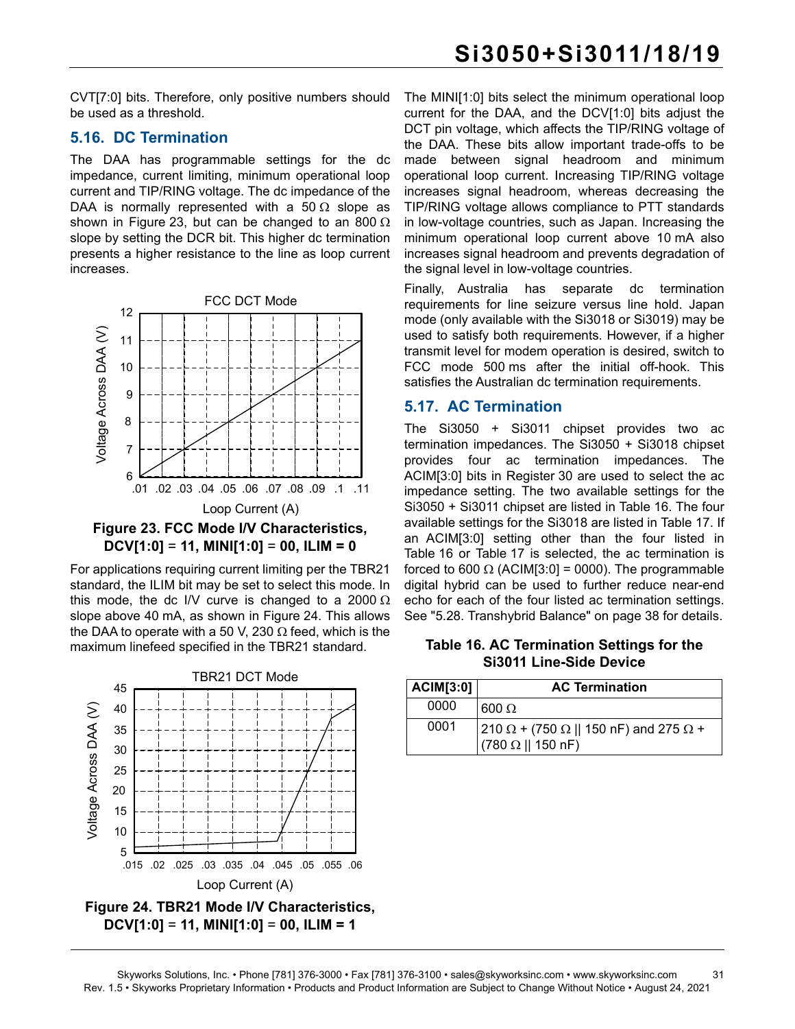CVT[7:0] bits. Therefore, only positive numbers should be used as a threshold.

## 5.16. DC Termination

The DAA has programmable settings for the dc impedance, current limiting, minimum operational loop current and TIP/RING voltage. The dc impedance of the DAA is normally represented with a 50 Ω slope as shown in Figure 23, but can be changed to an 800 Ω slope by setting the DCR bit. This higher dc termination presents a higher resistance to the line as loop current increases.

**Figure 23. FCC Mode I/V Characteristics, DCV[1:0] = 11, MINI[1:0] = 00, ILIM = 0**

For applications requiring current limiting per the TBR21 standard, the ILIM bit may be set to select this mode. In this mode, the dc I/V curve is changed to a 2000 Ω slope above 40 mA, as shown in Figure 24. This allows the DAA to operate with a 50 V, 230 Ω feed, which is the maximum linefeed specified in the TBR21 standard.

**Figure 24. TBR21 Mode I/V Characteristics, DCV[1:0] = 11, MINI[1:0] = 00, ILIM = 1**

The MINI[1:0] bits select the minimum operational loop current for the DAA, and the DCV[1:0] bits adjust the DCT pin voltage, which affects the TIP/RING voltage of the DAA. These bits allow important trade-offs to be made between signal headroom and minimum operational loop current. Increasing TIP/RING voltage increases signal headroom, whereas decreasing the TIP/RING voltage allows compliance to PTT standards in low-voltage countries, such as Japan. Increasing the minimum operational loop current above 10 mA also increases signal headroom and prevents degradation of the signal level in low-voltage countries.

Finally, Australia has separate dc termination requirements for line seizure versus line hold. Japan mode (only available with the Si3018 or Si3019) may be used to satisfy both requirements. However, if a higher transmit level for modem operation is desired, switch to FCC mode 500 ms after the initial off-hook. This satisfies the Australian dc termination requirements.

## 5.17. AC Termination

The Si3050 + Si3011 chipset provides two ac termination impedances. The Si3050 + Si3018 chipset provides four ac termination impedances. The ACIM[3:0] bits in Register 30 are used to select the ac impedance setting. The two available settings for the Si3050 + Si3011 chipset are listed in Table 16. The four available settings for the Si3018 are listed in Table 17. If an ACIM[3:0] setting other than the four listed in Table 16 or Table 17 is selected, the ac termination is forced to 600 Ω (ACIM[3:0] = 0000). The programmable digital hybrid can be used to further reduce near-end echo for each of the four listed ac termination settings. See "5.28. Transhybrid Balance" on page 38 for details.

**Table 16. AC Termination Settings for the Si3011 Line-Side Device**

| ACIM[3:0] | AC Termination |
|---|---|
| 0000 | 600 Ω |
| 0001 | 210 Ω + (750 Ω \|\| 150 nF) and 275 Ω + (780 Ω \|\| 150 nF) |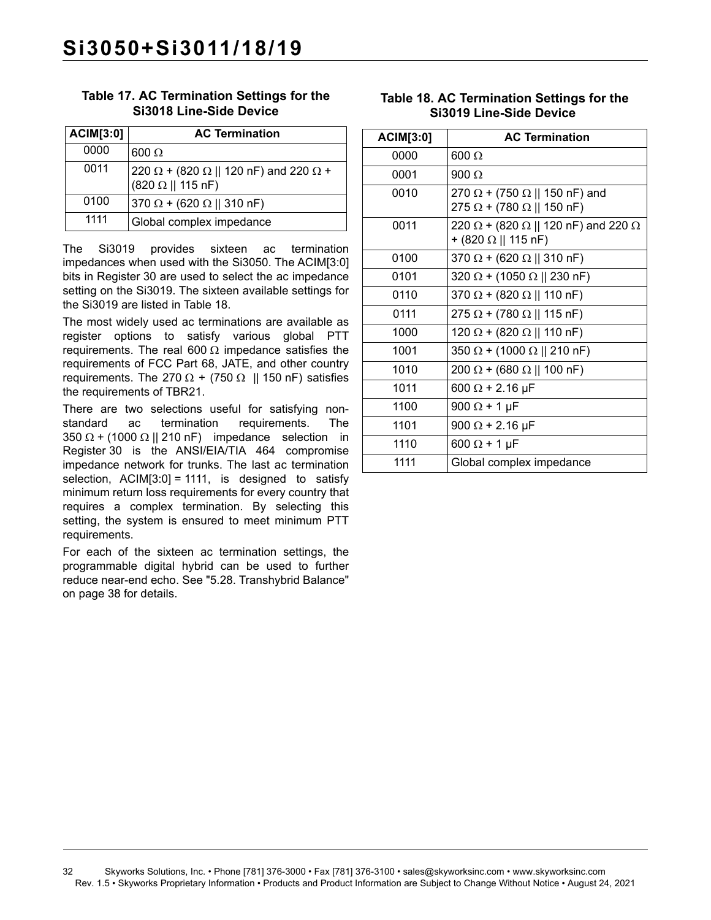**Table 17. AC Termination Settings for the Si3018 Line-Side Device**

| ACIM[3:0] | AC Termination |
|---|---|
| 0000 | 600 Ω |
| 0011 | 220 Ω + (820 Ω \|\| 120 nF) and 220 Ω + (820 Ω \|\| 115 nF) |
| 0100 | 370 Ω + (620 Ω \|\| 310 nF) |
| 1111 | Global complex impedance |

The Si3019 provides sixteen ac termination impedances when used with the Si3050. The ACIM[3:0] bits in Register 30 are used to select the ac impedance setting on the Si3019. The sixteen available settings for the Si3019 are listed in Table 18.

The most widely used ac terminations are available as register options to satisfy various global PTT requirements. The real 600 Ω impedance satisfies the requirements of FCC Part 68, JATE, and other country requirements. The 270 Ω + (750 Ω || 150 nF) satisfies the requirements of TBR21.

There are two selections useful for satisfying non-standard ac termination requirements. The 350 Ω + (1000 Ω || 210 nF) impedance selection in Register 30 is the ANSI/EIA/TIA 464 compromise impedance network for trunks. The last ac termination selection, ACIM[3:0] = 1111, is designed to satisfy minimum return loss requirements for every country that requires a complex termination. By selecting this setting, the system is ensured to meet minimum PTT requirements.

For each of the sixteen ac termination settings, the programmable digital hybrid can be used to further reduce near-end echo. See "5.28. Transhybrid Balance" on page 38 for details.

**Table 18. AC Termination Settings for the Si3019 Line-Side Device**

| ACIM[3:0] | AC Termination |
|---|---|
| 0000 | 600 Ω |
| 0001 | 900 Ω |
| 0010 | 270 Ω + (750 Ω \|\| 150 nF) and 275 Ω + (780 Ω \|\| 150 nF) |
| 0011 | 220 Ω + (820 Ω \|\| 120 nF) and 220 Ω + (820 Ω \|\| 115 nF) |
| 0100 | 370 Ω + (620 Ω \|\| 310 nF) |
| 0101 | 320 Ω + (1050 Ω \|\| 230 nF) |
| 0110 | 370 Ω + (820 Ω \|\| 110 nF) |
| 0111 | 275 Ω + (780 Ω \|\| 115 nF) |
| 1000 | 120 Ω + (820 Ω \|\| 110 nF) |
| 1001 | 350 Ω + (1000 Ω \|\| 210 nF) |
| 1010 | 200 Ω + (680 Ω \|\| 100 nF) |
| 1011 | 600 Ω + 2.16 µF |
| 1100 | 900 Ω + 1 µF |
| 1101 | 900 Ω + 2.16 µF |
| 1110 | 600 Ω + 1 µF |
| 1111 | Global complex impedance |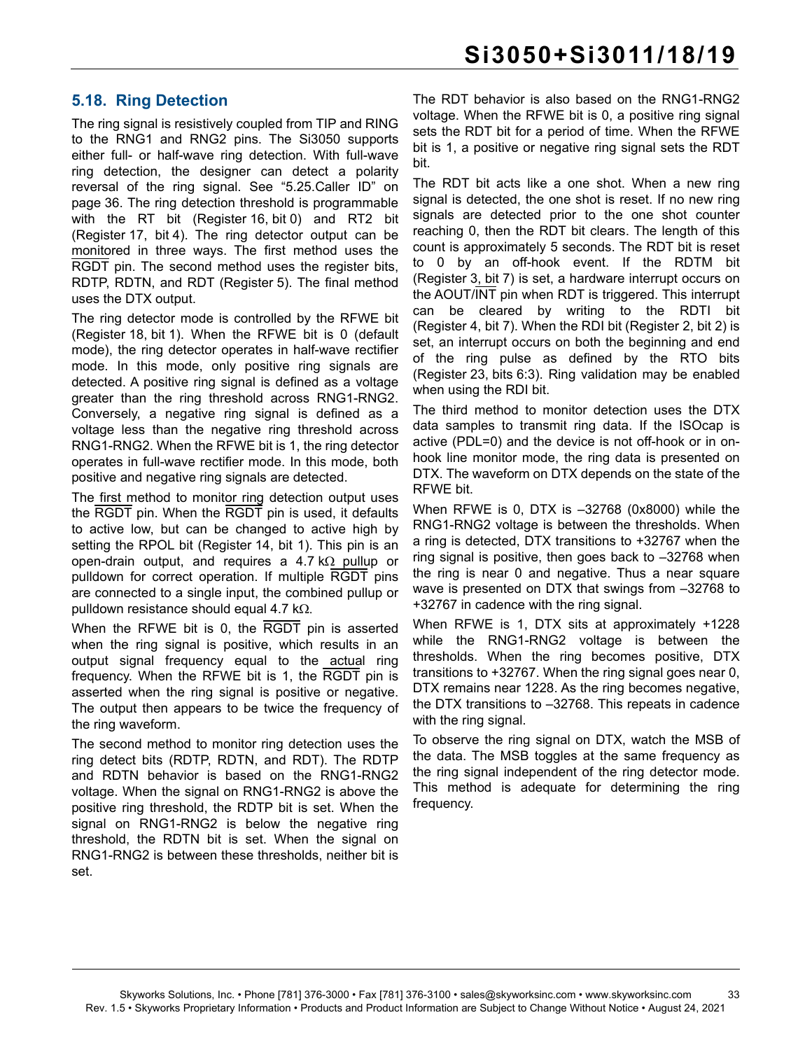## 5.18. Ring Detection

The ring signal is resistively coupled from TIP and RING to the RNG1 and RNG2 pins. The Si3050 supports either full- or half-wave ring detection. With full-wave ring detection, the designer can detect a polarity reversal of the ring signal. See "5.25.Caller ID" on page 36. The ring detection threshold is programmable with the RT bit (Register 16, bit 0) and RT2 bit (Register 17, bit 4). The ring detector output can be monitored in three ways. The first method uses the RGDT pin. The second method uses the register bits, RDTP, RDTN, and RDT (Register 5). The final method uses the DTX output.

The ring detector mode is controlled by the RFWE bit (Register 18, bit 1). When the RFWE bit is 0 (default mode), the ring detector operates in half-wave rectifier mode. In this mode, only positive ring signals are detected. A positive ring signal is defined as a voltage greater than the ring threshold across RNG1-RNG2. Conversely, a negative ring signal is defined as a voltage less than the negative ring threshold across RNG1-RNG2. When the RFWE bit is 1, the ring detector operates in full-wave rectifier mode. In this mode, both positive and negative ring signals are detected.

The first method to monitor ring detection output uses the RGDT pin. When the RGDT pin is used, it defaults to active low, but can be changed to active high by setting the RPOL bit (Register 14, bit 1). This pin is an open-drain output, and requires a 4.7 kΩ pullup or pulldown for correct operation. If multiple RGDT pins are connected to a single input, the combined pullup or pulldown resistance should equal 4.7 kΩ.

When the RFWE bit is 0, the RGDT pin is asserted when the ring signal is positive, which results in an output signal frequency equal to the actual ring frequency. When the RFWE bit is 1, the RGDT pin is asserted when the ring signal is positive or negative. The output then appears to be twice the frequency of the ring waveform.

The second method to monitor ring detection uses the ring detect bits (RDTP, RDTN, and RDT). The RDTP and RDTN behavior is based on the RNG1-RNG2 voltage. When the signal on RNG1-RNG2 is above the positive ring threshold, the RDTP bit is set. When the signal on RNG1-RNG2 is below the negative ring threshold, the RDTN bit is set. When the signal on RNG1-RNG2 is between these thresholds, neither bit is set.

The RDT behavior is also based on the RNG1-RNG2 voltage. When the RFWE bit is 0, a positive ring signal sets the RDT bit for a period of time. When the RFWE bit is 1, a positive or negative ring signal sets the RDT bit.

The RDT bit acts like a one shot. When a new ring signal is detected, the one shot is reset. If no new ring signals are detected prior to the one shot counter reaching 0, then the RDT bit clears. The length of this count is approximately 5 seconds. The RDT bit is reset to 0 by an off-hook event. If the RDTM bit (Register 3, bit 7) is set, a hardware interrupt occurs on the AOUT/INT pin when RDT is triggered. This interrupt can be cleared by writing to the RDTI bit (Register 4, bit 7). When the RDI bit (Register 2, bit 2) is set, an interrupt occurs on both the beginning and end of the ring pulse as defined by the RTO bits (Register 23, bits 6:3). Ring validation may be enabled when using the RDI bit.

The third method to monitor detection uses the DTX data samples to transmit ring data. If the ISOcap is active (PDL=0) and the device is not off-hook or in on-hook line monitor mode, the ring data is presented on DTX. The waveform on DTX depends on the state of the RFWE bit.

When RFWE is 0, DTX is –32768 (0x8000) while the RNG1-RNG2 voltage is between the thresholds. When a ring is detected, DTX transitions to +32767 when the ring signal is positive, then goes back to –32768 when the ring is near 0 and negative. Thus a near square wave is presented on DTX that swings from –32768 to +32767 in cadence with the ring signal.

When RFWE is 1, DTX sits at approximately +1228 while the RNG1-RNG2 voltage is between the thresholds. When the ring becomes positive, DTX transitions to +32767. When the ring signal goes near 0, DTX remains near 1228. As the ring becomes negative, the DTX transitions to –32768. This repeats in cadence with the ring signal.

To observe the ring signal on DTX, watch the MSB of the data. The MSB toggles at the same frequency as the ring signal independent of the ring detector mode. This method is adequate for determining the ring frequency.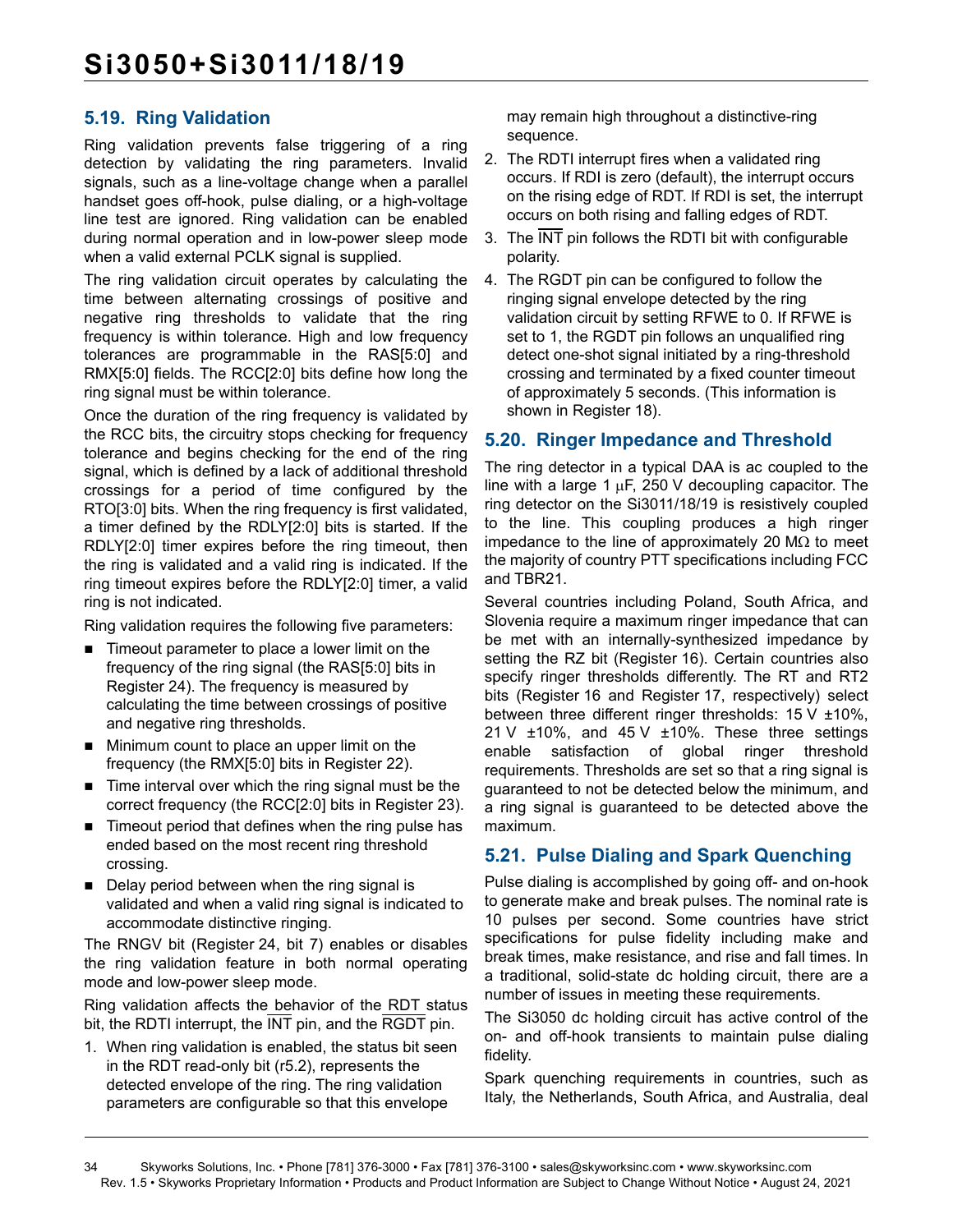## 5.19. Ring Validation

Ring validation prevents false triggering of a ring detection by validating the ring parameters. Invalid signals, such as a line-voltage change when a parallel handset goes off-hook, pulse dialing, or a high-voltage line test are ignored. Ring validation can be enabled during normal operation and in low-power sleep mode when a valid external PCLK signal is supplied.

The ring validation circuit operates by calculating the time between alternating crossings of positive and negative ring thresholds to validate that the ring frequency is within tolerance. High and low frequency tolerances are programmable in the RAS[5:0] and RMX[5:0] fields. The RCC[2:0] bits define how long the ring signal must be within tolerance.

Once the duration of the ring frequency is validated by the RCC bits, the circuitry stops checking for frequency tolerance and begins checking for the end of the ring signal, which is defined by a lack of additional threshold crossings for a period of time configured by the RTO[3:0] bits. When the ring frequency is first validated, a timer defined by the RDLY[2:0] bits is started. If the RDLY[2:0] timer expires before the ring timeout, then the ring is validated and a valid ring is indicated. If the ring timeout expires before the RDLY[2:0] timer, a valid ring is not indicated.

Ring validation requires the following five parameters:

- Timeout parameter to place a lower limit on the frequency of the ring signal (the RAS[5:0] bits in Register 24). The frequency is measured by calculating the time between crossings of positive and negative ring thresholds.
- Minimum count to place an upper limit on the frequency (the RMX[5:0] bits in Register 22).
- Time interval over which the ring signal must be the correct frequency (the RCC[2:0] bits in Register 23).
- Timeout period that defines when the ring pulse has ended based on the most recent ring threshold crossing.
- Delay period between when the ring signal is validated and when a valid ring signal is indicated to accommodate distinctive ringing.

The RNGV bit (Register 24, bit 7) enables or disables the ring validation feature in both normal operating mode and low-power sleep mode.

Ring validation affects the behavior of the RDT status bit, the RDTI interrupt, the $\overline{\text{INT}}$ pin, and the $\overline{\text{RGDT}}$ pin.

1. When ring validation is enabled, the status bit seen in the RDT read-only bit (r5.2), represents the detected envelope of the ring. The ring validation parameters are configurable so that this envelope may remain high throughout a distinctive-ring sequence.
2. The RDTI interrupt fires when a validated ring occurs. If RDI is zero (default), the interrupt occurs on the rising edge of RDT. If RDI is set, the interrupt occurs on both rising and falling edges of RDT.
3. The $\overline{\text{INT}}$ pin follows the RDTI bit with configurable polarity.
4. The RGDT pin can be configured to follow the ringing signal envelope detected by the ring validation circuit by setting RFWE to 0. If RFWE is set to 1, the RGDT pin follows an unqualified ring detect one-shot signal initiated by a ring-threshold crossing and terminated by a fixed counter timeout of approximately 5 seconds. (This information is shown in Register 18).

## 5.20. Ringer Impedance and Threshold

The ring detector in a typical DAA is ac coupled to the line with a large 1 µF, 250 V decoupling capacitor. The ring detector on the Si3011/18/19 is resistively coupled to the line. This coupling produces a high ringer impedance to the line of approximately 20 MΩ to meet the majority of country PTT specifications including FCC and TBR21.

Several countries including Poland, South Africa, and Slovenia require a maximum ringer impedance that can be met with an internally-synthesized impedance by setting the RZ bit (Register 16). Certain countries also specify ringer thresholds differently. The RT and RT2 bits (Register 16 and Register 17, respectively) select between three different ringer thresholds: 15 V ±10%, 21 V ±10%, and 45 V ±10%. These three settings enable satisfaction of global ringer threshold requirements. Thresholds are set so that a ring signal is guaranteed to not be detected below the minimum, and a ring signal is guaranteed to be detected above the maximum.

## 5.21. Pulse Dialing and Spark Quenching

Pulse dialing is accomplished by going off- and on-hook to generate make and break pulses. The nominal rate is 10 pulses per second. Some countries have strict specifications for pulse fidelity including make and break times, make resistance, and rise and fall times. In a traditional, solid-state dc holding circuit, there are a number of issues in meeting these requirements.

The Si3050 dc holding circuit has active control of the on- and off-hook transients to maintain pulse dialing fidelity.

Spark quenching requirements in countries, such as Italy, the Netherlands, South Africa, and Australia, deal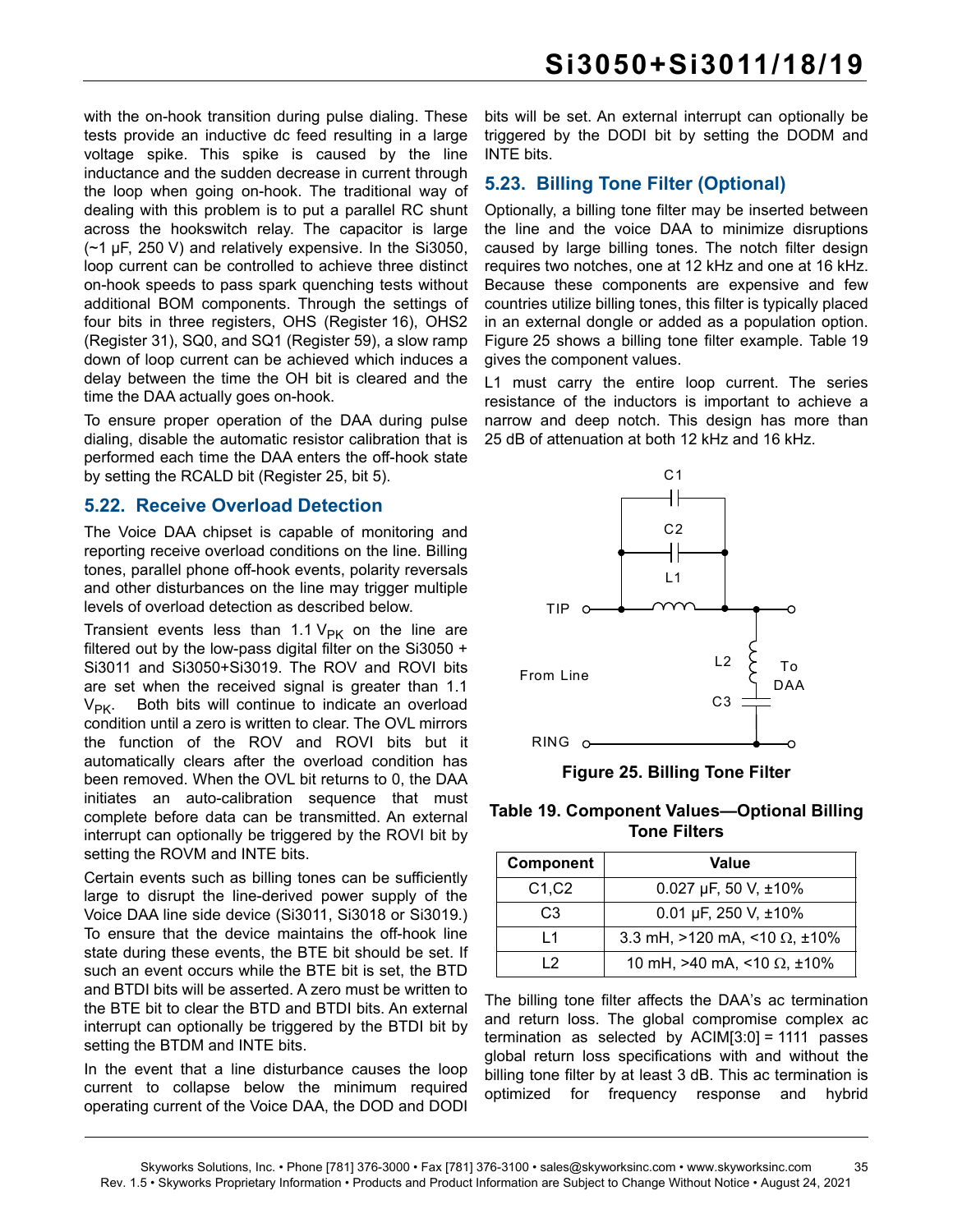with the on-hook transition during pulse dialing. These tests provide an inductive dc feed resulting in a large voltage spike. This spike is caused by the line inductance and the sudden decrease in current through the loop when going on-hook. The traditional way of dealing with this problem is to put a parallel RC shunt across the hookswitch relay. The capacitor is large (~1 µF, 250 V) and relatively expensive. In the Si3050, loop current can be controlled to achieve three distinct on-hook speeds to pass spark quenching tests without additional BOM components. Through the settings of four bits in three registers, OHS (Register 16), OHS2 (Register 31), SQ0, and SQ1 (Register 59), a slow ramp down of loop current can be achieved which induces a delay between the time the OH bit is cleared and the time the DAA actually goes on-hook.

To ensure proper operation of the DAA during pulse dialing, disable the automatic resistor calibration that is performed each time the DAA enters the off-hook state by setting the RCALD bit (Register 25, bit 5).

## 5.22. Receive Overload Detection

The Voice DAA chipset is capable of monitoring and reporting receive overload conditions on the line. Billing tones, parallel phone off-hook events, polarity reversals and other disturbances on the line may trigger multiple levels of overload detection as described below.

Transient events less than 1.1 $V_{PK}$ on the line are filtered out by the low-pass digital filter on the Si3050 + Si3011 and Si3050+Si3019. The ROV and ROVI bits are set when the received signal is greater than 1.1 $V_{PK}$. Both bits will continue to indicate an overload condition until a zero is written to clear. The OVL mirrors the function of the ROV and ROVI bits but it automatically clears after the overload condition has been removed. When the OVL bit returns to 0, the DAA initiates an auto-calibration sequence that must complete before data can be transmitted. An external interrupt can optionally be triggered by the ROVI bit by setting the ROVM and INTE bits.

Certain events such as billing tones can be sufficiently large to disrupt the line-derived power supply of the Voice DAA line side device (Si3011, Si3018 or Si3019.) To ensure that the device maintains the off-hook line state during these events, the BTE bit should be set. If such an event occurs while the BTE bit is set, the BTD and BTDI bits will be asserted. A zero must be written to the BTE bit to clear the BTD and BTDI bits. An external interrupt can optionally be triggered by the BTDI bit by setting the BTDM and INTE bits.

In the event that a line disturbance causes the loop current to collapse below the minimum required operating current of the Voice DAA, the DOD and DODI bits will be set. An external interrupt can optionally be triggered by the DODI bit by setting the DODM and INTE bits.

## 5.23. Billing Tone Filter (Optional)

Optionally, a billing tone filter may be inserted between the line and the voice DAA to minimize disruptions caused by large billing tones. The notch filter design requires two notches, one at 12 kHz and one at 16 kHz. Because these components are expensive and few countries utilize billing tones, this filter is typically placed in an external dongle or added as a population option. Figure 25 shows a billing tone filter example. Table 19 gives the component values.

L1 must carry the entire loop current. The series resistance of the inductors is important to achieve a narrow and deep notch. This design has more than 25 dB of attenuation at both 12 kHz and 16 kHz.

**Figure 25. Billing Tone Filter**

**Table 19. Component Values—Optional Billing Tone Filters**

| Component | Value |
|---|---|
| C1,C2 | 0.027 µF, 50 V, ±10% |
| C3 | 0.01 µF, 250 V, ±10% |
| L1 | 3.3 mH, >120 mA, <10 Ω, ±10% |
| L2 | 10 mH, >40 mA, <10 Ω, ±10% |

The billing tone filter affects the DAA's ac termination and return loss. The global compromise complex ac termination as selected by ACIM[3:0] = 1111 passes global return loss specifications with and without the billing tone filter by at least 3 dB. This ac termination is optimized for frequency response and hybrid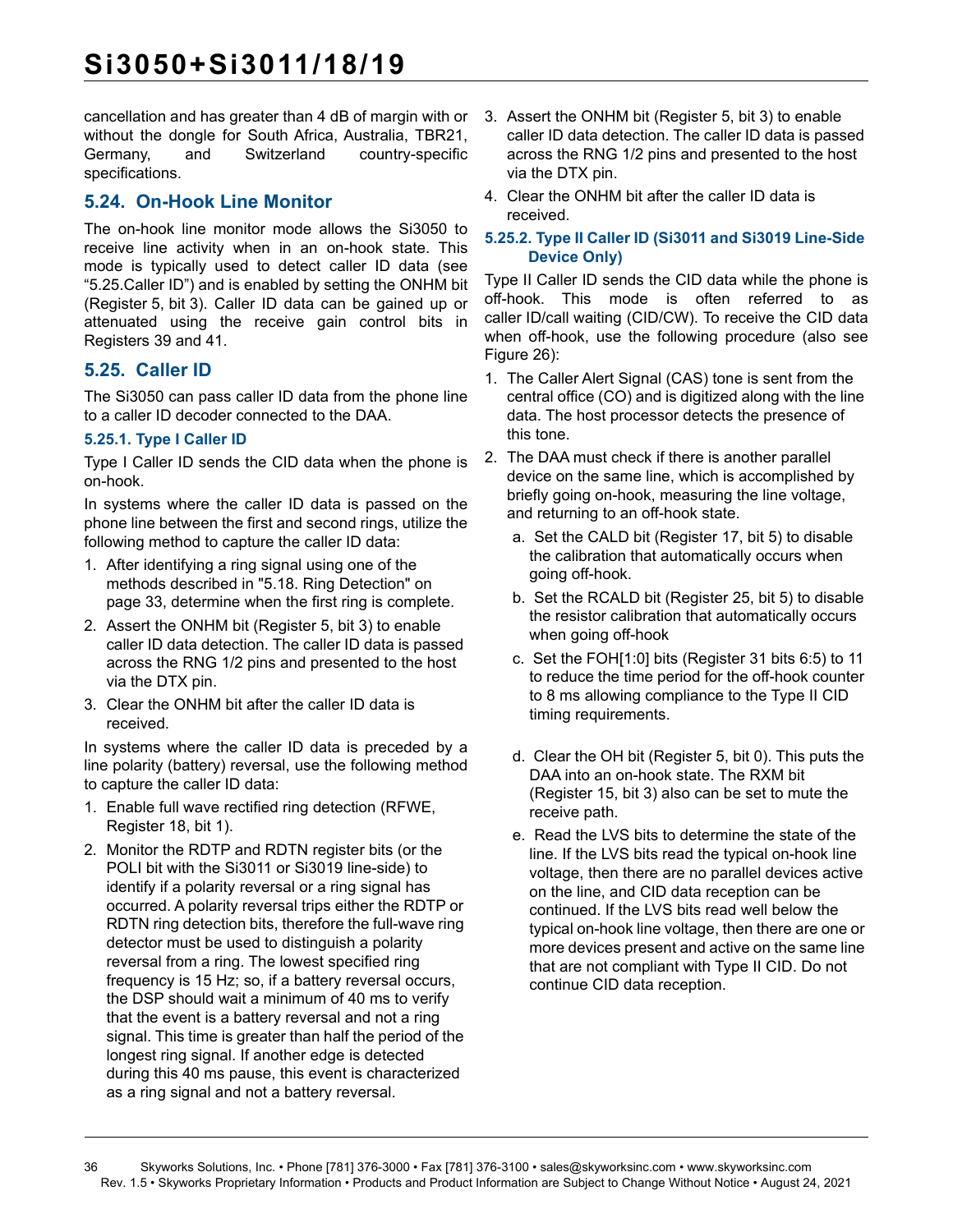cancellation and has greater than 4 dB of margin with or without the dongle for South Africa, Australia, TBR21, Germany, and Switzerland country-specific specifications.

## 5.24. On-Hook Line Monitor

The on-hook line monitor mode allows the Si3050 to receive line activity when in an on-hook state. This mode is typically used to detect caller ID data (see "5.25.Caller ID") and is enabled by setting the ONHM bit (Register 5, bit 3). Caller ID data can be gained up or attenuated using the receive gain control bits in Registers 39 and 41.

## 5.25. Caller ID

The Si3050 can pass caller ID data from the phone line to a caller ID decoder connected to the DAA.

### 5.25.1. Type I Caller ID

Type I Caller ID sends the CID data when the phone is on-hook.

In systems where the caller ID data is passed on the phone line between the first and second rings, utilize the following method to capture the caller ID data:

1. After identifying a ring signal using one of the methods described in "5.18. Ring Detection" on page 33, determine when the first ring is complete.
2. Assert the ONHM bit (Register 5, bit 3) to enable caller ID data detection. The caller ID data is passed across the RNG 1/2 pins and presented to the host via the DTX pin.
3. Clear the ONHM bit after the caller ID data is received.

In systems where the caller ID data is preceded by a line polarity (battery) reversal, use the following method to capture the caller ID data:

1. Enable full wave rectified ring detection (RFWE, Register 18, bit 1).
2. Monitor the RDTP and RDTN register bits (or the POLI bit with the Si3011 or Si3019 line-side) to identify if a polarity reversal or a ring signal has occurred. A polarity reversal trips either the RDTP or RDTN ring detection bits, therefore the full-wave ring detector must be used to distinguish a polarity reversal from a ring. The lowest specified ring frequency is 15 Hz; so, if a battery reversal occurs, the DSP should wait a minimum of 40 ms to verify that the event is a battery reversal and not a ring signal. This time is greater than half the period of the longest ring signal. If another edge is detected during this 40 ms pause, this event is characterized as a ring signal and not a battery reversal.
3. Assert the ONHM bit (Register 5, bit 3) to enable caller ID data detection. The caller ID data is passed across the RNG 1/2 pins and presented to the host via the DTX pin.
4. Clear the ONHM bit after the caller ID data is received.

### 5.25.2. Type II Caller ID (Si3011 and Si3019 Line-Side Device Only)

Type II Caller ID sends the CID data while the phone is off-hook. This mode is often referred to as caller ID/call waiting (CID/CW). To receive the CID data when off-hook, use the following procedure (also see Figure 26):

1. The Caller Alert Signal (CAS) tone is sent from the central office (CO) and is digitized along with the line data. The host processor detects the presence of this tone.
2. The DAA must check if there is another parallel device on the same line, which is accomplished by briefly going on-hook, measuring the line voltage, and returning to an off-hook state.
   a. Set the CALD bit (Register 17, bit 5) to disable the calibration that automatically occurs when going off-hook.
   b. Set the RCALD bit (Register 25, bit 5) to disable the resistor calibration that automatically occurs when going off-hook
   c. Set the FOH[1:0] bits (Register 31 bits 6:5) to 11 to reduce the time period for the off-hook counter to 8 ms allowing compliance to the Type II CID timing requirements.
   d. Clear the OH bit (Register 5, bit 0). This puts the DAA into an on-hook state. The RXM bit (Register 15, bit 3) also can be set to mute the receive path.
   e. Read the LVS bits to determine the state of the line. If the LVS bits read the typical on-hook line voltage, then there are no parallel devices active on the line, and CID data reception can be continued. If the LVS bits read well below the typical on-hook line voltage, then there are one or more devices present and active on the same line that are not compliant with Type II CID. Do not continue CID data reception.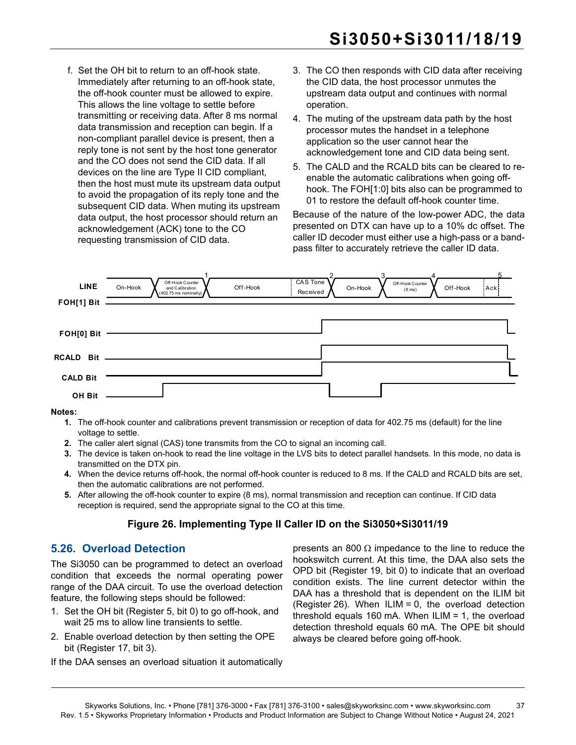f. Set the OH bit to return to an off-hook state. Immediately after returning to an off-hook state, the off-hook counter must be allowed to expire. This allows the line voltage to settle before transmitting or receiving data. After 8 ms normal data transmission and reception can begin. If a non-compliant parallel device is present, then a reply tone is not sent by the host tone generator and the CO does not send the CID data. If all devices on the line are Type II CID compliant, then the host must mute its upstream data output to avoid the propagation of its reply tone and the subsequent CID data. When muting its upstream data output, the host processor should return an acknowledgement (ACK) tone to the CO requesting transmission of CID data.

3. The CO then responds with CID data after receiving the CID data, the host processor unmutes the upstream data output and continues with normal operation.
4. The muting of the upstream data path by the host processor mutes the handset in a telephone application so the user cannot hear the acknowledgement tone and CID data being sent.
5. The CALD and the RCALD bits can be cleared to re-enable the automatic calibrations when going off-hook. The FOH[1:0] bits also can be programmed to 01 to restore the default off-hook counter time.

Because of the nature of the low-power ADC, the data presented on DTX can have up to a 10% dc offset. The caller ID decoder must either use a high-pass or a band-pass filter to accurately retrieve the caller ID data.

**Notes:**

1. The off-hook counter and calibrations prevent transmission or reception of data for 402.75 ms (default) for the line voltage to settle.
2. The caller alert signal (CAS) tone transmits from the CO to signal an incoming call.
3. The device is taken on-hook to read the line voltage in the LVS bits to detect parallel handsets. In this mode, no data is transmitted on the DTX pin.
4. When the device returns off-hook, the normal off-hook counter is reduced to 8 ms. If the CALD and RCALD bits are set, then the automatic calibrations are not performed.
5. After allowing the off-hook counter to expire (8 ms), normal transmission and reception can continue. If CID data reception is required, send the appropriate signal to the CO at this time.

**Figure 26. Implementing Type II Caller ID on the Si3050+Si3011/19**

## 5.26. Overload Detection

The Si3050 can be programmed to detect an overload condition that exceeds the normal operating power range of the DAA circuit. To use the overload detection feature, the following steps should be followed:

1. Set the OH bit (Register 5, bit 0) to go off-hook, and wait 25 ms to allow line transients to settle.
2. Enable overload detection by then setting the OPE bit (Register 17, bit 3).

If the DAA senses an overload situation it automatically presents an 800 Ω impedance to the line to reduce the hookswitch current. At this time, the DAA also sets the OPD bit (Register 19, bit 0) to indicate that an overload condition exists. The line current detector within the DAA has a threshold that is dependent on the ILIM bit (Register 26). When ILIM = 0, the overload detection threshold equals 160 mA. When ILIM = 1, the overload detection threshold equals 60 mA. The OPE bit should always be cleared before going off-hook.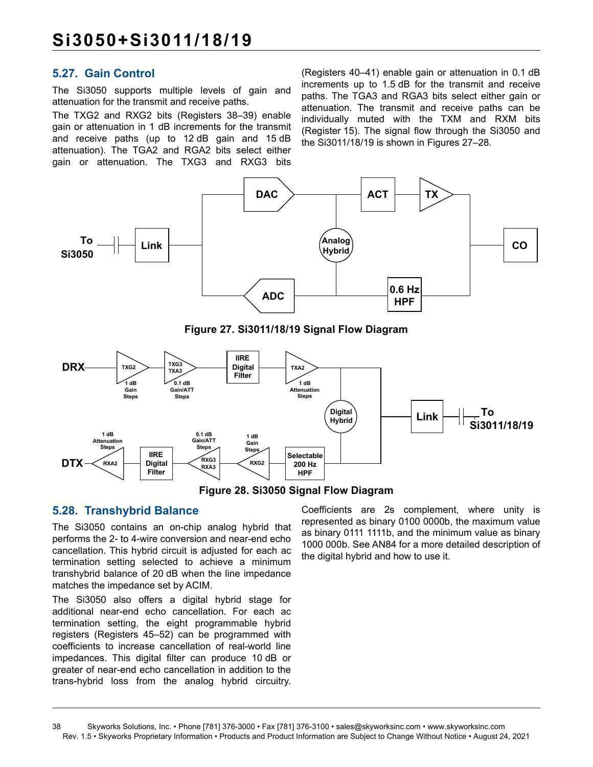## 5.27. Gain Control

The Si3050 supports multiple levels of gain and attenuation for the transmit and receive paths.

The TXG2 and RXG2 bits (Registers 38–39) enable gain or attenuation in 1 dB increments for the transmit and receive paths (up to 12 dB gain and 15 dB attenuation). The TGA2 and RGA2 bits select either gain or attenuation. The TXG3 and RXG3 bits (Registers 40–41) enable gain or attenuation in 0.1 dB increments up to 1.5 dB for the transmit and receive paths. The TGA3 and RGA3 bits select either gain or attenuation. The transmit and receive paths can be individually muted with the TXM and RXM bits (Register 15). The signal flow through the Si3050 and the Si3011/18/19 is shown in Figures 27–28.

**Figure 27. Si3011/18/19 Signal Flow Diagram**

**Figure 28. Si3050 Signal Flow Diagram**

## 5.28. Transhybrid Balance

The Si3050 contains an on-chip analog hybrid that performs the 2- to 4-wire conversion and near-end echo cancellation. This hybrid circuit is adjusted for each ac termination setting selected to achieve a minimum transhybrid balance of 20 dB when the line impedance matches the impedance set by ACIM.

The Si3050 also offers a digital hybrid stage for additional near-end echo cancellation. For each ac termination setting, the eight programmable hybrid registers (Registers 45–52) can be programmed with coefficients to increase cancellation of real-world line impedances. This digital filter can produce 10 dB or greater of near-end echo cancellation in addition to the trans-hybrid loss from the analog hybrid circuitry. Coefficients are 2s complement, where unity is represented as binary 0100 0000b, the maximum value as binary 0111 1111b, and the minimum value as binary 1000 000b. See AN84 for a more detailed description of the digital hybrid and how to use it.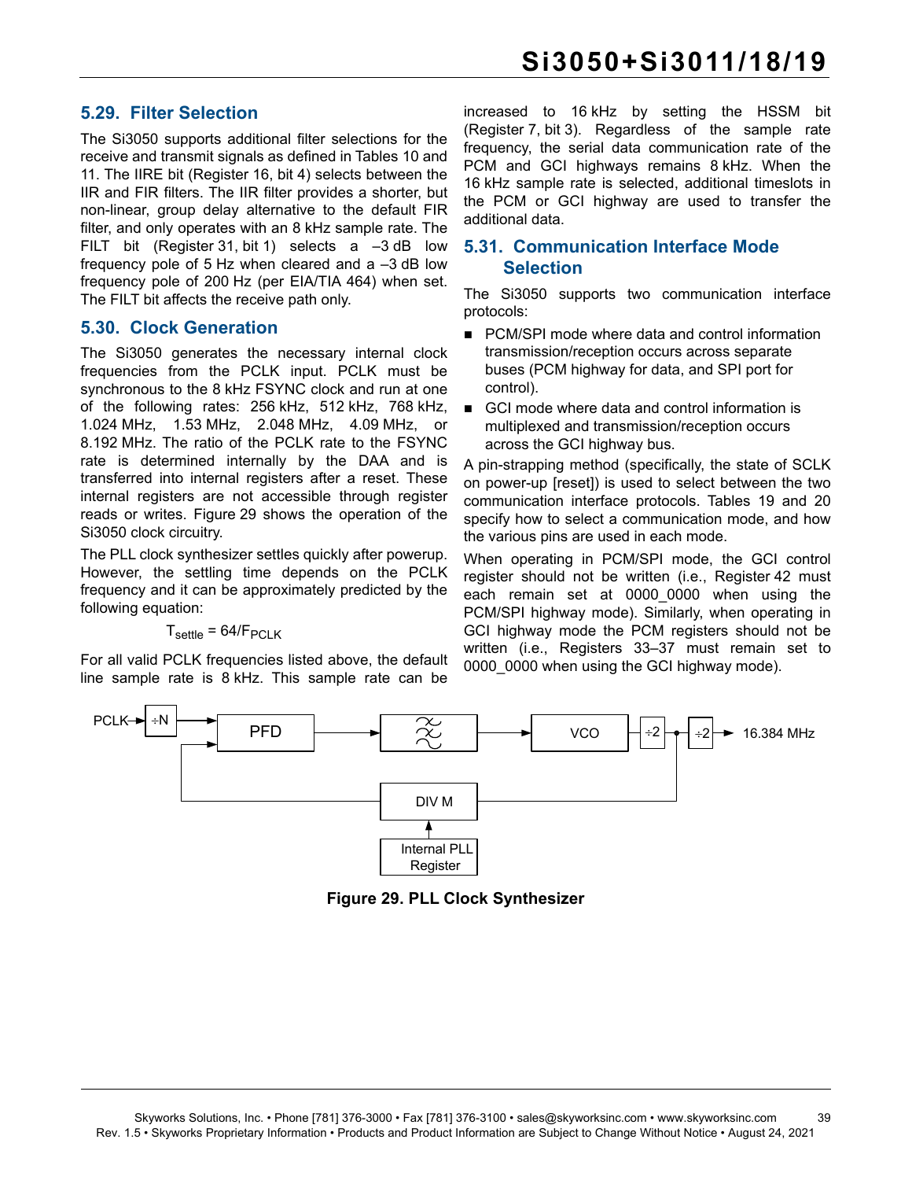## 5.29. Filter Selection

The Si3050 supports additional filter selections for the receive and transmit signals as defined in Tables 10 and 11. The IIRE bit (Register 16, bit 4) selects between the IIR and FIR filters. The IIR filter provides a shorter, but non-linear, group delay alternative to the default FIR filter, and only operates with an 8 kHz sample rate. The FILT bit (Register 31, bit 1) selects a –3 dB low frequency pole of 5 Hz when cleared and a –3 dB low frequency pole of 200 Hz (per EIA/TIA 464) when set. The FILT bit affects the receive path only.

## 5.30. Clock Generation

The Si3050 generates the necessary internal clock frequencies from the PCLK input. PCLK must be synchronous to the 8 kHz FSYNC clock and run at one of the following rates: 256 kHz, 512 kHz, 768 kHz, 1.024 MHz, 1.53 MHz, 2.048 MHz, 4.09 MHz, or 8.192 MHz. The ratio of the PCLK rate to the FSYNC rate is determined internally by the DAA and is transferred into internal registers after a reset. These internal registers are not accessible through register reads or writes. Figure 29 shows the operation of the Si3050 clock circuitry.

The PLL clock synthesizer settles quickly after powerup. However, the settling time depends on the PCLK frequency and it can be approximately predicted by the following equation:

$$T_{settle} = 64/F_{PCLK}$$

For all valid PCLK frequencies listed above, the default line sample rate is 8 kHz. This sample rate can be increased to 16 kHz by setting the HSSM bit (Register 7, bit 3). Regardless of the sample rate frequency, the serial data communication rate of the PCM and GCI highways remains 8 kHz. When the 16 kHz sample rate is selected, additional timeslots in the PCM or GCI highway are used to transfer the additional data.

## 5.31. Communication Interface Mode Selection

The Si3050 supports two communication interface protocols:

- PCM/SPI mode where data and control information transmission/reception occurs across separate buses (PCM highway for data, and SPI port for control).
- GCI mode where data and control information is multiplexed and transmission/reception occurs across the GCI highway bus.

A pin-strapping method (specifically, the state of SCLK on power-up [reset]) is used to select between the two communication interface protocols. Tables 19 and 20 specify how to select a communication mode, and how the various pins are used in each mode.

When operating in PCM/SPI mode, the GCI control register should not be written (i.e., Register 42 must each remain set at 0000_0000 when using the PCM/SPI highway mode). Similarly, when operating in GCI highway mode the PCM registers should not be written (i.e., Registers 33–37 must remain set to 0000_0000 when using the GCI highway mode).

PCLK → ÷N → PFD → (filter) → VCO → ÷2 → ÷2 → 16.384 MHz; feedback via DIV M (set by Internal PLL Register) to PFD

**Figure 29. PLL Clock Synthesizer**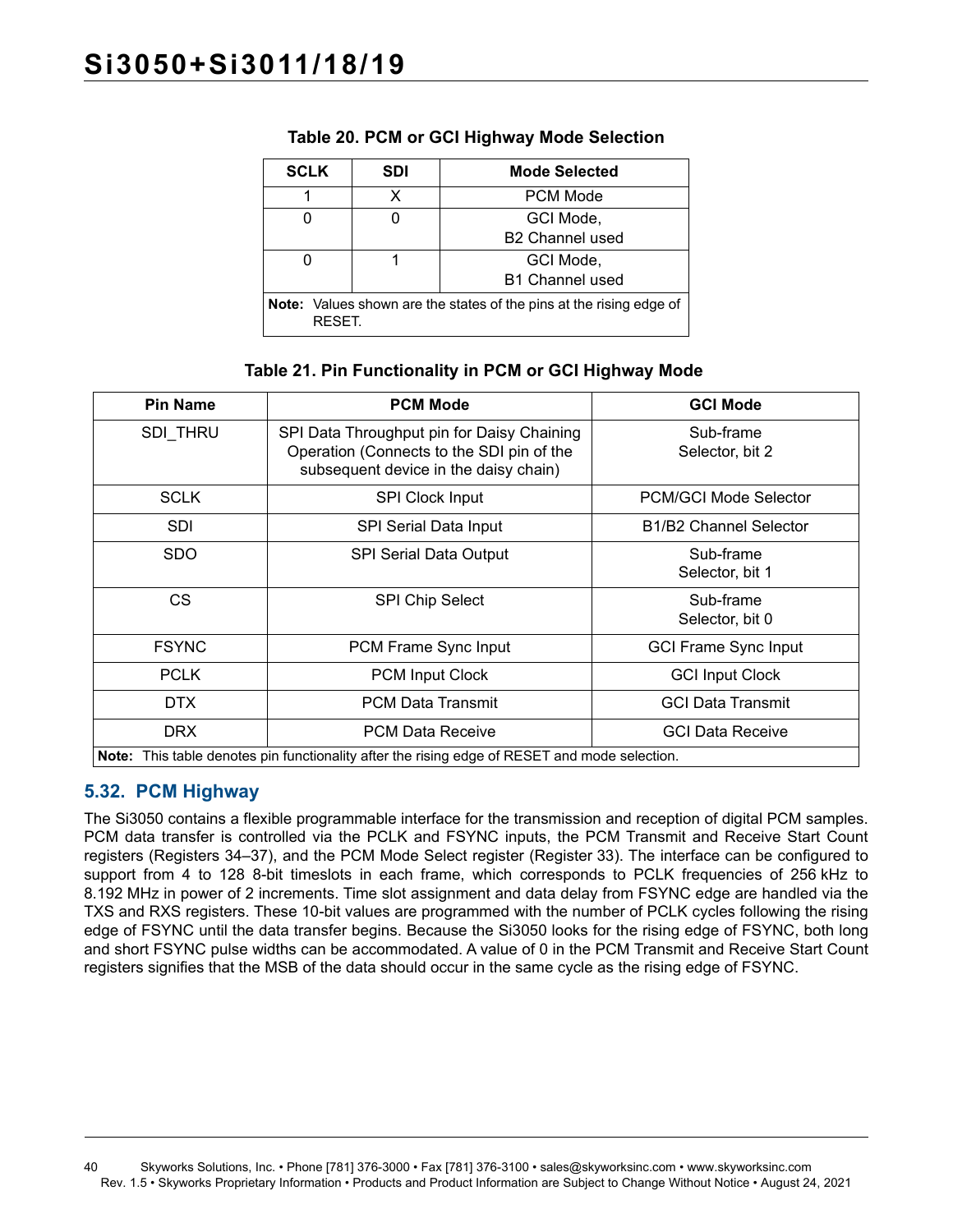**Table 20. PCM or GCI Highway Mode Selection**

| SCLK | SDI | Mode Selected |
|---|---|---|
| 1 | X | PCM Mode |
| 0 | 0 | GCI Mode,<br>B2 Channel used |
| 0 | 1 | GCI Mode,<br>B1 Channel used |

**Note:** Values shown are the states of the pins at the rising edge of RESET.

**Table 21. Pin Functionality in PCM or GCI Highway Mode**

| Pin Name | PCM Mode | GCI Mode |
|---|---|---|
| SDI_THRU | SPI Data Throughput pin for Daisy Chaining Operation (Connects to the SDI pin of the subsequent device in the daisy chain) | Sub-frame Selector, bit 2 |
| SCLK | SPI Clock Input | PCM/GCI Mode Selector |
| SDI | SPI Serial Data Input | B1/B2 Channel Selector |
| SDO | SPI Serial Data Output | Sub-frame Selector, bit 1 |
| CS | SPI Chip Select | Sub-frame Selector, bit 0 |
| FSYNC | PCM Frame Sync Input | GCI Frame Sync Input |
| PCLK | PCM Input Clock | GCI Input Clock |
| DTX | PCM Data Transmit | GCI Data Transmit |
| DRX | PCM Data Receive | GCI Data Receive |

**Note:** This table denotes pin functionality after the rising edge of RESET and mode selection.

## 5.32. PCM Highway

The Si3050 contains a flexible programmable interface for the transmission and reception of digital PCM samples. PCM data transfer is controlled via the PCLK and FSYNC inputs, the PCM Transmit and Receive Start Count registers (Registers 34–37), and the PCM Mode Select register (Register 33). The interface can be configured to support from 4 to 128 8-bit timeslots in each frame, which corresponds to PCLK frequencies of 256 kHz to 8.192 MHz in power of 2 increments. Time slot assignment and data delay from FSYNC edge are handled via the TXS and RXS registers. These 10-bit values are programmed with the number of PCLK cycles following the rising edge of FSYNC until the data transfer begins. Because the Si3050 looks for the rising edge of FSYNC, both long and short FSYNC pulse widths can be accommodated. A value of 0 in the PCM Transmit and Receive Start Count registers signifies that the MSB of the data should occur in the same cycle as the rising edge of FSYNC.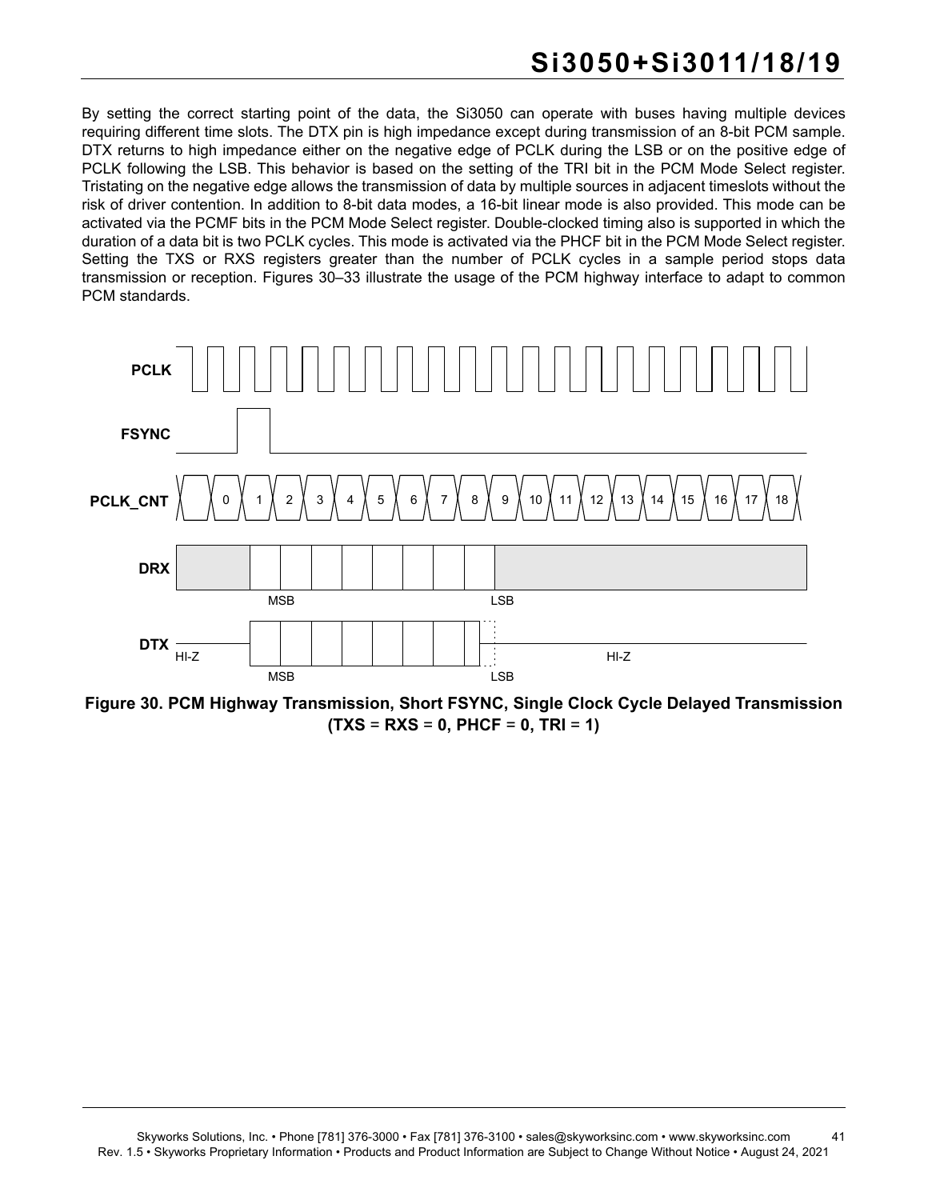By setting the correct starting point of the data, the Si3050 can operate with buses having multiple devices requiring different time slots. The DTX pin is high impedance except during transmission of an 8-bit PCM sample. DTX returns to high impedance either on the negative edge of PCLK during the LSB or on the positive edge of PCLK following the LSB. This behavior is based on the setting of the TRI bit in the PCM Mode Select register. Tristating on the negative edge allows the transmission of data by multiple sources in adjacent timeslots without the risk of driver contention. In addition to 8-bit data modes, a 16-bit linear mode is also provided. This mode can be activated via the PCMF bits in the PCM Mode Select register. Double-clocked timing also is supported in which the duration of a data bit is two PCLK cycles. This mode is activated via the PHCF bit in the PCM Mode Select register. Setting the TXS or RXS registers greater than the number of PCLK cycles in a sample period stops data transmission or reception. Figures 30–33 illustrate the usage of the PCM highway interface to adapt to common PCM standards.

**Figure 30. PCM Highway Transmission, Short FSYNC, Single Clock Cycle Delayed Transmission (TXS = RXS = 0, PHCF = 0, TRI = 1)**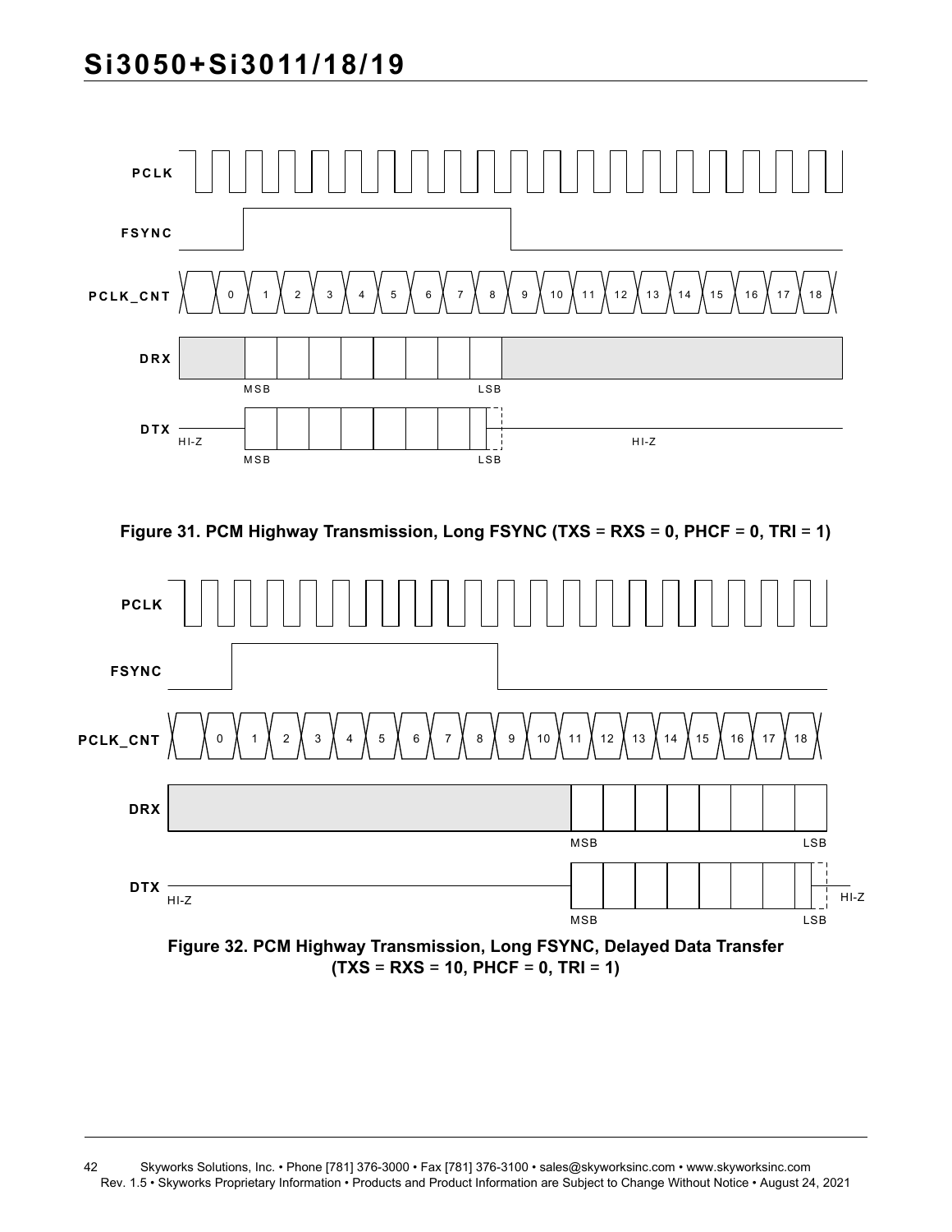Figure 31. PCM Highway Transmission, Long FSYNC (TXS = RXS = 0, PHCF = 0, TRI = 1)

Figure 32. PCM Highway Transmission, Long FSYNC, Delayed Data Transfer (TXS = RXS = 10, PHCF = 0, TRI = 1)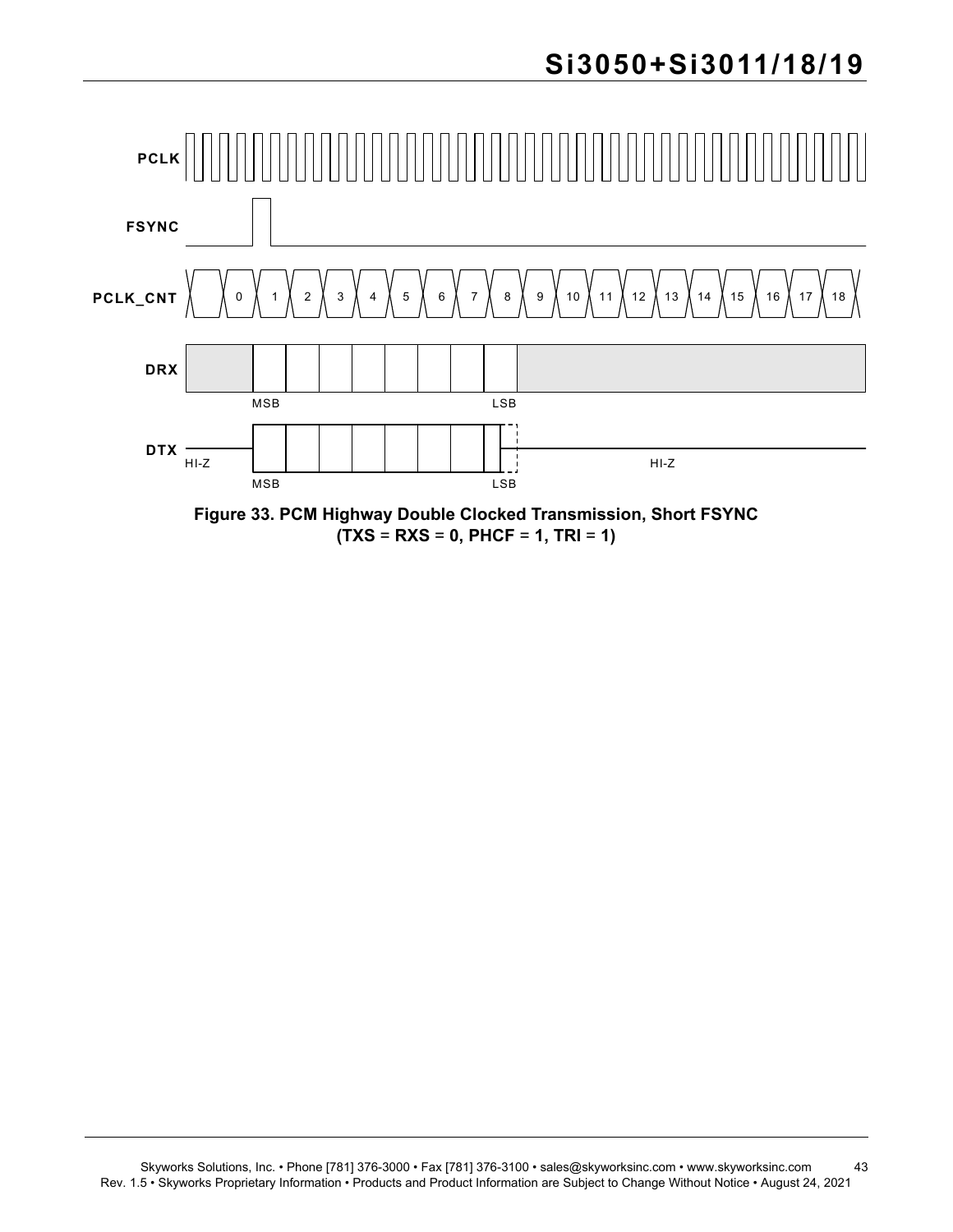PCLK

FSYNC

PCLK_CNT 0 1 2 3 4 5 6 7 8 9 10 11 12 13 14 15 16 17 18

DRX

MSB LSB

DTX HI-Z HI-Z

MSB LSB

**Figure 33. PCM Highway Double Clocked Transmission, Short FSYNC (TXS = RXS = 0, PHCF = 1, TRI = 1)**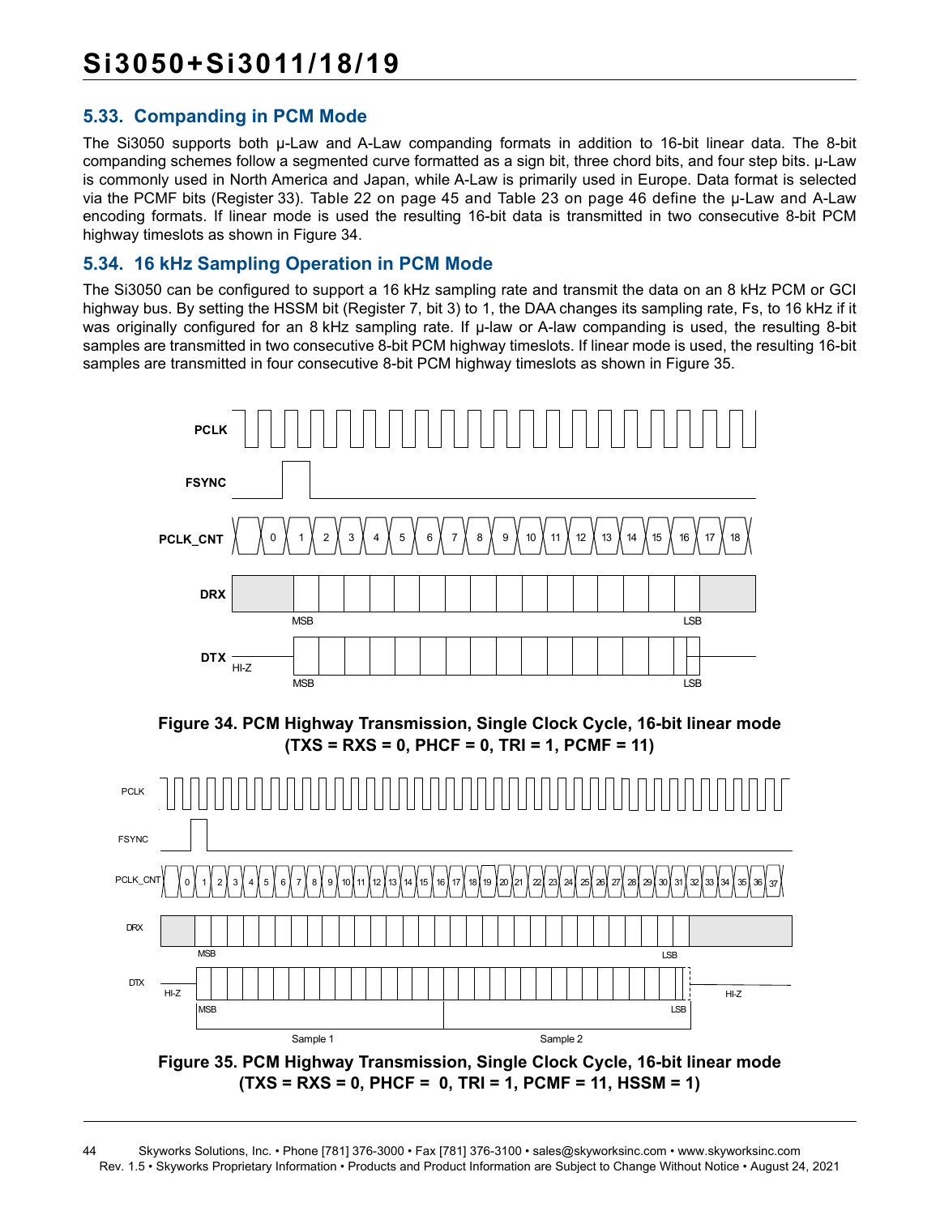## 5.33. Companding in PCM Mode

The Si3050 supports both μ-Law and A-Law companding formats in addition to 16-bit linear data. The 8-bit companding schemes follow a segmented curve formatted as a sign bit, three chord bits, and four step bits. μ-Law is commonly used in North America and Japan, while A-Law is primarily used in Europe. Data format is selected via the PCMF bits (Register 33). Table 22 on page 45 and Table 23 on page 46 define the μ-Law and A-Law encoding formats. If linear mode is used the resulting 16-bit data is transmitted in two consecutive 8-bit PCM highway timeslots as shown in Figure 34.

## 5.34. 16 kHz Sampling Operation in PCM Mode

The Si3050 can be configured to support a 16 kHz sampling rate and transmit the data on an 8 kHz PCM or GCI highway bus. By setting the HSSM bit (Register 7, bit 3) to 1, the DAA changes its sampling rate, Fs, to 16 kHz if it was originally configured for an 8 kHz sampling rate. If μ-law or A-law companding is used, the resulting 8-bit samples are transmitted in two consecutive 8-bit PCM highway timeslots. If linear mode is used, the resulting 16-bit samples are transmitted in four consecutive 8-bit PCM highway timeslots as shown in Figure 35.

**Figure 34. PCM Highway Transmission, Single Clock Cycle, 16-bit linear mode (TXS = RXS = 0, PHCF = 0, TRI = 1, PCMF = 11)**

**Figure 35. PCM Highway Transmission, Single Clock Cycle, 16-bit linear mode (TXS = RXS = 0, PHCF = 0, TRI = 1, PCMF = 11, HSSM = 1)**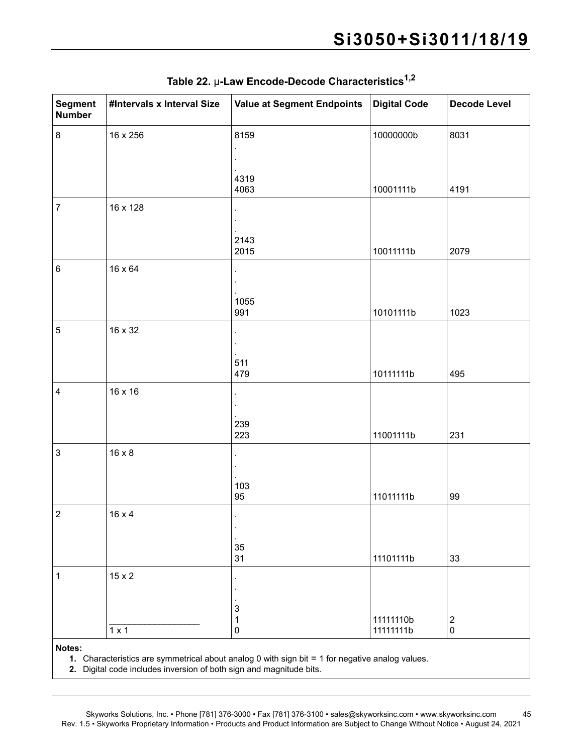**Table 22. μ-Law Encode-Decode Characteristics[1,2]**

| Segment Number | #Intervals x Interval Size | Value at Segment Endpoints | Digital Code | Decode Level |
|---|---|---|---|---|
| 8 | 16 x 256 | 8159<br>.<br>.<br>.<br>4319<br>4063 | 10000000b<br><br><br><br><br>10001111b | 8031<br><br><br><br><br>4191 |
| 7 | 16 x 128 | .<br>.<br>.<br>2143<br>2015 | <br><br><br><br>10011111b | <br><br><br><br>2079 |
| 6 | 16 x 64 | .<br>.<br>.<br>1055<br>991 | <br><br><br><br>10101111b | <br><br><br><br>1023 |
| 5 | 16 x 32 | .<br>.<br>.<br>511<br>479 | <br><br><br><br>10111111b | <br><br><br><br>495 |
| 4 | 16 x 16 | .<br>.<br>.<br>239<br>223 | <br><br><br><br>11001111b | <br><br><br><br>231 |
| 3 | 16 x 8 | .<br>.<br>.<br>103<br>95 | <br><br><br><br>11011111b | <br><br><br><br>99 |
| 2 | 16 x 4 | .<br>.<br>.<br>35<br>31 | <br><br><br><br>11101111b | <br><br><br><br>33 |
| 1 | 15 x 2<br><br><br><br>______________<br>1 x 1 | .<br>.<br>.<br>3<br>1<br>0 | <br><br><br><br>11111110b<br>11111111b | <br><br><br><br>2<br>0 |

**Notes:**

1. Characteristics are symmetrical about analog 0 with sign bit = 1 for negative analog values.
2. Digital code includes inversion of both sign and magnitude bits.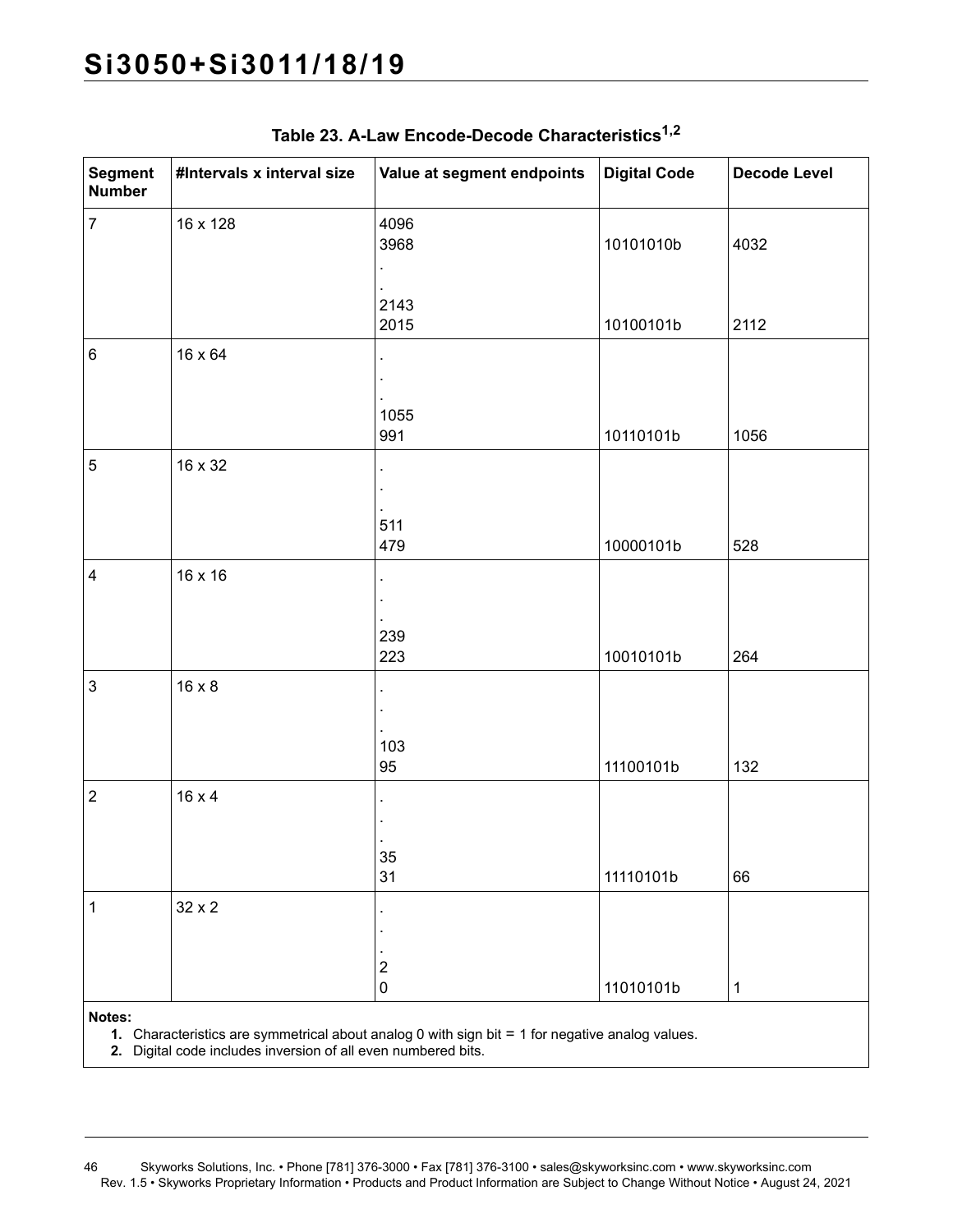**Table 23. A-Law Encode-Decode Characteristics[1,2]**

| Segment Number | #Intervals x interval size | Value at segment endpoints | Digital Code | Decode Level |
|---|---|---|---|---|
| 7 | 16 x 128 | 4096<br>3968<br>.<br>.<br>2143<br>2015 | <br>10101010b<br><br><br><br>10100101b | <br>4032<br><br><br><br>2112 |
| 6 | 16 x 64 | .<br>.<br>.<br>1055<br>991 | <br><br><br><br>10110101b | <br><br><br><br>1056 |
| 5 | 16 x 32 | .<br>.<br>.<br>511<br>479 | <br><br><br><br>10000101b | <br><br><br><br>528 |
| 4 | 16 x 16 | .<br>.<br>.<br>239<br>223 | <br><br><br><br>10010101b | <br><br><br><br>264 |
| 3 | 16 x 8 | .<br>.<br>.<br>103<br>95 | <br><br><br><br>11100101b | <br><br><br><br>132 |
| 2 | 16 x 4 | .<br>.<br>.<br>35<br>31 | <br><br><br><br>11110101b | <br><br><br><br>66 |
| 1 | 32 x 2 | .<br>.<br>.<br>2<br>0 | <br><br><br><br>11010101b | <br><br><br><br>1 |

**Notes:**
1. Characteristics are symmetrical about analog 0 with sign bit = 1 for negative analog values.
2. Digital code includes inversion of all even numbered bits.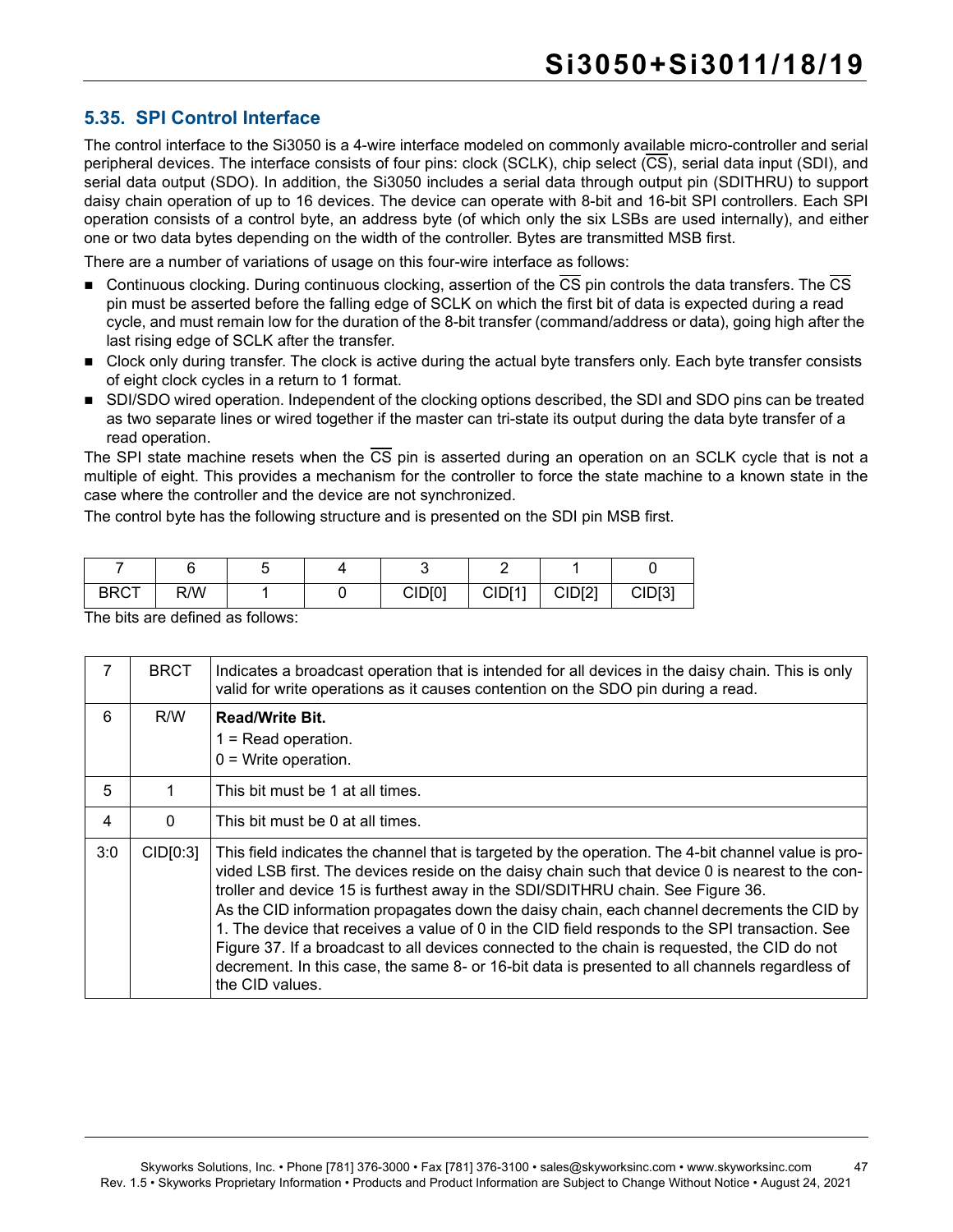## 5.35. SPI Control Interface

The control interface to the Si3050 is a 4-wire interface modeled on commonly available micro-controller and serial peripheral devices. The interface consists of four pins: clock (SCLK), chip select (CS), serial data input (SDI), and serial data output (SDO). In addition, the Si3050 includes a serial data through output pin (SDITHRU) to support daisy chain operation of up to 16 devices. The device can operate with 8-bit and 16-bit SPI controllers. Each SPI operation consists of a control byte, an address byte (of which only the six LSBs are used internally), and either one or two data bytes depending on the width of the controller. Bytes are transmitted MSB first.

There are a number of variations of usage on this four-wire interface as follows:

- Continuous clocking. During continuous clocking, assertion of the CS pin controls the data transfers. The CS pin must be asserted before the falling edge of SCLK on which the first bit of data is expected during a read cycle, and must remain low for the duration of the 8-bit transfer (command/address or data), going high after the last rising edge of SCLK after the transfer.
- Clock only during transfer. The clock is active during the actual byte transfers only. Each byte transfer consists of eight clock cycles in a return to 1 format.
- SDI/SDO wired operation. Independent of the clocking options described, the SDI and SDO pins can be treated as two separate lines or wired together if the master can tri-state its output during the data byte transfer of a read operation.

The SPI state machine resets when the CS pin is asserted during an operation on an SCLK cycle that is not a multiple of eight. This provides a mechanism for the controller to force the state machine to a known state in the case where the controller and the device are not synchronized.

The control byte has the following structure and is presented on the SDI pin MSB first.

| 7 | 6 | 5 | 4 | 3 | 2 | 1 | 0 |
|---|---|---|---|---|---|---|---|
| BRCT | R/W | 1 | 0 | CID[0] | CID[1] | CID[2] | CID[3] |

The bits are defined as follows:

| Bit | Name | Description |
|---|---|---|
| 7 | BRCT | Indicates a broadcast operation that is intended for all devices in the daisy chain. This is only valid for write operations as it causes contention on the SDO pin during a read. |
| 6 | R/W | **Read/Write Bit.**<br>1 = Read operation.<br>0 = Write operation. |
| 5 | 1 | This bit must be 1 at all times. |
| 4 | 0 | This bit must be 0 at all times. |
| 3:0 | CID[0:3] | This field indicates the channel that is targeted by the operation. The 4-bit channel value is provided LSB first. The devices reside on the daisy chain such that device 0 is nearest to the controller and device 15 is furthest away in the SDI/SDITHRU chain. See Figure 36.<br>As the CID information propagates down the daisy chain, each channel decrements the CID by 1. The device that receives a value of 0 in the CID field responds to the SPI transaction. See Figure 37. If a broadcast to all devices connected to the chain is requested, the CID do not decrement. In this case, the same 8- or 16-bit data is presented to all channels regardless of the CID values. |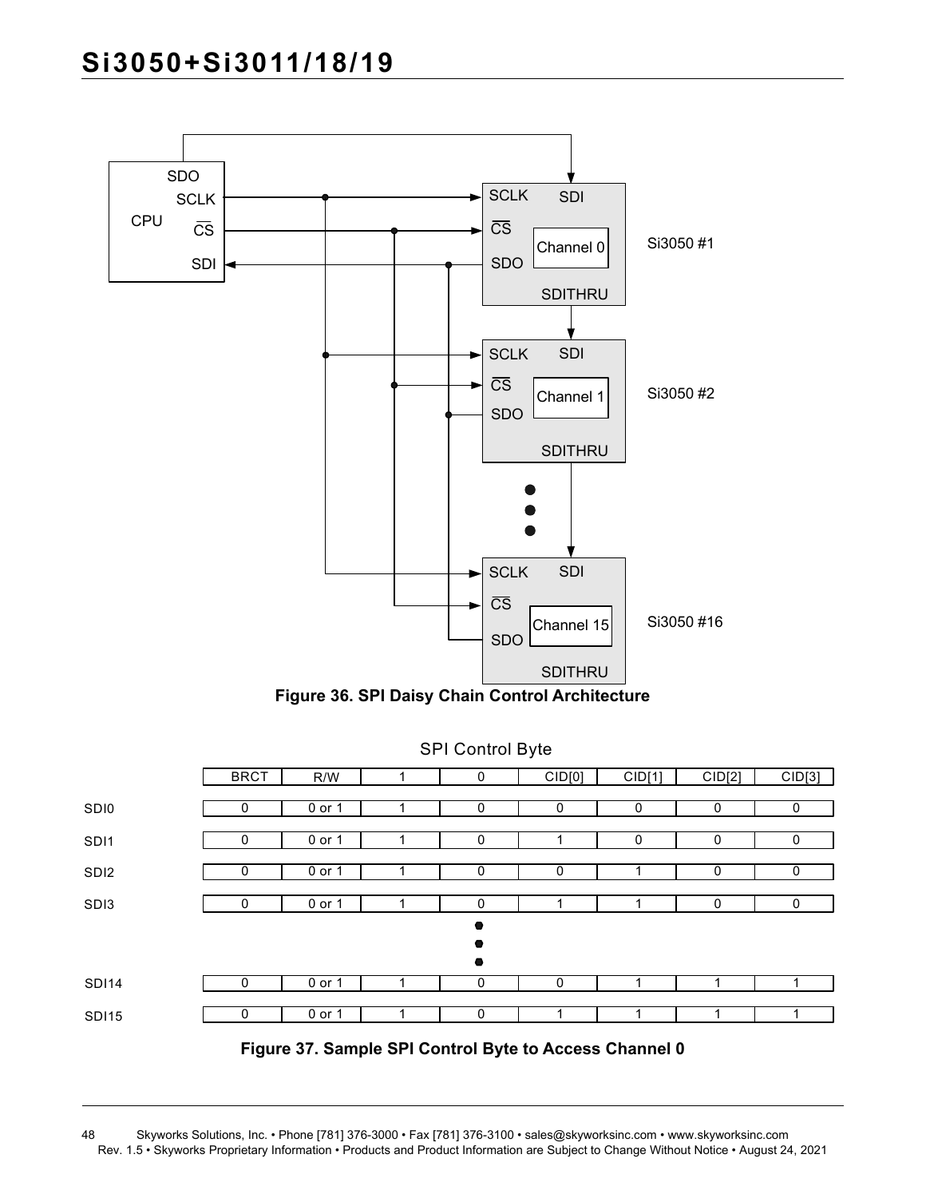Figure 36. SPI Daisy Chain Control Architecture

SPI Control Byte

| | BRCT | R/W | 1 | 0 | CID[0] | CID[1] | CID[2] | CID[3] |
|---|---|---|---|---|---|---|---|---|
| SDI0 | 0 | 0 or 1 | 1 | 0 | 0 | 0 | 0 | 0 |
| SDI1 | 0 | 0 or 1 | 1 | 0 | 1 | 0 | 0 | 0 |
| SDI2 | 0 | 0 or 1 | 1 | 0 | 0 | 1 | 0 | 0 |
| SDI3 | 0 | 0 or 1 | 1 | 0 | 1 | 1 | 0 | 0 |
| ... | | | | | | | | |
| SDI14 | 0 | 0 or 1 | 1 | 0 | 0 | 1 | 1 | 1 |
| SDI15 | 0 | 0 or 1 | 1 | 0 | 1 | 1 | 1 | 1 |

Figure 37. Sample SPI Control Byte to Access Channel 0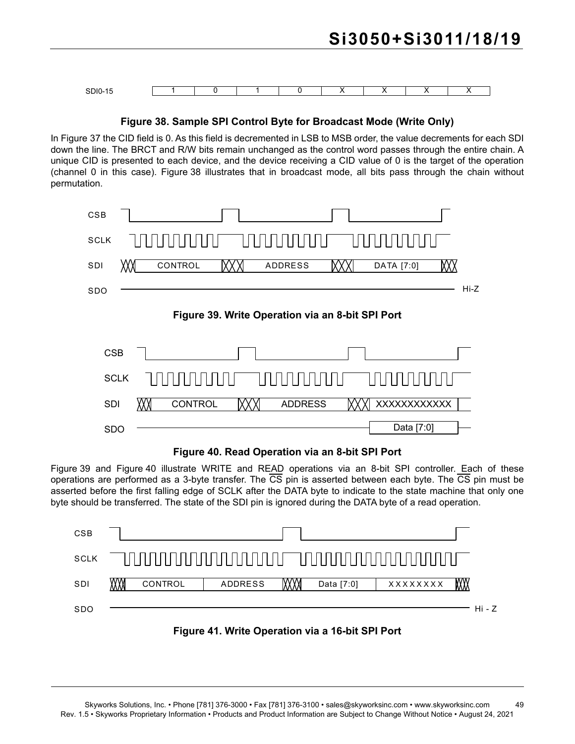| SDI0-15 | 1 | 0 | 1 | 0 | X | X | X | X |
| --- | --- | --- | --- | --- | --- | --- | --- | --- |

**Figure 38. Sample SPI Control Byte for Broadcast Mode (Write Only)**

In Figure 37 the CID field is 0. As this field is decremented in LSB to MSB order, the value decrements for each SDI down the line. The BRCT and R/W bits remain unchanged as the control word passes through the entire chain. A unique CID is presented to each device, and the device receiving a CID value of 0 is the target of the operation (channel 0 in this case). Figure 38 illustrates that in broadcast mode, all bits pass through the chain without permutation.

**Figure 39. Write Operation via an 8-bit SPI Port**

**Figure 40. Read Operation via an 8-bit SPI Port**

Figure 39 and Figure 40 illustrate WRITE and READ operations via an 8-bit SPI controller. Each of these operations are performed as a 3-byte transfer. The $\overline{CS}$ pin is asserted between each byte. The $\overline{CS}$ pin must be asserted before the first falling edge of SCLK after the DATA byte to indicate to the state machine that only one byte should be transferred. The state of the SDI pin is ignored during the DATA byte of a read operation.

**Figure 41. Write Operation via a 16-bit SPI Port**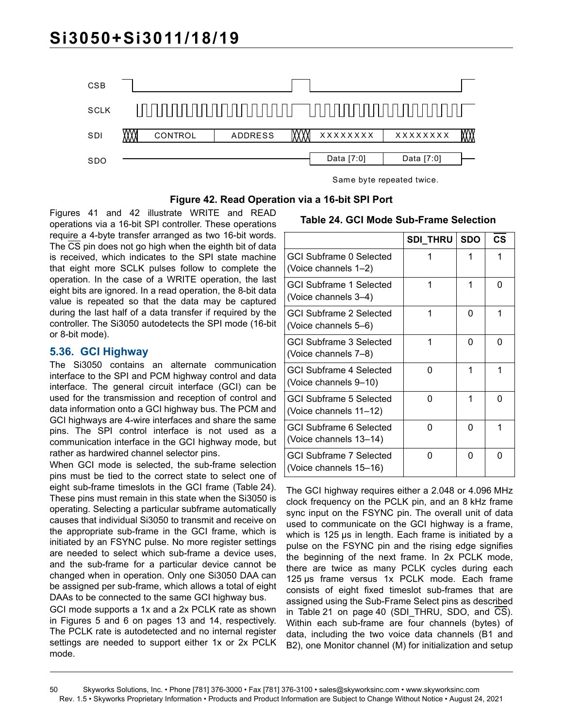CSB

SCLK

SDI — CONTROL — ADDRESS — XXXXXXXX — XXXXXXXX

SDO — Data [7:0] — Data [7:0]

Same byte repeated twice.

**Figure 42. Read Operation via a 16-bit SPI Port**

Figures 41 and 42 illustrate WRITE and READ operations via a 16-bit SPI controller. These operations require a 4-byte transfer arranged as two 16-bit words. The $\overline{CS}$ pin does not go high when the eighth bit of data is received, which indicates to the SPI state machine that eight more SCLK pulses follow to complete the operation. In the case of a WRITE operation, the last eight bits are ignored. In a read operation, the 8-bit data value is repeated so that the data may be captured during the last half of a data transfer if required by the controller. The Si3050 autodetects the SPI mode (16-bit or 8-bit mode).

## 5.36. GCI Highway

The Si3050 contains an alternate communication interface to the SPI and PCM highway control and data interface. The general circuit interface (GCI) can be used for the transmission and reception of control and data information onto a GCI highway bus. The PCM and GCI highways are 4-wire interfaces and share the same pins. The SPI control interface is not used as a communication interface in the GCI highway mode, but rather as hardwired channel selector pins.

When GCI mode is selected, the sub-frame selection pins must be tied to the correct state to select one of eight sub-frame timeslots in the GCI frame (Table 24). These pins must remain in this state when the Si3050 is operating. Selecting a particular subframe automatically causes that individual Si3050 to transmit and receive on the appropriate sub-frame in the GCI frame, which is initiated by an FSYNC pulse. No more register settings are needed to select which sub-frame a device uses, and the sub-frame for a particular device cannot be changed when in operation. Only one Si3050 DAA can be assigned per sub-frame, which allows a total of eight DAAs to be connected to the same GCI highway bus.

GCI mode supports a 1x and a 2x PCLK rate as shown in Figures 5 and 6 on pages 13 and 14, respectively. The PCLK rate is autodetected and no internal register settings are needed to support either 1x or 2x PCLK mode.

**Table 24. GCI Mode Sub-Frame Selection**

| | SDI_THRU | SDO | $\overline{CS}$ |
|---|---|---|---|
| GCI Subframe 0 Selected (Voice channels 1–2) | 1 | 1 | 1 |
| GCI Subframe 1 Selected (Voice channels 3–4) | 1 | 1 | 0 |
| GCI Subframe 2 Selected (Voice channels 5–6) | 1 | 0 | 1 |
| GCI Subframe 3 Selected (Voice channels 7–8) | 1 | 0 | 0 |
| GCI Subframe 4 Selected (Voice channels 9–10) | 0 | 1 | 1 |
| GCI Subframe 5 Selected (Voice channels 11–12) | 0 | 1 | 0 |
| GCI Subframe 6 Selected (Voice channels 13–14) | 0 | 0 | 1 |
| GCI Subframe 7 Selected (Voice channels 15–16) | 0 | 0 | 0 |

The GCI highway requires either a 2.048 or 4.096 MHz clock frequency on the PCLK pin, and an 8 kHz frame sync input on the FSYNC pin. The overall unit of data used to communicate on the GCI highway is a frame, which is 125 µs in length. Each frame is initiated by a pulse on the FSYNC pin and the rising edge signifies the beginning of the next frame. In 2x PCLK mode, there are twice as many PCLK cycles during each 125 µs frame versus 1x PCLK mode. Each frame consists of eight fixed timeslot sub-frames that are assigned using the Sub-Frame Select pins as described in Table 21 on page 40 (SDI_THRU, SDO, and $\overline{CS}$). Within each sub-frame are four channels (bytes) of data, including the two voice data channels (B1 and B2), one Monitor channel (M) for initialization and setup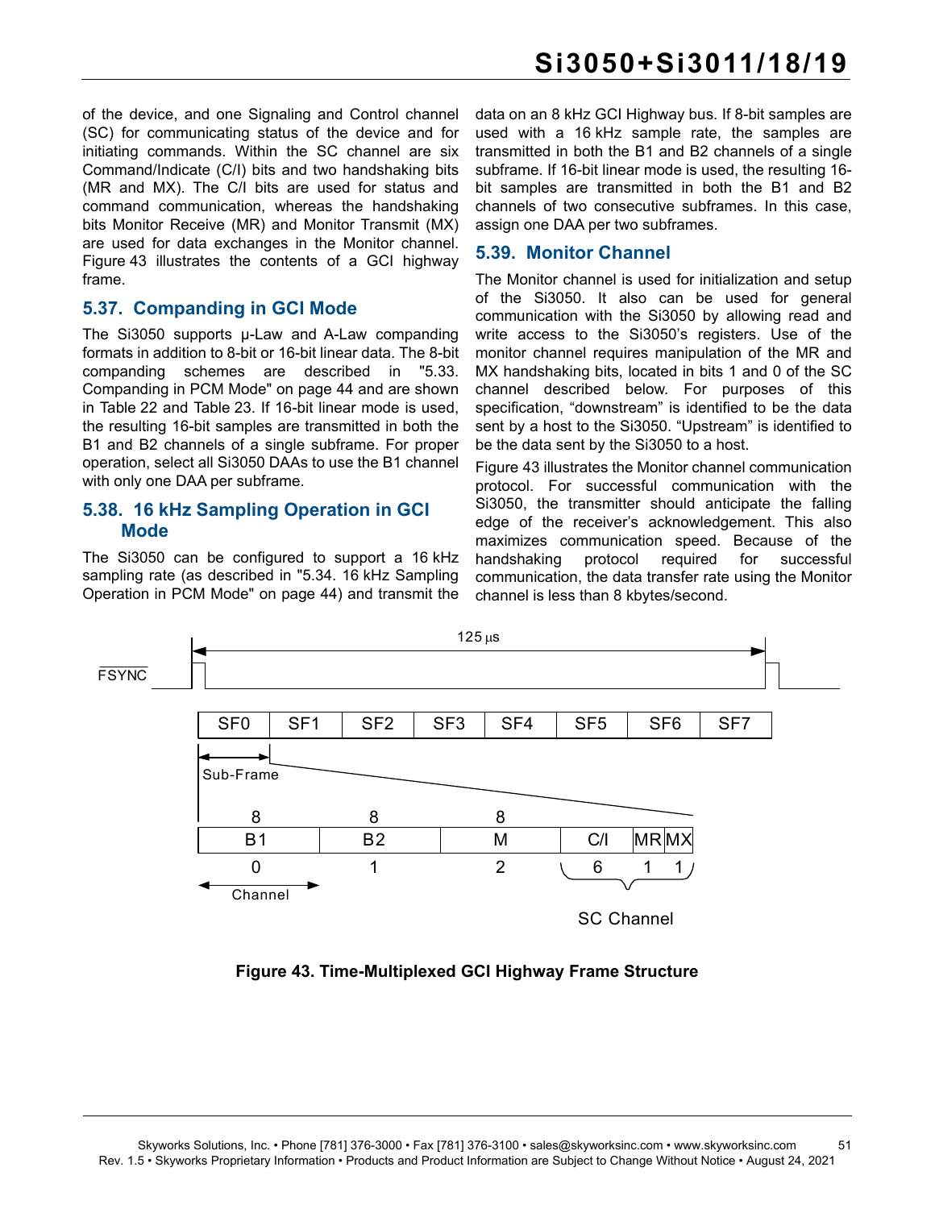of the device, and one Signaling and Control channel (SC) for communicating status of the device and for initiating commands. Within the SC channel are six Command/Indicate (C/I) bits and two handshaking bits (MR and MX). The C/I bits are used for status and command communication, whereas the handshaking bits Monitor Receive (MR) and Monitor Transmit (MX) are used for data exchanges in the Monitor channel. Figure 43 illustrates the contents of a GCI highway frame.

## 5.37. Companding in GCI Mode

The Si3050 supports µ-Law and A-Law companding formats in addition to 8-bit or 16-bit linear data. The 8-bit companding schemes are described in "5.33. Companding in PCM Mode" on page 44 and are shown in Table 22 and Table 23. If 16-bit linear mode is used, the resulting 16-bit samples are transmitted in both the B1 and B2 channels of a single subframe. For proper operation, select all Si3050 DAAs to use the B1 channel with only one DAA per subframe.

## 5.38. 16 kHz Sampling Operation in GCI Mode

The Si3050 can be configured to support a 16 kHz sampling rate (as described in "5.34. 16 kHz Sampling Operation in PCM Mode" on page 44) and transmit the data on an 8 kHz GCI Highway bus. If 8-bit samples are used with a 16 kHz sample rate, the samples are transmitted in both the B1 and B2 channels of a single subframe. If 16-bit linear mode is used, the resulting 16-bit samples are transmitted in both the B1 and B2 channels of two consecutive subframes. In this case, assign one DAA per two subframes.

## 5.39. Monitor Channel

The Monitor channel is used for initialization and setup of the Si3050. It also can be used for general communication with the Si3050 by allowing read and write access to the Si3050's registers. Use of the monitor channel requires manipulation of the MR and MX handshaking bits, located in bits 1 and 0 of the SC channel described below. For purposes of this specification, "downstream" is identified to be the data sent by a host to the Si3050. "Upstream" is identified to be the data sent by the Si3050 to a host.

Figure 43 illustrates the Monitor channel communication protocol. For successful communication with the Si3050, the transmitter should anticipate the falling edge of the receiver's acknowledgement. This also maximizes communication speed. Because of the handshaking protocol required for successful communication, the data transfer rate using the Monitor channel is less than 8 kbytes/second.

**Figure 43. Time-Multiplexed GCI Highway Frame Structure**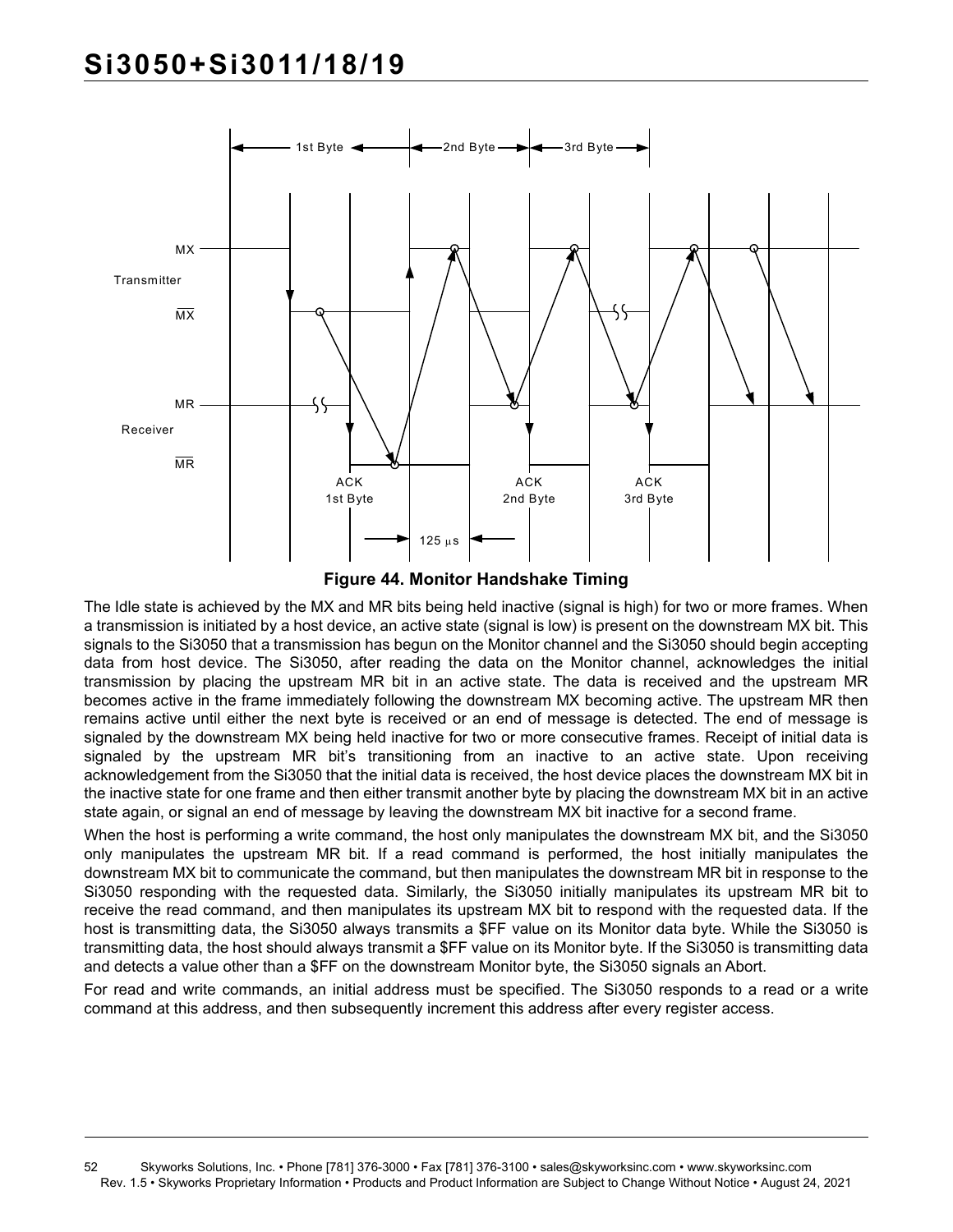**Figure 44. Monitor Handshake Timing**

The Idle state is achieved by the MX and MR bits being held inactive (signal is high) for two or more frames. When a transmission is initiated by a host device, an active state (signal is low) is present on the downstream MX bit. This signals to the Si3050 that a transmission has begun on the Monitor channel and the Si3050 should begin accepting data from host device. The Si3050, after reading the data on the Monitor channel, acknowledges the initial transmission by placing the upstream MR bit in an active state. The data is received and the upstream MR becomes active in the frame immediately following the downstream MX becoming active. The upstream MR then remains active until either the next byte is received or an end of message is detected. The end of message is signaled by the downstream MX being held inactive for two or more consecutive frames. Receipt of initial data is signaled by the upstream MR bit's transitioning from an inactive to an active state. Upon receiving acknowledgement from the Si3050 that the initial data is received, the host device places the downstream MX bit in the inactive state for one frame and then either transmit another byte by placing the downstream MX bit in an active state again, or signal an end of message by leaving the downstream MX bit inactive for a second frame.

When the host is performing a write command, the host only manipulates the downstream MX bit, and the Si3050 only manipulates the upstream MR bit. If a read command is performed, the host initially manipulates the downstream MX bit to communicate the command, but then manipulates the downstream MR bit in response to the Si3050 responding with the requested data. Similarly, the Si3050 initially manipulates its upstream MR bit to receive the read command, and then manipulates its upstream MX bit to respond with the requested data. If the host is transmitting data, the Si3050 always transmits a $FF value on its Monitor data byte. While the Si3050 is transmitting data, the host should always transmit a $FF value on its Monitor byte. If the Si3050 is transmitting data and detects a value other than a $FF on the downstream Monitor byte, the Si3050 signals an Abort.

For read and write commands, an initial address must be specified. The Si3050 responds to a read or a write command at this address, and then subsequently increment this address after every register access.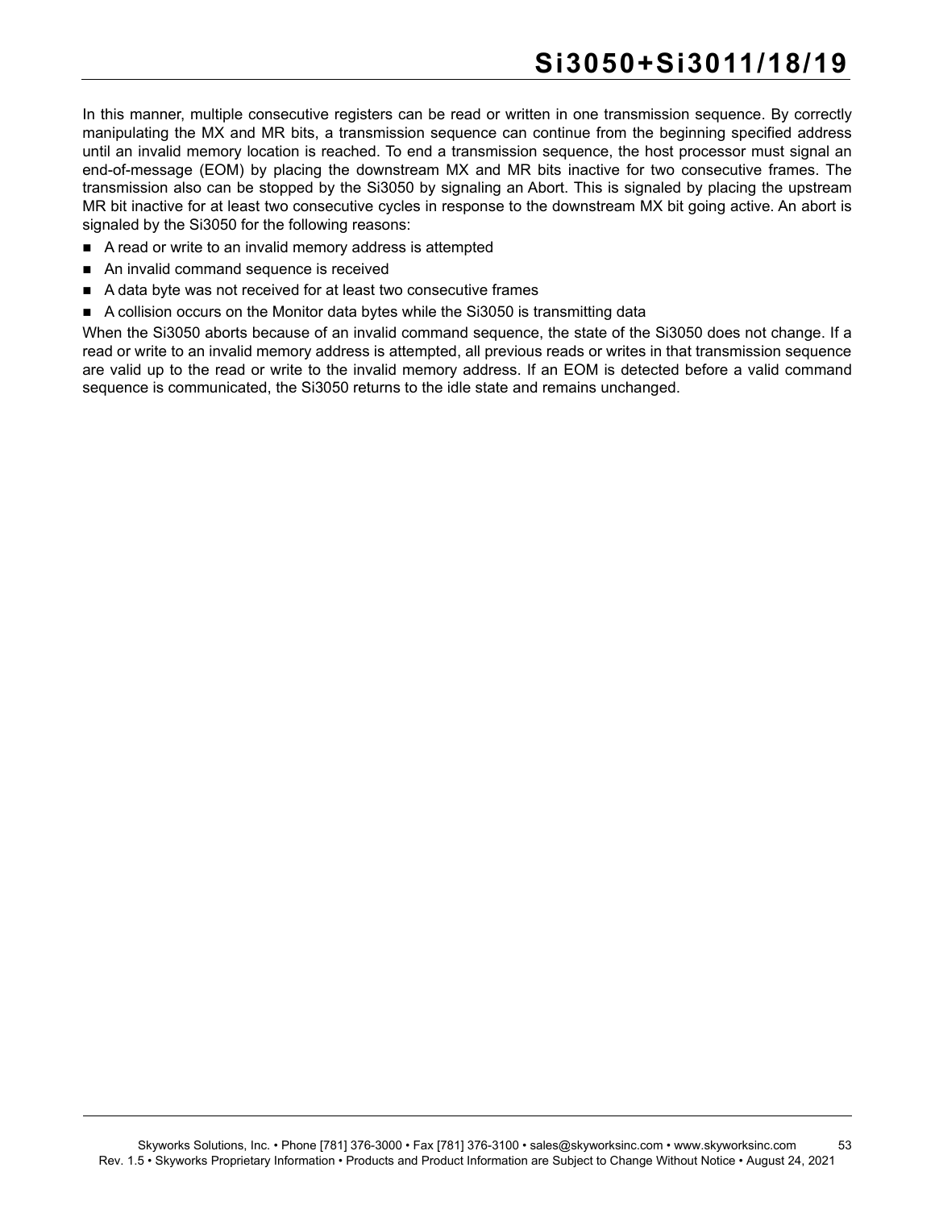In this manner, multiple consecutive registers can be read or written in one transmission sequence. By correctly manipulating the MX and MR bits, a transmission sequence can continue from the beginning specified address until an invalid memory location is reached. To end a transmission sequence, the host processor must signal an end-of-message (EOM) by placing the downstream MX and MR bits inactive for two consecutive frames. The transmission also can be stopped by the Si3050 by signaling an Abort. This is signaled by placing the upstream MR bit inactive for at least two consecutive cycles in response to the downstream MX bit going active. An abort is signaled by the Si3050 for the following reasons:

- A read or write to an invalid memory address is attempted
- An invalid command sequence is received
- A data byte was not received for at least two consecutive frames
- A collision occurs on the Monitor data bytes while the Si3050 is transmitting data

When the Si3050 aborts because of an invalid command sequence, the state of the Si3050 does not change. If a read or write to an invalid memory address is attempted, all previous reads or writes in that transmission sequence are valid up to the read or write to the invalid memory address. If an EOM is detected before a valid command sequence is communicated, the Si3050 returns to the idle state and remains unchanged.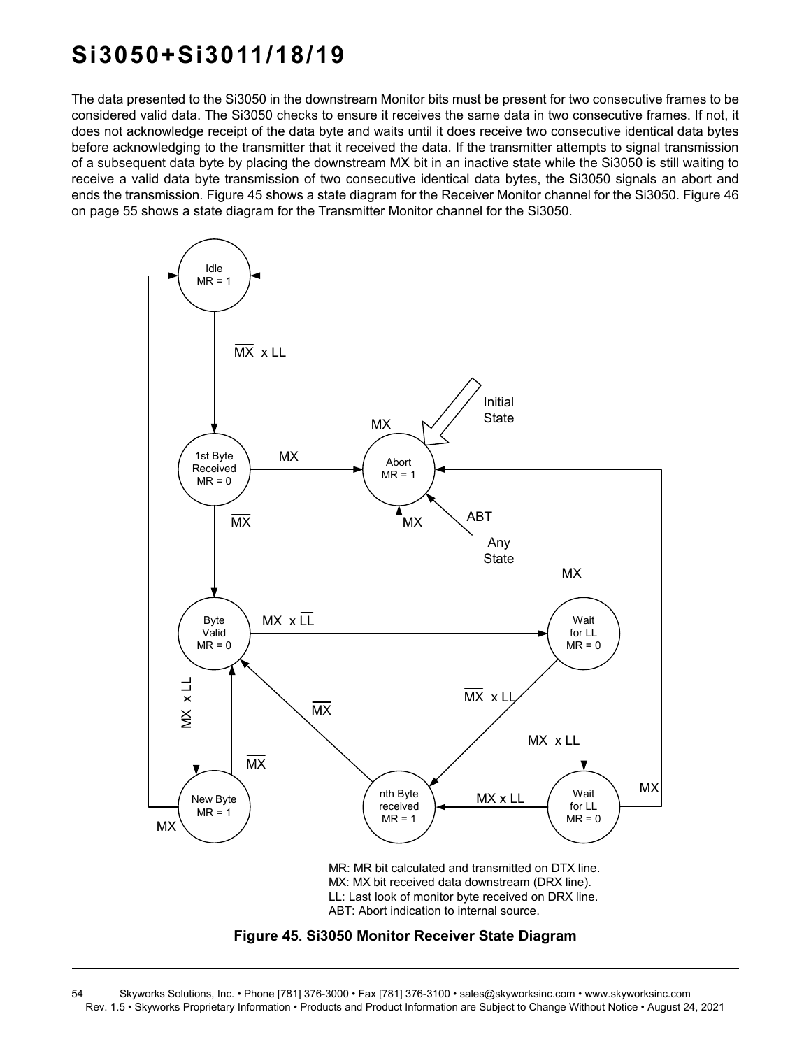The data presented to the Si3050 in the downstream Monitor bits must be present for two consecutive frames to be considered valid data. The Si3050 checks to ensure it receives the same data in two consecutive frames. If not, it does not acknowledge receipt of the data byte and waits until it does receive two consecutive identical data bytes before acknowledging to the transmitter that it received the data. If the transmitter attempts to signal transmission of a subsequent data byte by placing the downstream MX bit in an inactive state while the Si3050 is still waiting to receive a valid data byte transmission of two consecutive identical data bytes, the Si3050 signals an abort and ends the transmission. Figure 45 shows a state diagram for the Receiver Monitor channel for the Si3050. Figure 46 on page 55 shows a state diagram for the Transmitter Monitor channel for the Si3050.

MR: MR bit calculated and transmitted on DTX line.
MX: MX bit received data downstream (DRX line).
LL: Last look of monitor byte received on DRX line.
ABT: Abort indication to internal source.

**Figure 45. Si3050 Monitor Receiver State Diagram**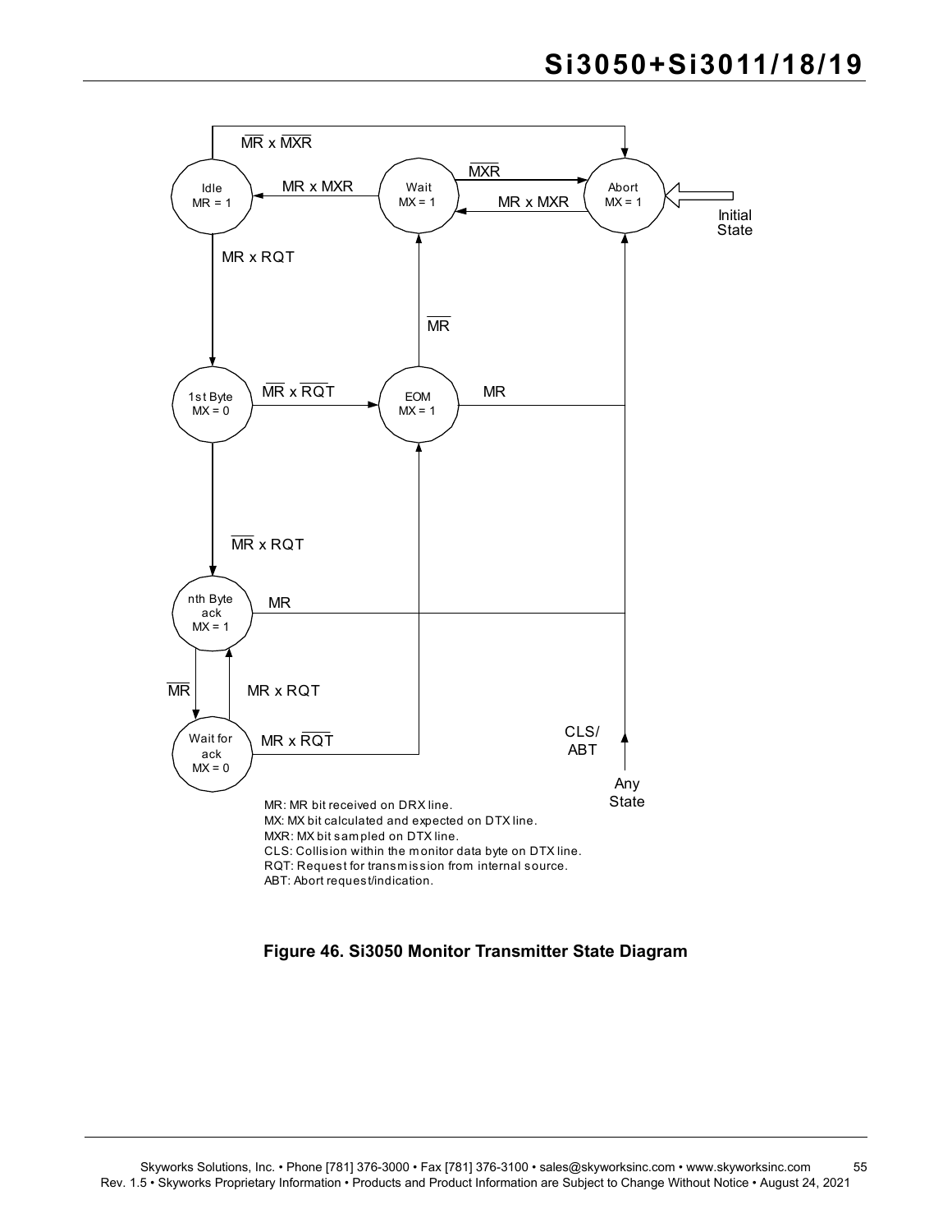MR: MR bit received on DRX line.
MX: MX bit calculated and expected on DTX line.
MXR: MX bit sampled on DTX line.
CLS: Collision within the monitor data byte on DTX line.
RQT: Request for transmission from internal source.
ABT: Abort request/indication.

**Figure 46. Si3050 Monitor Transmitter State Diagram**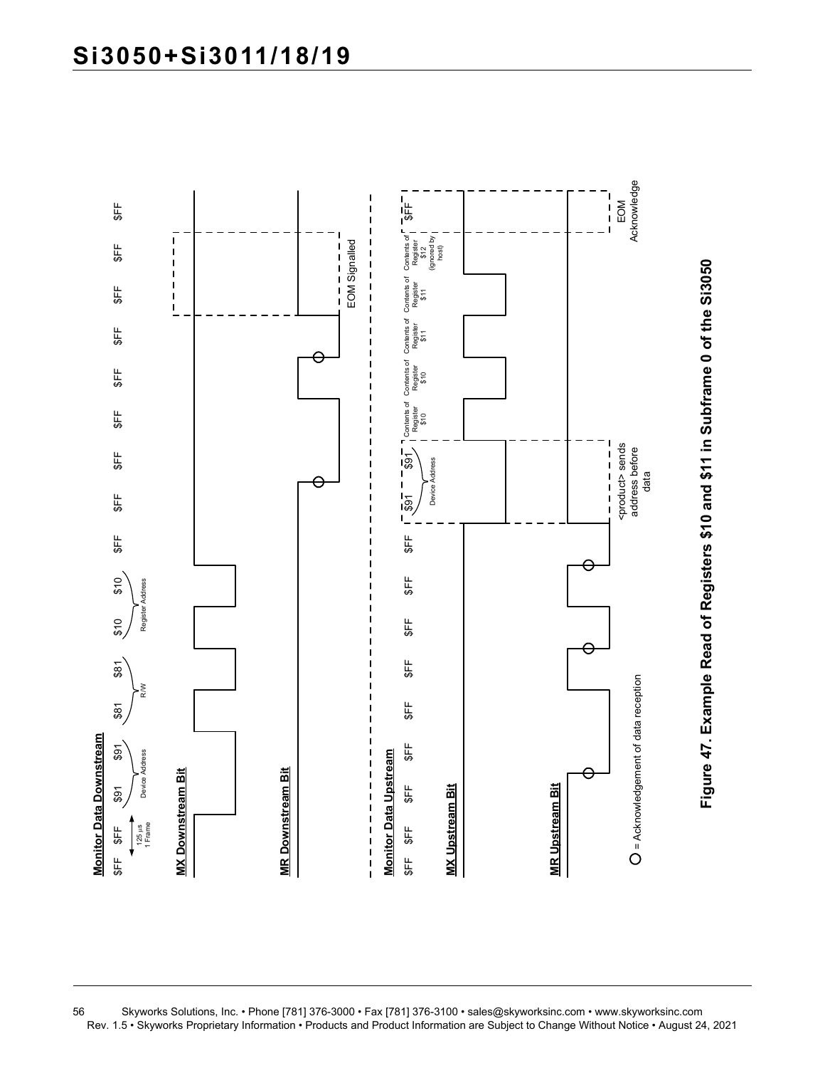**Monitor Data Downstream**

$FF $FF $91 $91 $81 $81 $10 $10 $FF $FF $FF $FF $FF $FF $FF $FF $FF

125 µs 1 Frame — Device Address — R/W — Register Address

**MX Downstream Bit**

**MR Downstream Bit**

EOM Signalled

**Monitor Data Upstream**

$FF $FF $FF $FF $FF $FF $FF $FF $FF $91 $91 Contents of Register $10 — Contents of Register $10 — Contents of Register $11 — Contents of Register $11 — Contents of Register $12 (ignored by host) — $FF

Device Address

**MX Upstream Bit**

**MR Upstream Bit**

<product> sends address before data

EOM Acknowledge

○ = Acknowledgement of data reception

**Figure 47. Example Read of Registers $10 and $11 in Subframe 0 of the Si3050**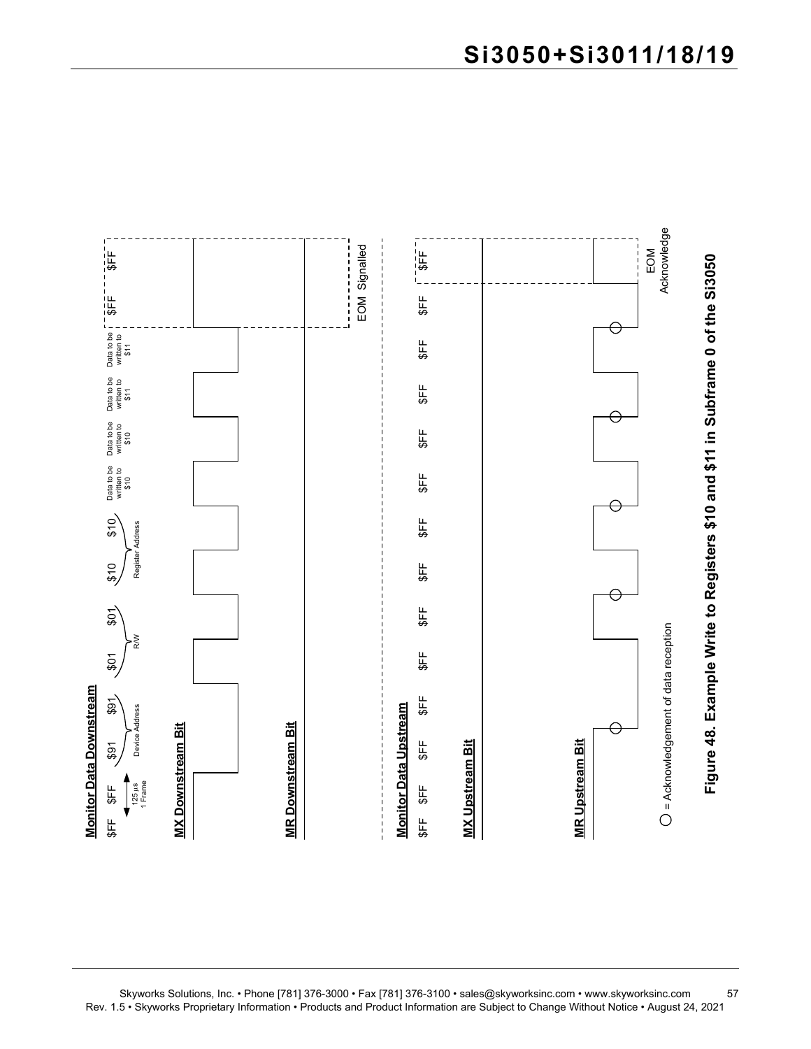**Monitor Data Downstream**

$FF $FF $91 $91 $01 $01 $10 $10 Data to be written to $10 | Data to be written to $10 | Data to be written to $11 | Data to be written to $11 | $FF $FF

125 µs 1 Frame — Device Address — R/W — Register Address

**MX Downstream Bit**

**MR Downstream Bit**

EOM Signalled

**Monitor Data Upstream**

$FF $FF $FF $FF $FF $FF $FF $FF $FF $FF $FF $FF $FF $FF

**MX Upstream Bit**

**MR Upstream Bit**

EOM Acknowledge

○ = Acknowledgement of data reception

**Figure 48. Example Write to Registers $10 and $11 in Subframe 0 of the Si3050**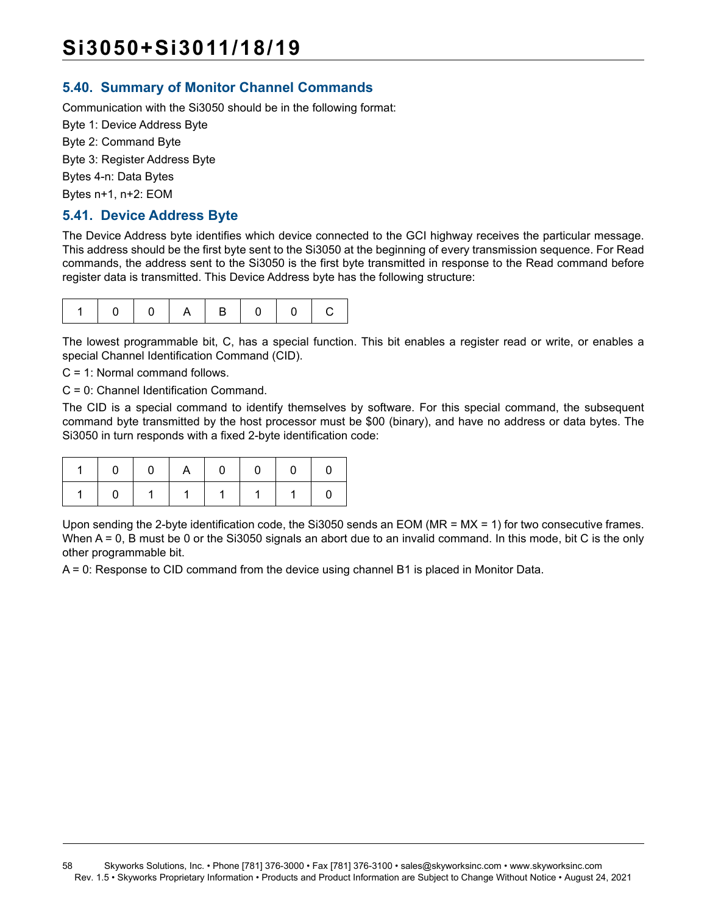## 5.40. Summary of Monitor Channel Commands

Communication with the Si3050 should be in the following format:

Byte 1: Device Address Byte

Byte 2: Command Byte

Byte 3: Register Address Byte

Bytes 4-n: Data Bytes

Bytes n+1, n+2: EOM

## 5.41. Device Address Byte

The Device Address byte identifies which device connected to the GCI highway receives the particular message. This address should be the first byte sent to the Si3050 at the beginning of every transmission sequence. For Read commands, the address sent to the Si3050 is the first byte transmitted in response to the Read command before register data is transmitted. This Device Address byte has the following structure:

| 1 | 0 | 0 | A | B | 0 | 0 | C |
|---|---|---|---|---|---|---|---|

The lowest programmable bit, C, has a special function. This bit enables a register read or write, or enables a special Channel Identification Command (CID).

C = 1: Normal command follows.

C = 0: Channel Identification Command.

The CID is a special command to identify themselves by software. For this special command, the subsequent command byte transmitted by the host processor must be $00 (binary), and have no address or data bytes. The Si3050 in turn responds with a fixed 2-byte identification code:

| 1 | 0 | 0 | A | 0 | 0 | 0 | 0 |
|---|---|---|---|---|---|---|---|
| 1 | 0 | 1 | 1 | 1 | 1 | 1 | 0 |

Upon sending the 2-byte identification code, the Si3050 sends an EOM (MR = MX = 1) for two consecutive frames. When A = 0, B must be 0 or the Si3050 signals an abort due to an invalid command. In this mode, bit C is the only other programmable bit.

A = 0: Response to CID command from the device using channel B1 is placed in Monitor Data.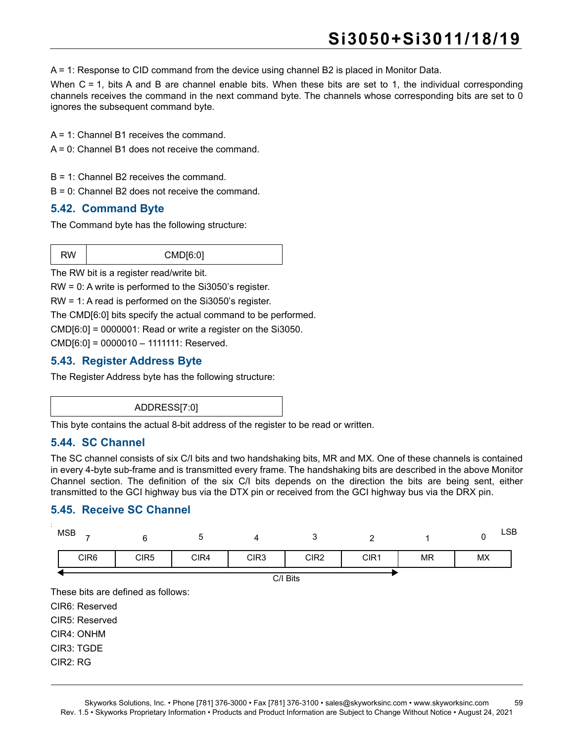A = 1: Response to CID command from the device using channel B2 is placed in Monitor Data.

When C = 1, bits A and B are channel enable bits. When these bits are set to 1, the individual corresponding channels receives the command in the next command byte. The channels whose corresponding bits are set to 0 ignores the subsequent command byte.

A = 1: Channel B1 receives the command.

A = 0: Channel B1 does not receive the command.

B = 1: Channel B2 receives the command.

B = 0: Channel B2 does not receive the command.

## 5.42. Command Byte

The Command byte has the following structure:

| RW | CMD[6:0] |
|---|---|

The RW bit is a register read/write bit.

RW = 0: A write is performed to the Si3050's register.

RW = 1: A read is performed on the Si3050's register.

The CMD[6:0] bits specify the actual command to be performed.

CMD[6:0] = 0000001: Read or write a register on the Si3050.

CMD[6:0] = 0000010 – 1111111: Reserved.

## 5.43. Register Address Byte

The Register Address byte has the following structure:

| ADDRESS[7:0] |
|---|

This byte contains the actual 8-bit address of the register to be read or written.

## 5.44. SC Channel

The SC channel consists of six C/I bits and two handshaking bits, MR and MX. One of these channels is contained in every 4-byte sub-frame and is transmitted every frame. The handshaking bits are described in the above Monitor Channel section. The definition of the six C/I bits depends on the direction the bits are being sent, either transmitted to the GCI highway bus via the DTX pin or received from the GCI highway bus via the DRX pin.

## 5.45. Receive SC Channel

| MSB 7 | 6 | 5 | 4 | 3 | 2 | 1 | 0 LSB |
|---|---|---|---|---|---|---|---|
| CIR6 | CIR5 | CIR4 | CIR3 | CIR2 | CIR1 | MR | MX |

C/I Bits (bits 7–2)

These bits are defined as follows:

CIR6: Reserved

CIR5: Reserved

CIR4: ONHM

CIR3: TGDE

CIR2: RG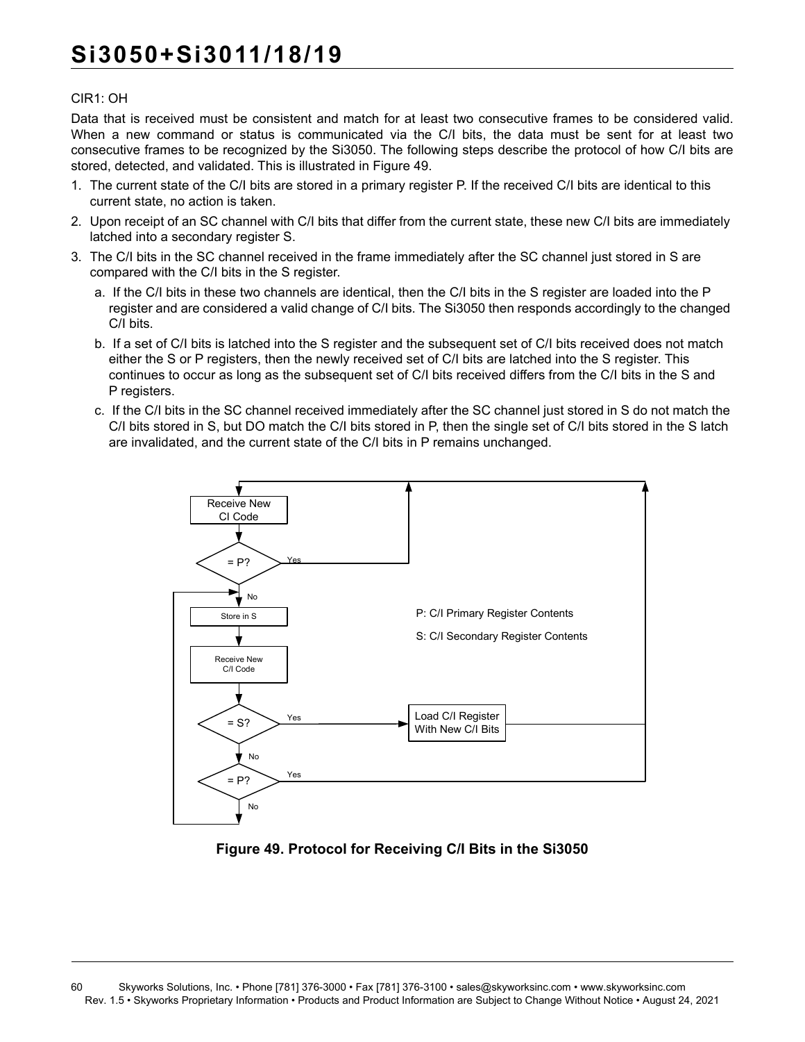CIR1: OH

Data that is received must be consistent and match for at least two consecutive frames to be considered valid. When a new command or status is communicated via the C/I bits, the data must be sent for at least two consecutive frames to be recognized by the Si3050. The following steps describe the protocol of how C/I bits are stored, detected, and validated. This is illustrated in Figure 49.

1. The current state of the C/I bits are stored in a primary register P. If the received C/I bits are identical to this current state, no action is taken.
2. Upon receipt of an SC channel with C/I bits that differ from the current state, these new C/I bits are immediately latched into a secondary register S.
3. The C/I bits in the SC channel received in the frame immediately after the SC channel just stored in S are compared with the C/I bits in the S register.
   a. If the C/I bits in these two channels are identical, then the C/I bits in the S register are loaded into the P register and are considered a valid change of C/I bits. The Si3050 then responds accordingly to the changed C/I bits.
   b. If a set of C/I bits is latched into the S register and the subsequent set of C/I bits received does not match either the S or P registers, then the newly received set of C/I bits are latched into the S register. This continues to occur as long as the subsequent set of C/I bits received differs from the C/I bits in the S and P registers.
   c. If the C/I bits in the SC channel received immediately after the SC channel just stored in S do not match the C/I bits stored in S, but DO match the C/I bits stored in P, then the single set of C/I bits stored in the S latch are invalidated, and the current state of the C/I bits in P remains unchanged.

**Figure 49. Protocol for Receiving C/I Bits in the Si3050**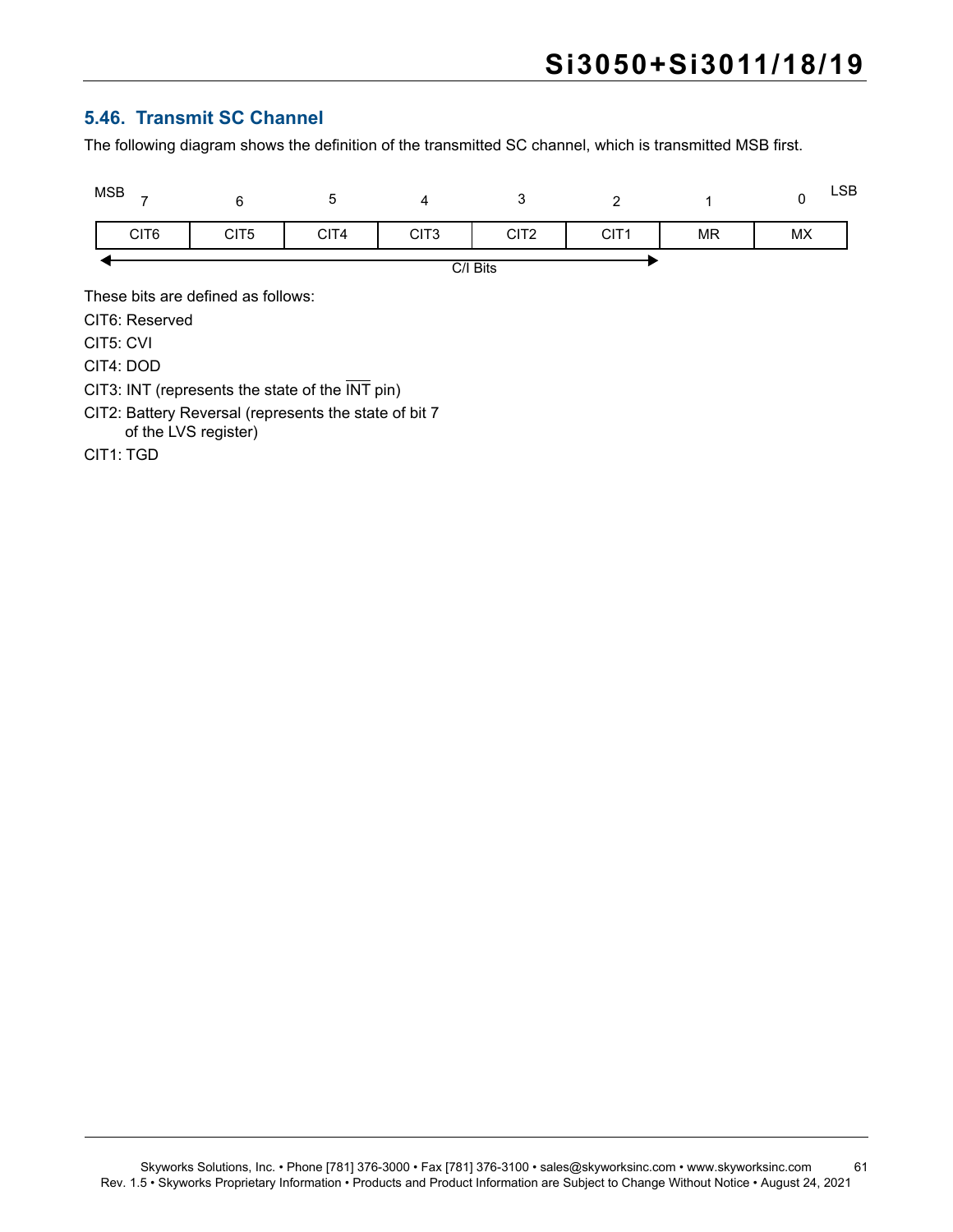## 5.46. Transmit SC Channel

The following diagram shows the definition of the transmitted SC channel, which is transmitted MSB first.

| MSB 7 | 6 | 5 | 4 | 3 | 2 | 1 | 0 LSB |
|---|---|---|---|---|---|---|---|
| CIT6 | CIT5 | CIT4 | CIT3 | CIT2 | CIT1 | MR | MX |
| C/I Bits | | | | | | | |

These bits are defined as follows:

CIT6: Reserved

CIT5: CVI

CIT4: DOD

CIT3: INT (represents the state of the $\overline{\text{INT}}$ pin)

CIT2: Battery Reversal (represents the state of bit 7 of the LVS register)

CIT1: TGD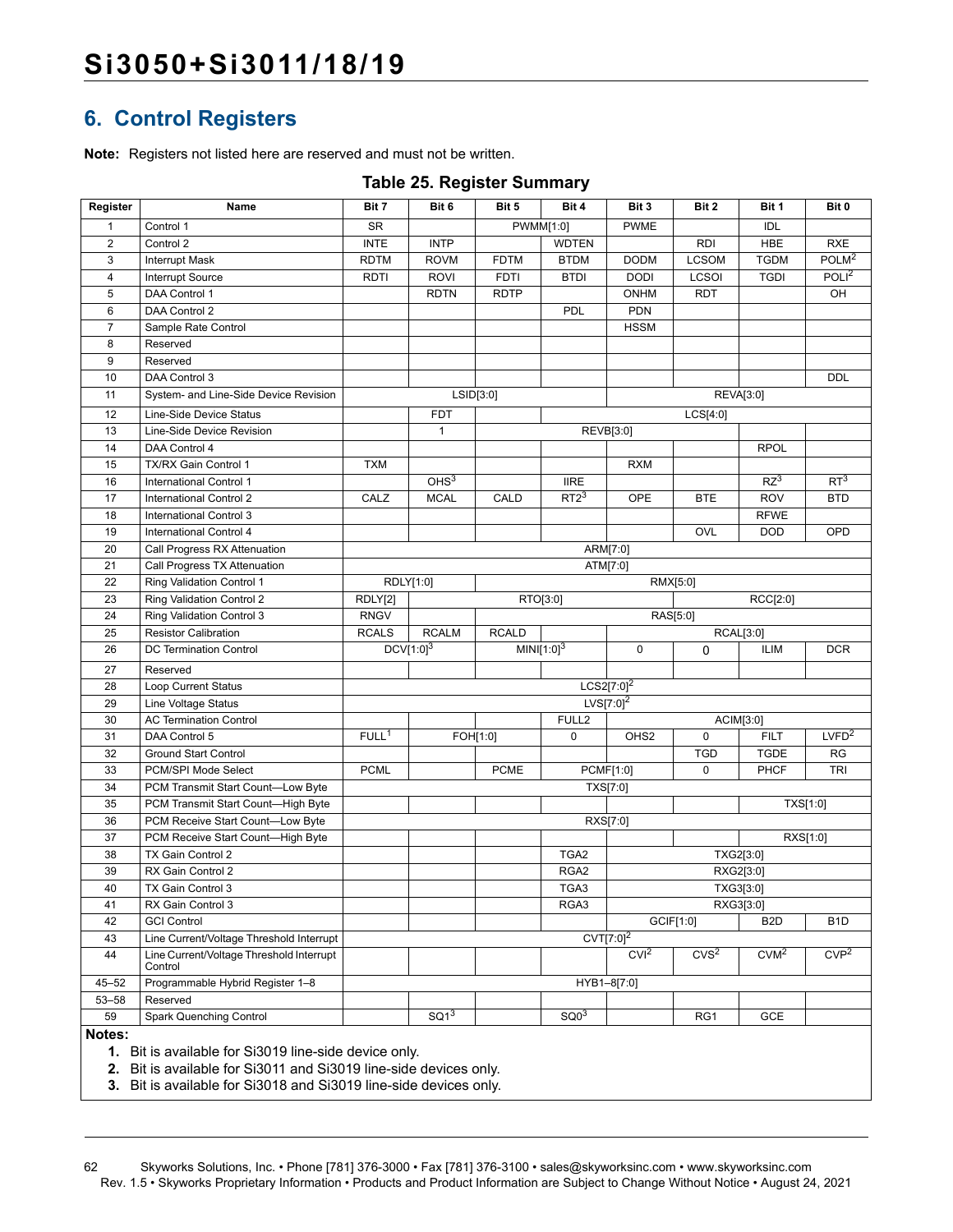## 6. Control Registers

**Note:** Registers not listed here are reserved and must not be written.

**Table 25. Register Summary**

| Register | Name | Bit 7 | Bit 6 | Bit 5 | Bit 4 | Bit 3 | Bit 2 | Bit 1 | Bit 0 |
|---|---|---|---|---|---|---|---|---|---|
| 1 | Control 1 | SR | | PWMM[1:0] | | PWME | | IDL | |
| 2 | Control 2 | INTE | INTP | | WDTEN | | RDI | HBE | RXE |
| 3 | Interrupt Mask | RDTM | ROVM | FDTM | BTDM | DODM | LCSOM | TGDM | POLM[2] |
| 4 | Interrupt Source | RDTI | ROVI | FDTI | BTDI | DODI | LCSOI | TGDI | POLI[2] |
| 5 | DAA Control 1 | | RDTN | RDTP | | ONHM | RDT | | OH |
| 6 | DAA Control 2 | | | | PDL | PDN | | | |
| 7 | Sample Rate Control | | | | | HSSM | | | |
| 8 | Reserved | | | | | | | | |
| 9 | Reserved | | | | | | | | |
| 10 | DAA Control 3 | | | | | | | | DDL |
| 11 | System- and Line-Side Device Revision | LSID[3:0] | | | | REVA[3:0] | | | |
| 12 | Line-Side Device Status | | FDT | LCS[4:0] | | | | | |
| 13 | Line-Side Device Revision | | 1 | REVB[3:0] | | | | | |
| 14 | DAA Control 4 | | | | | | | RPOL | |
| 15 | TX/RX Gain Control 1 | TXM | | | | RXM | | | |
| 16 | International Control 1 | | OHS[3] | | IIRE | | | RZ[3] | RT[3] |
| 17 | International Control 2 | CALZ | MCAL | CALD | RT2[3] | OPE | BTE | ROV | BTD |
| 18 | International Control 3 | | | | | | | RFWE | |
| 19 | International Control 4 | | | | | | OVL | DOD | OPD |
| 20 | Call Progress RX Attenuation | ARM[7:0] | | | | | | | |
| 21 | Call Progress TX Attenuation | ATM[7:0] | | | | | | | |
| 22 | Ring Validation Control 1 | RDLY[1:0] | | RMX[5:0] | | | | | |
| 23 | Ring Validation Control 2 | RDLY[2] | RTO[3:0] | | | | RCC[2:0] | | |
| 24 | Ring Validation Control 3 | RNGV | | RAS[5:0] | | | | | |
| 25 | Resistor Calibration | RCALS | RCALM | RCALD | | RCAL[3:0] | | | |
| 26 | DC Termination Control | DCV[1:0][3] | | MINI[1:0][3] | | 0 | 0 | ILIM | DCR |
| 27 | Reserved | | | | | | | | |
| 28 | Loop Current Status | LCS2[7:0][2] | | | | | | | |
| 29 | Line Voltage Status | LVS[7:0][2] | | | | | | | |
| 30 | AC Termination Control | | | | FULL2 | ACIM[3:0] | | | |
| 31 | DAA Control 5 | FULL[1] | FOH[1:0] | | 0 | OHS2 | 0 | FILT | LVFD[2] |
| 32 | Ground Start Control | | | | | | TGD | TGDE | RG |
| 33 | PCM/SPI Mode Select | PCML | | PCME | PCMF[1:0] | | 0 | PHCF | TRI |
| 34 | PCM Transmit Start Count—Low Byte | TXS[7:0] | | | | | | | |
| 35 | PCM Transmit Start Count—High Byte | | | | | | | TXS[1:0] | |
| 36 | PCM Receive Start Count—Low Byte | RXS[7:0] | | | | | | | |
| 37 | PCM Receive Start Count—High Byte | | | | | | | RXS[1:0] | |
| 38 | TX Gain Control 2 | | | | TGA2 | TXG2[3:0] | | | |
| 39 | RX Gain Control 2 | | | | RGA2 | RXG2[3:0] | | | |
| 40 | TX Gain Control 3 | | | | TGA3 | TXG3[3:0] | | | |
| 41 | RX Gain Control 3 | | | | RGA3 | RXG3[3:0] | | | |
| 42 | GCI Control | | | | | GCIF[1:0] | | B2D | B1D |
| 43 | Line Current/Voltage Threshold Interrupt | CVT[7:0][2] | | | | | | | |
| 44 | Line Current/Voltage Threshold Interrupt Control | | | | | CVI[2] | CVS[2] | CVM[2] | CVP[2] |
| 45–52 | Programmable Hybrid Register 1–8 | HYB1–8[7:0] | | | | | | | |
| 53–58 | Reserved | | | | | | | | |
| 59 | Spark Quenching Control | | SQ1[3] | | SQ0[3] | | RG1 | GCE | |

**Notes:**

1. Bit is available for Si3019 line-side device only.
2. Bit is available for Si3011 and Si3019 line-side devices only.
3. Bit is available for Si3018 and Si3019 line-side devices only.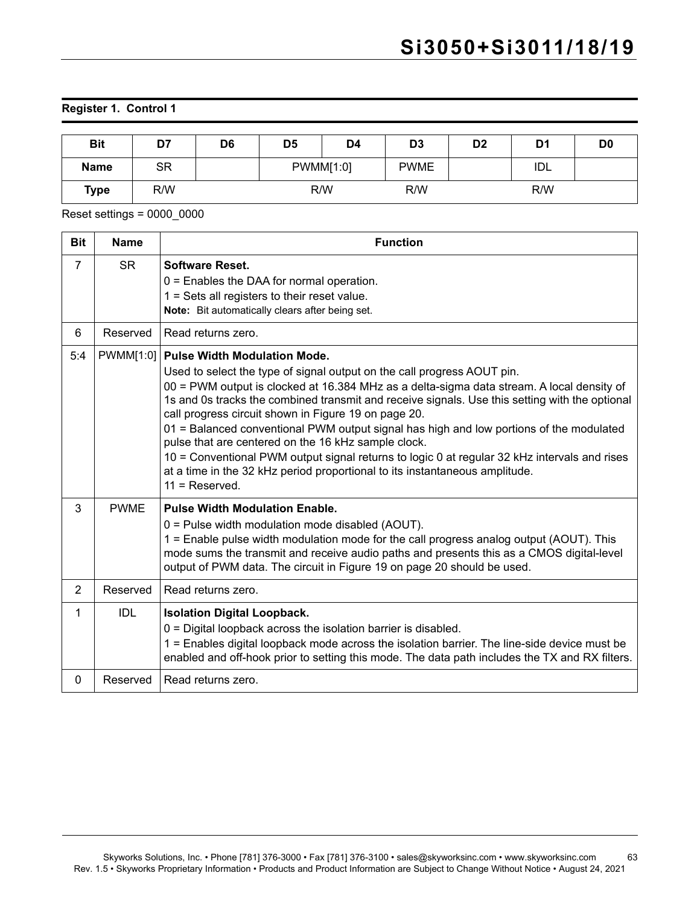**Register 1. Control 1**

| Bit | D7 | D6 | D5 | D4 | D3 | D2 | D1 | D0 |
|---|---|---|---|---|---|---|---|---|
| **Name** | SR | | PWMM[1:0] | | PWME | | IDL | |
| **Type** | R/W | | R/W | | R/W | | R/W | |

Reset settings = 0000_0000

| Bit | Name | Function |
|---|---|---|
| 7 | SR | **Software Reset.**<br>0 = Enables the DAA for normal operation.<br>1 = Sets all registers to their reset value.<br>**Note:** Bit automatically clears after being set. |
| 6 | Reserved | Read returns zero. |
| 5:4 | PWMM[1:0] | **Pulse Width Modulation Mode.**<br>Used to select the type of signal output on the call progress AOUT pin.<br>00 = PWM output is clocked at 16.384 MHz as a delta-sigma data stream. A local density of 1s and 0s tracks the combined transmit and receive signals. Use this setting with the optional call progress circuit shown in Figure 19 on page 20.<br>01 = Balanced conventional PWM output signal has high and low portions of the modulated pulse that are centered on the 16 kHz sample clock.<br>10 = Conventional PWM output signal returns to logic 0 at regular 32 kHz intervals and rises at a time in the 32 kHz period proportional to its instantaneous amplitude.<br>11 = Reserved. |
| 3 | PWME | **Pulse Width Modulation Enable.**<br>0 = Pulse width modulation mode disabled (AOUT).<br>1 = Enable pulse width modulation mode for the call progress analog output (AOUT). This mode sums the transmit and receive audio paths and presents this as a CMOS digital-level output of PWM data. The circuit in Figure 19 on page 20 should be used. |
| 2 | Reserved | Read returns zero. |
| 1 | IDL | **Isolation Digital Loopback.**<br>0 = Digital loopback across the isolation barrier is disabled.<br>1 = Enables digital loopback mode across the isolation barrier. The line-side device must be enabled and off-hook prior to setting this mode. The data path includes the TX and RX filters. |
| 0 | Reserved | Read returns zero. |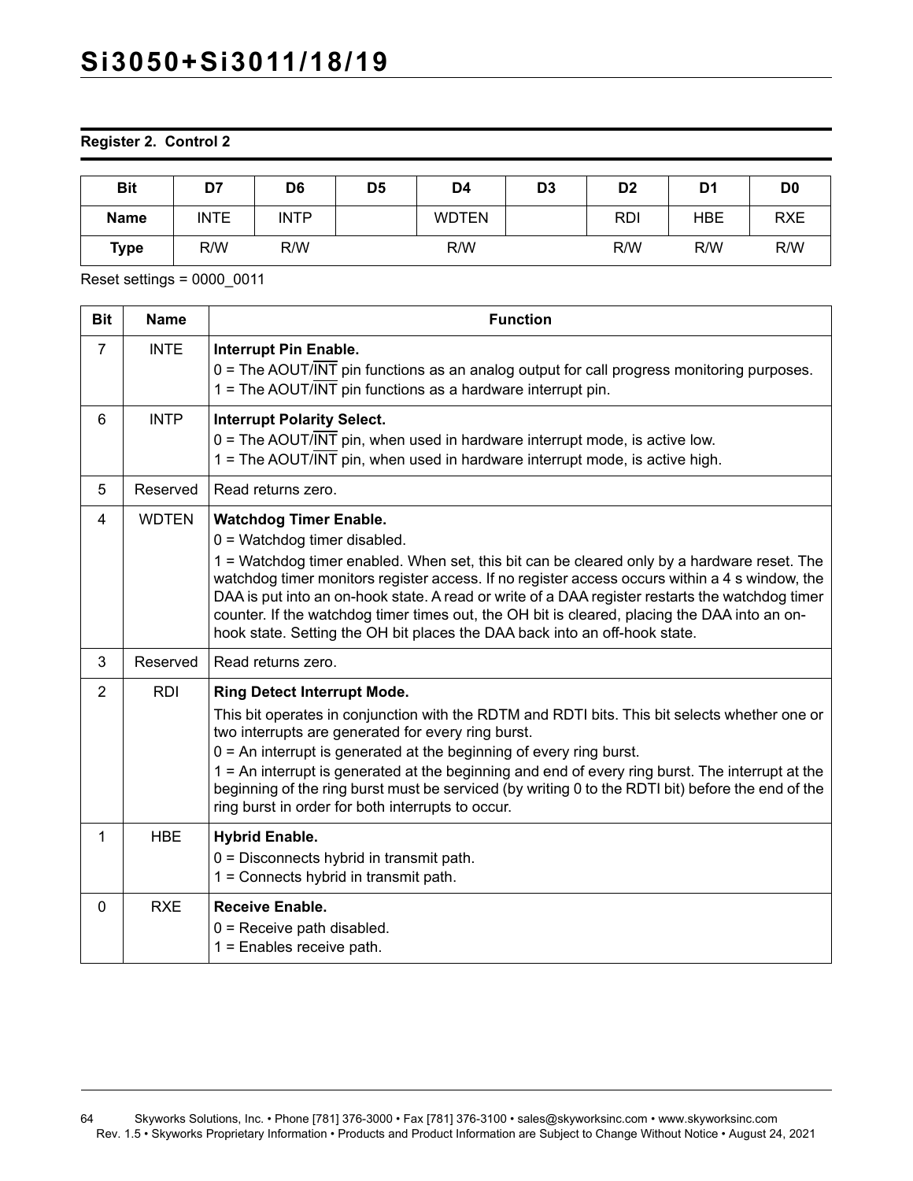**Register 2. Control 2**

| Bit | D7 | D6 | D5 | D4 | D3 | D2 | D1 | D0 |
|---|---|---|---|---|---|---|---|---|
| **Name** | INTE | INTP | | WDTEN | | RDI | HBE | RXE |
| **Type** | R/W | R/W | | R/W | | R/W | R/W | R/W |

Reset settings = 0000_0011

| Bit | Name | Function |
|---|---|---|
| 7 | INTE | **Interrupt Pin Enable.**<br>0 = The AOUT/$\overline{\text{INT}}$ pin functions as an analog output for call progress monitoring purposes.<br>1 = The AOUT/$\overline{\text{INT}}$ pin functions as a hardware interrupt pin. |
| 6 | INTP | **Interrupt Polarity Select.**<br>0 = The AOUT/$\overline{\text{INT}}$ pin, when used in hardware interrupt mode, is active low.<br>1 = The AOUT/$\overline{\text{INT}}$ pin, when used in hardware interrupt mode, is active high. |
| 5 | Reserved | Read returns zero. |
| 4 | WDTEN | **Watchdog Timer Enable.**<br>0 = Watchdog timer disabled.<br>1 = Watchdog timer enabled. When set, this bit can be cleared only by a hardware reset. The watchdog timer monitors register access. If no register access occurs within a 4 s window, the DAA is put into an on-hook state. A read or write of a DAA register restarts the watchdog timer counter. If the watchdog timer times out, the OH bit is cleared, placing the DAA into an on-hook state. Setting the OH bit places the DAA back into an off-hook state. |
| 3 | Reserved | Read returns zero. |
| 2 | RDI | **Ring Detect Interrupt Mode.**<br>This bit operates in conjunction with the RDTM and RDTI bits. This bit selects whether one or two interrupts are generated for every ring burst.<br>0 = An interrupt is generated at the beginning of every ring burst.<br>1 = An interrupt is generated at the beginning and end of every ring burst. The interrupt at the beginning of the ring burst must be serviced (by writing 0 to the RDTI bit) before the end of the ring burst in order for both interrupts to occur. |
| 1 | HBE | **Hybrid Enable.**<br>0 = Disconnects hybrid in transmit path.<br>1 = Connects hybrid in transmit path. |
| 0 | RXE | **Receive Enable.**<br>0 = Receive path disabled.<br>1 = Enables receive path. |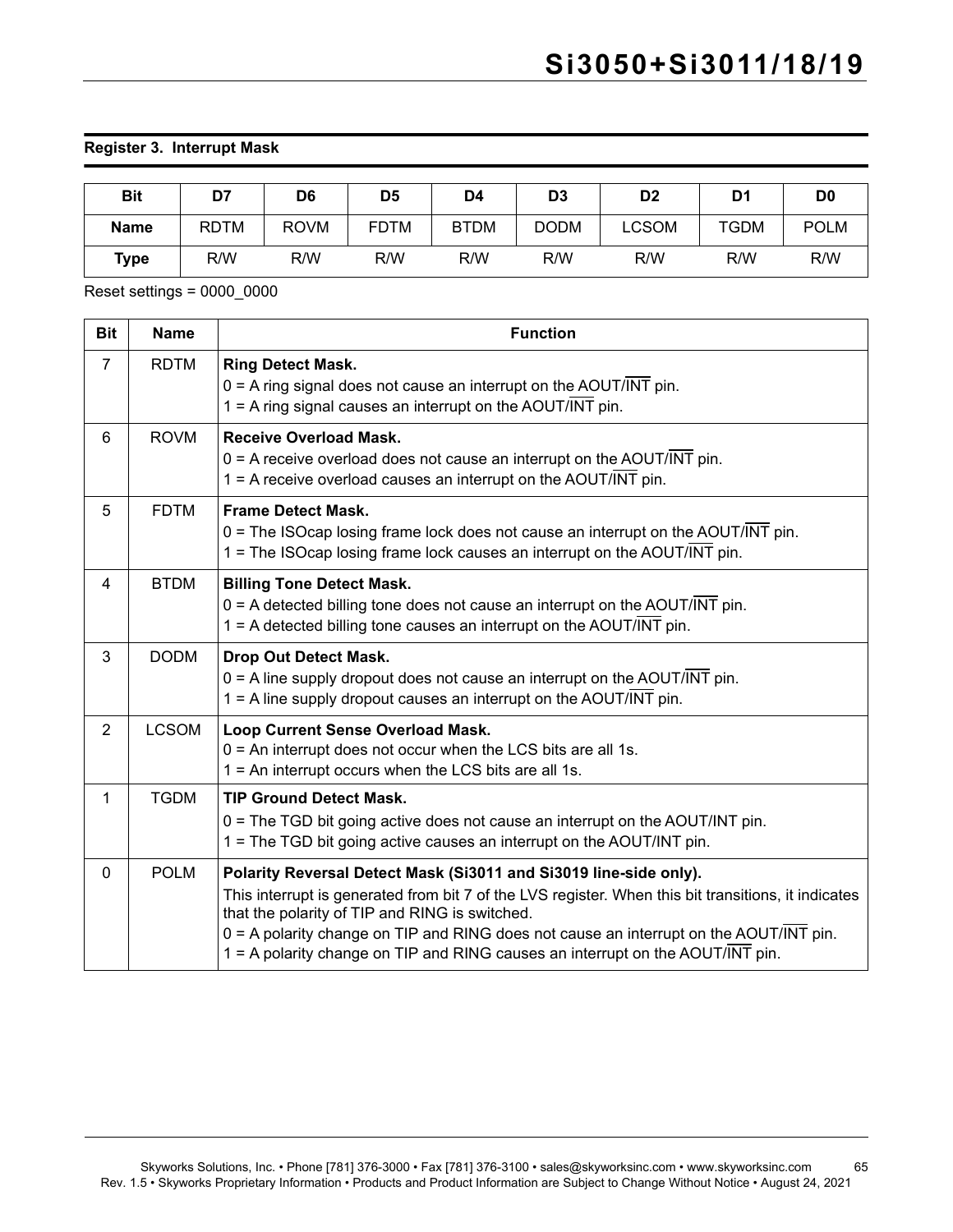### Register 3. Interrupt Mask

| Bit | D7 | D6 | D5 | D4 | D3 | D2 | D1 | D0 |
|---|---|---|---|---|---|---|---|---|
| **Name** | RDTM | ROVM | FDTM | BTDM | DODM | LCSOM | TGDM | POLM |
| **Type** | R/W | R/W | R/W | R/W | R/W | R/W | R/W | R/W |

Reset settings = 0000_0000

| Bit | Name | Function |
|---|---|---|
| 7 | RDTM | **Ring Detect Mask.**<br>0 = A ring signal does not cause an interrupt on the AOUT/$\overline{\text{INT}}$ pin.<br>1 = A ring signal causes an interrupt on the AOUT/$\overline{\text{INT}}$ pin. |
| 6 | ROVM | **Receive Overload Mask.**<br>0 = A receive overload does not cause an interrupt on the AOUT/$\overline{\text{INT}}$ pin.<br>1 = A receive overload causes an interrupt on the AOUT/$\overline{\text{INT}}$ pin. |
| 5 | FDTM | **Frame Detect Mask.**<br>0 = The ISOcap losing frame lock does not cause an interrupt on the AOUT/$\overline{\text{INT}}$ pin.<br>1 = The ISOcap losing frame lock causes an interrupt on the AOUT/$\overline{\text{INT}}$ pin. |
| 4 | BTDM | **Billing Tone Detect Mask.**<br>0 = A detected billing tone does not cause an interrupt on the AOUT/$\overline{\text{INT}}$ pin.<br>1 = A detected billing tone causes an interrupt on the AOUT/$\overline{\text{INT}}$ pin. |
| 3 | DODM | **Drop Out Detect Mask.**<br>0 = A line supply dropout does not cause an interrupt on the AOUT/$\overline{\text{INT}}$ pin.<br>1 = A line supply dropout causes an interrupt on the AOUT/$\overline{\text{INT}}$ pin. |
| 2 | LCSOM | **Loop Current Sense Overload Mask.**<br>0 = An interrupt does not occur when the LCS bits are all 1s.<br>1 = An interrupt occurs when the LCS bits are all 1s. |
| 1 | TGDM | **TIP Ground Detect Mask.**<br>0 = The TGD bit going active does not cause an interrupt on the AOUT/INT pin.<br>1 = The TGD bit going active causes an interrupt on the AOUT/INT pin. |
| 0 | POLM | **Polarity Reversal Detect Mask (Si3011 and Si3019 line-side only).**<br>This interrupt is generated from bit 7 of the LVS register. When this bit transitions, it indicates that the polarity of TIP and RING is switched.<br>0 = A polarity change on TIP and RING does not cause an interrupt on the AOUT/$\overline{\text{INT}}$ pin.<br>1 = A polarity change on TIP and RING causes an interrupt on the AOUT/$\overline{\text{INT}}$ pin. |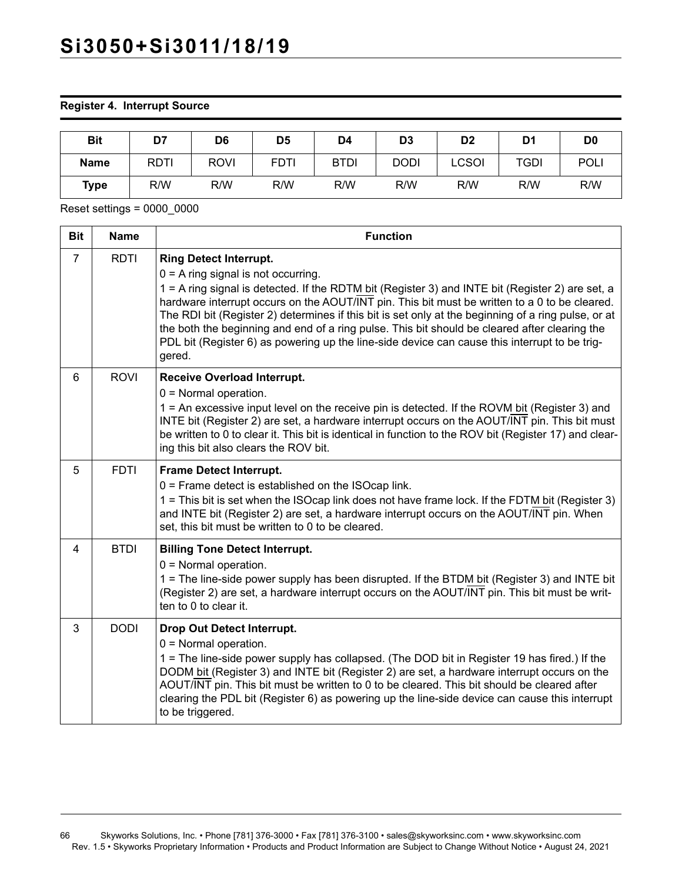**Register 4. Interrupt Source**

| Bit | D7 | D6 | D5 | D4 | D3 | D2 | D1 | D0 |
|---|---|---|---|---|---|---|---|---|
| Name | RDTI | ROVI | FDTI | BTDI | DODI | LCSOI | TGDI | POLI |
| Type | R/W | R/W | R/W | R/W | R/W | R/W | R/W | R/W |

Reset settings = 0000_0000

| Bit | Name | Function |
|---|---|---|
| 7 | RDTI | **Ring Detect Interrupt.**<br>0 = A ring signal is not occurring.<br>1 = A ring signal is detected. If the RDTM bit (Register 3) and INTE bit (Register 2) are set, a hardware interrupt occurs on the AOUT/$\overline{\text{INT}}$ pin. This bit must be written to a 0 to be cleared. The RDI bit (Register 2) determines if this bit is set only at the beginning of a ring pulse, or at the both the beginning and end of a ring pulse. This bit should be cleared after clearing the PDL bit (Register 6) as powering up the line-side device can cause this interrupt to be triggered. |
| 6 | ROVI | **Receive Overload Interrupt.**<br>0 = Normal operation.<br>1 = An excessive input level on the receive pin is detected. If the ROVM bit (Register 3) and INTE bit (Register 2) are set, a hardware interrupt occurs on the AOUT/$\overline{\text{INT}}$ pin. This bit must be written to 0 to clear it. This bit is identical in function to the ROV bit (Register 17) and clearing this bit also clears the ROV bit. |
| 5 | FDTI | **Frame Detect Interrupt.**<br>0 = Frame detect is established on the ISOcap link.<br>1 = This bit is set when the ISOcap link does not have frame lock. If the FDTM bit (Register 3) and INTE bit (Register 2) are set, a hardware interrupt occurs on the AOUT/$\overline{\text{INT}}$ pin. When set, this bit must be written to 0 to be cleared. |
| 4 | BTDI | **Billing Tone Detect Interrupt.**<br>0 = Normal operation.<br>1 = The line-side power supply has been disrupted. If the BTDM bit (Register 3) and INTE bit (Register 2) are set, a hardware interrupt occurs on the AOUT/$\overline{\text{INT}}$ pin. This bit must be written to 0 to clear it. |
| 3 | DODI | **Drop Out Detect Interrupt.**<br>0 = Normal operation.<br>1 = The line-side power supply has collapsed. (The DOD bit in Register 19 has fired.) If the DODM bit (Register 3) and INTE bit (Register 2) are set, a hardware interrupt occurs on the AOUT/$\overline{\text{INT}}$ pin. This bit must be written to 0 to be cleared. This bit should be cleared after clearing the PDL bit (Register 6) as powering up the line-side device can cause this interrupt to be triggered. |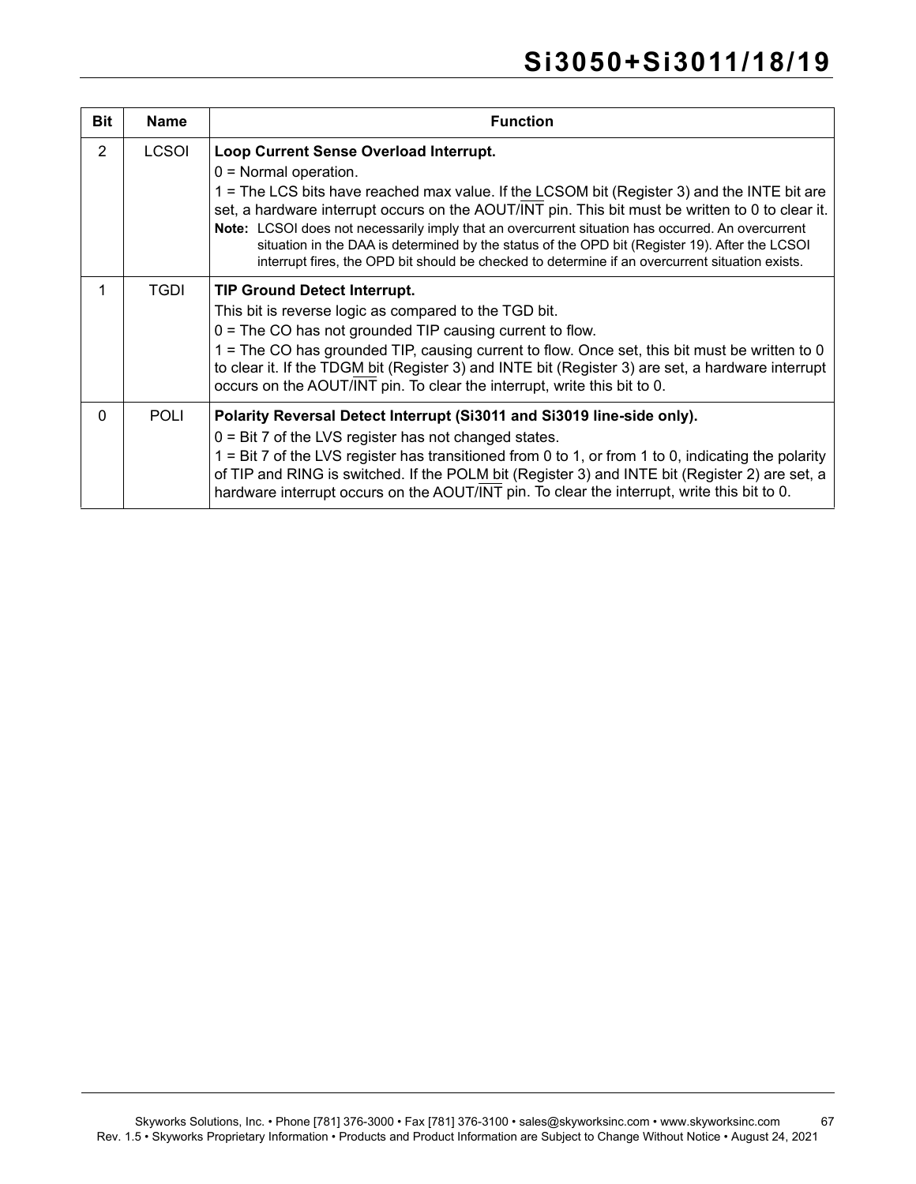| Bit | Name | Function |
|---|---|---|
| 2 | LCSOI | **Loop Current Sense Overload Interrupt.**<br>0 = Normal operation.<br>1 = The LCS bits have reached max value. If the LCSOM bit (Register 3) and the INTE bit are set, a hardware interrupt occurs on the AOUT/$\overline{\text{INT}}$ pin. This bit must be written to 0 to clear it.<br>**Note:** LCSOI does not necessarily imply that an overcurrent situation has occurred. An overcurrent situation in the DAA is determined by the status of the OPD bit (Register 19). After the LCSOI interrupt fires, the OPD bit should be checked to determine if an overcurrent situation exists. |
| 1 | TGDI | **TIP Ground Detect Interrupt.**<br>This bit is reverse logic as compared to the TGD bit.<br>0 = The CO has not grounded TIP causing current to flow.<br>1 = The CO has grounded TIP, causing current to flow. Once set, this bit must be written to 0 to clear it. If the TDGM bit (Register 3) and INTE bit (Register 3) are set, a hardware interrupt occurs on the AOUT/$\overline{\text{INT}}$ pin. To clear the interrupt, write this bit to 0. |
| 0 | POLI | **Polarity Reversal Detect Interrupt (Si3011 and Si3019 line-side only).**<br>0 = Bit 7 of the LVS register has not changed states.<br>1 = Bit 7 of the LVS register has transitioned from 0 to 1, or from 1 to 0, indicating the polarity of TIP and RING is switched. If the POLM bit (Register 3) and INTE bit (Register 2) are set, a hardware interrupt occurs on the AOUT/$\overline{\text{INT}}$ pin. To clear the interrupt, write this bit to 0. |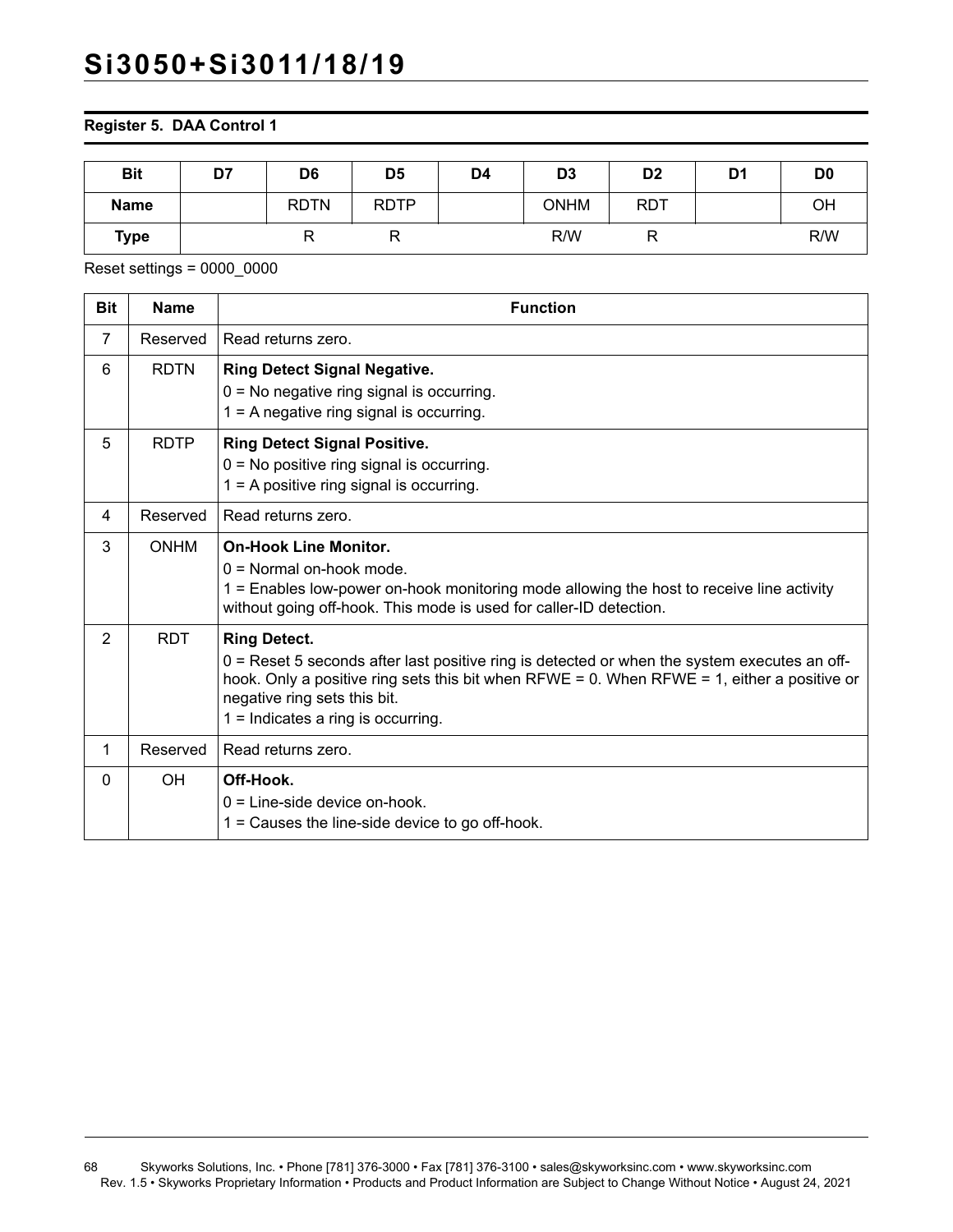**Register 5. DAA Control 1**

| Bit | D7 | D6 | D5 | D4 | D3 | D2 | D1 | D0 |
|---|---|---|---|---|---|---|---|---|
| Name | | RDTN | RDTP | | ONHM | RDT | | OH |
| Type | | R | R | | R/W | R | | R/W |

Reset settings = 0000_0000

| Bit | Name | Function |
|---|---|---|
| 7 | Reserved | Read returns zero. |
| 6 | RDTN | **Ring Detect Signal Negative.**<br>0 = No negative ring signal is occurring.<br>1 = A negative ring signal is occurring. |
| 5 | RDTP | **Ring Detect Signal Positive.**<br>0 = No positive ring signal is occurring.<br>1 = A positive ring signal is occurring. |
| 4 | Reserved | Read returns zero. |
| 3 | ONHM | **On-Hook Line Monitor.**<br>0 = Normal on-hook mode.<br>1 = Enables low-power on-hook monitoring mode allowing the host to receive line activity without going off-hook. This mode is used for caller-ID detection. |
| 2 | RDT | **Ring Detect.**<br>0 = Reset 5 seconds after last positive ring is detected or when the system executes an off-hook. Only a positive ring sets this bit when RFWE = 0. When RFWE = 1, either a positive or negative ring sets this bit.<br>1 = Indicates a ring is occurring. |
| 1 | Reserved | Read returns zero. |
| 0 | OH | **Off-Hook.**<br>0 = Line-side device on-hook.<br>1 = Causes the line-side device to go off-hook. |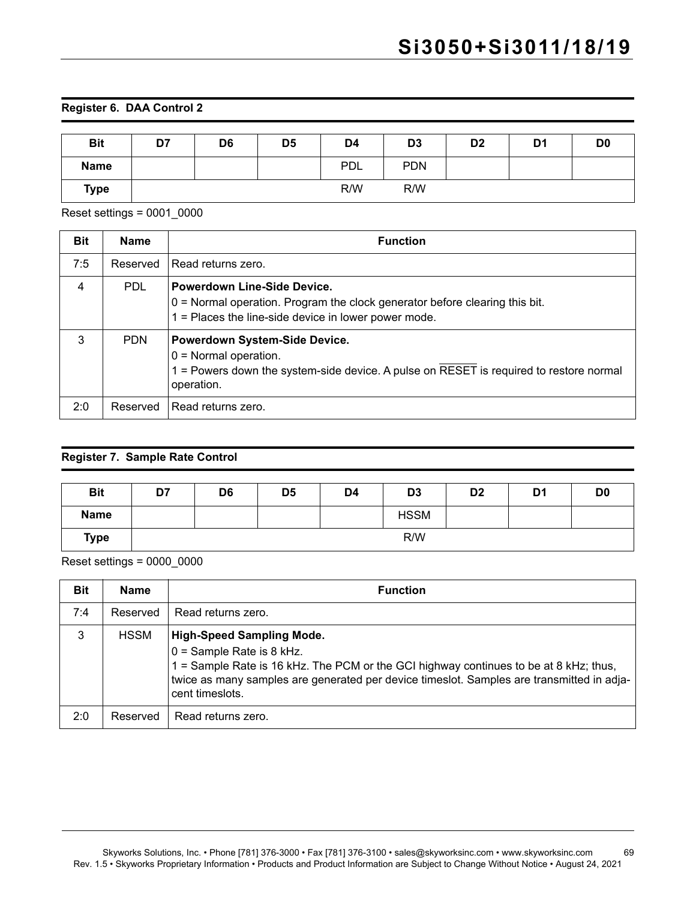## Register 6. DAA Control 2

| Bit | D7 | D6 | D5 | D4 | D3 | D2 | D1 | D0 |
|---|---|---|---|---|---|---|---|---|
| **Name** | | | | PDL | PDN | | | |
| **Type** | | | | R/W | R/W | | | |

Reset settings = 0001_0000

| Bit | Name | Function |
|---|---|---|
| 7:5 | Reserved | Read returns zero. |
| 4 | PDL | **Powerdown Line-Side Device.**<br>0 = Normal operation. Program the clock generator before clearing this bit.<br>1 = Places the line-side device in lower power mode. |
| 3 | PDN | **Powerdown System-Side Device.**<br>0 = Normal operation.<br>1 = Powers down the system-side device. A pulse on $\overline{\text{RESET}}$ is required to restore normal operation. |
| 2:0 | Reserved | Read returns zero. |

## Register 7. Sample Rate Control

| Bit | D7 | D6 | D5 | D4 | D3 | D2 | D1 | D0 |
|---|---|---|---|---|---|---|---|---|
| **Name** | | | | | HSSM | | | |
| **Type** | | | | | R/W | | | |

Reset settings = 0000_0000

| Bit | Name | Function |
|---|---|---|
| 7:4 | Reserved | Read returns zero. |
| 3 | HSSM | **High-Speed Sampling Mode.**<br>0 = Sample Rate is 8 kHz.<br>1 = Sample Rate is 16 kHz. The PCM or the GCI highway continues to be at 8 kHz; thus, twice as many samples are generated per device timeslot. Samples are transmitted in adjacent timeslots. |
| 2:0 | Reserved | Read returns zero. |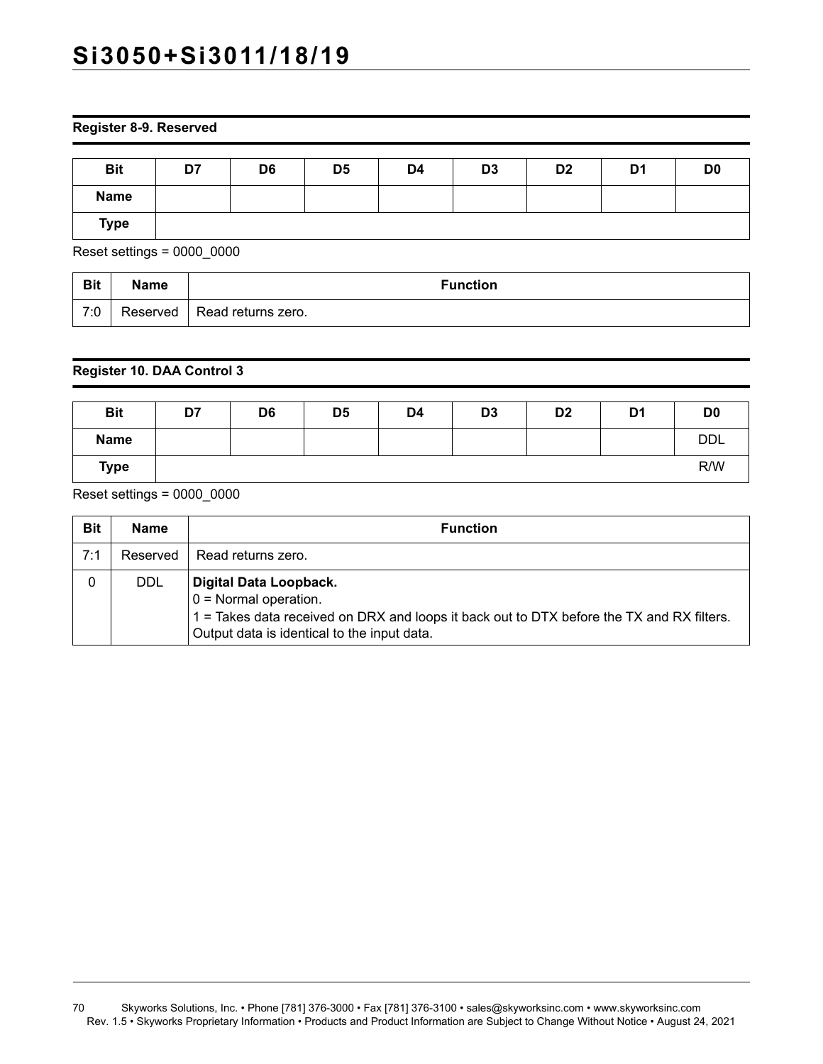**Register 8-9. Reserved**

| Bit | D7 | D6 | D5 | D4 | D3 | D2 | D1 | D0 |
|---|---|---|---|---|---|---|---|---|
| Name | | | | | | | | |
| Type | | | | | | | | |

Reset settings = 0000_0000

| Bit | Name | Function |
|---|---|---|
| 7:0 | Reserved | Read returns zero. |

**Register 10. DAA Control 3**

| Bit | D7 | D6 | D5 | D4 | D3 | D2 | D1 | D0 |
|---|---|---|---|---|---|---|---|---|
| Name | | | | | | | | DDL |
| Type | | | | | | | | R/W |

Reset settings = 0000_0000

| Bit | Name | Function |
|---|---|---|
| 7:1 | Reserved | Read returns zero. |
| 0 | DDL | **Digital Data Loopback.**<br>0 = Normal operation.<br>1 = Takes data received on DRX and loops it back out to DTX before the TX and RX filters. Output data is identical to the input data. |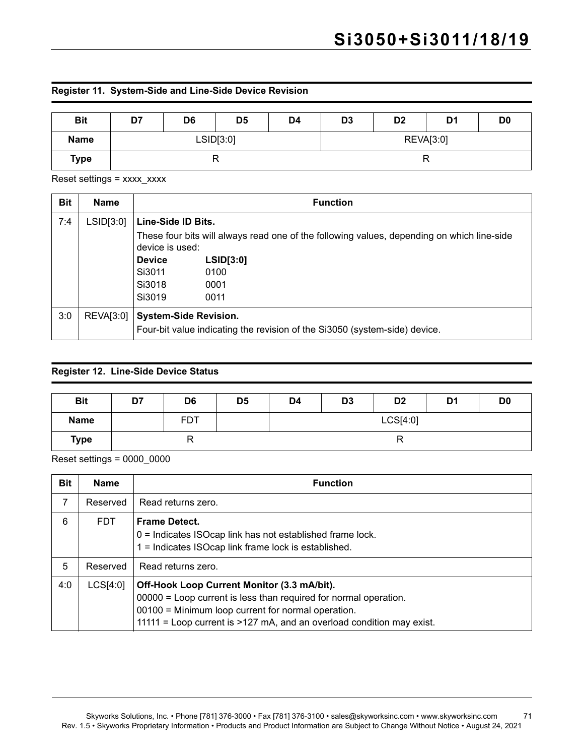### Register 11. System-Side and Line-Side Device Revision

| Bit | D7 | D6 | D5 | D4 | D3 | D2 | D1 | D0 |
|---|---|---|---|---|---|---|---|---|
| **Name** | LSID[3:0] | | | | REVA[3:0] | | | |
| **Type** | R | | | | R | | | |

Reset settings = xxxx_xxxx

| Bit | Name | Function |
|---|---|---|
| 7:4 | LSID[3:0] | **Line-Side ID Bits.**<br>These four bits will always read one of the following values, depending on which line-side device is used:<br>**Device** **LSID[3:0]**<br>Si3011 0100<br>Si3018 0001<br>Si3019 0011 |
| 3:0 | REVA[3:0] | **System-Side Revision.**<br>Four-bit value indicating the revision of the Si3050 (system-side) device. |

### Register 12. Line-Side Device Status

| Bit | D7 | D6 | D5 | D4 | D3 | D2 | D1 | D0 |
|---|---|---|---|---|---|---|---|---|
| **Name** | | FDT | | LCS[4:0] | | | | |
| **Type** | R | | | R | | | | |

Reset settings = 0000_0000

| Bit | Name | Function |
|---|---|---|
| 7 | Reserved | Read returns zero. |
| 6 | FDT | **Frame Detect.**<br>0 = Indicates ISOcap link has not established frame lock.<br>1 = Indicates ISOcap link frame lock is established. |
| 5 | Reserved | Read returns zero. |
| 4:0 | LCS[4:0] | **Off-Hook Loop Current Monitor (3.3 mA/bit).**<br>00000 = Loop current is less than required for normal operation.<br>00100 = Minimum loop current for normal operation.<br>11111 = Loop current is >127 mA, and an overload condition may exist. |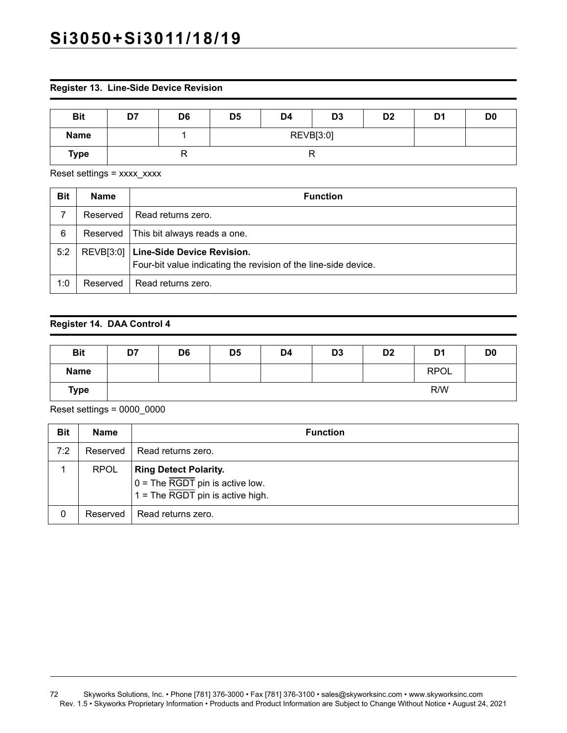### Register 13. Line-Side Device Revision

| Bit | D7 | D6 | D5 | D4 | D3 | D2 | D1 | D0 |
|---|---|---|---|---|---|---|---|---|
| Name | | 1 | REVB[3:0] | | | | | |
| Type | R | | R | | | | | |

Reset settings = xxxx_xxxx

| Bit | Name | Function |
|---|---|---|
| 7 | Reserved | Read returns zero. |
| 6 | Reserved | This bit always reads a one. |
| 5:2 | REVB[3:0] | **Line-Side Device Revision.**<br>Four-bit value indicating the revision of the line-side device. |
| 1:0 | Reserved | Read returns zero. |

### Register 14. DAA Control 4

| Bit | D7 | D6 | D5 | D4 | D3 | D2 | D1 | D0 |
|---|---|---|---|---|---|---|---|---|
| Name | | | | | | | RPOL | |
| Type | | | | | | | R/W | |

Reset settings = 0000_0000

| Bit | Name | Function |
|---|---|---|
| 7:2 | Reserved | Read returns zero. |
| 1 | RPOL | **Ring Detect Polarity.**<br>0 = The $\overline{\text{RGDT}}$ pin is active low.<br>1 = The $\overline{\text{RGDT}}$ pin is active high. |
| 0 | Reserved | Read returns zero. |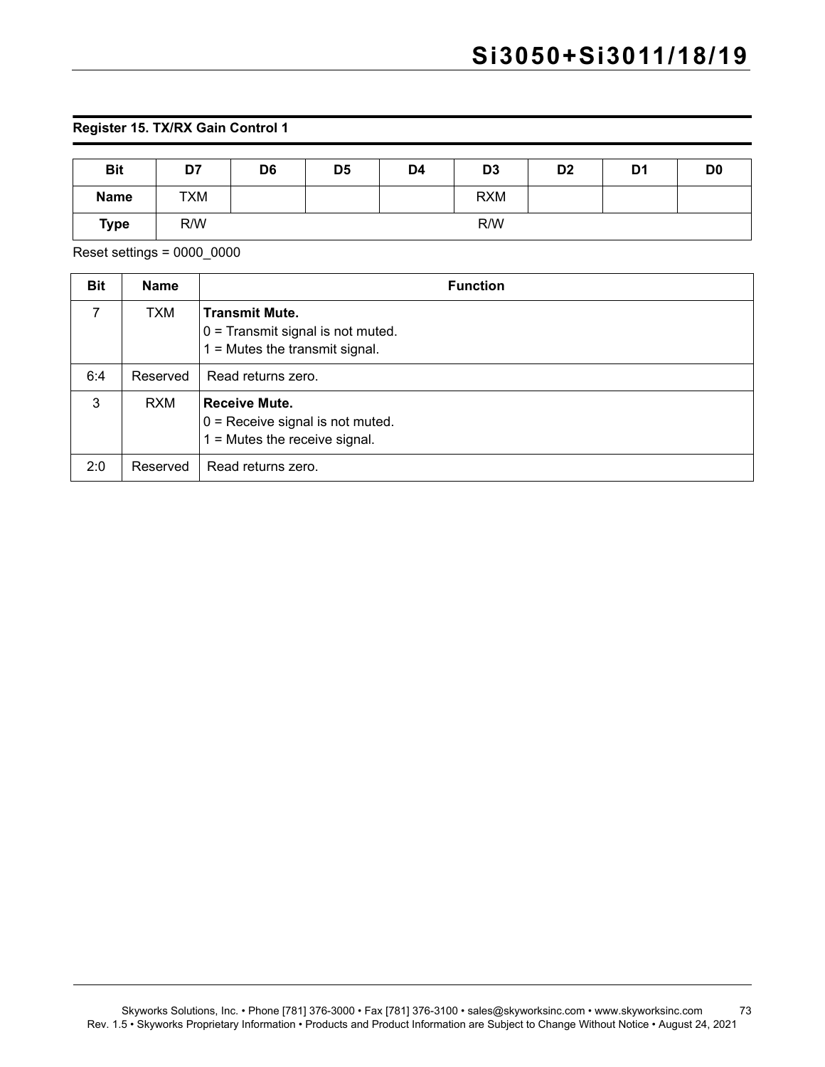**Register 15. TX/RX Gain Control 1**

| Bit | D7 | D6 | D5 | D4 | D3 | D2 | D1 | D0 |
|---|---|---|---|---|---|---|---|---|
| **Name** | TXM | | | | RXM | | | |
| **Type** | R/W | | | | R/W | | | |

Reset settings = 0000_0000

| Bit | Name | Function |
|---|---|---|
| 7 | TXM | **Transmit Mute.**<br>0 = Transmit signal is not muted.<br>1 = Mutes the transmit signal. |
| 6:4 | Reserved | Read returns zero. |
| 3 | RXM | **Receive Mute.**<br>0 = Receive signal is not muted.<br>1 = Mutes the receive signal. |
| 2:0 | Reserved | Read returns zero. |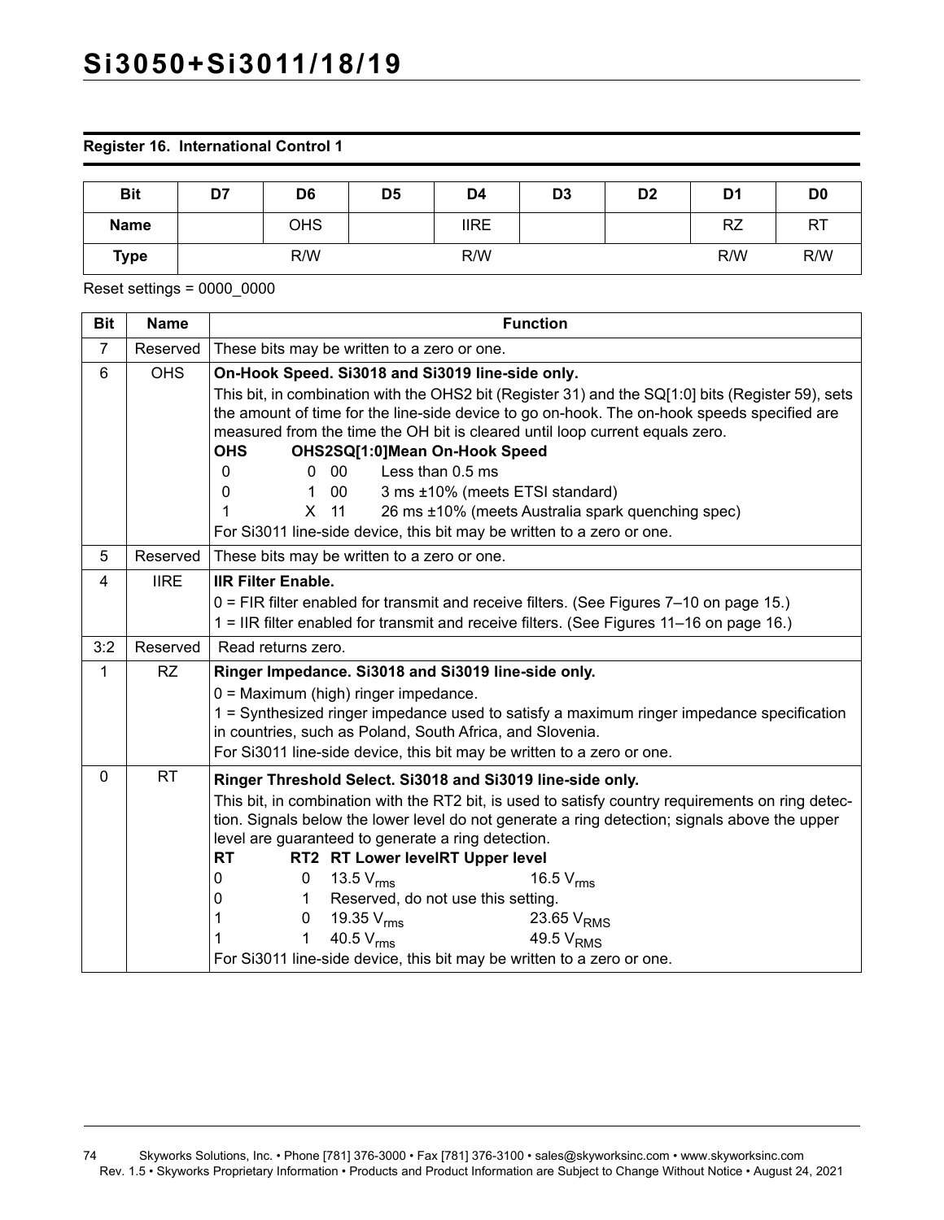## Register 16. International Control 1

| Bit | D7 | D6 | D5 | D4 | D3 | D2 | D1 | D0 |
|---|---|---|---|---|---|---|---|---|
| Name | | OHS | | IIRE | | | RZ | RT |
| Type | | R/W | | R/W | | | R/W | R/W |

Reset settings = 0000_0000

| Bit | Name | Function |
|---|---|---|
| 7 | Reserved | These bits may be written to a zero or one. |
| 6 | OHS | **On-Hook Speed. Si3018 and Si3019 line-side only.**<br>This bit, in combination with the OHS2 bit (Register 31) and the SQ[1:0] bits (Register 59), sets the amount of time for the line-side device to go on-hook. The on-hook speeds specified are measured from the time the OH bit is cleared until loop current equals zero.<br>**OHS OHS2 SQ[1:0] Mean On-Hook Speed**<br>0 0 00 Less than 0.5 ms<br>0 1 00 3 ms ±10% (meets ETSI standard)<br>1 X 11 26 ms ±10% (meets Australia spark quenching spec)<br>For Si3011 line-side device, this bit may be written to a zero or one. |
| 5 | Reserved | These bits may be written to a zero or one. |
| 4 | IIRE | **IIR Filter Enable.**<br>0 = FIR filter enabled for transmit and receive filters. (See Figures 7–10 on page 15.)<br>1 = IIR filter enabled for transmit and receive filters. (See Figures 11–16 on page 16.) |
| 3:2 | Reserved | Read returns zero. |
| 1 | RZ | **Ringer Impedance. Si3018 and Si3019 line-side only.**<br>0 = Maximum (high) ringer impedance.<br>1 = Synthesized ringer impedance used to satisfy a maximum ringer impedance specification in countries, such as Poland, South Africa, and Slovenia.<br>For Si3011 line-side device, this bit may be written to a zero or one. |
| 0 | RT | **Ringer Threshold Select. Si3018 and Si3019 line-side only.**<br>This bit, in combination with the RT2 bit, is used to satisfy country requirements on ring detection. Signals below the lower level do not generate a ring detection; signals above the upper level are guaranteed to generate a ring detection.<br>**RT RT2 RT Lower level RT Upper level**<br>0 0 13.5 $V_{rms}$ 16.5 $V_{rms}$<br>0 1 Reserved, do not use this setting.<br>1 0 19.35 $V_{rms}$ 23.65 $V_{RMS}$<br>1 1 40.5 $V_{rms}$ 49.5 $V_{RMS}$<br>For Si3011 line-side device, this bit may be written to a zero or one. |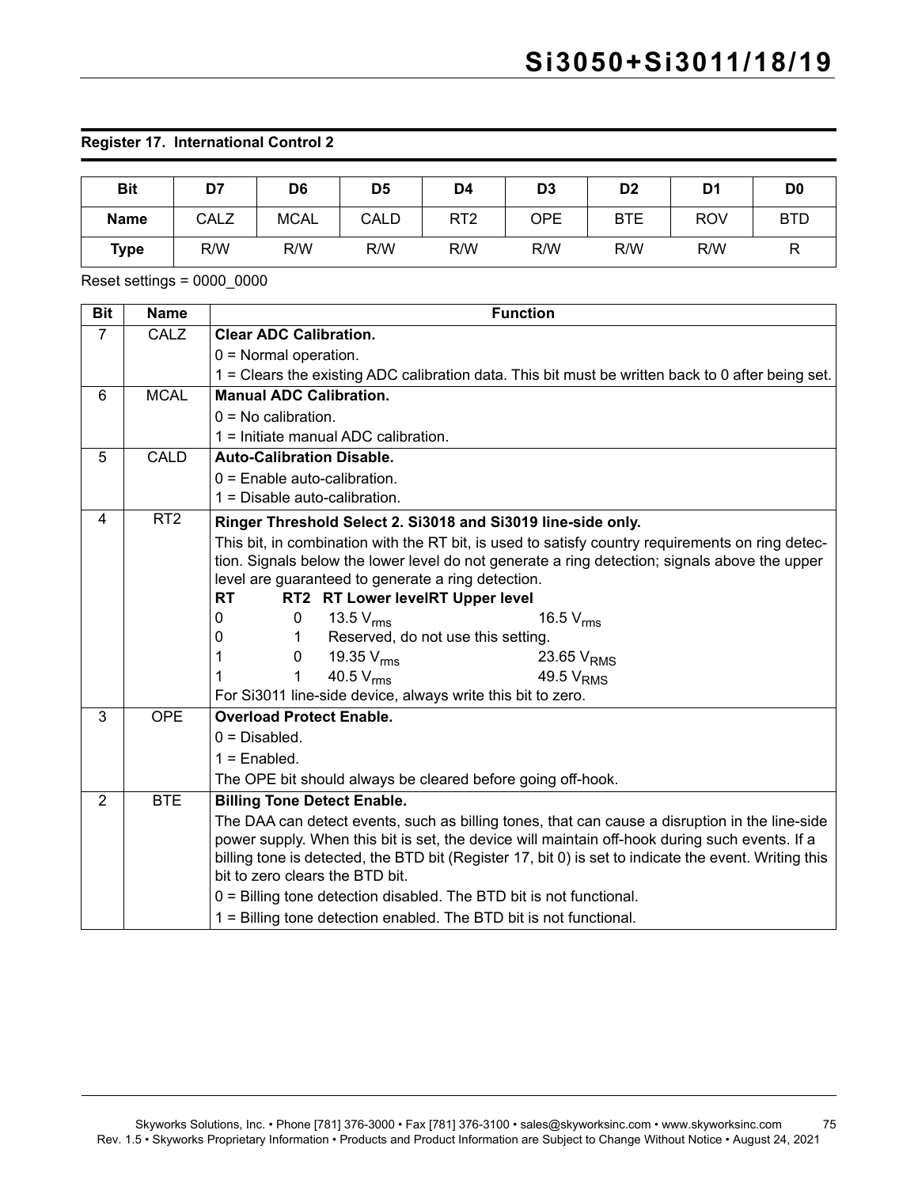**Register 17. International Control 2**

| Bit | D7 | D6 | D5 | D4 | D3 | D2 | D1 | D0 |
|---|---|---|---|---|---|---|---|---|
| **Name** | CALZ | MCAL | CALD | RT2 | OPE | BTE | ROV | BTD |
| **Type** | R/W | R/W | R/W | R/W | R/W | R/W | R/W | R |

Reset settings = 0000_0000

| Bit | Name | Function |
|---|---|---|
| 7 | CALZ | **Clear ADC Calibration.**<br>0 = Normal operation.<br>1 = Clears the existing ADC calibration data. This bit must be written back to 0 after being set. |
| 6 | MCAL | **Manual ADC Calibration.**<br>0 = No calibration.<br>1 = Initiate manual ADC calibration. |
| 5 | CALD | **Auto-Calibration Disable.**<br>0 = Enable auto-calibration.<br>1 = Disable auto-calibration. |
| 4 | RT2 | **Ringer Threshold Select 2. Si3018 and Si3019 line-side only.**<br>This bit, in combination with the RT bit, is used to satisfy country requirements on ring detection. Signals below the lower level do not generate a ring detection; signals above the upper level are guaranteed to generate a ring detection.<br>**RT RT2 RT Lower level RT Upper level**<br>0 0 13.5 $V_{rms}$ 16.5 $V_{rms}$<br>0 1 Reserved, do not use this setting.<br>1 0 19.35 $V_{rms}$ 23.65 $V_{RMS}$<br>1 1 40.5 $V_{rms}$ 49.5 $V_{RMS}$<br>For Si3011 line-side device, always write this bit to zero. |
| 3 | OPE | **Overload Protect Enable.**<br>0 = Disabled.<br>1 = Enabled.<br>The OPE bit should always be cleared before going off-hook. |
| 2 | BTE | **Billing Tone Detect Enable.**<br>The DAA can detect events, such as billing tones, that can cause a disruption in the line-side power supply. When this bit is set, the device will maintain off-hook during such events. If a billing tone is detected, the BTD bit (Register 17, bit 0) is set to indicate the event. Writing this bit to zero clears the BTD bit.<br>0 = Billing tone detection disabled. The BTD bit is not functional.<br>1 = Billing tone detection enabled. The BTD bit is not functional. |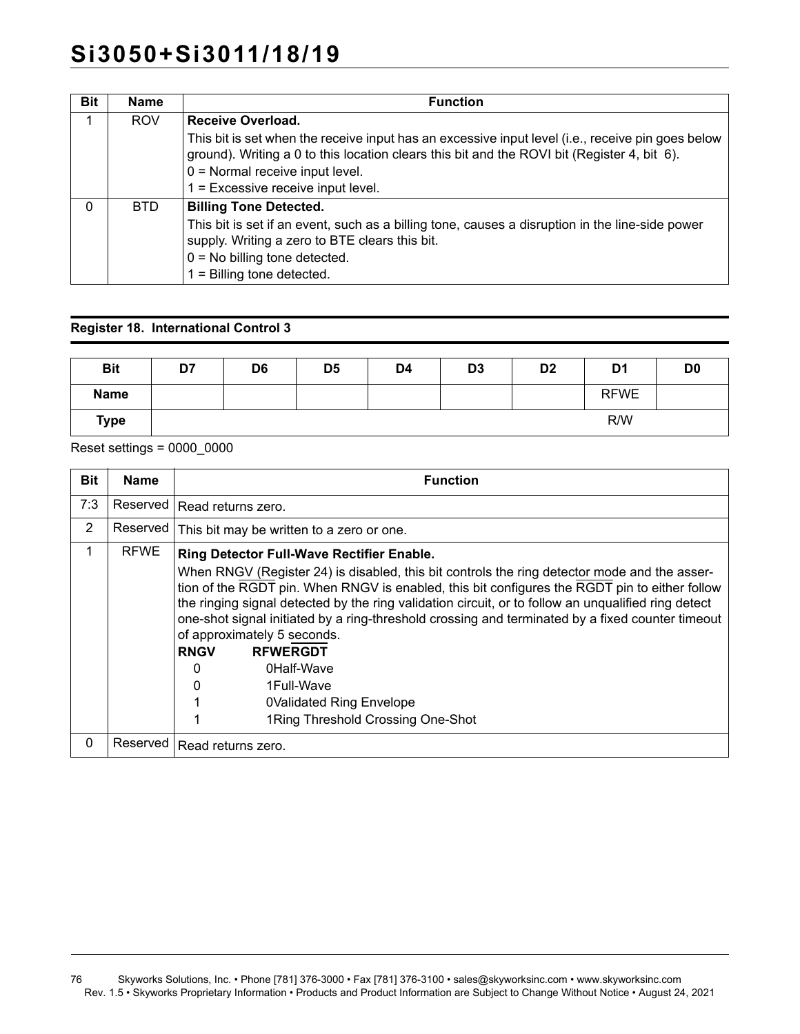| Bit | Name | Function |
|---|---|---|
| 1 | ROV | **Receive Overload.**<br>This bit is set when the receive input has an excessive input level (i.e., receive pin goes below ground). Writing a 0 to this location clears this bit and the ROVI bit (Register 4, bit 6).<br>0 = Normal receive input level.<br>1 = Excessive receive input level. |
| 0 | BTD | **Billing Tone Detected.**<br>This bit is set if an event, such as a billing tone, causes a disruption in the line-side power supply. Writing a zero to BTE clears this bit.<br>0 = No billing tone detected.<br>1 = Billing tone detected. |

**Register 18. International Control 3**

| Bit | D7 | D6 | D5 | D4 | D3 | D2 | D1 | D0 |
|---|---|---|---|---|---|---|---|---|
| **Name** | | | | | | | RFWE | |
| **Type** | R/W | | | | | | | |

Reset settings = 0000_0000

| Bit | Name | Function |
|---|---|---|
| 7:3 | Reserved | Read returns zero. |
| 2 | Reserved | This bit may be written to a zero or one. |
| 1 | RFWE | **Ring Detector Full-Wave Rectifier Enable.**<br>When RNGV (Register 24) is disabled, this bit controls the ring detector mode and the assertion of the $\overline{\text{RGDT}}$ pin. When RNGV is enabled, this bit configures the $\overline{\text{RGDT}}$ pin to either follow the ringing signal detected by the ring validation circuit, or to follow an unqualified ring detect one-shot signal initiated by a ring-threshold crossing and terminated by a fixed counter timeout of approximately 5 seconds.<br>**RNGV RFWE $\overline{\text{RGDT}}$**<br>0 0 Half-Wave<br>0 1 Full-Wave<br>1 0 Validated Ring Envelope<br>1 1 Ring Threshold Crossing One-Shot |
| 0 | Reserved | Read returns zero. |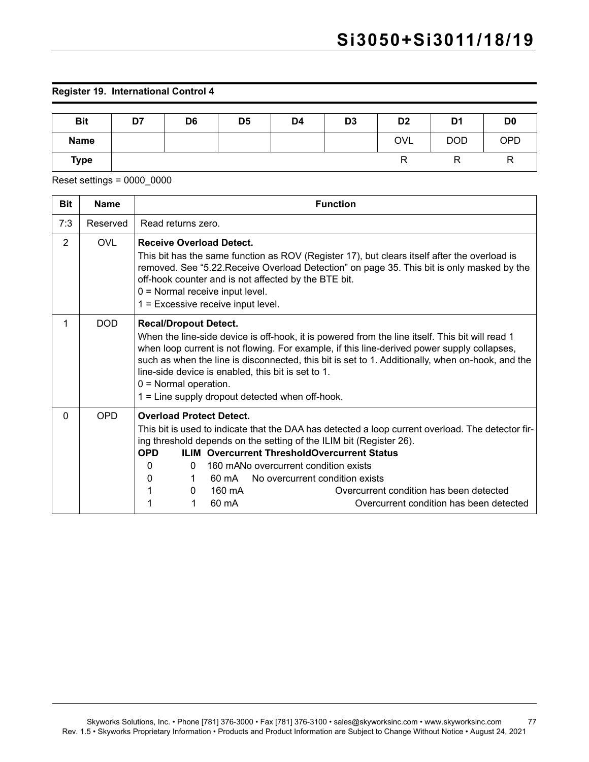### Register 19. International Control 4

| Bit | D7 | D6 | D5 | D4 | D3 | D2 | D1 | D0 |
|---|---|---|---|---|---|---|---|---|
| Name | | | | | | OVL | DOD | OPD |
| Type | | | | | | R | R | R |

Reset settings = 0000_0000

| Bit | Name | Function |
|---|---|---|
| 7:3 | Reserved | Read returns zero. |
| 2 | OVL | **Receive Overload Detect.**<br>This bit has the same function as ROV (Register 17), but clears itself after the overload is removed. See "5.22.Receive Overload Detection" on page 35. This bit is only masked by the off-hook counter and is not affected by the BTE bit.<br>0 = Normal receive input level.<br>1 = Excessive receive input level. |
| 1 | DOD | **Recal/Dropout Detect.**<br>When the line-side device is off-hook, it is powered from the line itself. This bit will read 1 when loop current is not flowing. For example, if this line-derived power supply collapses, such as when the line is disconnected, this bit is set to 1. Additionally, when on-hook, and the line-side device is enabled, this bit is set to 1.<br>0 = Normal operation.<br>1 = Line supply dropout detected when off-hook. |
| 0 | OPD | **Overload Protect Detect.**<br>This bit is used to indicate that the DAA has detected a loop current overload. The detector firing threshold depends on the setting of the ILIM bit (Register 26).<br>**OPD ILIM Overcurrent Threshold Overcurrent Status**<br>0 0 160 mA No overcurrent condition exists<br>0 1 60 mA No overcurrent condition exists<br>1 0 160 mA Overcurrent condition has been detected<br>1 1 60 mA Overcurrent condition has been detected |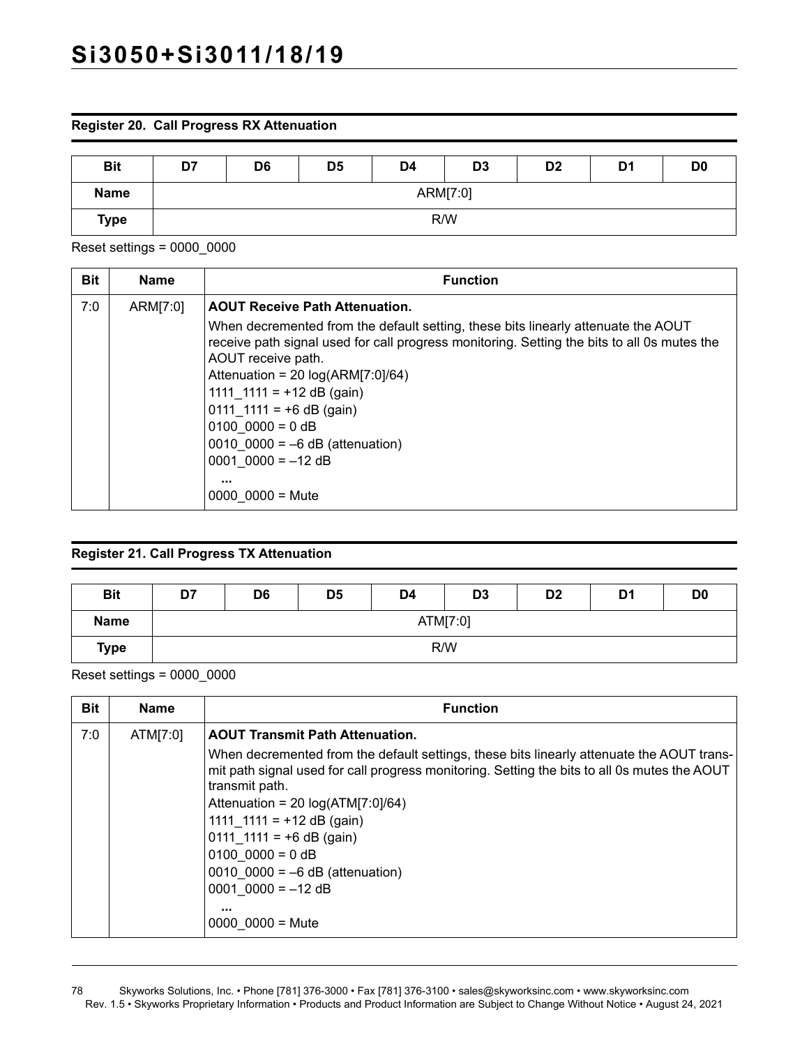### Register 20. Call Progress RX Attenuation

| Bit | D7 | D6 | D5 | D4 | D3 | D2 | D1 | D0 |
|---|---|---|---|---|---|---|---|---|
| Name | ARM[7:0] | | | | | | | |
| Type | R/W | | | | | | | |

Reset settings = 0000_0000

| Bit | Name | Function |
|---|---|---|
| 7:0 | ARM[7:0] | **AOUT Receive Path Attenuation.**<br>When decremented from the default setting, these bits linearly attenuate the AOUT receive path signal used for call progress monitoring. Setting the bits to all 0s mutes the AOUT receive path.<br>Attenuation = 20 log(ARM[7:0]/64)<br>1111_1111 = +12 dB (gain)<br>0111_1111 = +6 dB (gain)<br>0100_0000 = 0 dB<br>0010_0000 = –6 dB (attenuation)<br>0001_0000 = –12 dB<br>...<br>0000_0000 = Mute |

### Register 21. Call Progress TX Attenuation

| Bit | D7 | D6 | D5 | D4 | D3 | D2 | D1 | D0 |
|---|---|---|---|---|---|---|---|---|
| Name | ATM[7:0] | | | | | | | |
| Type | R/W | | | | | | | |

Reset settings = 0000_0000

| Bit | Name | Function |
|---|---|---|
| 7:0 | ATM[7:0] | **AOUT Transmit Path Attenuation.**<br>When decremented from the default settings, these bits linearly attenuate the AOUT transmit path signal used for call progress monitoring. Setting the bits to all 0s mutes the AOUT transmit path.<br>Attenuation = 20 log(ATM[7:0]/64)<br>1111_1111 = +12 dB (gain)<br>0111_1111 = +6 dB (gain)<br>0100_0000 = 0 dB<br>0010_0000 = –6 dB (attenuation)<br>0001_0000 = –12 dB<br>...<br>0000_0000 = Mute |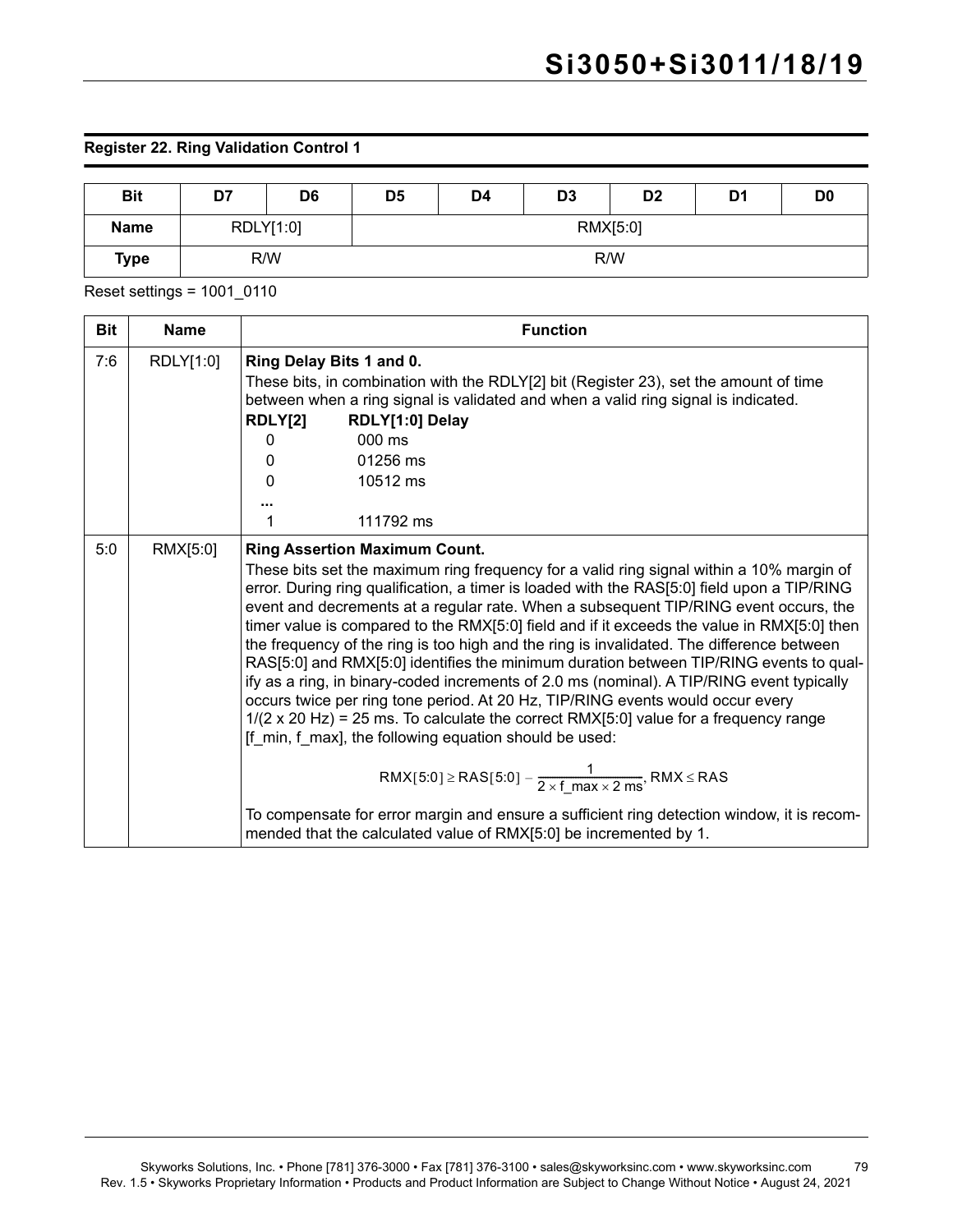### Register 22. Ring Validation Control 1

| Bit | D7 | D6 | D5 | D4 | D3 | D2 | D1 | D0 |
|---|---|---|---|---|---|---|---|---|
| Name | RDLY[1:0] | | RMX[5:0] | | | | | |
| Type | R/W | | R/W | | | | | |

Reset settings = 1001_0110

| Bit | Name | Function |
|---|---|---|
| 7:6 | RDLY[1:0] | **Ring Delay Bits 1 and 0.**<br>These bits, in combination with the RDLY[2] bit (Register 23), set the amount of time between when a ring signal is validated and when a valid ring signal is indicated.<br>**RDLY[2] RDLY[1:0] Delay**<br>0 000 ms<br>0 01256 ms<br>0 10512 ms<br>...<br>1 111792 ms |
| 5:0 | RMX[5:0] | **Ring Assertion Maximum Count.**<br>These bits set the maximum ring frequency for a valid ring signal within a 10% margin of error. During ring qualification, a timer is loaded with the RAS[5:0] field upon a TIP/RING event and decrements at a regular rate. When a subsequent TIP/RING event occurs, the timer value is compared to the RMX[5:0] field and if it exceeds the value in RMX[5:0] then the frequency of the ring is too high and the ring is invalidated. The difference between RAS[5:0] and RMX[5:0] identifies the minimum duration between TIP/RING events to qualify as a ring, in binary-coded increments of 2.0 ms (nominal). A TIP/RING event typically occurs twice per ring tone period. At 20 Hz, TIP/RING events would occur every 1/(2 x 20 Hz) = 25 ms. To calculate the correct RMX[5:0] value for a frequency range [f_min, f_max], the following equation should be used:<br>$$\text{RMX}[5:0] \geq \text{RAS}[5:0] - \frac{1}{2 \times \text{f\_max} \times 2\text{ ms}}, \text{RMX} \leq \text{RAS}$$<br>To compensate for error margin and ensure a sufficient ring detection window, it is recommended that the calculated value of RMX[5:0] be incremented by 1. |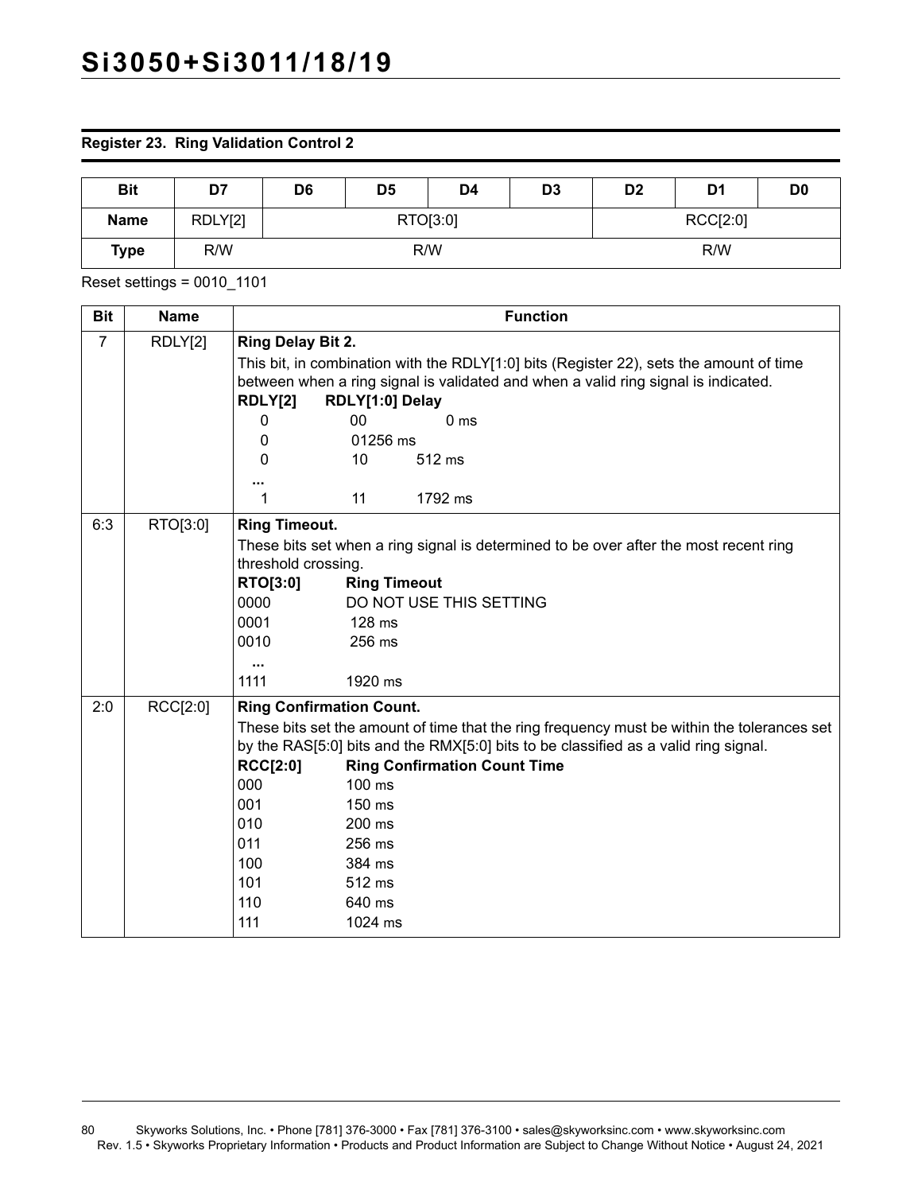**Register 23. Ring Validation Control 2**

| Bit | D7 | D6 | D5 | D4 | D3 | D2 | D1 | D0 |
|---|---|---|---|---|---|---|---|---|
| Name | RDLY[2] | RTO[3:0] | | | | RCC[2:0] | | |
| Type | R/W | R/W | | | | R/W | | |

Reset settings = 0010_1101

| Bit | Name | Function |
|---|---|---|
| 7 | RDLY[2] | **Ring Delay Bit 2.**<br>This bit, in combination with the RDLY[1:0] bits (Register 22), sets the amount of time between when a ring signal is validated and when a valid ring signal is indicated.<br>**RDLY[2] RDLY[1:0] Delay**<br>0 00 0 ms<br>0 01256 ms<br>0 10 512 ms<br>...<br>1 11 1792 ms |
| 6:3 | RTO[3:0] | **Ring Timeout.**<br>These bits set when a ring signal is determined to be over after the most recent ring threshold crossing.<br>**RTO[3:0] Ring Timeout**<br>0000 DO NOT USE THIS SETTING<br>0001 128 ms<br>0010 256 ms<br>...<br>1111 1920 ms |
| 2:0 | RCC[2:0] | **Ring Confirmation Count.**<br>These bits set the amount of time that the ring frequency must be within the tolerances set by the RAS[5:0] bits and the RMX[5:0] bits to be classified as a valid ring signal.<br>**RCC[2:0] Ring Confirmation Count Time**<br>000 100 ms<br>001 150 ms<br>010 200 ms<br>011 256 ms<br>100 384 ms<br>101 512 ms<br>110 640 ms<br>111 1024 ms |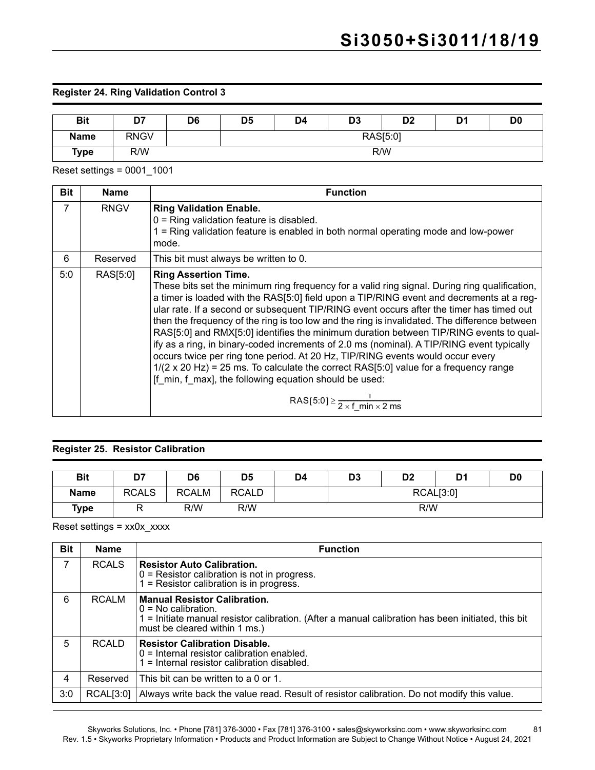### Register 24. Ring Validation Control 3

| Bit | D7 | D6 | D5 | D4 | D3 | D2 | D1 | D0 |
|---|---|---|---|---|---|---|---|---|
| Name | RNGV | | RAS[5:0] | | | | | |
| Type | R/W | R/W | | | | | | |

Reset settings = 0001_1001

| Bit | Name | Function |
|---|---|---|
| 7 | RNGV | **Ring Validation Enable.**<br>0 = Ring validation feature is disabled.<br>1 = Ring validation feature is enabled in both normal operating mode and low-power mode. |
| 6 | Reserved | This bit must always be written to 0. |
| 5:0 | RAS[5:0] | **Ring Assertion Time.**<br>These bits set the minimum ring frequency for a valid ring signal. During ring qualification, a timer is loaded with the RAS[5:0] field upon a TIP/RING event and decrements at a regular rate. If a second or subsequent TIP/RING event occurs after the timer has timed out then the frequency of the ring is too low and the ring is invalidated. The difference between RAS[5:0] and RMX[5:0] identifies the minimum duration between TIP/RING events to qualify as a ring, in binary-coded increments of 2.0 ms (nominal). A TIP/RING event typically occurs twice per ring tone period. At 20 Hz, TIP/RING events would occur every 1/(2 x 20 Hz) = 25 ms. To calculate the correct RAS[5:0] value for a frequency range [f_min, f_max], the following equation should be used:<br>$RAS[5:0] \geq \frac{1}{2 \times f\_min \times 2\ ms}$ |

### Register 25. Resistor Calibration

| Bit | D7 | D6 | D5 | D4 | D3 | D2 | D1 | D0 |
|---|---|---|---|---|---|---|---|---|
| Name | RCALS | RCALM | RCALD | | RCAL[3:0] | | | |
| Type | R | R/W | R/W | R/W | | | | |

Reset settings = xx0x_xxxx

| Bit | Name | Function |
|---|---|---|
| 7 | RCALS | **Resistor Auto Calibration.**<br>0 = Resistor calibration is not in progress.<br>1 = Resistor calibration is in progress. |
| 6 | RCALM | **Manual Resistor Calibration.**<br>0 = No calibration.<br>1 = Initiate manual resistor calibration. (After a manual calibration has been initiated, this bit must be cleared within 1 ms.) |
| 5 | RCALD | **Resistor Calibration Disable.**<br>0 = Internal resistor calibration enabled.<br>1 = Internal resistor calibration disabled. |
| 4 | Reserved | This bit can be written to a 0 or 1. |
| 3:0 | RCAL[3:0] | Always write back the value read. Result of resistor calibration. Do not modify this value. |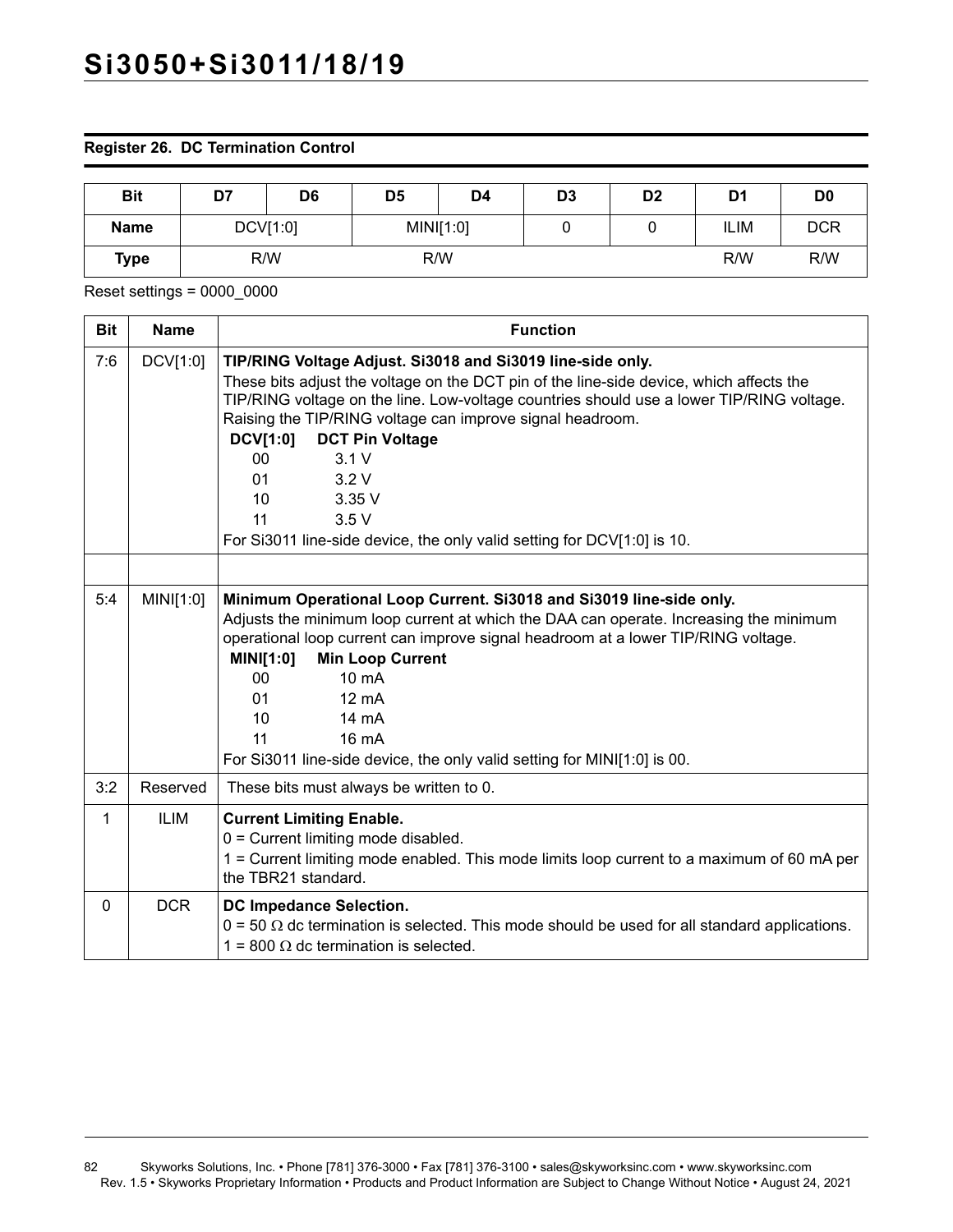**Register 26. DC Termination Control**

| Bit | D7 | D6 | D5 | D4 | D3 | D2 | D1 | D0 |
|---|---|---|---|---|---|---|---|---|
| **Name** | DCV[1:0] | | MINI[1:0] | | 0 | 0 | ILIM | DCR |
| **Type** | R/W | | R/W | | | | R/W | R/W |

Reset settings = 0000_0000

| Bit | Name | Function |
|---|---|---|
| 7:6 | DCV[1:0] | **TIP/RING Voltage Adjust. Si3018 and Si3019 line-side only.**<br>These bits adjust the voltage on the DCT pin of the line-side device, which affects the TIP/RING voltage on the line. Low-voltage countries should use a lower TIP/RING voltage. Raising the TIP/RING voltage can improve signal headroom.<br>**DCV[1:0] DCT Pin Voltage**<br>00 3.1 V<br>01 3.2 V<br>10 3.35 V<br>11 3.5 V<br>For Si3011 line-side device, the only valid setting for DCV[1:0] is 10. |
| | | |
| 5:4 | MINI[1:0] | **Minimum Operational Loop Current. Si3018 and Si3019 line-side only.**<br>Adjusts the minimum loop current at which the DAA can operate. Increasing the minimum operational loop current can improve signal headroom at a lower TIP/RING voltage.<br>**MINI[1:0] Min Loop Current**<br>00 10 mA<br>01 12 mA<br>10 14 mA<br>11 16 mA<br>For Si3011 line-side device, the only valid setting for MINI[1:0] is 00. |
| 3:2 | Reserved | These bits must always be written to 0. |
| 1 | ILIM | **Current Limiting Enable.**<br>0 = Current limiting mode disabled.<br>1 = Current limiting mode enabled. This mode limits loop current to a maximum of 60 mA per the TBR21 standard. |
| 0 | DCR | **DC Impedance Selection.**<br>0 = 50 Ω dc termination is selected. This mode should be used for all standard applications.<br>1 = 800 Ω dc termination is selected. |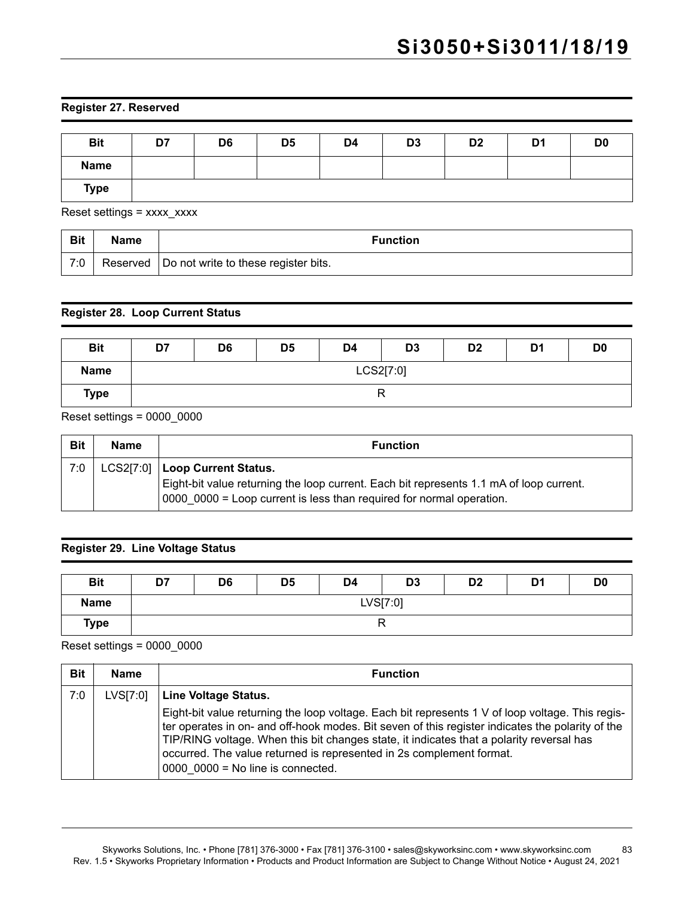### Register 27. Reserved

| Bit | D7 | D6 | D5 | D4 | D3 | D2 | D1 | D0 |
|---|---|---|---|---|---|---|---|---|
| Name | | | | | | | | |
| Type | | | | | | | | |

Reset settings = xxxx_xxxx

| Bit | Name | Function |
|---|---|---|
| 7:0 | Reserved | Do not write to these register bits. |

### Register 28. Loop Current Status

| Bit | D7 | D6 | D5 | D4 | D3 | D2 | D1 | D0 |
|---|---|---|---|---|---|---|---|---|
| Name | LCS2[7:0] | | | | | | | |
| Type | R | | | | | | | |

Reset settings = 0000_0000

| Bit | Name | Function |
|---|---|---|
| 7:0 | LCS2[7:0] | **Loop Current Status.**<br>Eight-bit value returning the loop current. Each bit represents 1.1 mA of loop current.<br>0000_0000 = Loop current is less than required for normal operation. |

### Register 29. Line Voltage Status

| Bit | D7 | D6 | D5 | D4 | D3 | D2 | D1 | D0 |
|---|---|---|---|---|---|---|---|---|
| Name | LVS[7:0] | | | | | | | |
| Type | R | | | | | | | |

Reset settings = 0000_0000

| Bit | Name | Function |
|---|---|---|
| 7:0 | LVS[7:0] | **Line Voltage Status.**<br>Eight-bit value returning the loop voltage. Each bit represents 1 V of loop voltage. This register operates in on- and off-hook modes. Bit seven of this register indicates the polarity of the TIP/RING voltage. When this bit changes state, it indicates that a polarity reversal has occurred. The value returned is represented in 2s complement format.<br>0000_0000 = No line is connected. |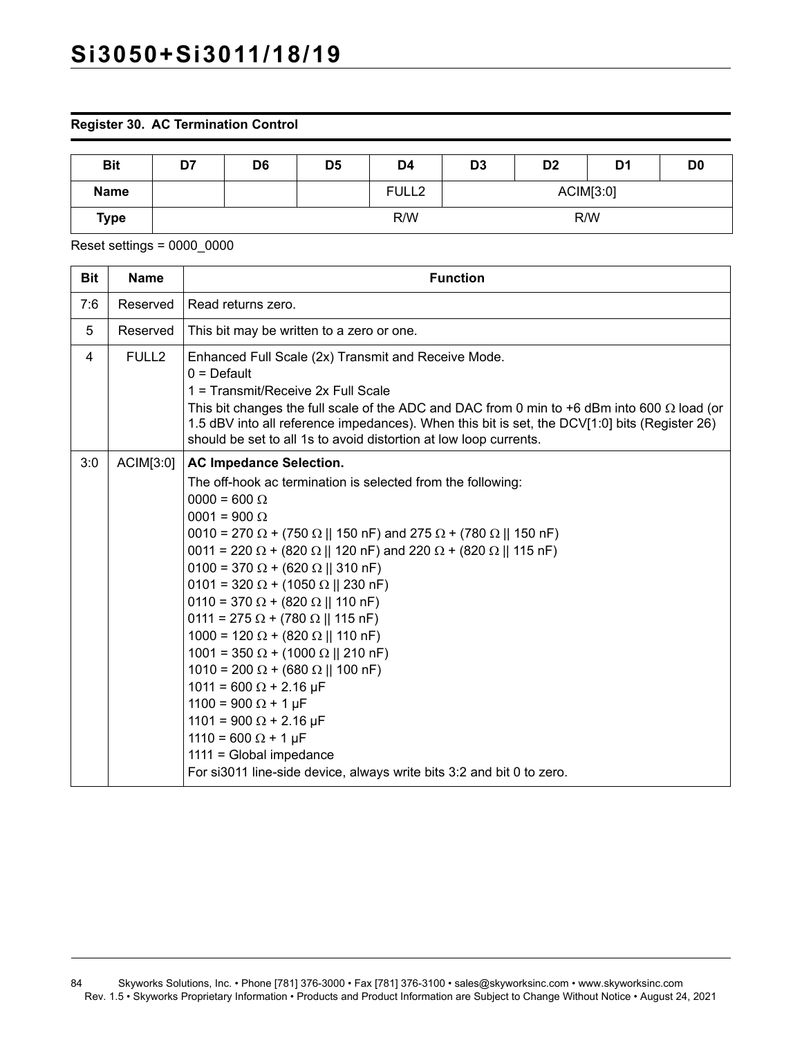### Register 30. AC Termination Control

| Bit | D7 | D6 | D5 | D4 | D3 | D2 | D1 | D0 |
|---|---|---|---|---|---|---|---|---|
| Name | | | | FULL2 | ACIM[3:0] | | | |
| Type | | | | R/W | R/W | | | |

Reset settings = 0000_0000

| Bit | Name | Function |
|---|---|---|
| 7:6 | Reserved | Read returns zero. |
| 5 | Reserved | This bit may be written to a zero or one. |
| 4 | FULL2 | Enhanced Full Scale (2x) Transmit and Receive Mode.<br>0 = Default<br>1 = Transmit/Receive 2x Full Scale<br>This bit changes the full scale of the ADC and DAC from 0 min to +6 dBm into 600 Ω load (or 1.5 dBV into all reference impedances). When this bit is set, the DCV[1:0] bits (Register 26) should be set to all 1s to avoid distortion at low loop currents. |
| 3:0 | ACIM[3:0] | **AC Impedance Selection.**<br>The off-hook ac termination is selected from the following:<br>0000 = 600 Ω<br>0001 = 900 Ω<br>0010 = 270 Ω + (750 Ω \|\| 150 nF) and 275 Ω + (780 Ω \|\| 150 nF)<br>0011 = 220 Ω + (820 Ω \|\| 120 nF) and 220 Ω + (820 Ω \|\| 115 nF)<br>0100 = 370 Ω + (620 Ω \|\| 310 nF)<br>0101 = 320 Ω + (1050 Ω \|\| 230 nF)<br>0110 = 370 Ω + (820 Ω \|\| 110 nF)<br>0111 = 275 Ω + (780 Ω \|\| 115 nF)<br>1000 = 120 Ω + (820 Ω \|\| 110 nF)<br>1001 = 350 Ω + (1000 Ω \|\| 210 nF)<br>1010 = 200 Ω + (680 Ω \|\| 100 nF)<br>1011 = 600 Ω + 2.16 µF<br>1100 = 900 Ω + 1 µF<br>1101 = 900 Ω + 2.16 µF<br>1110 = 600 Ω + 1 µF<br>1111 = Global impedance<br>For si3011 line-side device, always write bits 3:2 and bit 0 to zero. |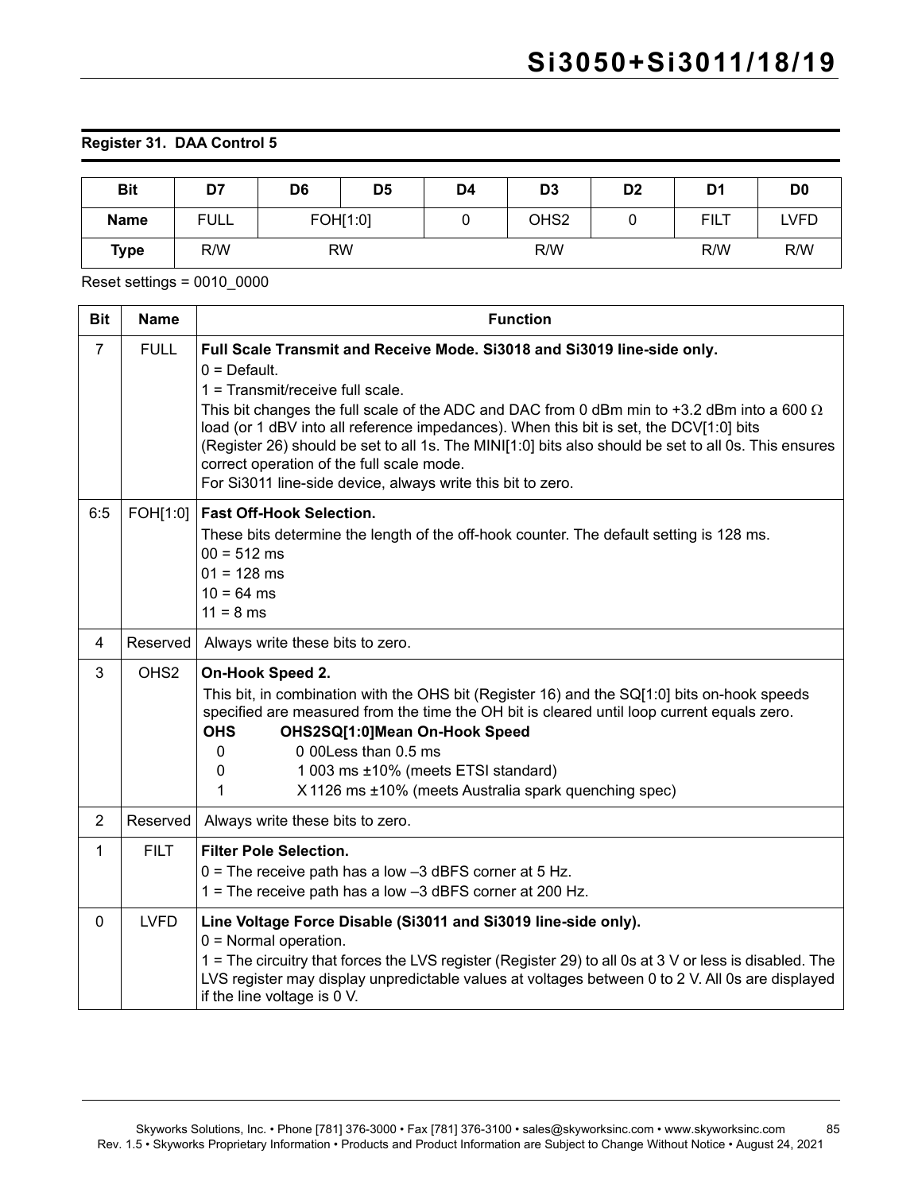### Register 31. DAA Control 5

| Bit | D7 | D6 | D5 | D4 | D3 | D2 | D1 | D0 |
|---|---|---|---|---|---|---|---|---|
| **Name** | FULL | FOH[1:0] | | 0 | OHS2 | 0 | FILT | LVFD |
| **Type** | R/W | RW | | R/W | | | R/W | R/W |

Reset settings = 0010_0000

| Bit | Name | Function |
|---|---|---|
| 7 | FULL | **Full Scale Transmit and Receive Mode. Si3018 and Si3019 line-side only.**<br>0 = Default.<br>1 = Transmit/receive full scale.<br>This bit changes the full scale of the ADC and DAC from 0 dBm min to +3.2 dBm into a 600 Ω load (or 1 dBV into all reference impedances). When this bit is set, the DCV[1:0] bits (Register 26) should be set to all 1s. The MINI[1:0] bits also should be set to all 0s. This ensures correct operation of the full scale mode.<br>For Si3011 line-side device, always write this bit to zero. |
| 6:5 | FOH[1:0] | **Fast Off-Hook Selection.**<br>These bits determine the length of the off-hook counter. The default setting is 128 ms.<br>00 = 512 ms<br>01 = 128 ms<br>10 = 64 ms<br>11 = 8 ms |
| 4 | Reserved | Always write these bits to zero. |
| 3 | OHS2 | **On-Hook Speed 2.**<br>This bit, in combination with the OHS bit (Register 16) and the SQ[1:0] bits on-hook speeds specified are measured from the time the OH bit is cleared until loop current equals zero.<br>**OHS OHS2SQ[1:0]Mean On-Hook Speed**<br>0 0 00Less than 0.5 ms<br>0 1 003 ms ±10% (meets ETSI standard)<br>1 X 1126 ms ±10% (meets Australia spark quenching spec) |
| 2 | Reserved | Always write these bits to zero. |
| 1 | FILT | **Filter Pole Selection.**<br>0 = The receive path has a low –3 dBFS corner at 5 Hz.<br>1 = The receive path has a low –3 dBFS corner at 200 Hz. |
| 0 | LVFD | **Line Voltage Force Disable (Si3011 and Si3019 line-side only).**<br>0 = Normal operation.<br>1 = The circuitry that forces the LVS register (Register 29) to all 0s at 3 V or less is disabled. The LVS register may display unpredictable values at voltages between 0 to 2 V. All 0s are displayed if the line voltage is 0 V. |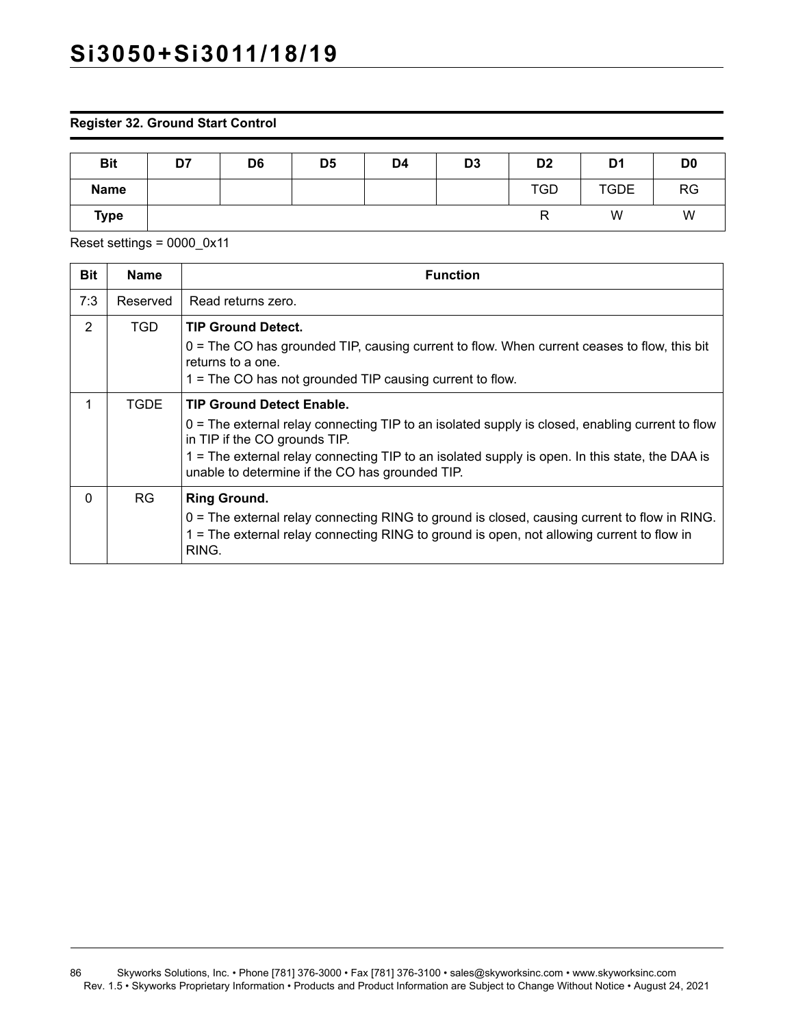### Register 32. Ground Start Control

| Bit | D7 | D6 | D5 | D4 | D3 | D2 | D1 | D0 |
|---|---|---|---|---|---|---|---|---|
| Name | | | | | | TGD | TGDE | RG |
| Type | | | | | | R | W | W |

Reset settings = 0000_0x11

| Bit | Name | Function |
|---|---|---|
| 7:3 | Reserved | Read returns zero. |
| 2 | TGD | **TIP Ground Detect.**<br>0 = The CO has grounded TIP, causing current to flow. When current ceases to flow, this bit returns to a one.<br>1 = The CO has not grounded TIP causing current to flow. |
| 1 | TGDE | **TIP Ground Detect Enable.**<br>0 = The external relay connecting TIP to an isolated supply is closed, enabling current to flow in TIP if the CO grounds TIP.<br>1 = The external relay connecting TIP to an isolated supply is open. In this state, the DAA is unable to determine if the CO has grounded TIP. |
| 0 | RG | **Ring Ground.**<br>0 = The external relay connecting RING to ground is closed, causing current to flow in RING.<br>1 = The external relay connecting RING to ground is open, not allowing current to flow in RING. |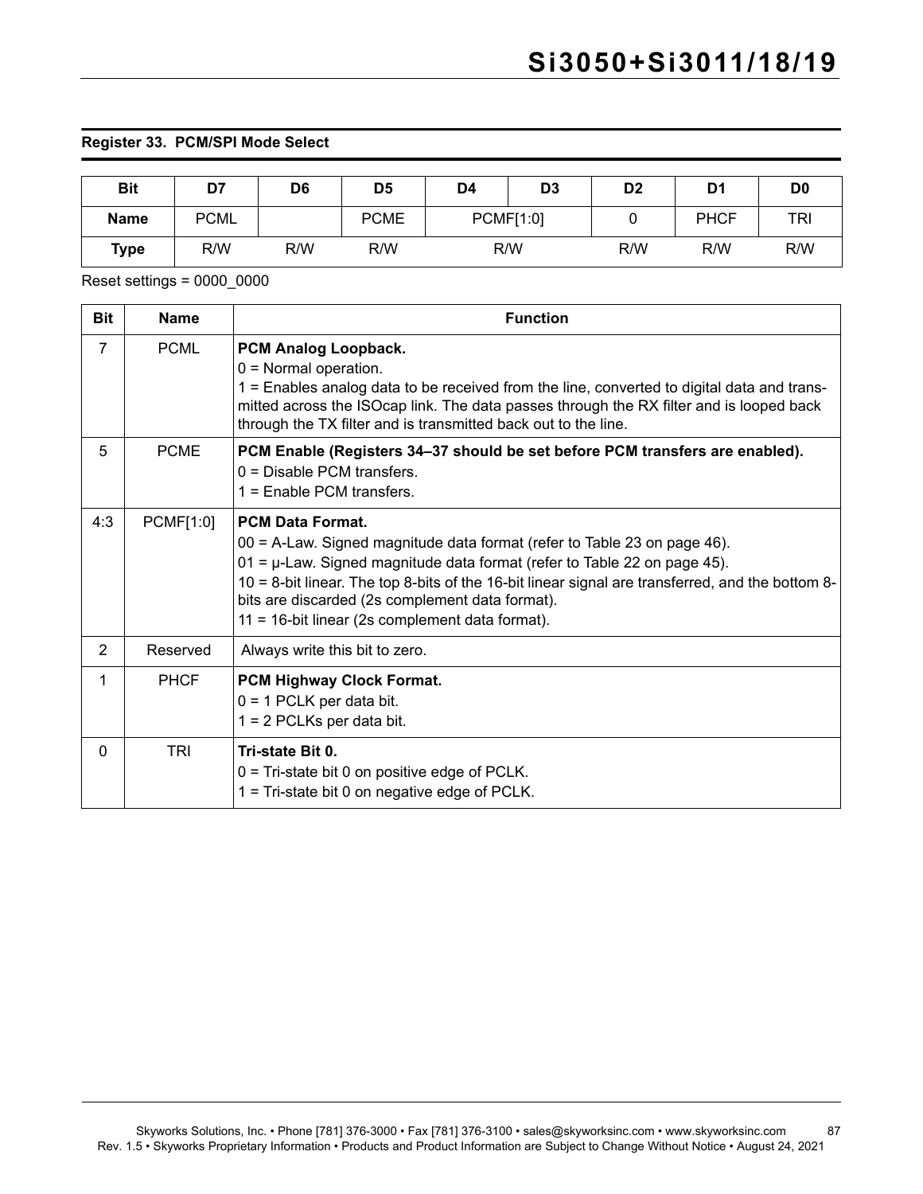**Register 33. PCM/SPI Mode Select**

| Bit | D7 | D6 | D5 | D4 | D3 | D2 | D1 | D0 |
|---|---|---|---|---|---|---|---|---|
| **Name** | PCML | | PCME | PCMF[1:0] | | 0 | PHCF | TRI |
| **Type** | R/W | R/W | R/W | R/W | | R/W | R/W | R/W |

Reset settings = 0000_0000

| Bit | Name | Function |
|---|---|---|
| 7 | PCML | **PCM Analog Loopback.**<br>0 = Normal operation.<br>1 = Enables analog data to be received from the line, converted to digital data and transmitted across the ISOcap link. The data passes through the RX filter and is looped back through the TX filter and is transmitted back out to the line. |
| 5 | PCME | **PCM Enable (Registers 34–37 should be set before PCM transfers are enabled).**<br>0 = Disable PCM transfers.<br>1 = Enable PCM transfers. |
| 4:3 | PCMF[1:0] | **PCM Data Format.**<br>00 = A-Law. Signed magnitude data format (refer to Table 23 on page 46).<br>01 = µ-Law. Signed magnitude data format (refer to Table 22 on page 45).<br>10 = 8-bit linear. The top 8-bits of the 16-bit linear signal are transferred, and the bottom 8-bits are discarded (2s complement data format).<br>11 = 16-bit linear (2s complement data format). |
| 2 | Reserved | Always write this bit to zero. |
| 1 | PHCF | **PCM Highway Clock Format.**<br>0 = 1 PCLK per data bit.<br>1 = 2 PCLKs per data bit. |
| 0 | TRI | **Tri-state Bit 0.**<br>0 = Tri-state bit 0 on positive edge of PCLK.<br>1 = Tri-state bit 0 on negative edge of PCLK. |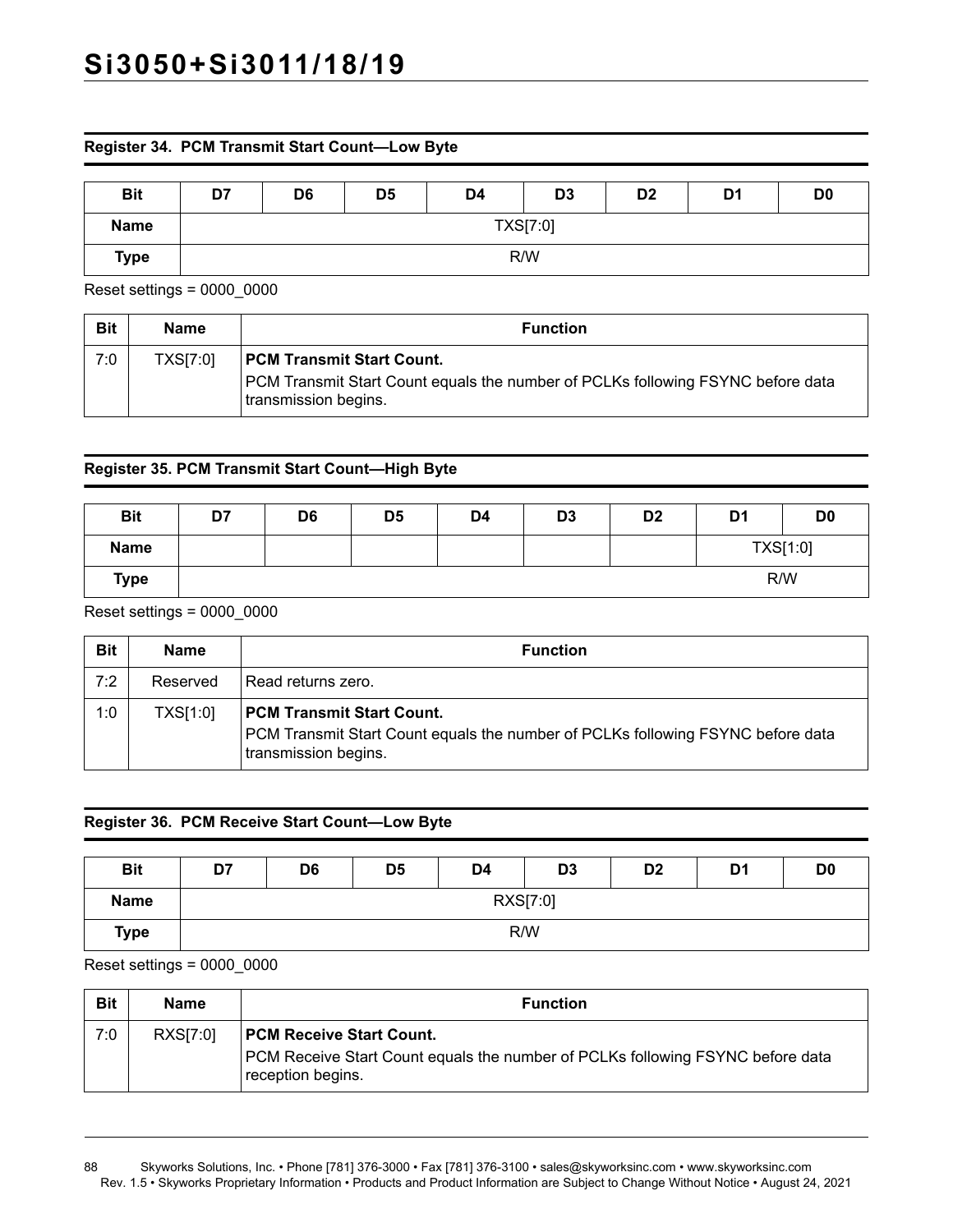### Register 34. PCM Transmit Start Count—Low Byte

| Bit | D7 | D6 | D5 | D4 | D3 | D2 | D1 | D0 |
|---|---|---|---|---|---|---|---|---|
| **Name** | TXS[7:0] | | | | | | | |
| **Type** | R/W | | | | | | | |

Reset settings = 0000_0000

| Bit | Name | Function |
|---|---|---|
| 7:0 | TXS[7:0] | **PCM Transmit Start Count.**<br>PCM Transmit Start Count equals the number of PCLKs following FSYNC before data transmission begins. |

### Register 35. PCM Transmit Start Count—High Byte

| Bit | D7 | D6 | D5 | D4 | D3 | D2 | D1 | D0 |
|---|---|---|---|---|---|---|---|---|
| **Name** | | | | | | | TXS[1:0] | |
| **Type** | | | | | | | R/W | |

Reset settings = 0000_0000

| Bit | Name | Function |
|---|---|---|
| 7:2 | Reserved | Read returns zero. |
| 1:0 | TXS[1:0] | **PCM Transmit Start Count.**<br>PCM Transmit Start Count equals the number of PCLKs following FSYNC before data transmission begins. |

### Register 36. PCM Receive Start Count—Low Byte

| Bit | D7 | D6 | D5 | D4 | D3 | D2 | D1 | D0 |
|---|---|---|---|---|---|---|---|---|
| **Name** | RXS[7:0] | | | | | | | |
| **Type** | R/W | | | | | | | |

Reset settings = 0000_0000

| Bit | Name | Function |
|---|---|---|
| 7:0 | RXS[7:0] | **PCM Receive Start Count.**<br>PCM Receive Start Count equals the number of PCLKs following FSYNC before data reception begins. |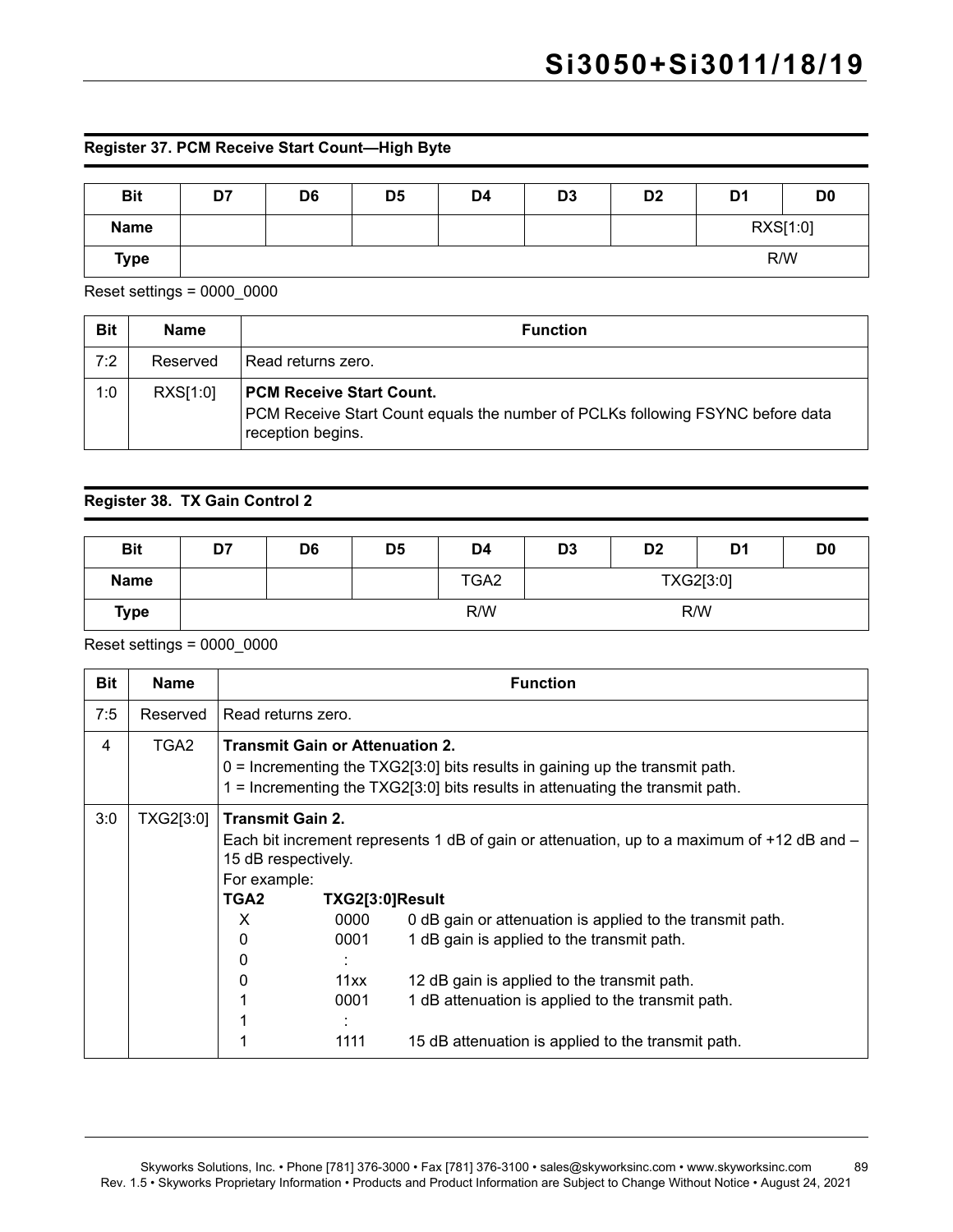### Register 37. PCM Receive Start Count—High Byte

| Bit | D7 | D6 | D5 | D4 | D3 | D2 | D1 | D0 |
|---|---|---|---|---|---|---|---|---|
| Name | | | | | | | RXS[1:0] | |
| Type | | | | | | | R/W | |

Reset settings = 0000_0000

| Bit | Name | Function |
|---|---|---|
| 7:2 | Reserved | Read returns zero. |
| 1:0 | RXS[1:0] | **PCM Receive Start Count.**<br>PCM Receive Start Count equals the number of PCLKs following FSYNC before data reception begins. |

### Register 38. TX Gain Control 2

| Bit | D7 | D6 | D5 | D4 | D3 | D2 | D1 | D0 |
|---|---|---|---|---|---|---|---|---|
| Name | | | | TGA2 | TXG2[3:0] | | | |
| Type | | | | R/W | R/W | | | |

Reset settings = 0000_0000

| Bit | Name | Function |
|---|---|---|
| 7:5 | Reserved | Read returns zero. |
| 4 | TGA2 | **Transmit Gain or Attenuation 2.**<br>0 = Incrementing the TXG2[3:0] bits results in gaining up the transmit path.<br>1 = Incrementing the TXG2[3:0] bits results in attenuating the transmit path. |
| 3:0 | TXG2[3:0] | **Transmit Gain 2.**<br>Each bit increment represents 1 dB of gain or attenuation, up to a maximum of +12 dB and –15 dB respectively.<br>For example:<br>**TGA2 TXG2[3:0] Result**<br>X 0000 0 dB gain or attenuation is applied to the transmit path.<br>0 0001 1 dB gain is applied to the transmit path.<br>0 :<br>0 11xx 12 dB gain is applied to the transmit path.<br>1 0001 1 dB attenuation is applied to the transmit path.<br>1 :<br>1 1111 15 dB attenuation is applied to the transmit path. |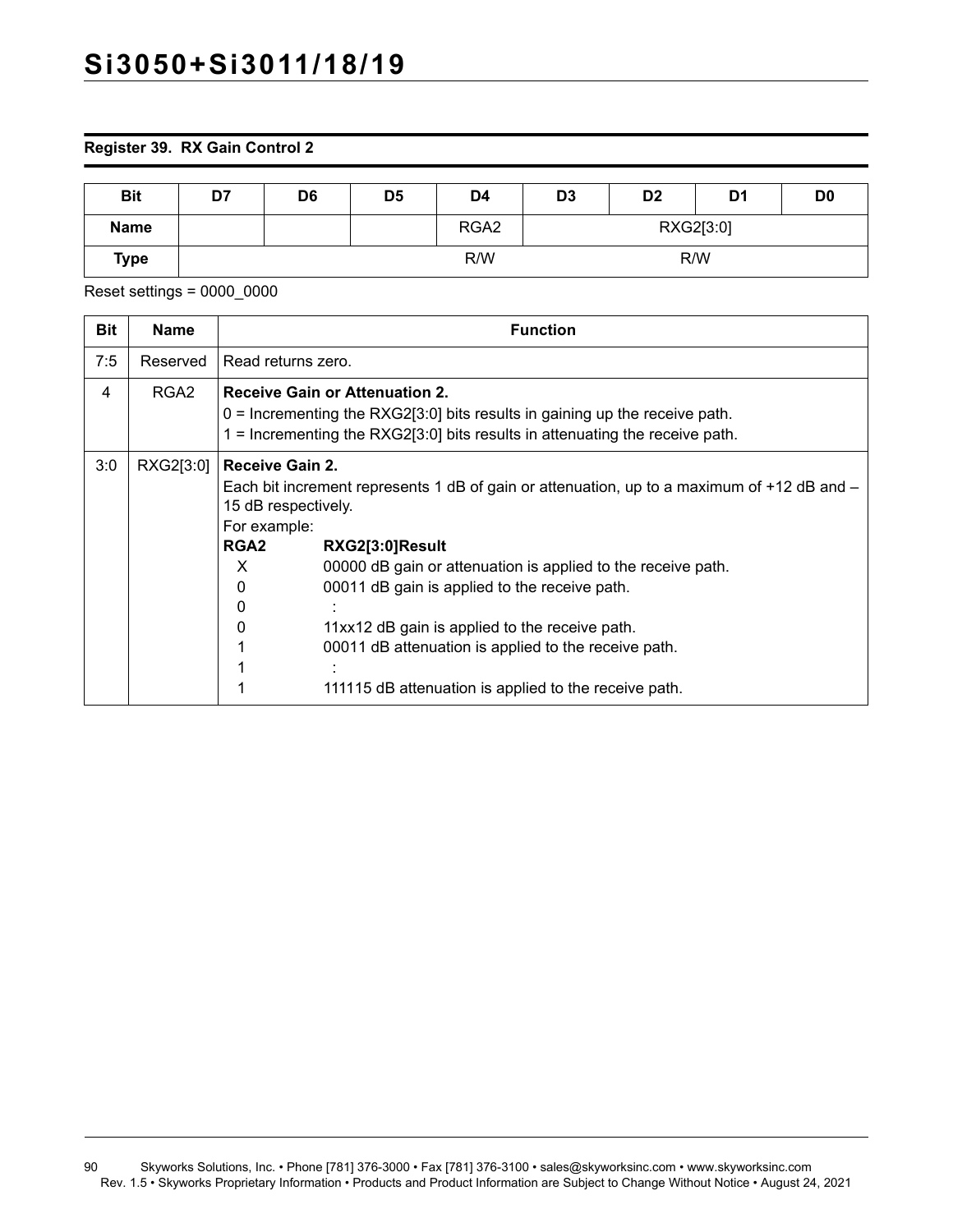**Register 39. RX Gain Control 2**

| Bit | D7 | D6 | D5 | D4 | D3 | D2 | D1 | D0 |
|---|---|---|---|---|---|---|---|---|
| Name | | | | RGA2 | RXG2[3:0] | | | |
| Type | | | | R/W | R/W | | | |

Reset settings = 0000_0000

| Bit | Name | Function |
|---|---|---|
| 7:5 | Reserved | Read returns zero. |
| 4 | RGA2 | **Receive Gain or Attenuation 2.**<br>0 = Incrementing the RXG2[3:0] bits results in gaining up the receive path.<br>1 = Incrementing the RXG2[3:0] bits results in attenuating the receive path. |
| 3:0 | RXG2[3:0] | **Receive Gain 2.**<br>Each bit increment represents 1 dB of gain or attenuation, up to a maximum of +12 dB and –15 dB respectively.<br>For example:<br>**RGA2 RXG2[3:0]Result**<br>X 00000 dB gain or attenuation is applied to the receive path.<br>0 00011 dB gain is applied to the receive path.<br>0 :<br>0 11xx12 dB gain is applied to the receive path.<br>1 00011 dB attenuation is applied to the receive path.<br>1 :<br>1 111115 dB attenuation is applied to the receive path. |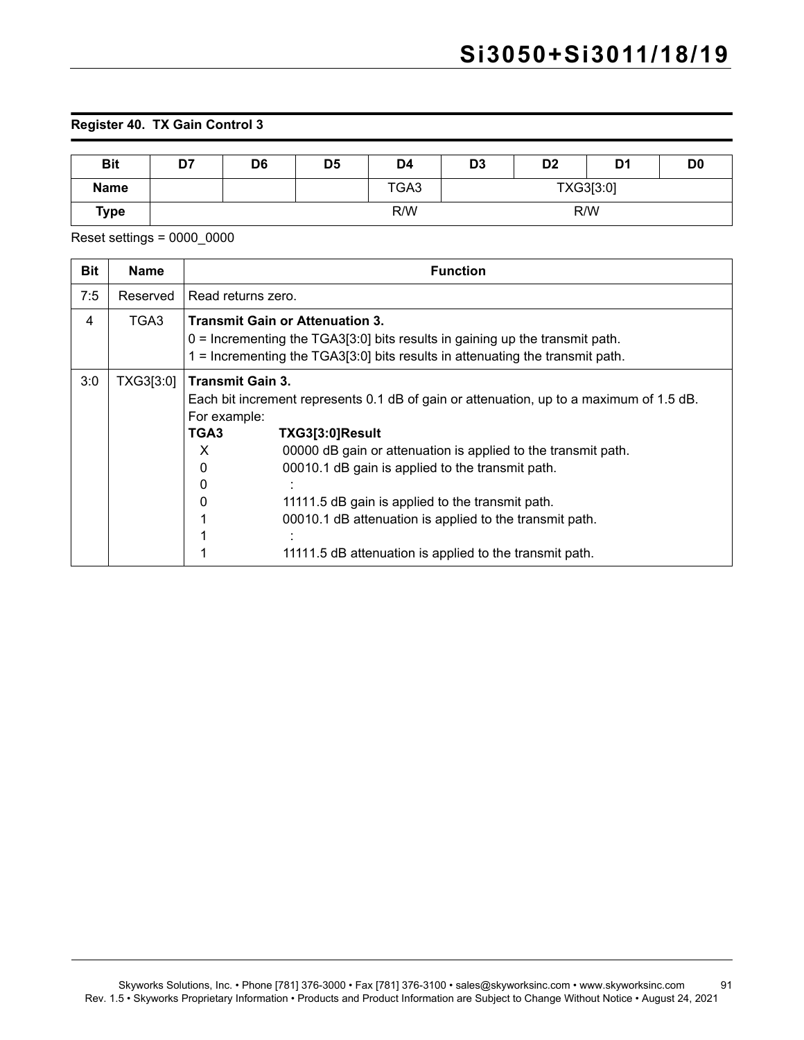**Register 40. TX Gain Control 3**

| Bit | D7 | D6 | D5 | D4 | D3 | D2 | D1 | D0 |
|---|---|---|---|---|---|---|---|---|
| **Name** | | | | TGA3 | TXG3[3:0] | | | |
| **Type** | | | | R/W | R/W | | | |

Reset settings = 0000_0000

| Bit | Name | Function |
|---|---|---|
| 7:5 | Reserved | Read returns zero. |
| 4 | TGA3 | **Transmit Gain or Attenuation 3.**<br>0 = Incrementing the TGA3[3:0] bits results in gaining up the transmit path.<br>1 = Incrementing the TGA3[3:0] bits results in attenuating the transmit path. |
| 3:0 | TXG3[3:0] | **Transmit Gain 3.**<br>Each bit increment represents 0.1 dB of gain or attenuation, up to a maximum of 1.5 dB.<br>For example:<br>**TGA3 TXG3[3:0]Result**<br>X 00000 dB gain or attenuation is applied to the transmit path.<br>0 00010.1 dB gain is applied to the transmit path.<br>0 :<br>0 11111.5 dB gain is applied to the transmit path.<br>1 00010.1 dB attenuation is applied to the transmit path.<br>1 :<br>1 11111.5 dB attenuation is applied to the transmit path. |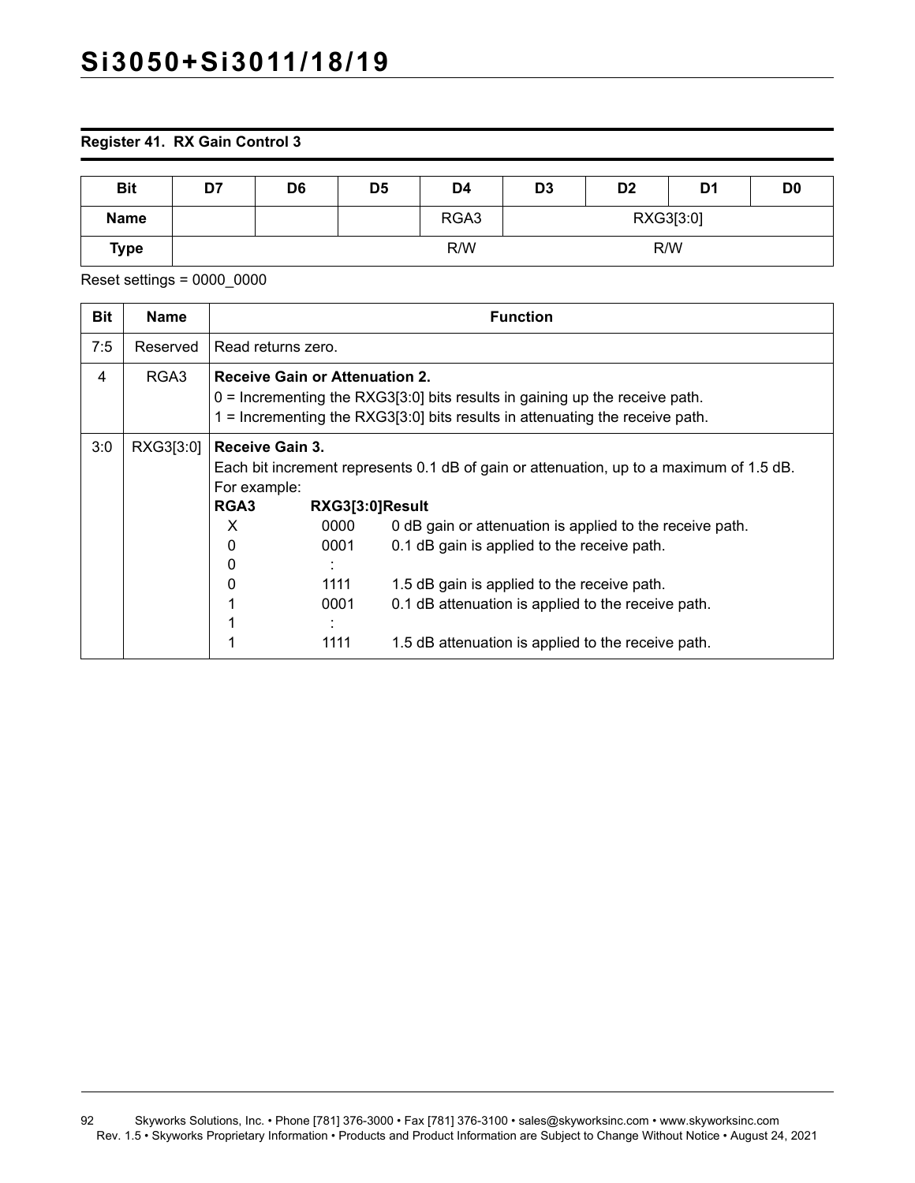### Register 41. RX Gain Control 3

| Bit | D7 | D6 | D5 | D4 | D3 | D2 | D1 | D0 |
|---|---|---|---|---|---|---|---|---|
| Name | | | | RGA3 | RXG3[3:0] | | | |
| Type | | | | R/W | R/W | | | |

Reset settings = 0000_0000

| Bit | Name | Function |
|---|---|---|
| 7:5 | Reserved | Read returns zero. |
| 4 | RGA3 | **Receive Gain or Attenuation 2.**<br>0 = Incrementing the RXG3[3:0] bits results in gaining up the receive path.<br>1 = Incrementing the RXG3[3:0] bits results in attenuating the receive path. |
| 3:0 | RXG3[3:0] | **Receive Gain 3.**<br>Each bit increment represents 0.1 dB of gain or attenuation, up to a maximum of 1.5 dB.<br>For example:<br>**RGA3 RXG3[3:0] Result**<br>X 0000 0 dB gain or attenuation is applied to the receive path.<br>0 0001 0.1 dB gain is applied to the receive path.<br>0 :<br>0 1111 1.5 dB gain is applied to the receive path.<br>1 0001 0.1 dB attenuation is applied to the receive path.<br>1 :<br>1 1111 1.5 dB attenuation is applied to the receive path. |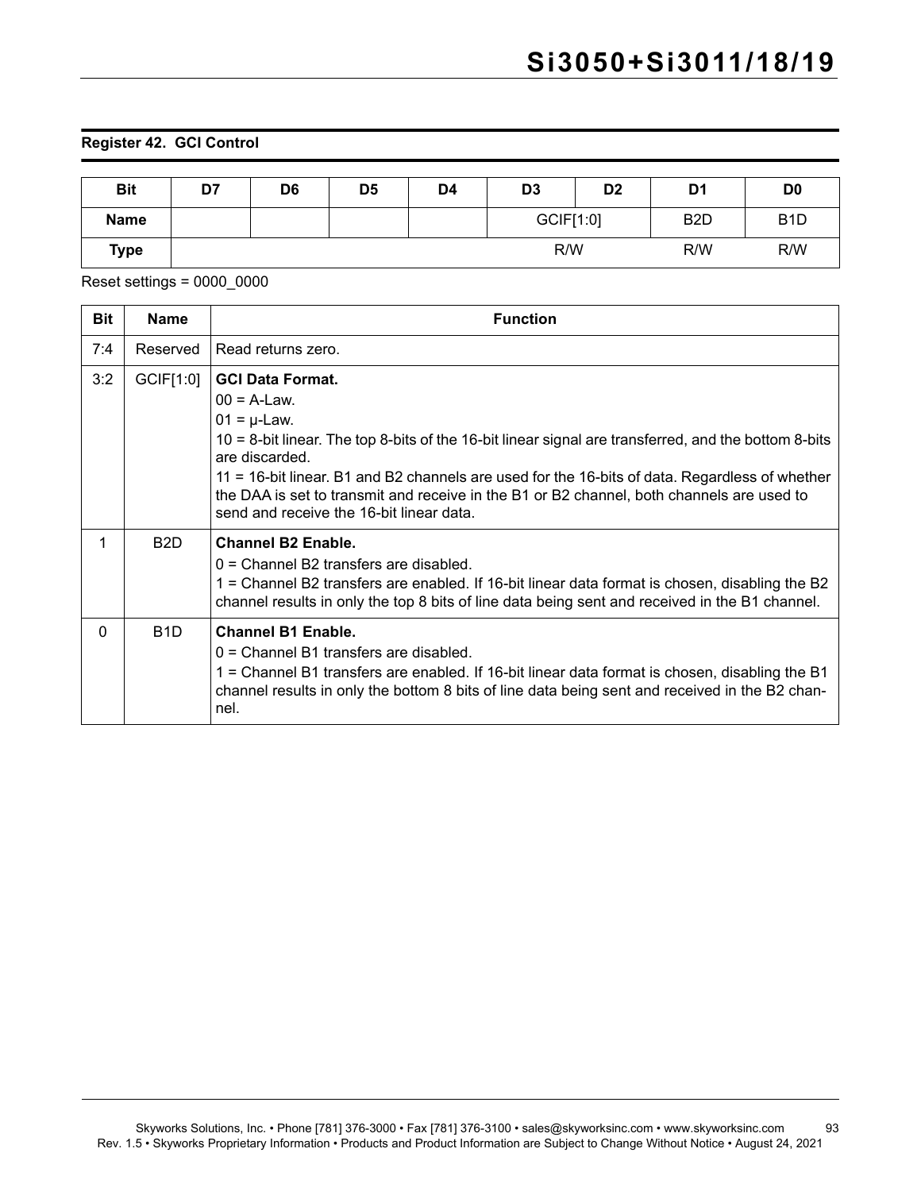**Register 42. GCI Control**

| Bit | D7 | D6 | D5 | D4 | D3 | D2 | D1 | D0 |
|---|---|---|---|---|---|---|---|---|
| **Name** | | | | | GCIF[1:0] | | B2D | B1D |
| **Type** | | | | | R/W | | R/W | R/W |

Reset settings = 0000_0000

| Bit | Name | Function |
|---|---|---|
| 7:4 | Reserved | Read returns zero. |
| 3:2 | GCIF[1:0] | **GCI Data Format.**<br>00 = A-Law.<br>01 = µ-Law.<br>10 = 8-bit linear. The top 8-bits of the 16-bit linear signal are transferred, and the bottom 8-bits are discarded.<br>11 = 16-bit linear. B1 and B2 channels are used for the 16-bits of data. Regardless of whether the DAA is set to transmit and receive in the B1 or B2 channel, both channels are used to send and receive the 16-bit linear data. |
| 1 | B2D | **Channel B2 Enable.**<br>0 = Channel B2 transfers are disabled.<br>1 = Channel B2 transfers are enabled. If 16-bit linear data format is chosen, disabling the B2 channel results in only the top 8 bits of line data being sent and received in the B1 channel. |
| 0 | B1D | **Channel B1 Enable.**<br>0 = Channel B1 transfers are disabled.<br>1 = Channel B1 transfers are enabled. If 16-bit linear data format is chosen, disabling the B1 channel results in only the bottom 8 bits of line data being sent and received in the B2 channel. |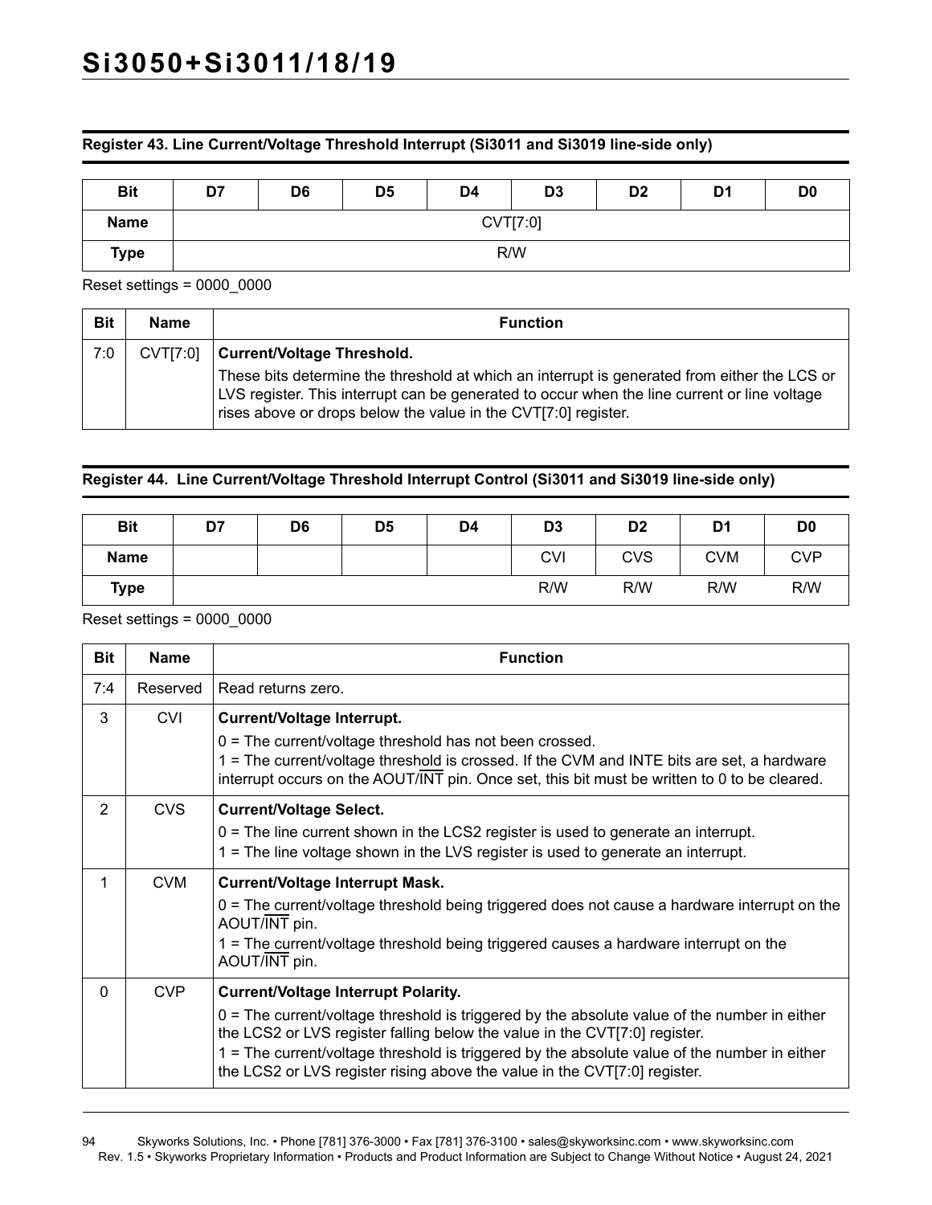### Register 43. Line Current/Voltage Threshold Interrupt (Si3011 and Si3019 line-side only)

| Bit | D7 | D6 | D5 | D4 | D3 | D2 | D1 | D0 |
|---|---|---|---|---|---|---|---|---|
| Name | CVT[7:0] | | | | | | | |
| Type | R/W | | | | | | | |

Reset settings = 0000_0000

| Bit | Name | Function |
|---|---|---|
| 7:0 | CVT[7:0] | **Current/Voltage Threshold.**<br>These bits determine the threshold at which an interrupt is generated from either the LCS or LVS register. This interrupt can be generated to occur when the line current or line voltage rises above or drops below the value in the CVT[7:0] register. |

### Register 44. Line Current/Voltage Threshold Interrupt Control (Si3011 and Si3019 line-side only)

| Bit | D7 | D6 | D5 | D4 | D3 | D2 | D1 | D0 |
|---|---|---|---|---|---|---|---|---|
| Name | | | | | CVI | CVS | CVM | CVP |
| Type | | | | | R/W | R/W | R/W | R/W |

Reset settings = 0000_0000

| Bit | Name | Function |
|---|---|---|
| 7:4 | Reserved | Read returns zero. |
| 3 | CVI | **Current/Voltage Interrupt.**<br>0 = The current/voltage threshold has not been crossed.<br>1 = The current/voltage threshold is crossed. If the CVM and INTE bits are set, a hardware interrupt occurs on the AOUT/$\overline{\text{INT}}$ pin. Once set, this bit must be written to 0 to be cleared. |
| 2 | CVS | **Current/Voltage Select.**<br>0 = The line current shown in the LCS2 register is used to generate an interrupt.<br>1 = The line voltage shown in the LVS register is used to generate an interrupt. |
| 1 | CVM | **Current/Voltage Interrupt Mask.**<br>0 = The current/voltage threshold being triggered does not cause a hardware interrupt on the AOUT/$\overline{\text{INT}}$ pin.<br>1 = The current/voltage threshold being triggered causes a hardware interrupt on the AOUT/$\overline{\text{INT}}$ pin. |
| 0 | CVP | **Current/Voltage Interrupt Polarity.**<br>0 = The current/voltage threshold is triggered by the absolute value of the number in either the LCS2 or LVS register falling below the value in the CVT[7:0] register.<br>1 = The current/voltage threshold is triggered by the absolute value of the number in either the LCS2 or LVS register rising above the value in the CVT[7:0] register. |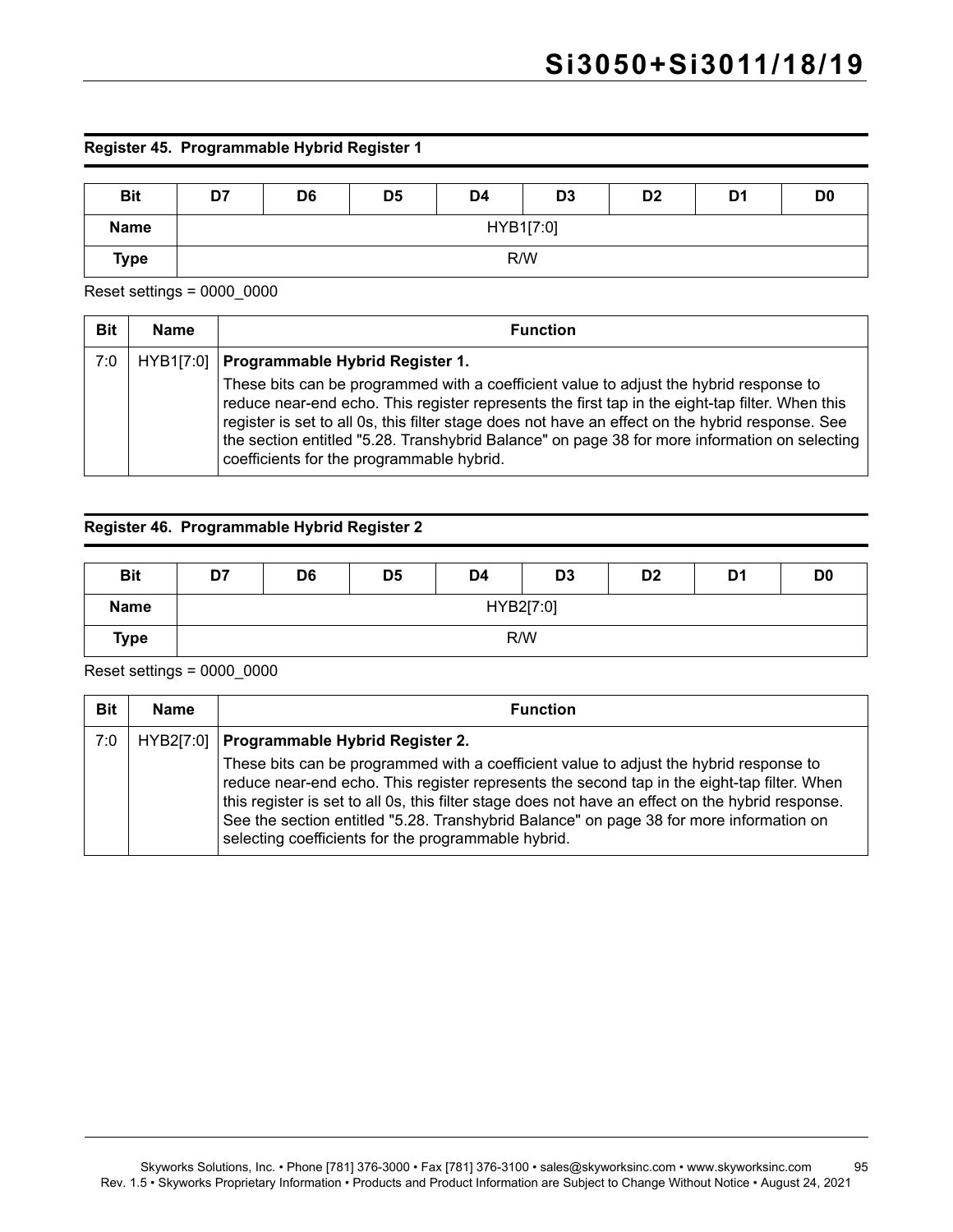### Register 45. Programmable Hybrid Register 1

| Bit | D7 | D6 | D5 | D4 | D3 | D2 | D1 | D0 |
|---|---|---|---|---|---|---|---|---|
| Name | HYB1[7:0] | | | | | | | |
| Type | R/W | | | | | | | |

Reset settings = 0000_0000

| Bit | Name | Function |
|---|---|---|
| 7:0 | HYB1[7:0] | **Programmable Hybrid Register 1.**<br>These bits can be programmed with a coefficient value to adjust the hybrid response to reduce near-end echo. This register represents the first tap in the eight-tap filter. When this register is set to all 0s, this filter stage does not have an effect on the hybrid response. See the section entitled "5.28. Transhybrid Balance" on page 38 for more information on selecting coefficients for the programmable hybrid. |

### Register 46. Programmable Hybrid Register 2

| Bit | D7 | D6 | D5 | D4 | D3 | D2 | D1 | D0 |
|---|---|---|---|---|---|---|---|---|
| Name | HYB2[7:0] | | | | | | | |
| Type | R/W | | | | | | | |

Reset settings = 0000_0000

| Bit | Name | Function |
|---|---|---|
| 7:0 | HYB2[7:0] | **Programmable Hybrid Register 2.**<br>These bits can be programmed with a coefficient value to adjust the hybrid response to reduce near-end echo. This register represents the second tap in the eight-tap filter. When this register is set to all 0s, this filter stage does not have an effect on the hybrid response. See the section entitled "5.28. Transhybrid Balance" on page 38 for more information on selecting coefficients for the programmable hybrid. |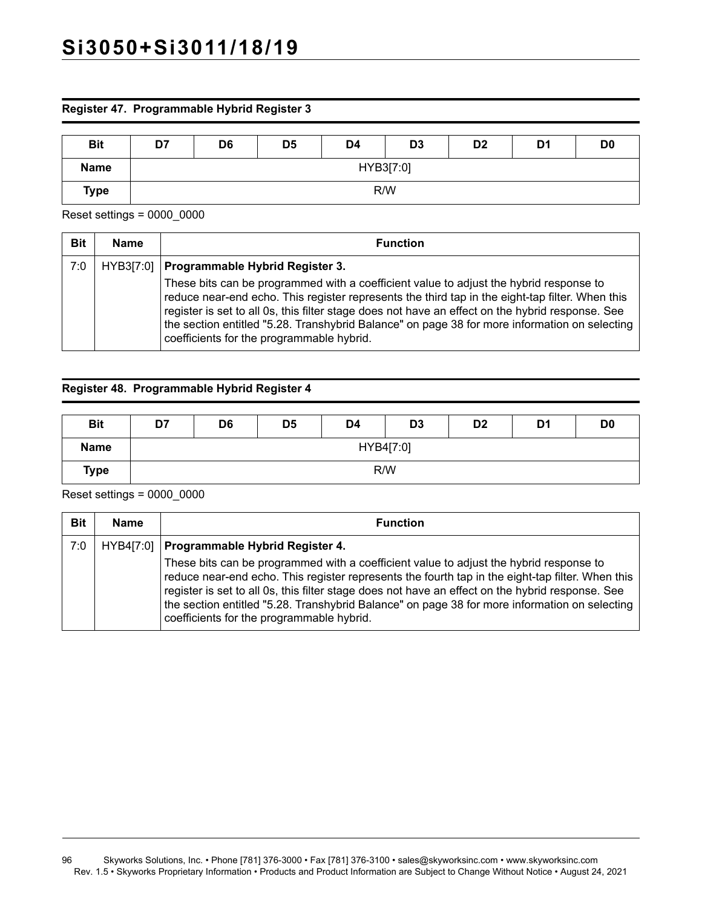## Register 47. Programmable Hybrid Register 3

| Bit | D7 | D6 | D5 | D4 | D3 | D2 | D1 | D0 |
|---|---|---|---|---|---|---|---|---|
| Name | HYB3[7:0] | | | | | | | |
| Type | R/W | | | | | | | |

Reset settings = 0000_0000

| Bit | Name | Function |
|---|---|---|
| 7:0 | HYB3[7:0] | **Programmable Hybrid Register 3.**<br>These bits can be programmed with a coefficient value to adjust the hybrid response to reduce near-end echo. This register represents the third tap in the eight-tap filter. When this register is set to all 0s, this filter stage does not have an effect on the hybrid response. See the section entitled "5.28. Transhybrid Balance" on page 38 for more information on selecting coefficients for the programmable hybrid. |

## Register 48. Programmable Hybrid Register 4

| Bit | D7 | D6 | D5 | D4 | D3 | D2 | D1 | D0 |
|---|---|---|---|---|---|---|---|---|
| Name | HYB4[7:0] | | | | | | | |
| Type | R/W | | | | | | | |

Reset settings = 0000_0000

| Bit | Name | Function |
|---|---|---|
| 7:0 | HYB4[7:0] | **Programmable Hybrid Register 4.**<br>These bits can be programmed with a coefficient value to adjust the hybrid response to reduce near-end echo. This register represents the fourth tap in the eight-tap filter. When this register is set to all 0s, this filter stage does not have an effect on the hybrid response. See the section entitled "5.28. Transhybrid Balance" on page 38 for more information on selecting coefficients for the programmable hybrid. |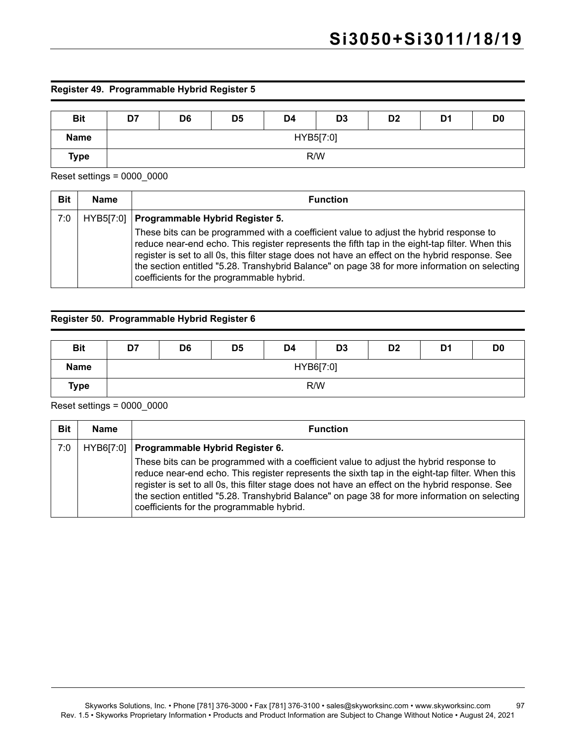### Register 49. Programmable Hybrid Register 5

| Bit | D7 | D6 | D5 | D4 | D3 | D2 | D1 | D0 |
|---|---|---|---|---|---|---|---|---|
| **Name** | HYB5[7:0] | | | | | | | |
| **Type** | R/W | | | | | | | |

Reset settings = 0000_0000

| Bit | Name | Function |
|---|---|---|
| 7:0 | HYB5[7:0] | **Programmable Hybrid Register 5.**<br>These bits can be programmed with a coefficient value to adjust the hybrid response to reduce near-end echo. This register represents the fifth tap in the eight-tap filter. When this register is set to all 0s, this filter stage does not have an effect on the hybrid response. See the section entitled "5.28. Transhybrid Balance" on page 38 for more information on selecting coefficients for the programmable hybrid. |

### Register 50. Programmable Hybrid Register 6

| Bit | D7 | D6 | D5 | D4 | D3 | D2 | D1 | D0 |
|---|---|---|---|---|---|---|---|---|
| **Name** | HYB6[7:0] | | | | | | | |
| **Type** | R/W | | | | | | | |

Reset settings = 0000_0000

| Bit | Name | Function |
|---|---|---|
| 7:0 | HYB6[7:0] | **Programmable Hybrid Register 6.**<br>These bits can be programmed with a coefficient value to adjust the hybrid response to reduce near-end echo. This register represents the sixth tap in the eight-tap filter. When this register is set to all 0s, this filter stage does not have an effect on the hybrid response. See the section entitled "5.28. Transhybrid Balance" on page 38 for more information on selecting coefficients for the programmable hybrid. |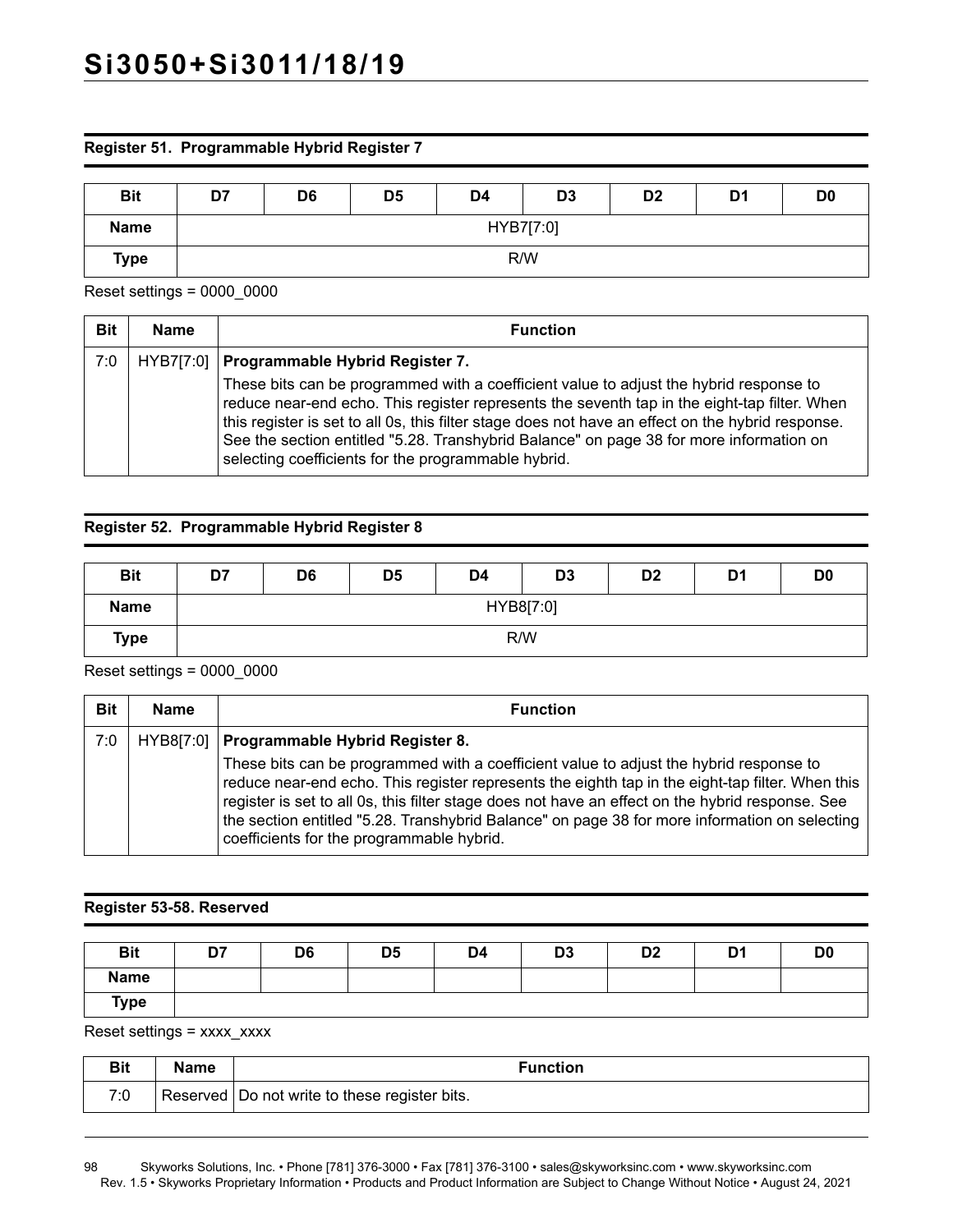### Register 51. Programmable Hybrid Register 7

| Bit | D7 | D6 | D5 | D4 | D3 | D2 | D1 | D0 |
|---|---|---|---|---|---|---|---|---|
| **Name** | HYB7[7:0] | | | | | | | |
| **Type** | R/W | | | | | | | |

Reset settings = 0000_0000

| Bit | Name | Function |
|---|---|---|
| 7:0 | HYB7[7:0] | **Programmable Hybrid Register 7.**<br>These bits can be programmed with a coefficient value to adjust the hybrid response to reduce near-end echo. This register represents the seventh tap in the eight-tap filter. When this register is set to all 0s, this filter stage does not have an effect on the hybrid response. See the section entitled "5.28. Transhybrid Balance" on page 38 for more information on selecting coefficients for the programmable hybrid. |

### Register 52. Programmable Hybrid Register 8

| Bit | D7 | D6 | D5 | D4 | D3 | D2 | D1 | D0 |
|---|---|---|---|---|---|---|---|---|
| **Name** | HYB8[7:0] | | | | | | | |
| **Type** | R/W | | | | | | | |

Reset settings = 0000_0000

| Bit | Name | Function |
|---|---|---|
| 7:0 | HYB8[7:0] | **Programmable Hybrid Register 8.**<br>These bits can be programmed with a coefficient value to adjust the hybrid response to reduce near-end echo. This register represents the eighth tap in the eight-tap filter. When this register is set to all 0s, this filter stage does not have an effect on the hybrid response. See the section entitled "5.28. Transhybrid Balance" on page 38 for more information on selecting coefficients for the programmable hybrid. |

### Register 53-58. Reserved

| Bit | D7 | D6 | D5 | D4 | D3 | D2 | D1 | D0 |
|---|---|---|---|---|---|---|---|---|
| **Name** | | | | | | | | |
| **Type** | | | | | | | | |

Reset settings = xxxx_xxxx

| Bit | Name | Function |
|---|---|---|
| 7:0 | Reserved | Do not write to these register bits. |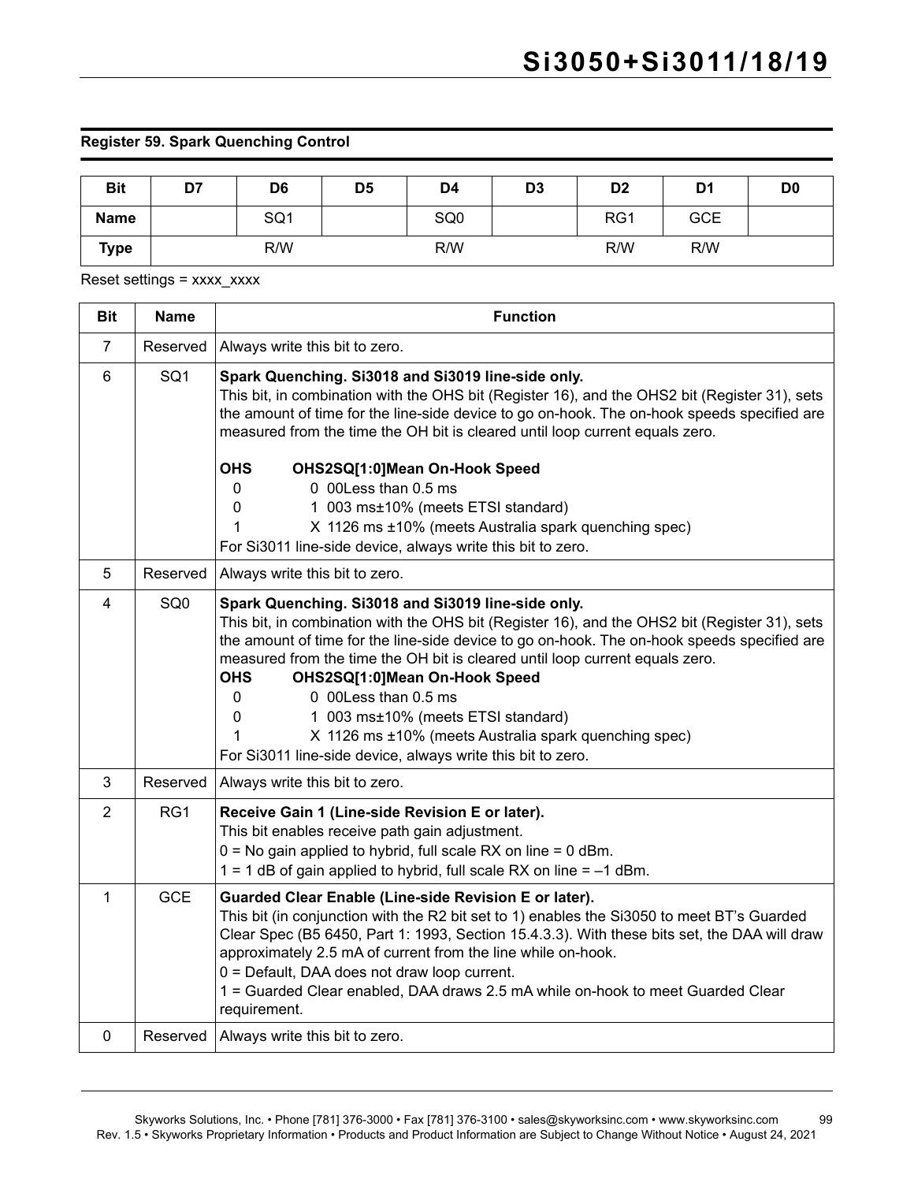**Register 59. Spark Quenching Control**

| Bit | D7 | D6 | D5 | D4 | D3 | D2 | D1 | D0 |
|---|---|---|---|---|---|---|---|---|
| Name | | SQ1 | | SQ0 | | RG1 | GCE | |
| Type | | R/W | | R/W | | R/W | R/W | |

Reset settings = xxxx_xxxx

| Bit | Name | Function |
|---|---|---|
| 7 | Reserved | Always write this bit to zero. |
| 6 | SQ1 | **Spark Quenching. Si3018 and Si3019 line-side only.**<br>This bit, in combination with the OHS bit (Register 16), and the OHS2 bit (Register 31), sets the amount of time for the line-side device to go on-hook. The on-hook speeds specified are measured from the time the OH bit is cleared until loop current equals zero.<br>**OHS OHS2SQ[1:0]Mean On-Hook Speed**<br>0 0 00Less than 0.5 ms<br>0 1 003 ms±10% (meets ETSI standard)<br>1 X 1126 ms ±10% (meets Australia spark quenching spec)<br>For Si3011 line-side device, always write this bit to zero. |
| 5 | Reserved | Always write this bit to zero. |
| 4 | SQ0 | **Spark Quenching. Si3018 and Si3019 line-side only.**<br>This bit, in combination with the OHS bit (Register 16), and the OHS2 bit (Register 31), sets the amount of time for the line-side device to go on-hook. The on-hook speeds specified are measured from the time the OH bit is cleared until loop current equals zero.<br>**OHS OHS2SQ[1:0]Mean On-Hook Speed**<br>0 0 00Less than 0.5 ms<br>0 1 003 ms±10% (meets ETSI standard)<br>1 X 1126 ms ±10% (meets Australia spark quenching spec)<br>For Si3011 line-side device, always write this bit to zero. |
| 3 | Reserved | Always write this bit to zero. |
| 2 | RG1 | **Receive Gain 1 (Line-side Revision E or later).**<br>This bit enables receive path gain adjustment.<br>0 = No gain applied to hybrid, full scale RX on line = 0 dBm.<br>1 = 1 dB of gain applied to hybrid, full scale RX on line = –1 dBm. |
| 1 | GCE | **Guarded Clear Enable (Line-side Revision E or later).**<br>This bit (in conjunction with the R2 bit set to 1) enables the Si3050 to meet BT's Guarded Clear Spec (B5 6450, Part 1: 1993, Section 15.4.3.3). With these bits set, the DAA will draw approximately 2.5 mA of current from the line while on-hook.<br>0 = Default, DAA does not draw loop current.<br>1 = Guarded Clear enabled, DAA draws 2.5 mA while on-hook to meet Guarded Clear requirement. |
| 0 | Reserved | Always write this bit to zero. |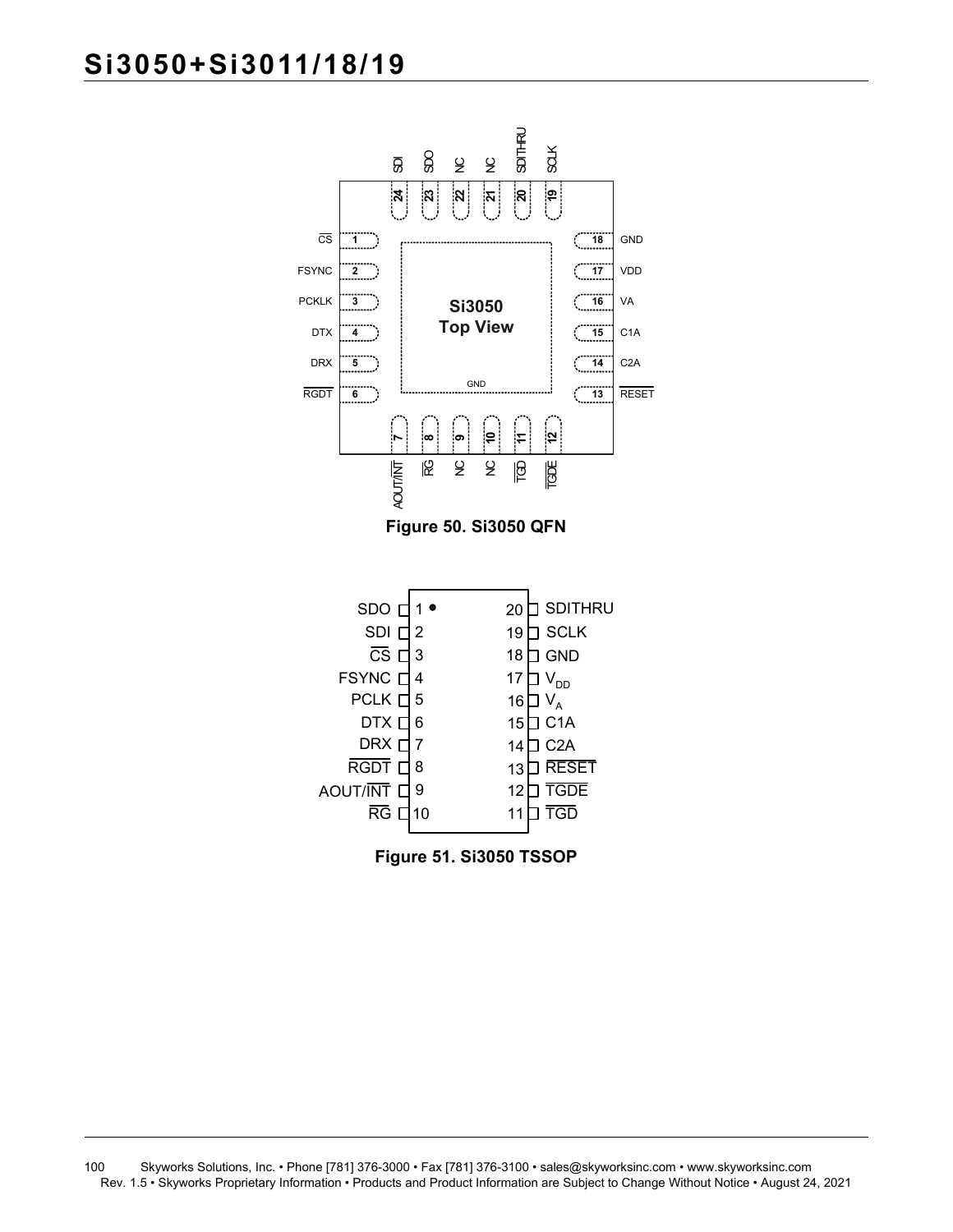| Pin | Name |
| --- | --- |
| 1 | $\overline{CS}$ |
| 2 | FSYNC |
| 3 | PCKLK |
| 4 | DTX |
| 5 | DRX |
| 6 | $\overline{RGDT}$ |
| 7 | AOUT/$\overline{INT}$ |
| 8 | $\overline{RG}$ |
| 9 | NC |
| 10 | NC |
| 11 | $\overline{TGD}$ |
| 12 | $\overline{TGDE}$ |
| 13 | $\overline{RESET}$ |
| 14 | C2A |
| 15 | C1A |
| 16 | VA |
| 17 | VDD |
| 18 | GND |
| 19 | SCLK |
| 20 | SDITHRU |
| 21 | NC |
| 22 | NC |
| 23 | SDO |
| 24 | SDI |
| Exposed pad | GND |

Si3050 Top View

**Figure 50. Si3050 QFN**

| Pin | Name | Pin | Name |
| --- | --- | --- | --- |
| 1 | SDO | 20 | SDITHRU |
| 2 | SDI | 19 | SCLK |
| 3 | $\overline{CS}$ | 18 | GND |
| 4 | FSYNC | 17 | $V_{DD}$ |
| 5 | PCLK | 16 | $V_A$ |
| 6 | DTX | 15 | C1A |
| 7 | DRX | 14 | C2A |
| 8 | $\overline{RGDT}$ | 13 | $\overline{RESET}$ |
| 9 | AOUT/$\overline{INT}$ | 12 | $\overline{TGDE}$ |
| 10 | $\overline{RG}$ | 11 | $\overline{TGD}$ |

**Figure 51. Si3050 TSSOP**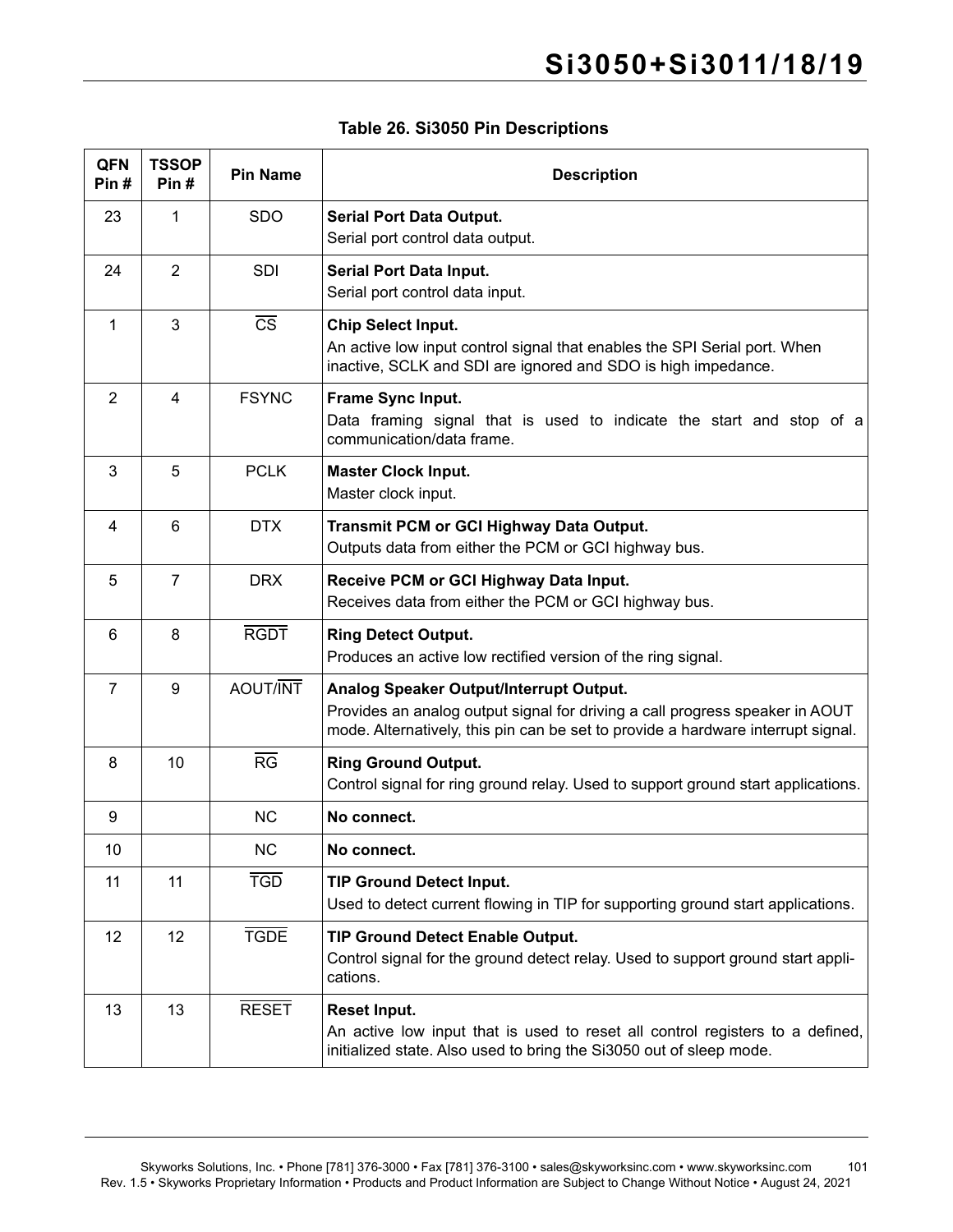**Table 26. Si3050 Pin Descriptions**

| QFN Pin # | TSSOP Pin # | Pin Name | Description |
|---|---|---|---|
| 23 | 1 | SDO | **Serial Port Data Output.**<br>Serial port control data output. |
| 24 | 2 | SDI | **Serial Port Data Input.**<br>Serial port control data input. |
| 1 | 3 | $\overline{\text{CS}}$ | **Chip Select Input.**<br>An active low input control signal that enables the SPI Serial port. When inactive, SCLK and SDI are ignored and SDO is high impedance. |
| 2 | 4 | FSYNC | **Frame Sync Input.**<br>Data framing signal that is used to indicate the start and stop of a communication/data frame. |
| 3 | 5 | PCLK | **Master Clock Input.**<br>Master clock input. |
| 4 | 6 | DTX | **Transmit PCM or GCI Highway Data Output.**<br>Outputs data from either the PCM or GCI highway bus. |
| 5 | 7 | DRX | **Receive PCM or GCI Highway Data Input.**<br>Receives data from either the PCM or GCI highway bus. |
| 6 | 8 | $\overline{\text{RGDT}}$ | **Ring Detect Output.**<br>Produces an active low rectified version of the ring signal. |
| 7 | 9 | AOUT/$\overline{\text{INT}}$ | **Analog Speaker Output/Interrupt Output.**<br>Provides an analog output signal for driving a call progress speaker in AOUT mode. Alternatively, this pin can be set to provide a hardware interrupt signal. |
| 8 | 10 | $\overline{\text{RG}}$ | **Ring Ground Output.**<br>Control signal for ring ground relay. Used to support ground start applications. |
| 9 | | NC | **No connect.** |
| 10 | | NC | **No connect.** |
| 11 | 11 | $\overline{\text{TGD}}$ | **TIP Ground Detect Input.**<br>Used to detect current flowing in TIP for supporting ground start applications. |
| 12 | 12 | $\overline{\text{TGDE}}$ | **TIP Ground Detect Enable Output.**<br>Control signal for the ground detect relay. Used to support ground start applications. |
| 13 | 13 | $\overline{\text{RESET}}$ | **Reset Input.**<br>An active low input that is used to reset all control registers to a defined, initialized state. Also used to bring the Si3050 out of sleep mode. |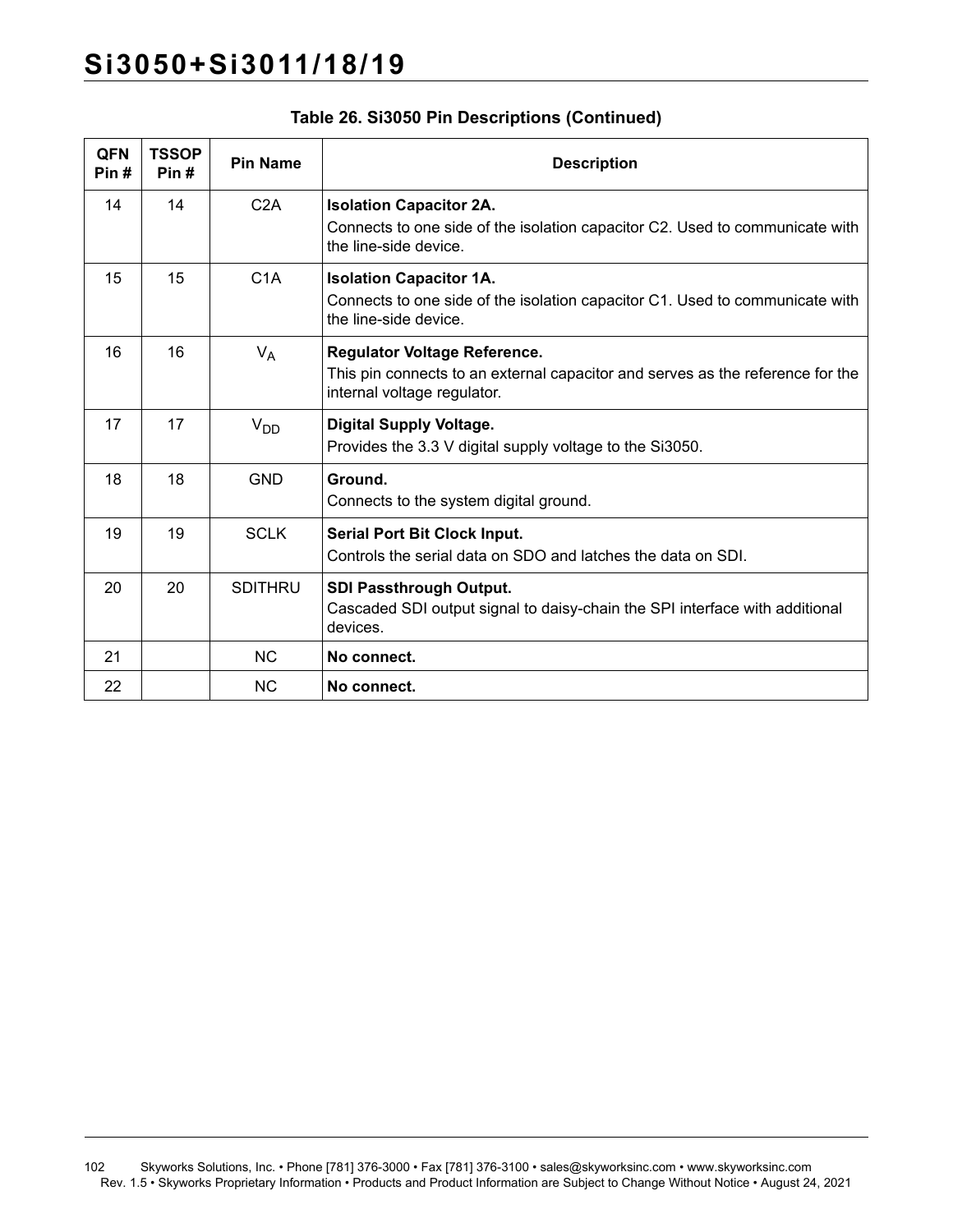**Table 26. Si3050 Pin Descriptions (Continued)**

| QFN Pin # | TSSOP Pin # | Pin Name | Description |
|---|---|---|---|
| 14 | 14 | C2A | **Isolation Capacitor 2A.** Connects to one side of the isolation capacitor C2. Used to communicate with the line-side device. |
| 15 | 15 | C1A | **Isolation Capacitor 1A.** Connects to one side of the isolation capacitor C1. Used to communicate with the line-side device. |
| 16 | 16 | $V_A$ | **Regulator Voltage Reference.** This pin connects to an external capacitor and serves as the reference for the internal voltage regulator. |
| 17 | 17 | $V_{DD}$ | **Digital Supply Voltage.** Provides the 3.3 V digital supply voltage to the Si3050. |
| 18 | 18 | GND | **Ground.** Connects to the system digital ground. |
| 19 | 19 | SCLK | **Serial Port Bit Clock Input.** Controls the serial data on SDO and latches the data on SDI. |
| 20 | 20 | SDITHRU | **SDI Passthrough Output.** Cascaded SDI output signal to daisy-chain the SPI interface with additional devices. |
| 21 | | NC | **No connect.** |
| 22 | | NC | **No connect.** |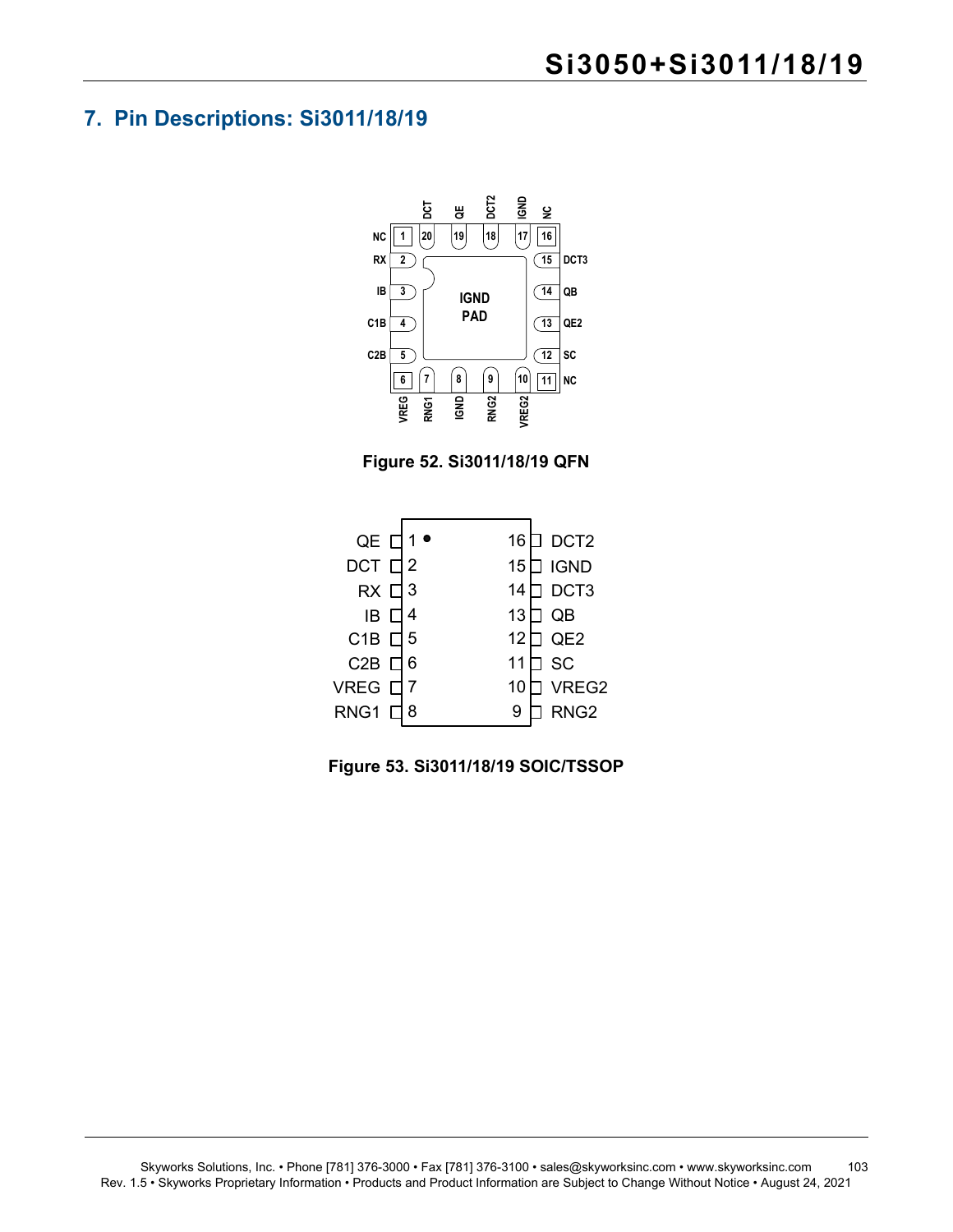## 7. Pin Descriptions: Si3011/18/19

Figure 52. Si3011/18/19 QFN

Figure 53. Si3011/18/19 SOIC/TSSOP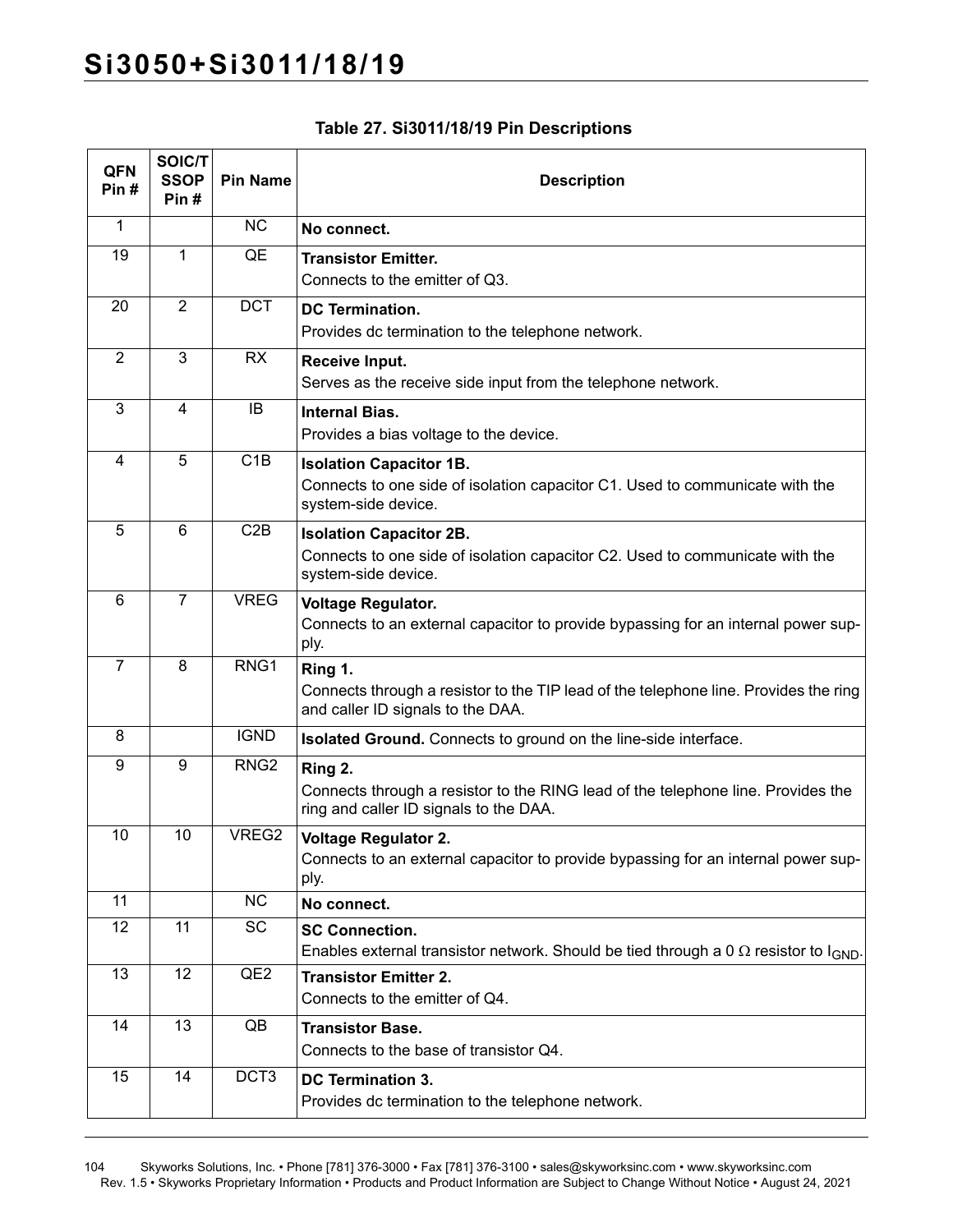**Table 27. Si3011/18/19 Pin Descriptions**

| QFN Pin # | SOIC/TSSOP Pin # | Pin Name | Description |
|---|---|---|---|
| 1 | | NC | **No connect.** |
| 19 | 1 | QE | **Transistor Emitter.**<br>Connects to the emitter of Q3. |
| 20 | 2 | DCT | **DC Termination.**<br>Provides dc termination to the telephone network. |
| 2 | 3 | RX | **Receive Input.**<br>Serves as the receive side input from the telephone network. |
| 3 | 4 | IB | **Internal Bias.**<br>Provides a bias voltage to the device. |
| 4 | 5 | C1B | **Isolation Capacitor 1B.**<br>Connects to one side of isolation capacitor C1. Used to communicate with the system-side device. |
| 5 | 6 | C2B | **Isolation Capacitor 2B.**<br>Connects to one side of isolation capacitor C2. Used to communicate with the system-side device. |
| 6 | 7 | VREG | **Voltage Regulator.**<br>Connects to an external capacitor to provide bypassing for an internal power supply. |
| 7 | 8 | RNG1 | **Ring 1.**<br>Connects through a resistor to the TIP lead of the telephone line. Provides the ring and caller ID signals to the DAA. |
| 8 | | IGND | **Isolated Ground.** Connects to ground on the line-side interface. |
| 9 | 9 | RNG2 | **Ring 2.**<br>Connects through a resistor to the RING lead of the telephone line. Provides the ring and caller ID signals to the DAA. |
| 10 | 10 | VREG2 | **Voltage Regulator 2.**<br>Connects to an external capacitor to provide bypassing for an internal power supply. |
| 11 | | NC | **No connect.** |
| 12 | 11 | SC | **SC Connection.**<br>Enables external transistor network. Should be tied through a 0 Ω resistor to $I_{GND}$. |
| 13 | 12 | QE2 | **Transistor Emitter 2.**<br>Connects to the emitter of Q4. |
| 14 | 13 | QB | **Transistor Base.**<br>Connects to the base of transistor Q4. |
| 15 | 14 | DCT3 | **DC Termination 3.**<br>Provides dc termination to the telephone network. |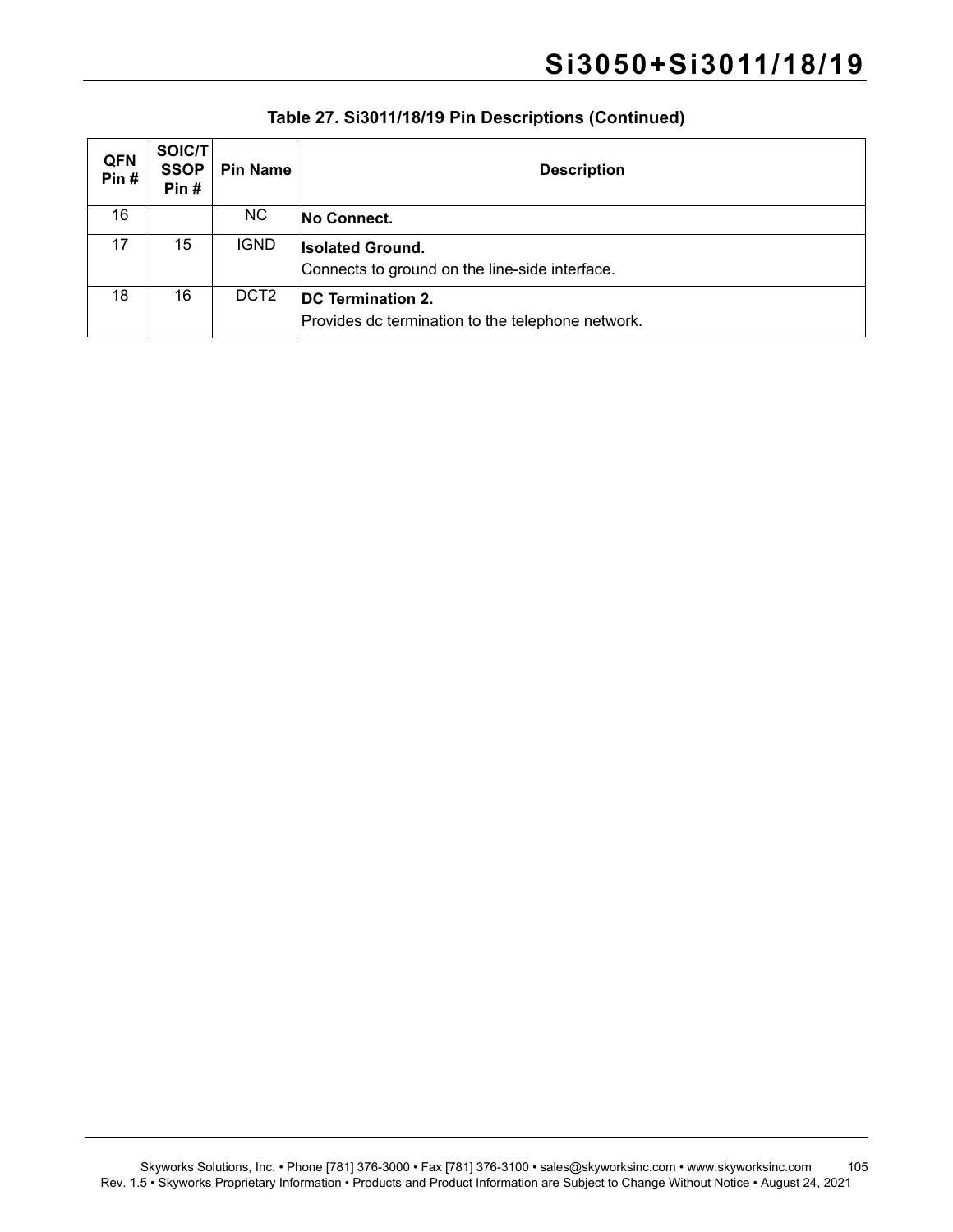**Table 27. Si3011/18/19 Pin Descriptions (Continued)**

| QFN Pin # | SOIC/TSSOP Pin # | Pin Name | Description |
|---|---|---|---|
| 16 | | NC | **No Connect.** |
| 17 | 15 | IGND | **Isolated Ground.**<br>Connects to ground on the line-side interface. |
| 18 | 16 | DCT2 | **DC Termination 2.**<br>Provides dc termination to the telephone network. |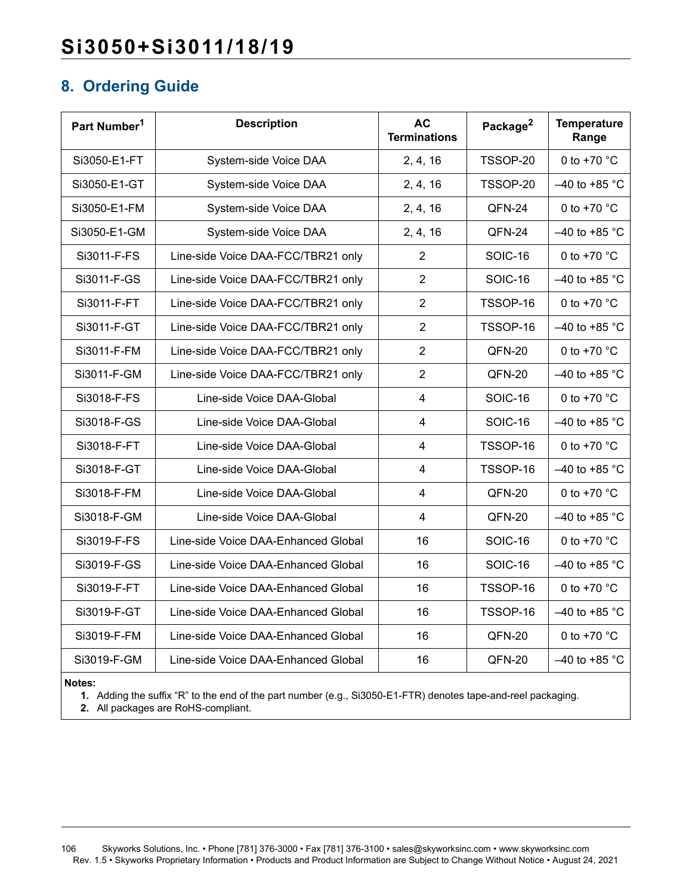## 8. Ordering Guide

| Part Number[1] | Description | AC Terminations | Package[2] | Temperature Range |
|---|---|---|---|---|
| Si3050-E1-FT | System-side Voice DAA | 2, 4, 16 | TSSOP-20 | 0 to +70 °C |
| Si3050-E1-GT | System-side Voice DAA | 2, 4, 16 | TSSOP-20 | –40 to +85 °C |
| Si3050-E1-FM | System-side Voice DAA | 2, 4, 16 | QFN-24 | 0 to +70 °C |
| Si3050-E1-GM | System-side Voice DAA | 2, 4, 16 | QFN-24 | –40 to +85 °C |
| Si3011-F-FS | Line-side Voice DAA-FCC/TBR21 only | 2 | SOIC-16 | 0 to +70 °C |
| Si3011-F-GS | Line-side Voice DAA-FCC/TBR21 only | 2 | SOIC-16 | –40 to +85 °C |
| Si3011-F-FT | Line-side Voice DAA-FCC/TBR21 only | 2 | TSSOP-16 | 0 to +70 °C |
| Si3011-F-GT | Line-side Voice DAA-FCC/TBR21 only | 2 | TSSOP-16 | –40 to +85 °C |
| Si3011-F-FM | Line-side Voice DAA-FCC/TBR21 only | 2 | QFN-20 | 0 to +70 °C |
| Si3011-F-GM | Line-side Voice DAA-FCC/TBR21 only | 2 | QFN-20 | –40 to +85 °C |
| Si3018-F-FS | Line-side Voice DAA-Global | 4 | SOIC-16 | 0 to +70 °C |
| Si3018-F-GS | Line-side Voice DAA-Global | 4 | SOIC-16 | –40 to +85 °C |
| Si3018-F-FT | Line-side Voice DAA-Global | 4 | TSSOP-16 | 0 to +70 °C |
| Si3018-F-GT | Line-side Voice DAA-Global | 4 | TSSOP-16 | –40 to +85 °C |
| Si3018-F-FM | Line-side Voice DAA-Global | 4 | QFN-20 | 0 to +70 °C |
| Si3018-F-GM | Line-side Voice DAA-Global | 4 | QFN-20 | –40 to +85 °C |
| Si3019-F-FS | Line-side Voice DAA-Enhanced Global | 16 | SOIC-16 | 0 to +70 °C |
| Si3019-F-GS | Line-side Voice DAA-Enhanced Global | 16 | SOIC-16 | –40 to +85 °C |
| Si3019-F-FT | Line-side Voice DAA-Enhanced Global | 16 | TSSOP-16 | 0 to +70 °C |
| Si3019-F-GT | Line-side Voice DAA-Enhanced Global | 16 | TSSOP-16 | –40 to +85 °C |
| Si3019-F-FM | Line-side Voice DAA-Enhanced Global | 16 | QFN-20 | 0 to +70 °C |
| Si3019-F-GM | Line-side Voice DAA-Enhanced Global | 16 | QFN-20 | –40 to +85 °C |

**Notes:**

1. Adding the suffix “R” to the end of the part number (e.g., Si3050-E1-FTR) denotes tape-and-reel packaging.
2. All packages are RoHS-compliant.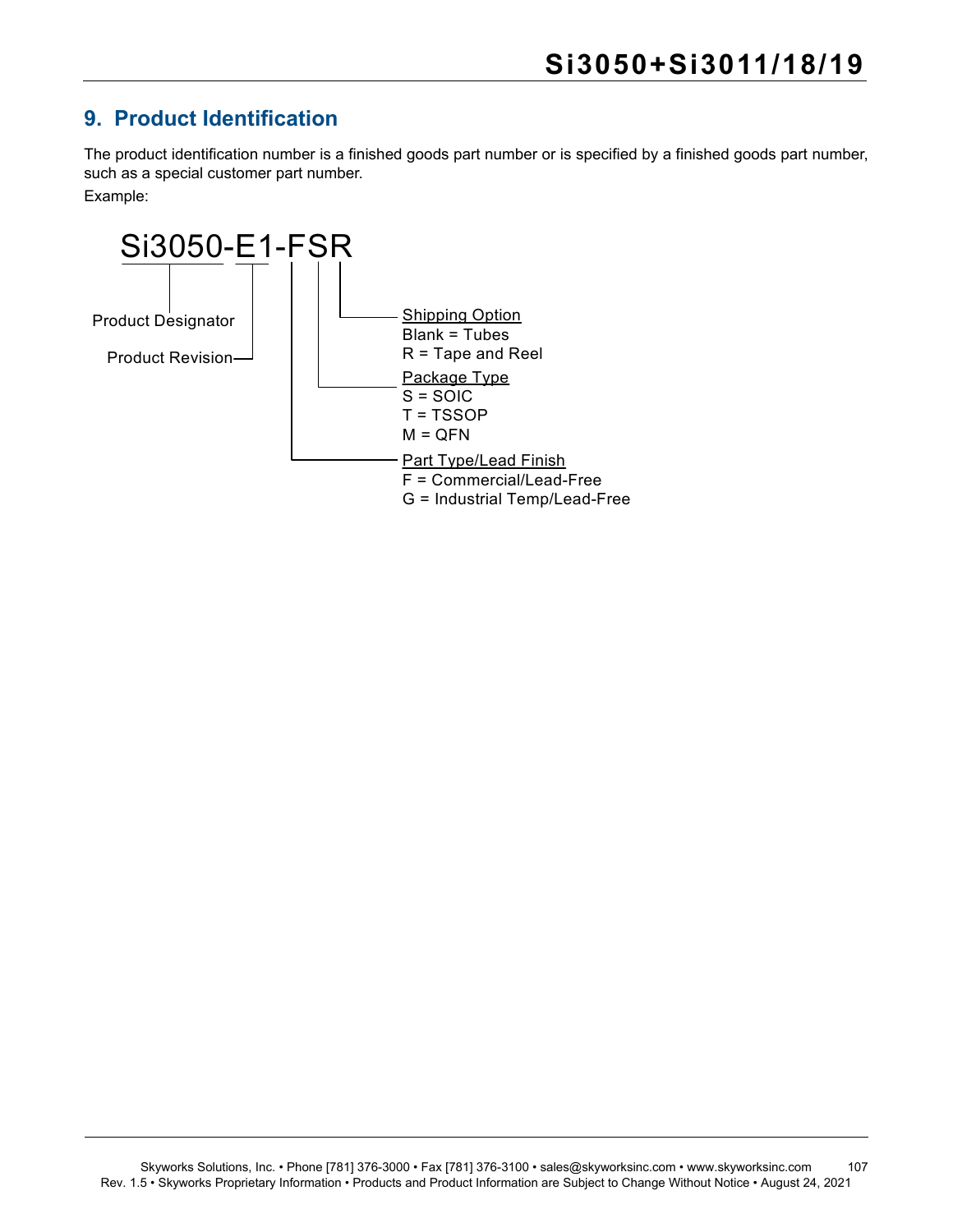## 9. Product Identification

The product identification number is a finished goods part number or is specified by a finished goods part number, such as a special customer part number.

Example:

**Si3050-E1-FSR**

- Product Designator: Si3050
- Product Revision: E1
- Part Type/Lead Finish:
  - F = Commercial/Lead-Free
  - G = Industrial Temp/Lead-Free
- Package Type:
  - S = SOIC
  - T = TSSOP
  - M = QFN
- Shipping Option:
  - Blank = Tubes
  - R = Tape and Reel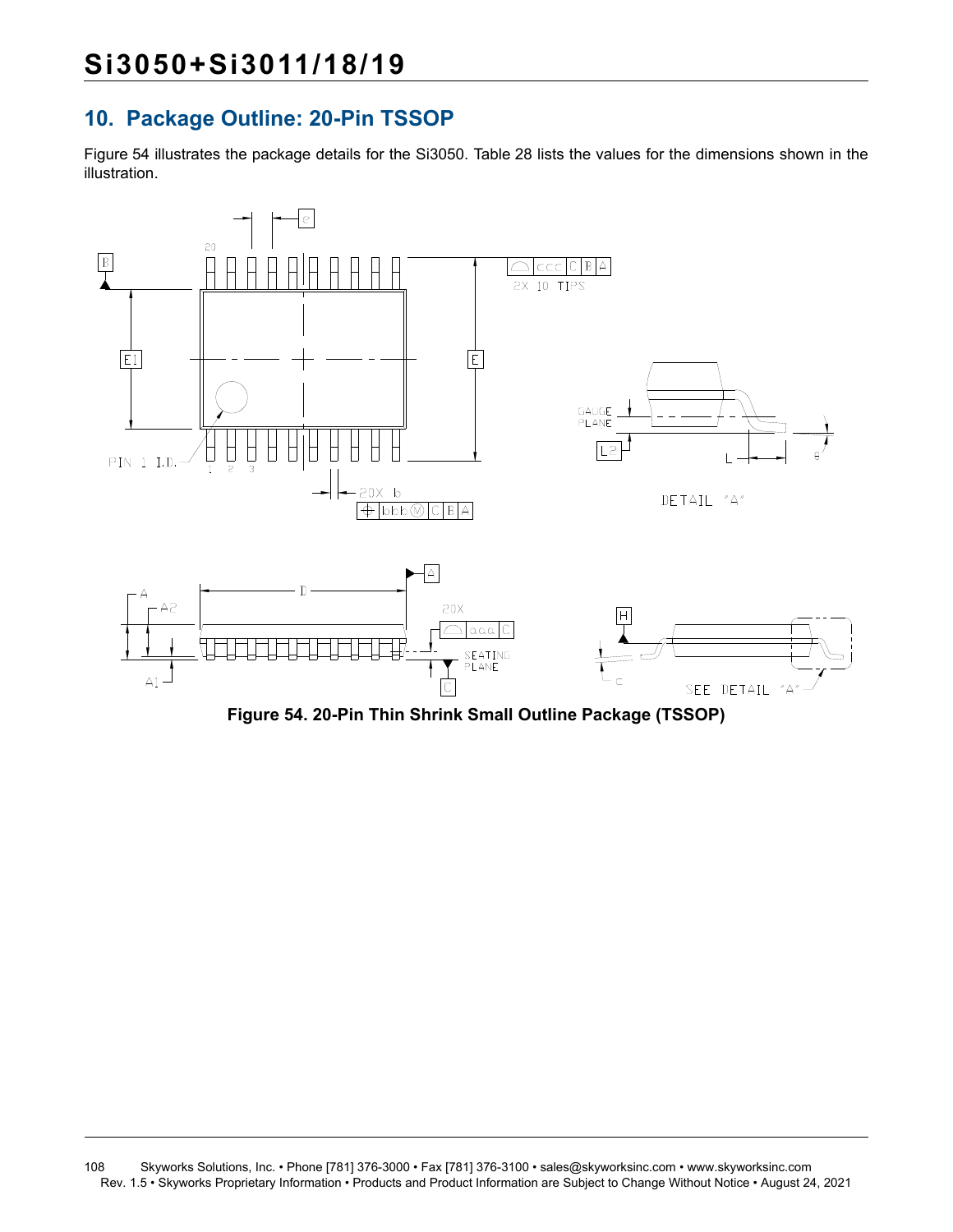## 10. Package Outline: 20-Pin TSSOP

Figure 54 illustrates the package details for the Si3050. Table 28 lists the values for the dimensions shown in the illustration.

**Figure 54. 20-Pin Thin Shrink Small Outline Package (TSSOP)**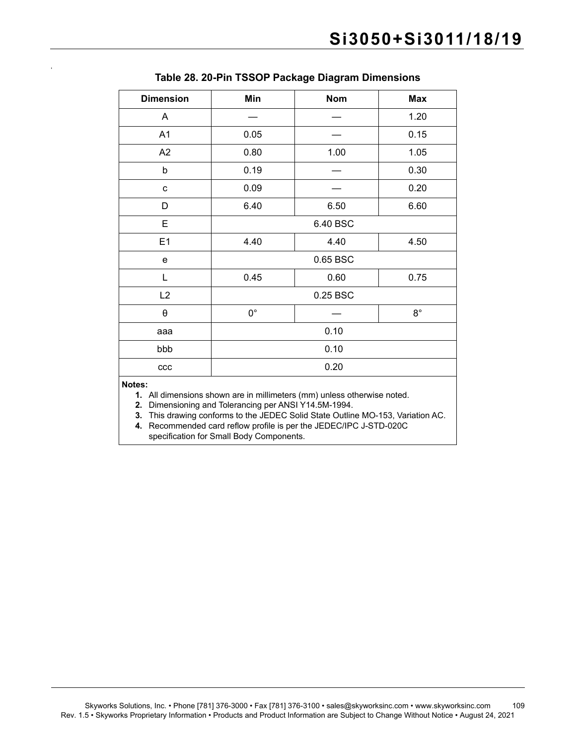**Table 28. 20-Pin TSSOP Package Diagram Dimensions**

| Dimension | Min | Nom | Max |
|---|---|---|---|
| A | — | — | 1.20 |
| A1 | 0.05 | — | 0.15 |
| A2 | 0.80 | 1.00 | 1.05 |
| b | 0.19 | — | 0.30 |
| c | 0.09 | — | 0.20 |
| D | 6.40 | 6.50 | 6.60 |
| E | 6.40 BSC | | |
| E1 | 4.40 | 4.40 | 4.50 |
| e | 0.65 BSC | | |
| L | 0.45 | 0.60 | 0.75 |
| L2 | 0.25 BSC | | |
| θ | 0° | — | 8° |
| aaa | 0.10 | | |
| bbb | 0.10 | | |
| ccc | 0.20 | | |

**Notes:**

1. All dimensions shown are in millimeters (mm) unless otherwise noted.
2. Dimensioning and Tolerancing per ANSI Y14.5M-1994.
3. This drawing conforms to the JEDEC Solid State Outline MO-153, Variation AC.
4. Recommended card reflow profile is per the JEDEC/IPC J-STD-020C specification for Small Body Components.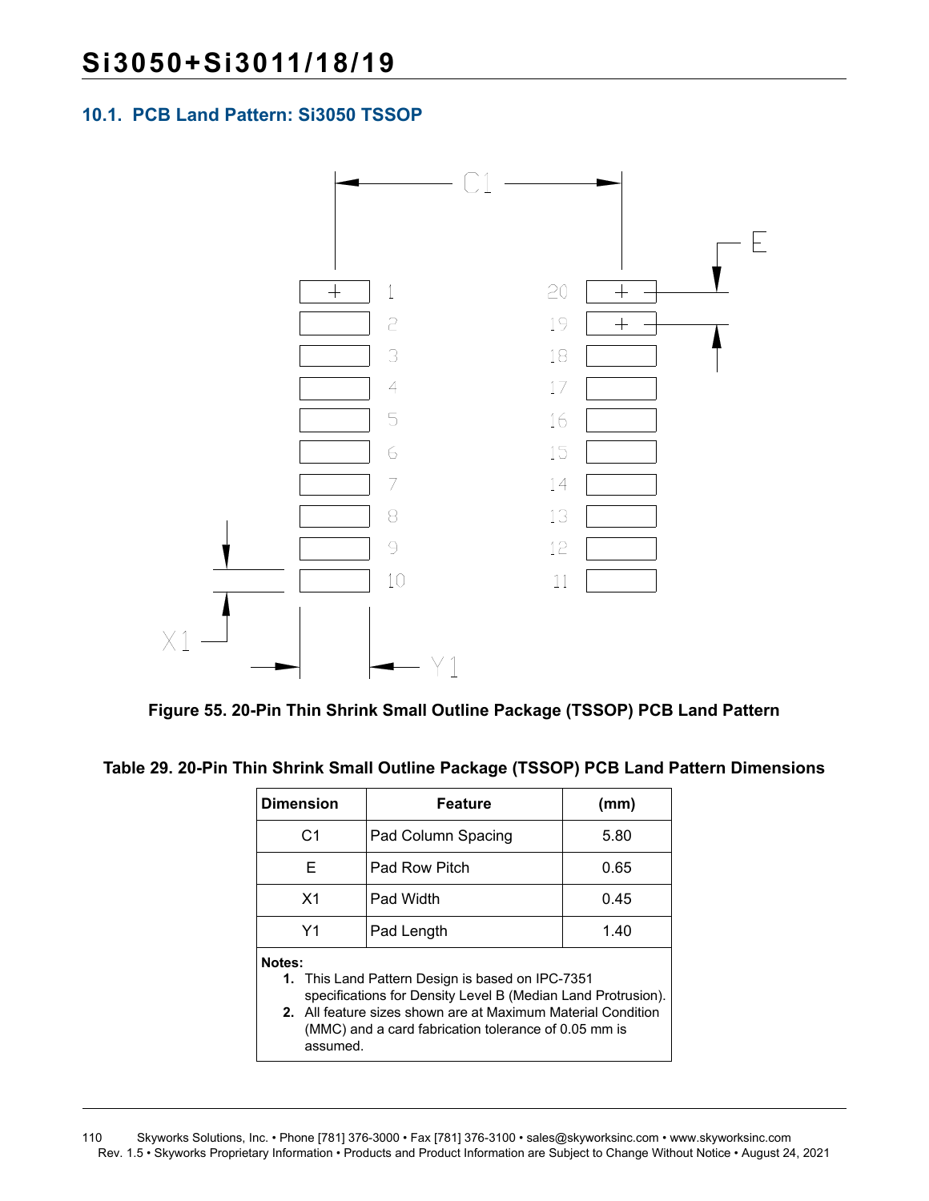## 10.1. PCB Land Pattern: Si3050 TSSOP

Figure 55. 20-Pin Thin Shrink Small Outline Package (TSSOP) PCB Land Pattern

**Table 29. 20-Pin Thin Shrink Small Outline Package (TSSOP) PCB Land Pattern Dimensions**

| Dimension | Feature | (mm) |
|---|---|---|
| C1 | Pad Column Spacing | 5.80 |
| E | Pad Row Pitch | 0.65 |
| X1 | Pad Width | 0.45 |
| Y1 | Pad Length | 1.40 |

**Notes:**

1. This Land Pattern Design is based on IPC-7351 specifications for Density Level B (Median Land Protrusion).
2. All feature sizes shown are at Maximum Material Condition (MMC) and a card fabrication tolerance of 0.05 mm is assumed.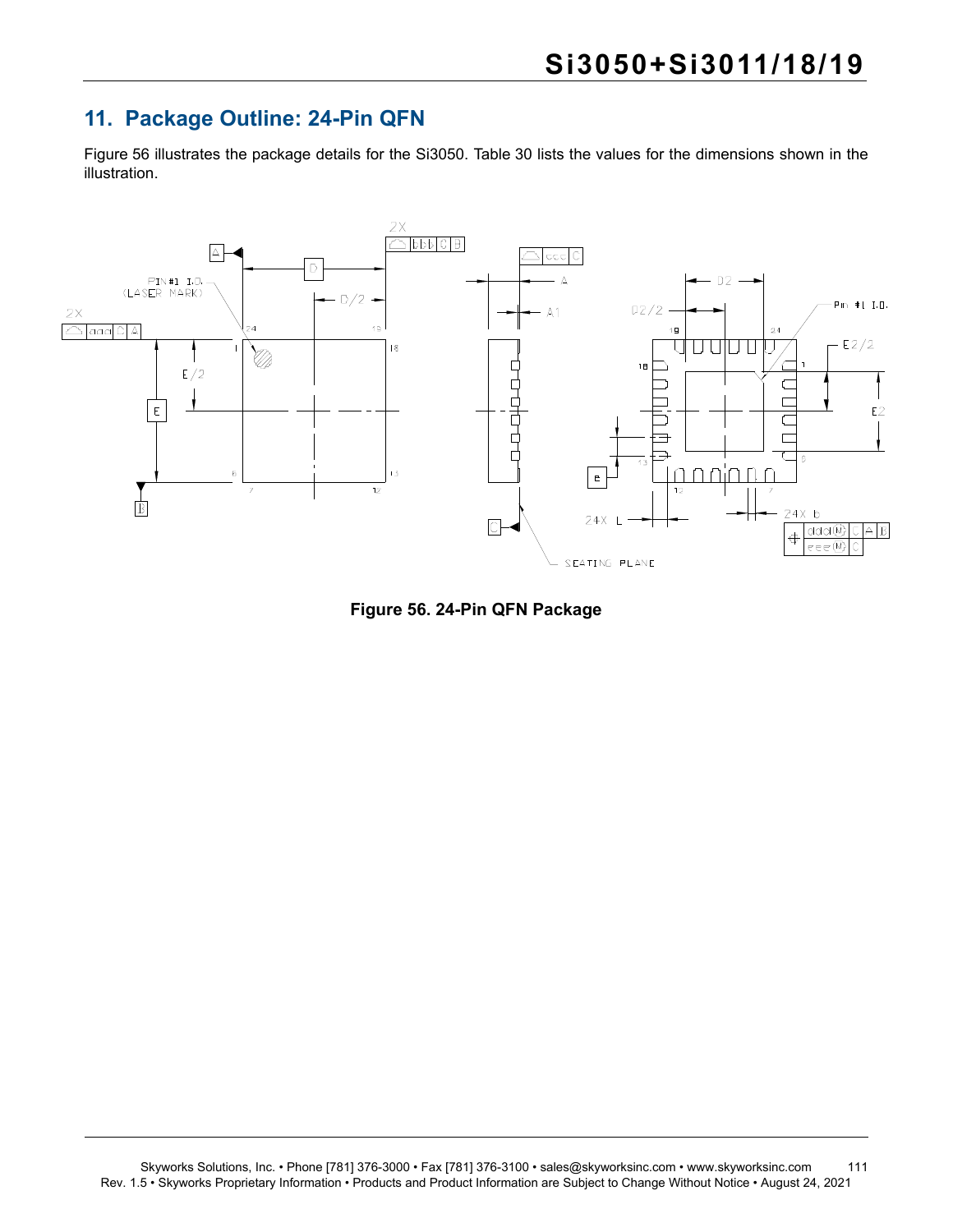# 11. Package Outline: 24-Pin QFN

Figure 56 illustrates the package details for the Si3050. Table 30 lists the values for the dimensions shown in the illustration.

**Figure 56. 24-Pin QFN Package**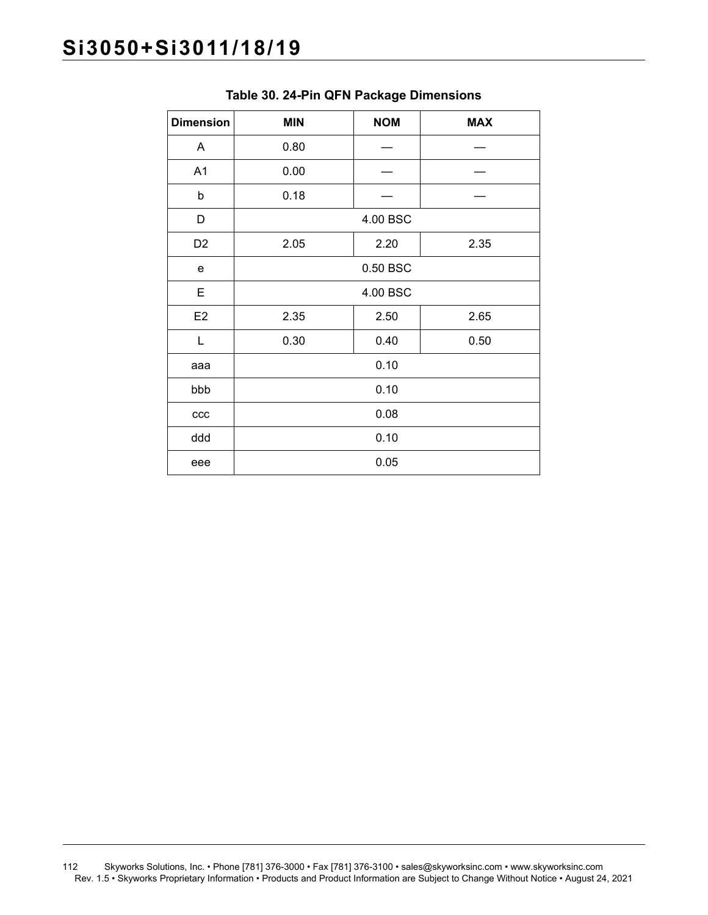**Table 30. 24-Pin QFN Package Dimensions**

| Dimension | MIN | NOM | MAX |
|---|---|---|---|
| A | 0.80 | — | — |
| A1 | 0.00 | — | — |
| b | 0.18 | — | — |
| D | 4.00 BSC | | |
| D2 | 2.05 | 2.20 | 2.35 |
| e | 0.50 BSC | | |
| E | 4.00 BSC | | |
| E2 | 2.35 | 2.50 | 2.65 |
| L | 0.30 | 0.40 | 0.50 |
| aaa | 0.10 | | |
| bbb | 0.10 | | |
| ccc | 0.08 | | |
| ddd | 0.10 | | |
| eee | 0.05 | | |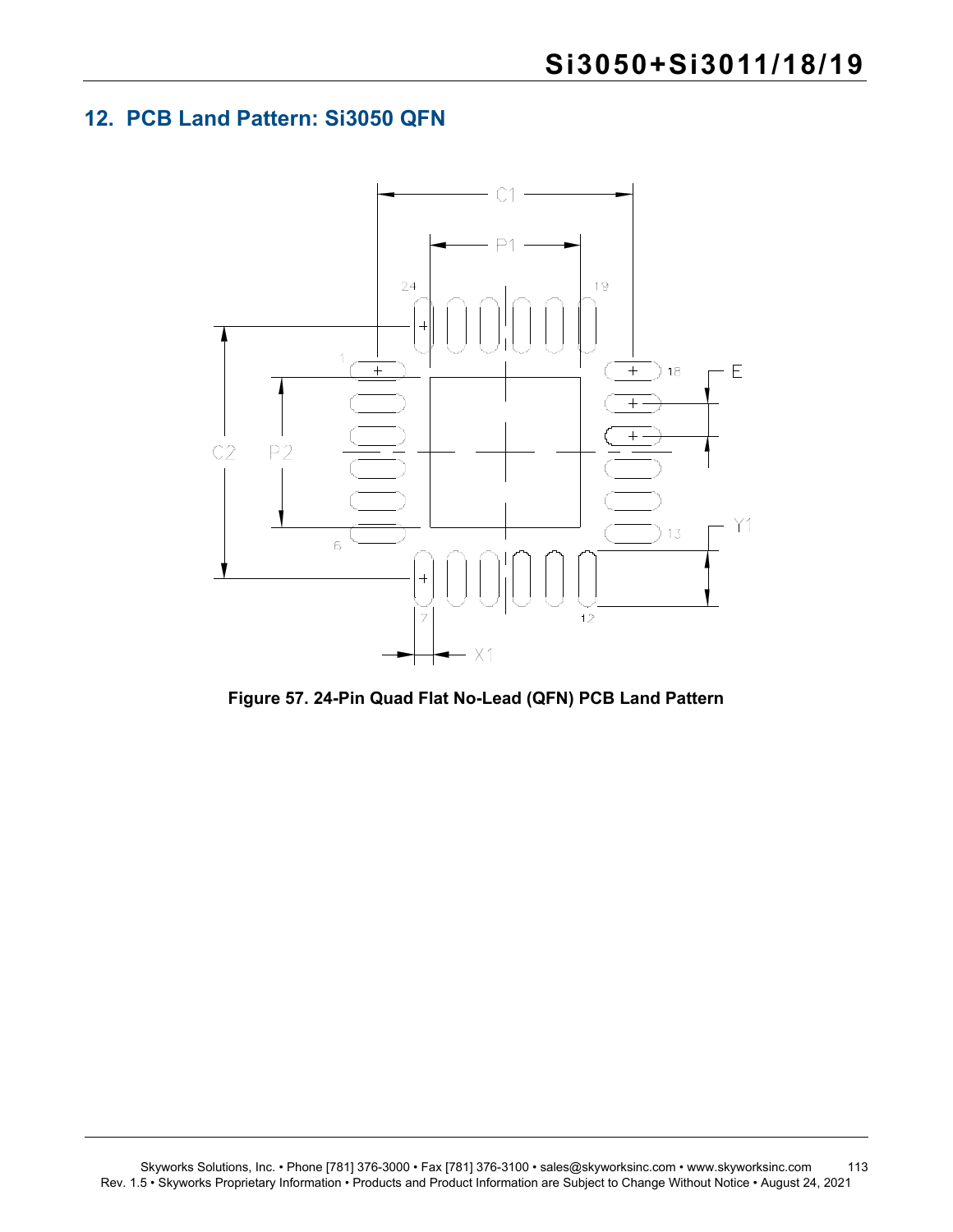## 12. PCB Land Pattern: Si3050 QFN

Figure 57. 24-Pin Quad Flat No-Lead (QFN) PCB Land Pattern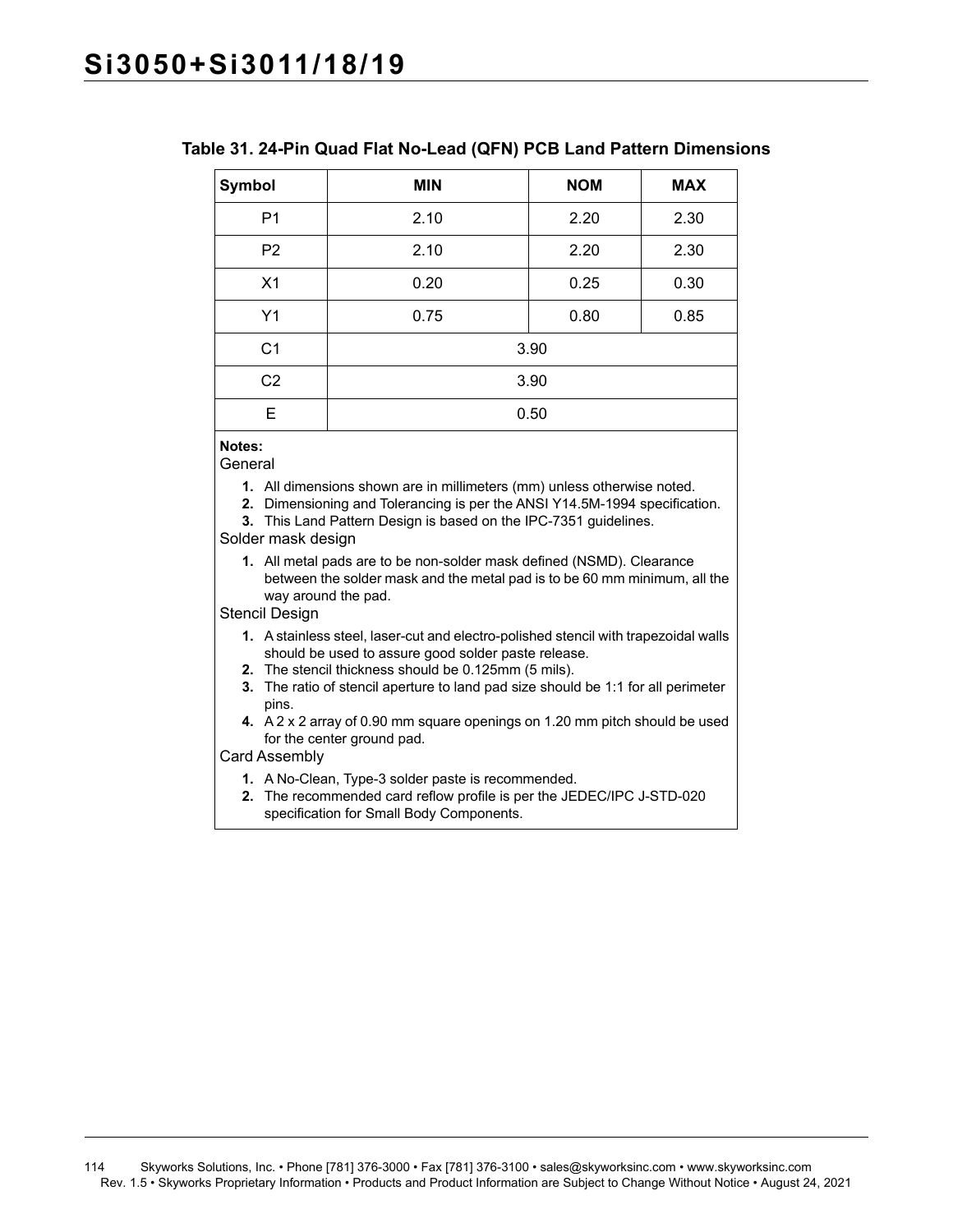**Table 31. 24-Pin Quad Flat No-Lead (QFN) PCB Land Pattern Dimensions**

| Symbol | MIN | NOM | MAX |
|---|---|---|---|
| P1 | 2.10 | 2.20 | 2.30 |
| P2 | 2.10 | 2.20 | 2.30 |
| X1 | 0.20 | 0.25 | 0.30 |
| Y1 | 0.75 | 0.80 | 0.85 |
| C1 | 3.90 | | |
| C2 | 3.90 | | |
| E | 0.50 | | |

**Notes:**

General

1. All dimensions shown are in millimeters (mm) unless otherwise noted.
2. Dimensioning and Tolerancing is per the ANSI Y14.5M-1994 specification.
3. This Land Pattern Design is based on the IPC-7351 guidelines.

Solder mask design

1. All metal pads are to be non-solder mask defined (NSMD). Clearance between the solder mask and the metal pad is to be 60 mm minimum, all the way around the pad.

Stencil Design

1. A stainless steel, laser-cut and electro-polished stencil with trapezoidal walls should be used to assure good solder paste release.
2. The stencil thickness should be 0.125mm (5 mils).
3. The ratio of stencil aperture to land pad size should be 1:1 for all perimeter pins.
4. A 2 x 2 array of 0.90 mm square openings on 1.20 mm pitch should be used for the center ground pad.

Card Assembly

1. A No-Clean, Type-3 solder paste is recommended.
2. The recommended card reflow profile is per the JEDEC/IPC J-STD-020 specification for Small Body Components.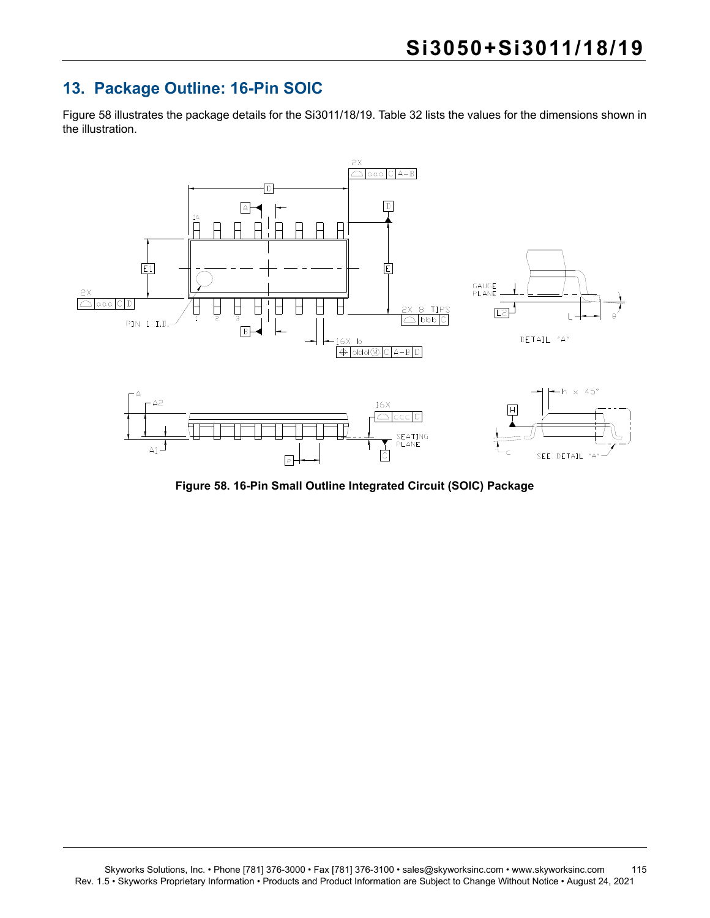## 13. Package Outline: 16-Pin SOIC

Figure 58 illustrates the package details for the Si3011/18/19. Table 32 lists the values for the dimensions shown in the illustration.

**Figure 58. 16-Pin Small Outline Integrated Circuit (SOIC) Package**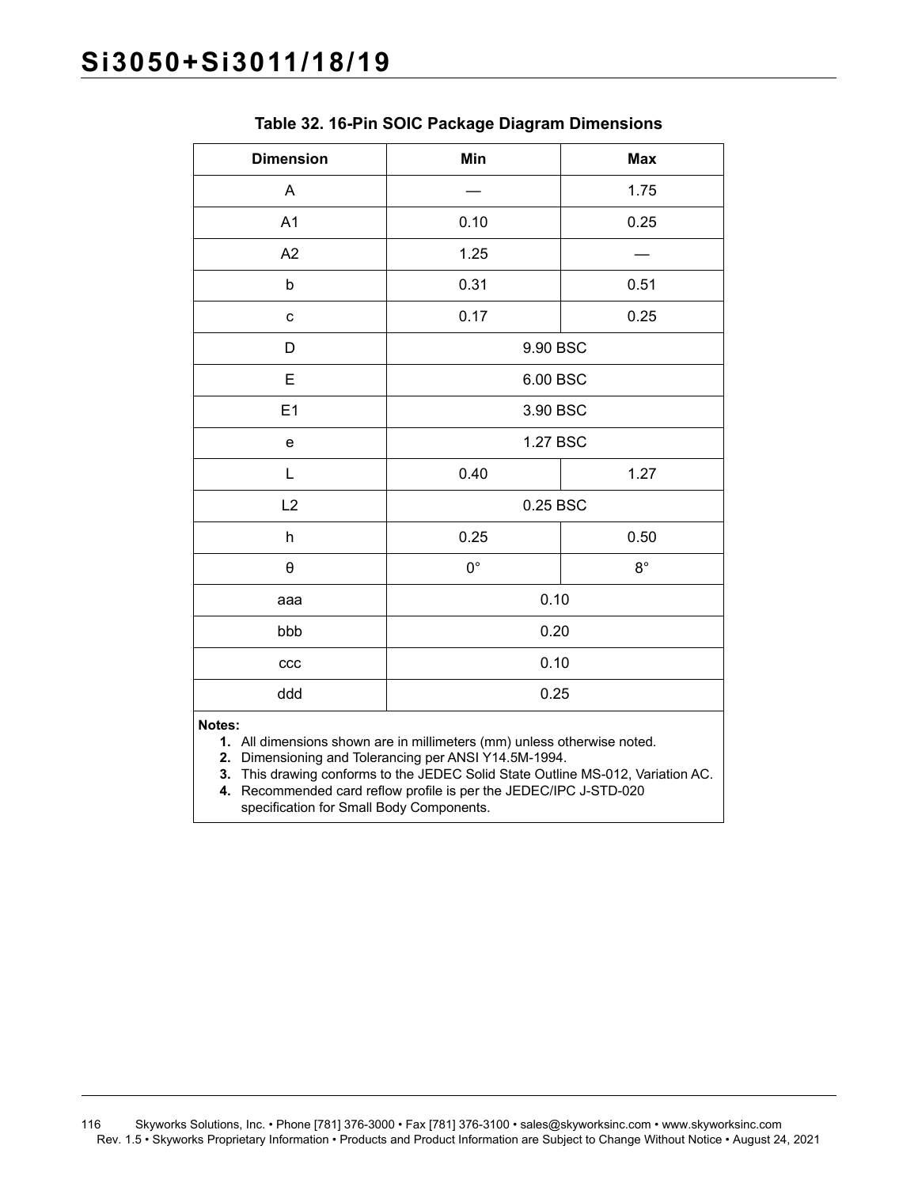**Table 32. 16-Pin SOIC Package Diagram Dimensions**

| Dimension | Min | Max |
|---|---|---|
| A | — | 1.75 |
| A1 | 0.10 | 0.25 |
| A2 | 1.25 | — |
| b | 0.31 | 0.51 |
| c | 0.17 | 0.25 |
| D | 9.90 BSC | |
| E | 6.00 BSC | |
| E1 | 3.90 BSC | |
| e | 1.27 BSC | |
| L | 0.40 | 1.27 |
| L2 | 0.25 BSC | |
| h | 0.25 | 0.50 |
| θ | 0° | 8° |
| aaa | 0.10 | |
| bbb | 0.20 | |
| ccc | 0.10 | |
| ddd | 0.25 | |

**Notes:**

1. All dimensions shown are in millimeters (mm) unless otherwise noted.
2. Dimensioning and Tolerancing per ANSI Y14.5M-1994.
3. This drawing conforms to the JEDEC Solid State Outline MS-012, Variation AC.
4. Recommended card reflow profile is per the JEDEC/IPC J-STD-020 specification for Small Body Components.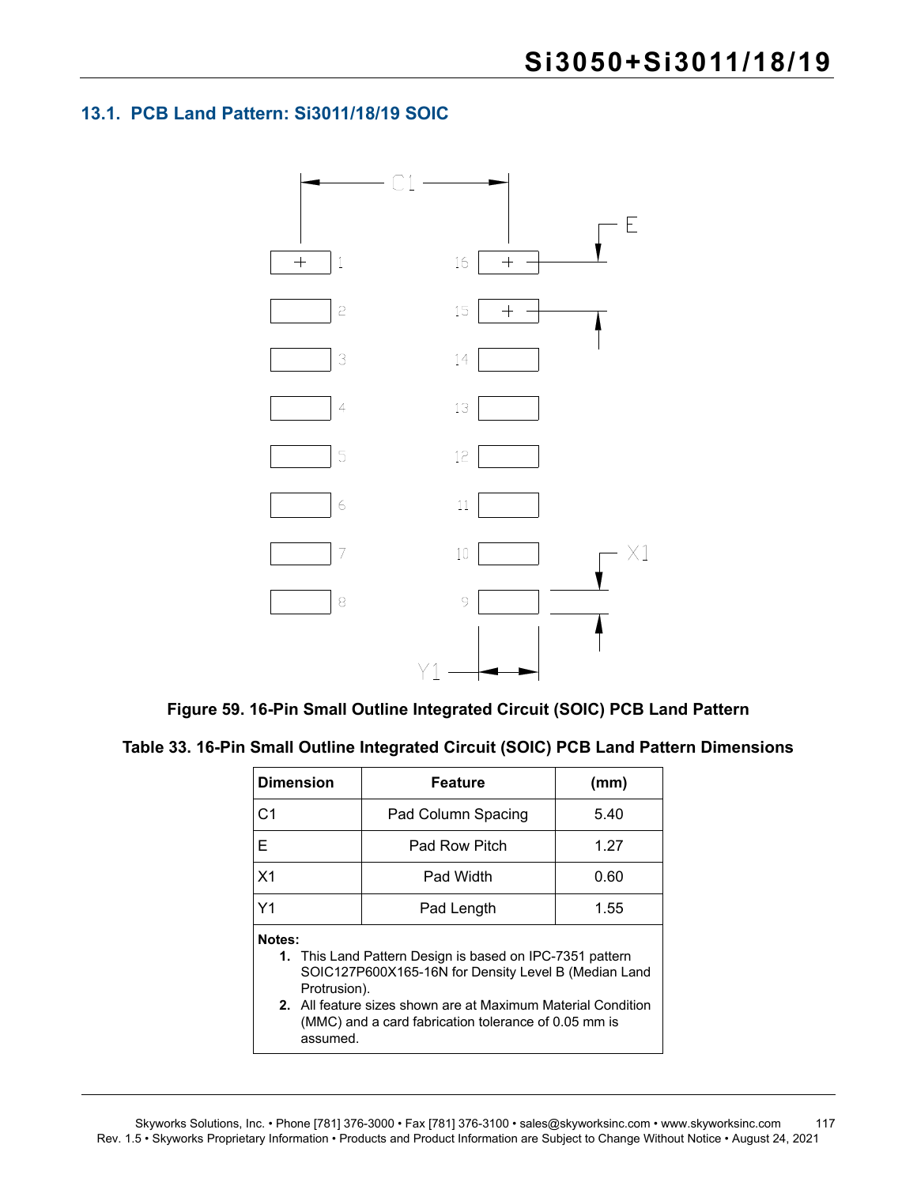## 13.1. PCB Land Pattern: Si3011/18/19 SOIC

**Figure 59. 16-Pin Small Outline Integrated Circuit (SOIC) PCB Land Pattern**

**Table 33. 16-Pin Small Outline Integrated Circuit (SOIC) PCB Land Pattern Dimensions**

| Dimension | Feature | (mm) |
|---|---|---|
| C1 | Pad Column Spacing | 5.40 |
| E | Pad Row Pitch | 1.27 |
| X1 | Pad Width | 0.60 |
| Y1 | Pad Length | 1.55 |

**Notes:**

1. This Land Pattern Design is based on IPC-7351 pattern SOIC127P600X165-16N for Density Level B (Median Land Protrusion).
2. All feature sizes shown are at Maximum Material Condition (MMC) and a card fabrication tolerance of 0.05 mm is assumed.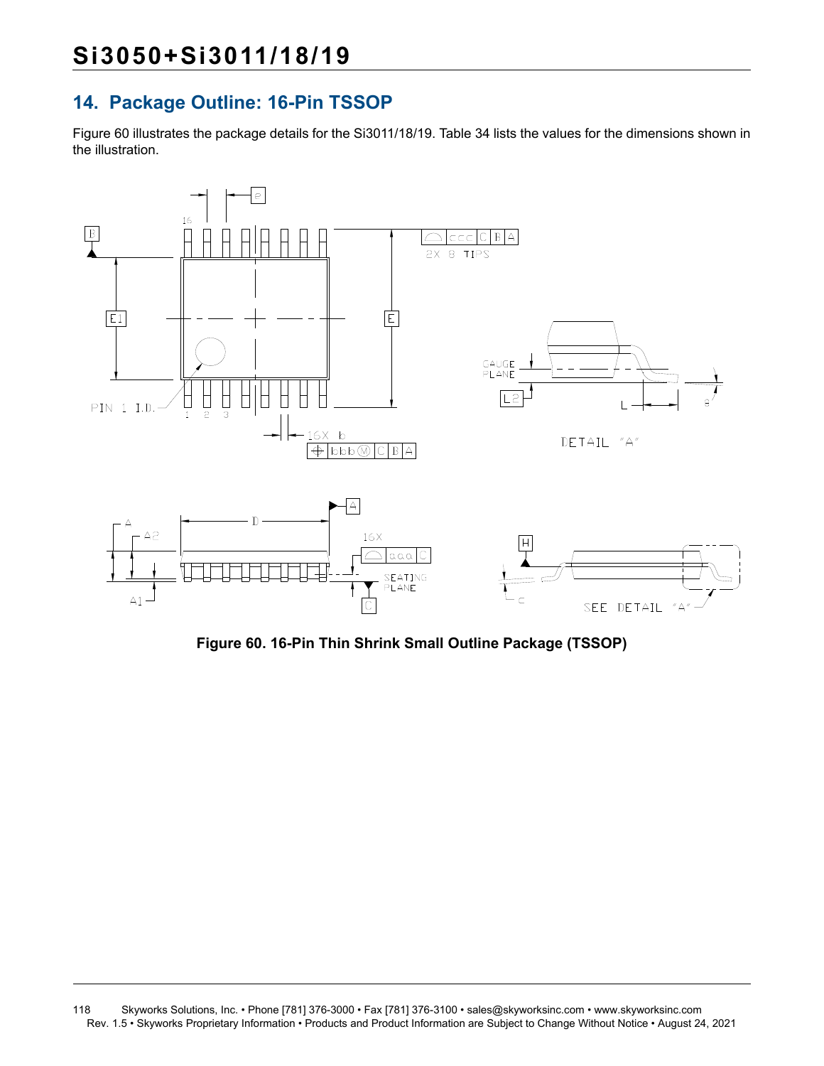## 14. Package Outline: 16-Pin TSSOP

Figure 60 illustrates the package details for the Si3011/18/19. Table 34 lists the values for the dimensions shown in the illustration.

**Figure 60. 16-Pin Thin Shrink Small Outline Package (TSSOP)**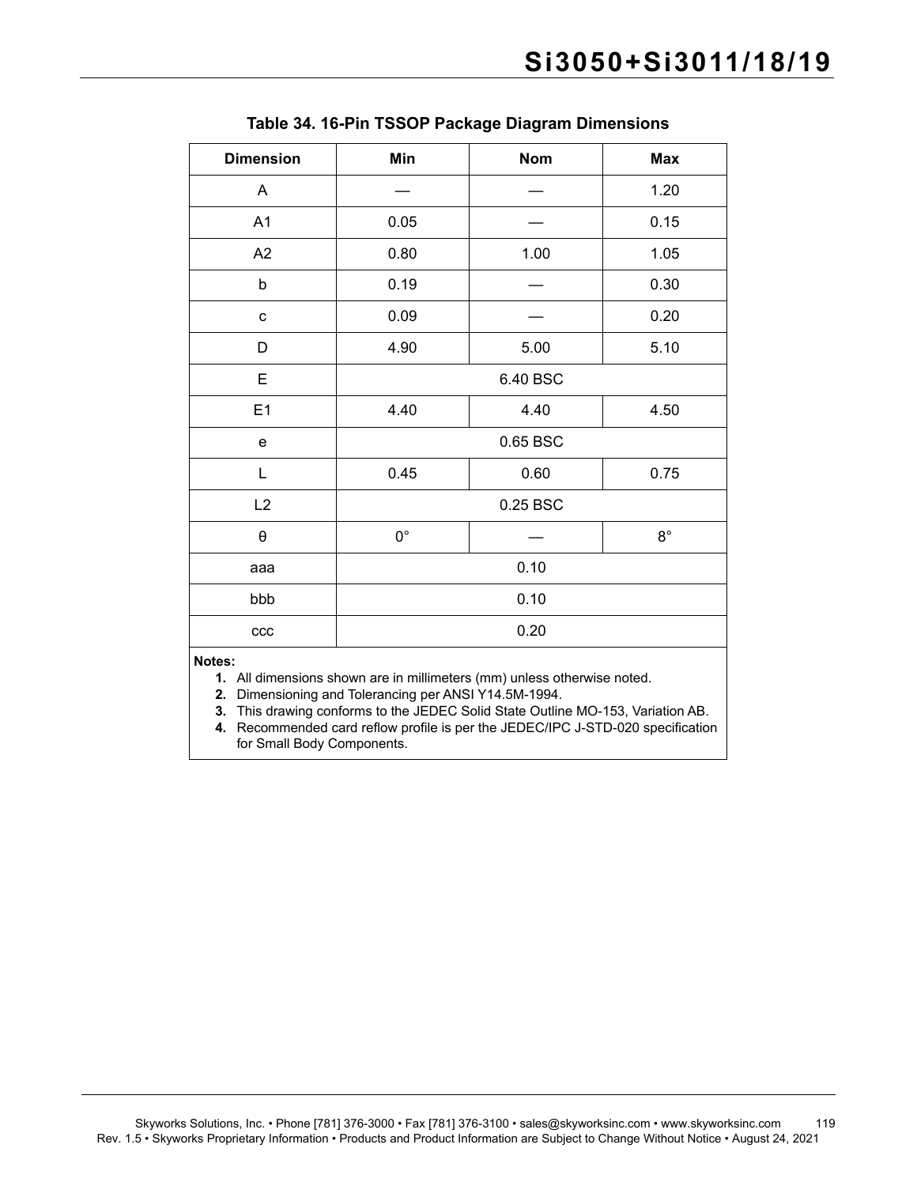**Table 34. 16-Pin TSSOP Package Diagram Dimensions**

| Dimension | Min | Nom | Max |
|---|---|---|---|
| A | — | — | 1.20 |
| A1 | 0.05 | — | 0.15 |
| A2 | 0.80 | 1.00 | 1.05 |
| b | 0.19 | — | 0.30 |
| c | 0.09 | — | 0.20 |
| D | 4.90 | 5.00 | 5.10 |
| E | 6.40 BSC | | |
| E1 | 4.40 | 4.40 | 4.50 |
| e | 0.65 BSC | | |
| L | 0.45 | 0.60 | 0.75 |
| L2 | 0.25 BSC | | |
| θ | 0° | — | 8° |
| aaa | 0.10 | | |
| bbb | 0.10 | | |
| ccc | 0.20 | | |

**Notes:**

1. All dimensions shown are in millimeters (mm) unless otherwise noted.
2. Dimensioning and Tolerancing per ANSI Y14.5M-1994.
3. This drawing conforms to the JEDEC Solid State Outline MO-153, Variation AB.
4. Recommended card reflow profile is per the JEDEC/IPC J-STD-020 specification for Small Body Components.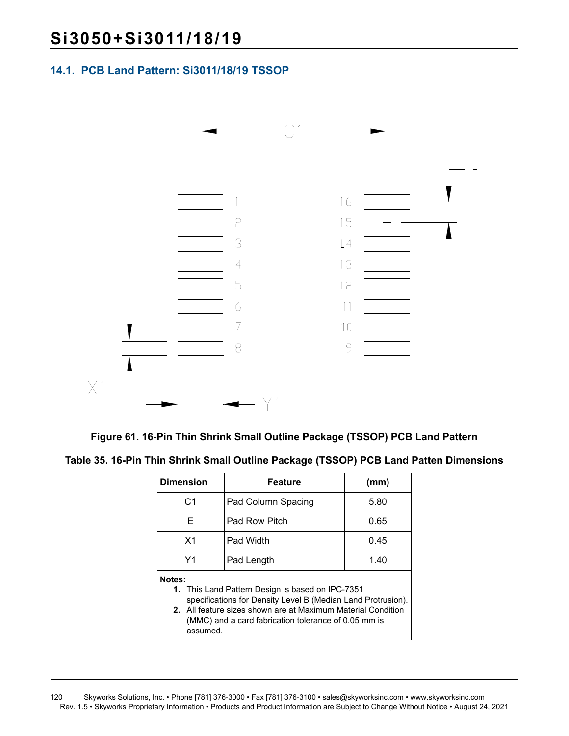## 14.1. PCB Land Pattern: Si3011/18/19 TSSOP

**Figure 61. 16-Pin Thin Shrink Small Outline Package (TSSOP) PCB Land Pattern**

**Table 35. 16-Pin Thin Shrink Small Outline Package (TSSOP) PCB Land Patten Dimensions**

| Dimension | Feature | (mm) |
|---|---|---|
| C1 | Pad Column Spacing | 5.80 |
| E | Pad Row Pitch | 0.65 |
| X1 | Pad Width | 0.45 |
| Y1 | Pad Length | 1.40 |

**Notes:**

1. This Land Pattern Design is based on IPC-7351 specifications for Density Level B (Median Land Protrusion).
2. All feature sizes shown are at Maximum Material Condition (MMC) and a card fabrication tolerance of 0.05 mm is assumed.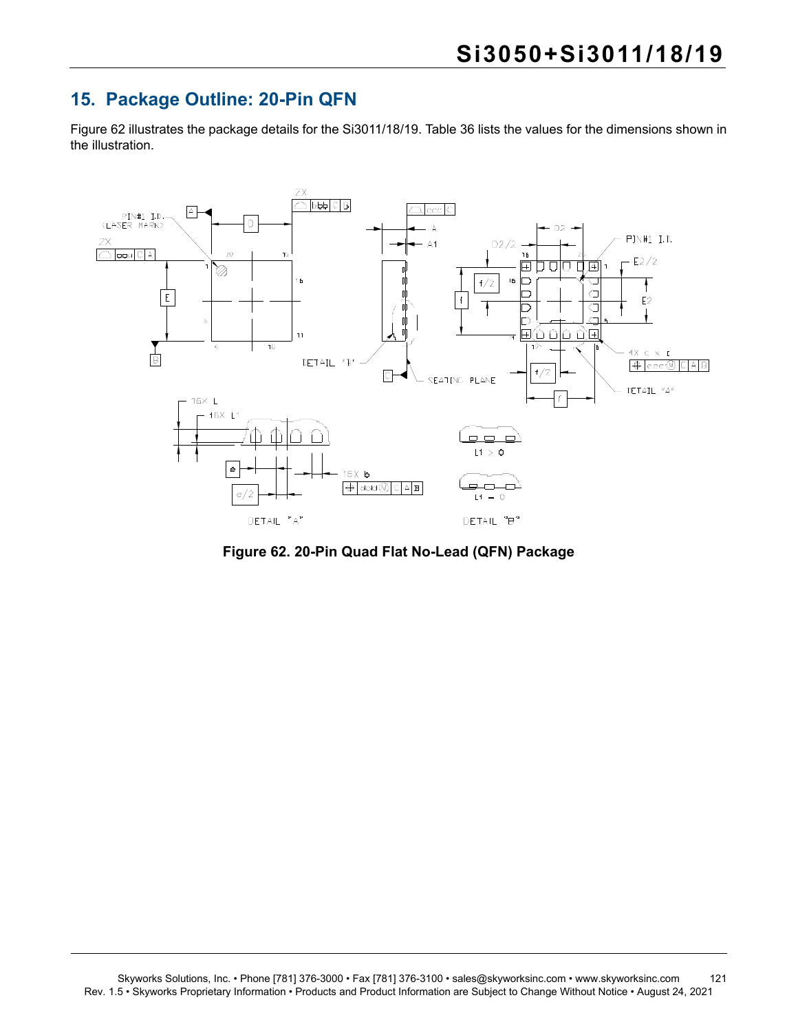## 15. Package Outline: 20-Pin QFN

Figure 62 illustrates the package details for the Si3011/18/19. Table 36 lists the values for the dimensions shown in the illustration.

**Figure 62. 20-Pin Quad Flat No-Lead (QFN) Package**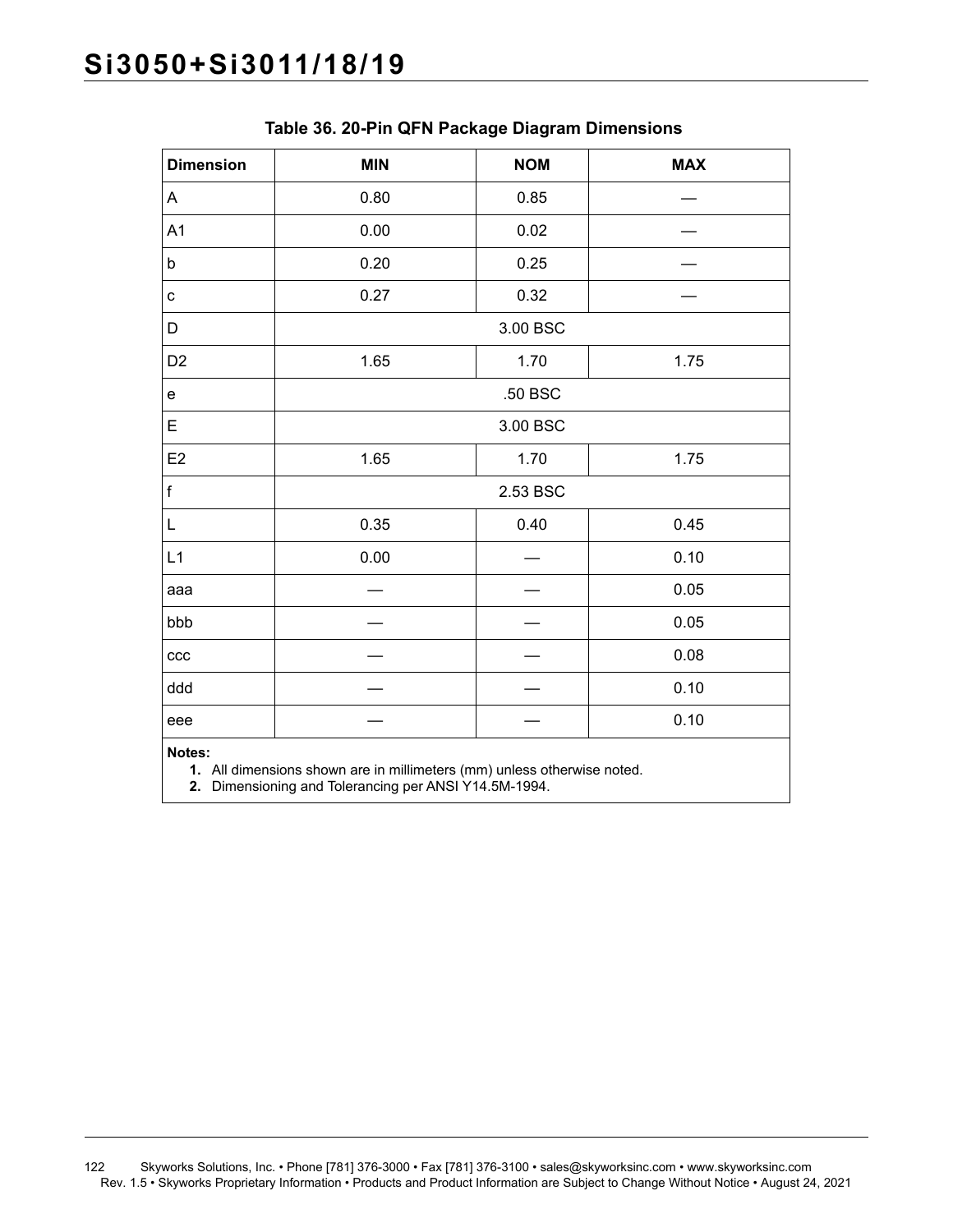**Table 36. 20-Pin QFN Package Diagram Dimensions**

| Dimension | MIN | NOM | MAX |
|---|---|---|---|
| A | 0.80 | 0.85 | — |
| A1 | 0.00 | 0.02 | — |
| b | 0.20 | 0.25 | — |
| c | 0.27 | 0.32 | — |
| D | 3.00 BSC | | |
| D2 | 1.65 | 1.70 | 1.75 |
| e | .50 BSC | | |
| E | 3.00 BSC | | |
| E2 | 1.65 | 1.70 | 1.75 |
| f | 2.53 BSC | | |
| L | 0.35 | 0.40 | 0.45 |
| L1 | 0.00 | — | 0.10 |
| aaa | — | — | 0.05 |
| bbb | — | — | 0.05 |
| ccc | — | — | 0.08 |
| ddd | — | — | 0.10 |
| eee | — | — | 0.10 |

**Notes:**

1. All dimensions shown are in millimeters (mm) unless otherwise noted.
2. Dimensioning and Tolerancing per ANSI Y14.5M-1994.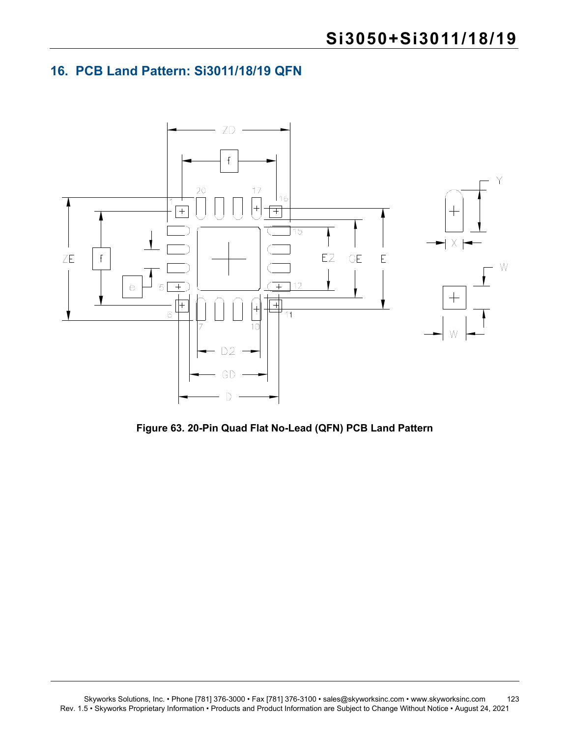## 16. PCB Land Pattern: Si3011/18/19 QFN

**Figure 63. 20-Pin Quad Flat No-Lead (QFN) PCB Land Pattern**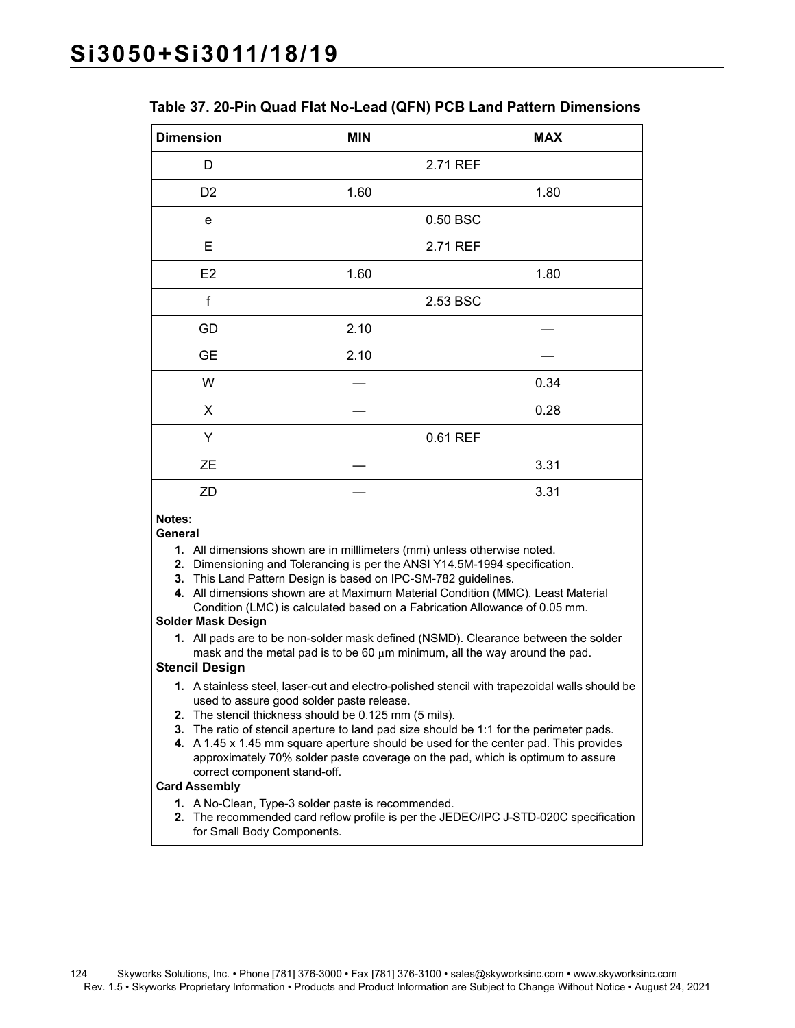**Table 37. 20-Pin Quad Flat No-Lead (QFN) PCB Land Pattern Dimensions**

| Dimension | MIN | MAX |
|---|---|---|
| D | 2.71 REF | |
| D2 | 1.60 | 1.80 |
| e | 0.50 BSC | |
| E | 2.71 REF | |
| E2 | 1.60 | 1.80 |
| f | 2.53 BSC | |
| GD | 2.10 | — |
| GE | 2.10 | — |
| W | — | 0.34 |
| X | — | 0.28 |
| Y | 0.61 REF | |
| ZE | — | 3.31 |
| ZD | — | 3.31 |

**Notes:**

**General**

1. All dimensions shown are in millimeters (mm) unless otherwise noted.
2. Dimensioning and Tolerancing is per the ANSI Y14.5M-1994 specification.
3. This Land Pattern Design is based on IPC-SM-782 guidelines.
4. All dimensions shown are at Maximum Material Condition (MMC). Least Material Condition (LMC) is calculated based on a Fabrication Allowance of 0.05 mm.

**Solder Mask Design**

1. All pads are to be non-solder mask defined (NSMD). Clearance between the solder mask and the metal pad is to be 60 µm minimum, all the way around the pad.

**Stencil Design**

1. A stainless steel, laser-cut and electro-polished stencil with trapezoidal walls should be used to assure good solder paste release.
2. The stencil thickness should be 0.125 mm (5 mils).
3. The ratio of stencil aperture to land pad size should be 1:1 for the perimeter pads.
4. A 1.45 x 1.45 mm square aperture should be used for the center pad. This provides approximately 70% solder paste coverage on the pad, which is optimum to assure correct component stand-off.

**Card Assembly**

1. A No-Clean, Type-3 solder paste is recommended.
2. The recommended card reflow profile is per the JEDEC/IPC J-STD-020C specification for Small Body Components.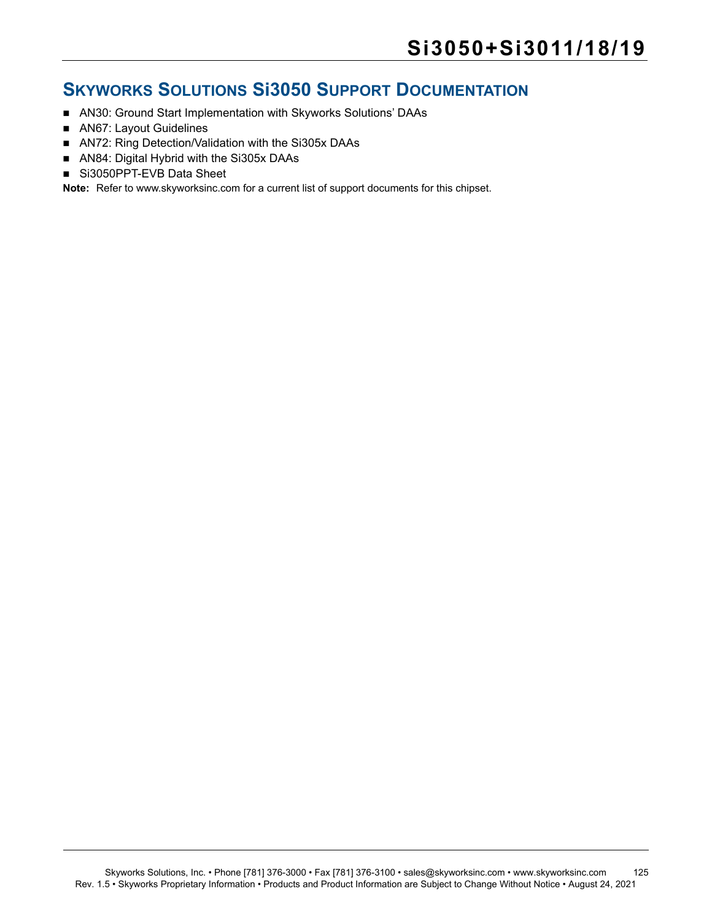## Skyworks Solutions Si3050 Support Documentation

- AN30: Ground Start Implementation with Skyworks Solutions' DAAs
- AN67: Layout Guidelines
- AN72: Ring Detection/Validation with the Si305x DAAs
- AN84: Digital Hybrid with the Si305x DAAs
- Si3050PPT-EVB Data Sheet

**Note:** Refer to www.skyworksinc.com for a current list of support documents for this chipset.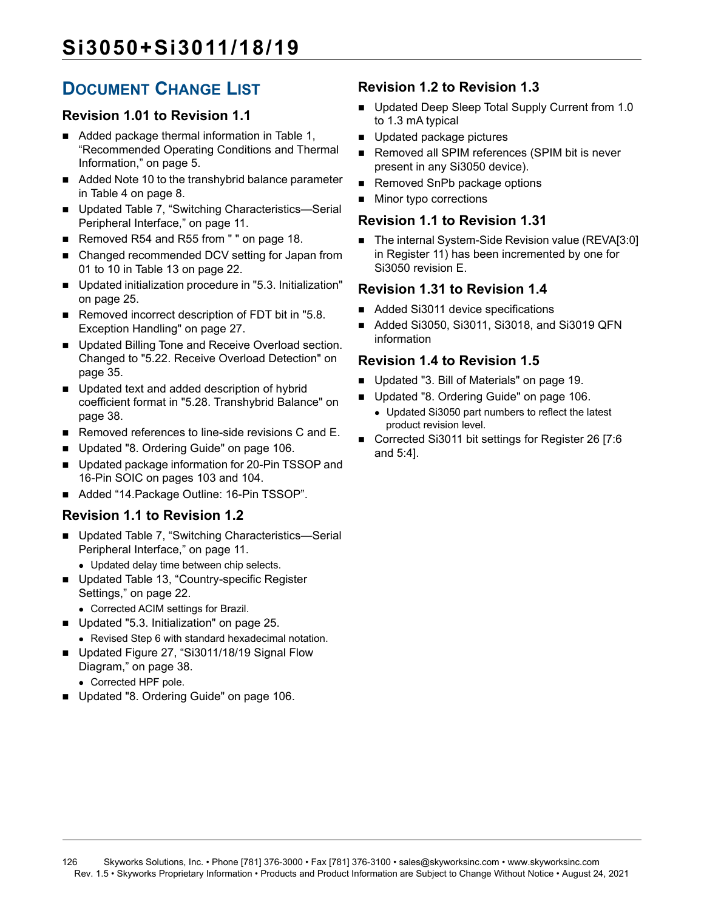## Document Change List

### Revision 1.01 to Revision 1.1

- Added package thermal information in Table 1, "Recommended Operating Conditions and Thermal Information," on page 5.
- Added Note 10 to the transhybrid balance parameter in Table 4 on page 8.
- Updated Table 7, "Switching Characteristics—Serial Peripheral Interface," on page 11.
- Removed R54 and R55 from " " on page 18.
- Changed recommended DCV setting for Japan from 01 to 10 in Table 13 on page 22.
- Updated initialization procedure in "5.3. Initialization" on page 25.
- Removed incorrect description of FDT bit in "5.8. Exception Handling" on page 27.
- Updated Billing Tone and Receive Overload section. Changed to "5.22. Receive Overload Detection" on page 35.
- Updated text and added description of hybrid coefficient format in "5.28. Transhybrid Balance" on page 38.
- Removed references to line-side revisions C and E.
- Updated "8. Ordering Guide" on page 106.
- Updated package information for 20-Pin TSSOP and 16-Pin SOIC on pages 103 and 104.
- Added "14.Package Outline: 16-Pin TSSOP".

### Revision 1.1 to Revision 1.2

- Updated Table 7, "Switching Characteristics—Serial Peripheral Interface," on page 11.
  - Updated delay time between chip selects.
- Updated Table 13, "Country-specific Register Settings," on page 22.
  - Corrected ACIM settings for Brazil.
- Updated "5.3. Initialization" on page 25.
  - Revised Step 6 with standard hexadecimal notation.
- Updated Figure 27, "Si3011/18/19 Signal Flow Diagram," on page 38.
  - Corrected HPF pole.
- Updated "8. Ordering Guide" on page 106.

### Revision 1.2 to Revision 1.3

- Updated Deep Sleep Total Supply Current from 1.0 to 1.3 mA typical
- Updated package pictures
- Removed all SPIM references (SPIM bit is never present in any Si3050 device).
- Removed SnPb package options
- Minor typo corrections

### Revision 1.1 to Revision 1.31

- The internal System-Side Revision value (REVA[3:0] in Register 11) has been incremented by one for Si3050 revision E.

### Revision 1.31 to Revision 1.4

- Added Si3011 device specifications
- Added Si3050, Si3011, Si3018, and Si3019 QFN information

### Revision 1.4 to Revision 1.5

- Updated "3. Bill of Materials" on page 19.
- Updated "8. Ordering Guide" on page 106.
  - Updated Si3050 part numbers to reflect the latest product revision level.
- Corrected Si3011 bit settings for Register 26 [7:6 and 5:4].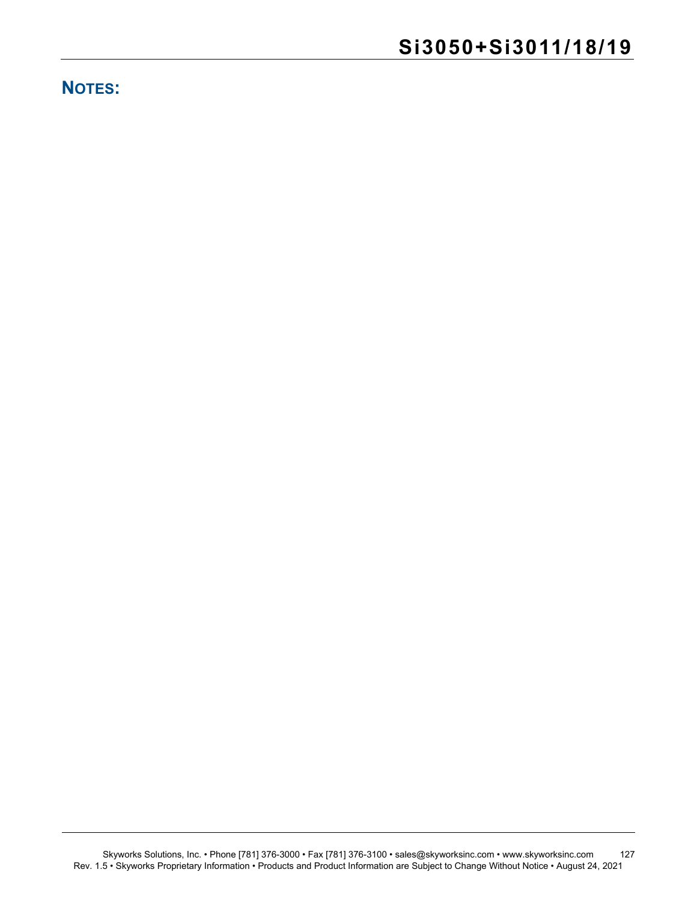## NOTES: